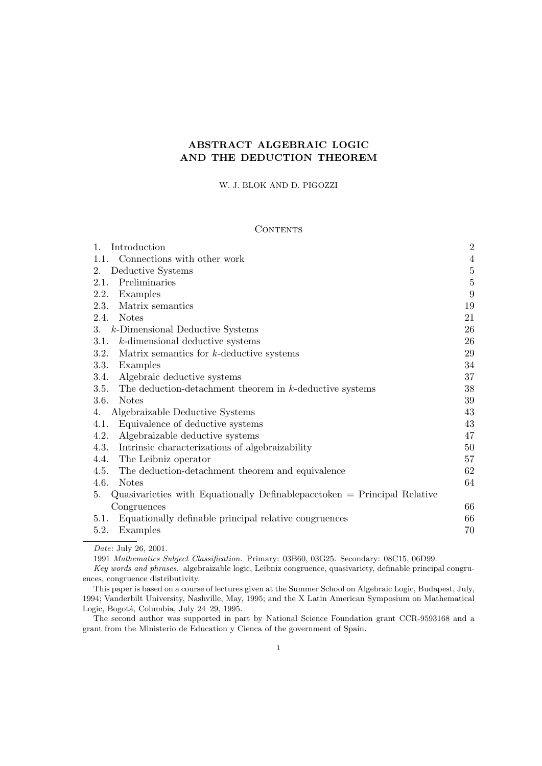# ABSTRACT ALGEBRAIC LOGIC AND THE DEDUCTION THEOREM

W. J. BLOK AND D. PIGOZZI

## Contents

| | |
|---|---|
| 1. Introduction | 2 |
| 1.1. Connections with other work | 4 |
| 2. Deductive Systems | 5 |
| 2.1. Preliminaries | 5 |
| 2.2. Examples | 9 |
| 2.3. Matrix semantics | 19 |
| 2.4. Notes | 21 |
| 3. $k$-Dimensional Deductive Systems | 26 |
| 3.1. $k$-dimensional deductive systems | 26 |
| 3.2. Matrix semantics for $k$-deductive systems | 29 |
| 3.3. Examples | 34 |
| 3.4. Algebraic deductive systems | 37 |
| 3.5. The deduction-detachment theorem in $k$-deductive systems | 38 |
| 3.6. Notes | 39 |
| 4. Algebraizable Deductive Systems | 43 |
| 4.1. Equivalence of deductive systems | 43 |
| 4.2. Algebraizable deductive systems | 47 |
| 4.3. Intrinsic characterizations of algebraizability | 50 |
| 4.4. The Leibniz operator | 57 |
| 4.5. The deduction-detachment theorem and equivalence | 62 |
| 4.6. Notes | 64 |
| 5. Quasivarieties with Equationally Definablepacetoken = Principal Relative Congruences | 66 |
| 5.1. Equationally definable principal relative congruences | 66 |
| 5.2. Examples | 70 |

---

*Date*: July 26, 2001.

1991 *Mathematics Subject Classification.* Primary: 03B60, 03G25. Secondary: 08C15, 06D99.

*Key words and phrases.* algebraizable logic, Leibniz congruence, quasivariety, definable principal congruences, congruence distributivity.

This paper is based on a course of lectures given at the Summer School on Algebraic Logic, Budapest, July, 1994; Vanderbilt University, Nashville, May, 1995; and the X Latin American Symposium on Mathematical Logic, Bogotá, Columbia, July 24–29, 1995.

The second author was supported in part by National Science Foundation grant CCR-9593168 and a grant from the Ministerio de Education y Cienca of the government of Spain.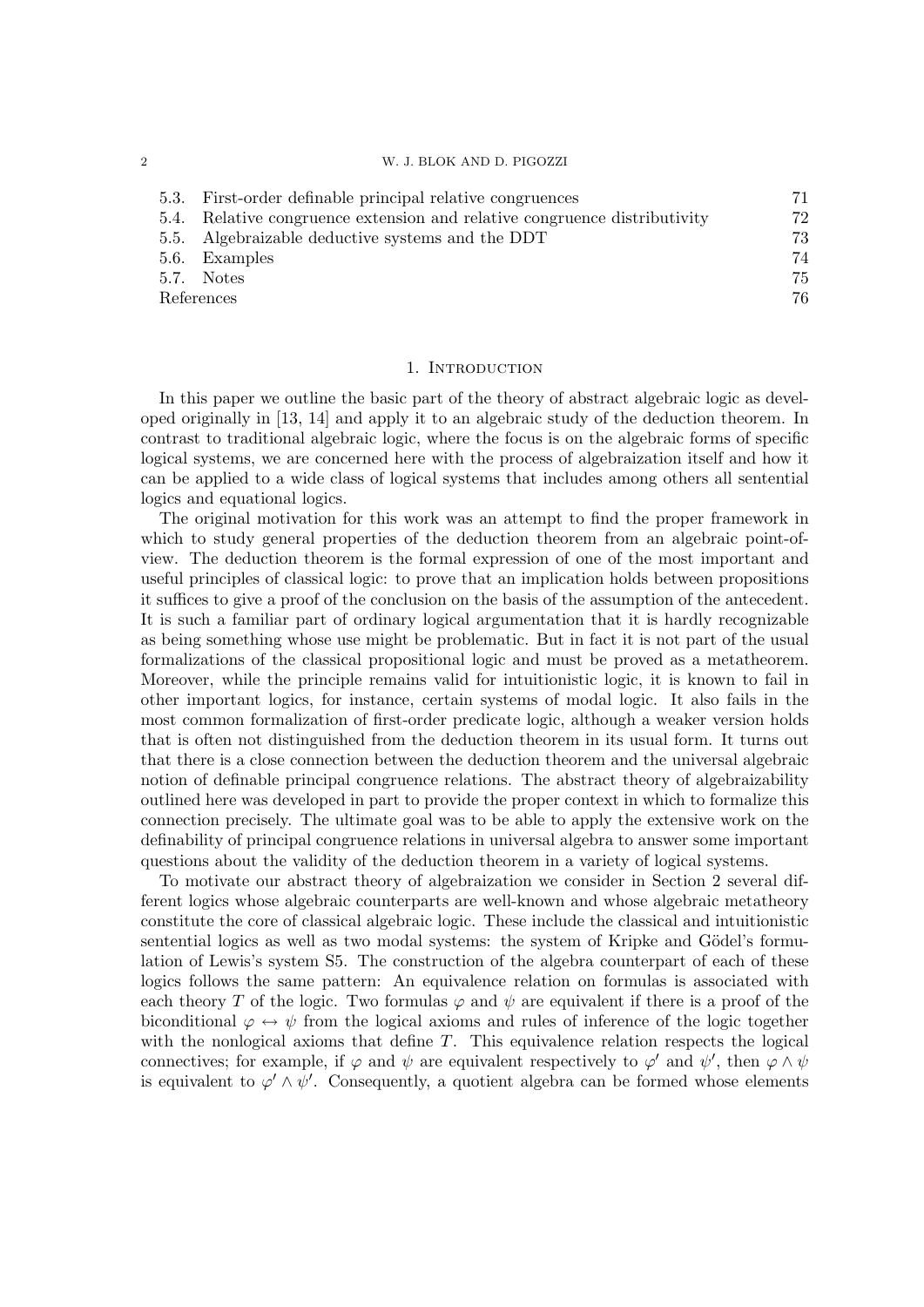| | | |
|---|---|---|
| 5.3. | First-order definable principal relative congruences | 71 |
| 5.4. | Relative congruence extension and relative congruence distributivity | 72 |
| 5.5. | Algebraizable deductive systems and the DDT | 73 |
| 5.6. | Examples | 74 |
| 5.7. | Notes | 75 |
| References | | 76 |

## 1. Introduction

In this paper we outline the basic part of the theory of abstract algebraic logic as developed originally in [13, 14] and apply it to an algebraic study of the deduction theorem. In contrast to traditional algebraic logic, where the focus is on the algebraic forms of specific logical systems, we are concerned here with the process of algebraization itself and how it can be applied to a wide class of logical systems that includes among others all sentential logics and equational logics.

The original motivation for this work was an attempt to find the proper framework in which to study general properties of the deduction theorem from an algebraic point-of-view. The deduction theorem is the formal expression of one of the most important and useful principles of classical logic: to prove that an implication holds between propositions it suffices to give a proof of the conclusion on the basis of the assumption of the antecedent. It is such a familiar part of ordinary logical argumentation that it is hardly recognizable as being something whose use might be problematic. But in fact it is not part of the usual formalizations of the classical propositional logic and must be proved as a metatheorem. Moreover, while the principle remains valid for intuitionistic logic, it is known to fail in other important logics, for instance, certain systems of modal logic. It also fails in the most common formalization of first-order predicate logic, although a weaker version holds that is often not distinguished from the deduction theorem in its usual form. It turns out that there is a close connection between the deduction theorem and the universal algebraic notion of definable principal congruence relations. The abstract theory of algebraizability outlined here was developed in part to provide the proper context in which to formalize this connection precisely. The ultimate goal was to be able to apply the extensive work on the definability of principal congruence relations in universal algebra to answer some important questions about the validity of the deduction theorem in a variety of logical systems.

To motivate our abstract theory of algebraization we consider in Section 2 several different logics whose algebraic counterparts are well-known and whose algebraic metatheory constitute the core of classical algebraic logic. These include the classical and intuitionistic sentential logics as well as two modal systems: the system of Kripke and Gödel's formulation of Lewis's system S5. The construction of the algebra counterpart of each of these logics follows the same pattern: An equivalence relation on formulas is associated with each theory $T$ of the logic. Two formulas $\varphi$ and $\psi$ are equivalent if there is a proof of the biconditional $\varphi \leftrightarrow \psi$ from the logical axioms and rules of inference of the logic together with the nonlogical axioms that define $T$. This equivalence relation respects the logical connectives; for example, if $\varphi$ and $\psi$ are equivalent respectively to $\varphi'$ and $\psi'$, then $\varphi \wedge \psi$ is equivalent to $\varphi' \wedge \psi'$. Consequently, a quotient algebra can be formed whose elements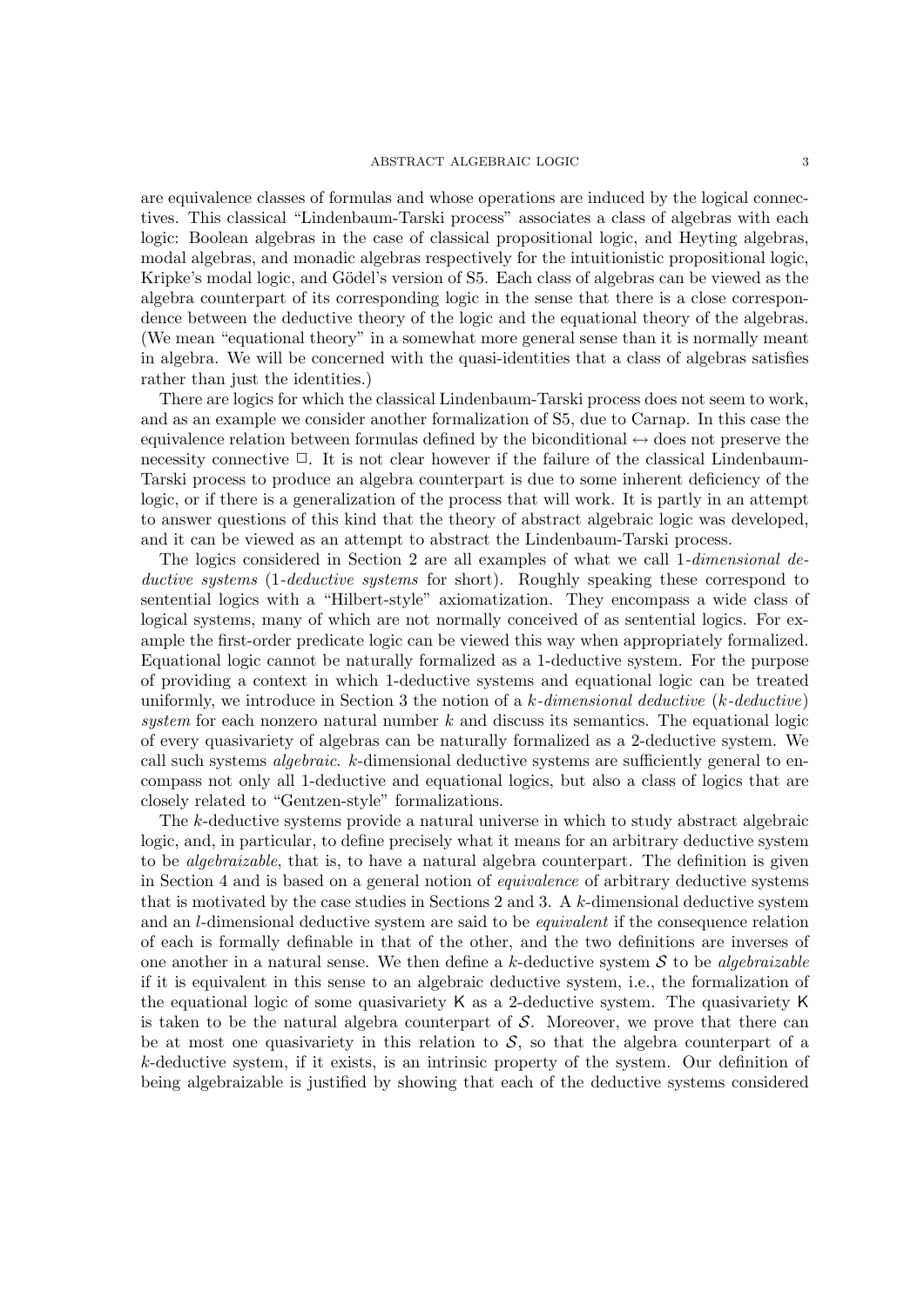are equivalence classes of formulas and whose operations are induced by the logical connectives. This classical "Lindenbaum-Tarski process" associates a class of algebras with each logic: Boolean algebras in the case of classical propositional logic, and Heyting algebras, modal algebras, and monadic algebras respectively for the intuitionistic propositional logic, Kripke's modal logic, and Gödel's version of S5. Each class of algebras can be viewed as the algebra counterpart of its corresponding logic in the sense that there is a close correspondence between the deductive theory of the logic and the equational theory of the algebras. (We mean "equational theory" in a somewhat more general sense than it is normally meant in algebra. We will be concerned with the quasi-identities that a class of algebras satisfies rather than just the identities.)

There are logics for which the classical Lindenbaum-Tarski process does not seem to work, and as an example we consider another formalization of S5, due to Carnap. In this case the equivalence relation between formulas defined by the biconditional $\leftrightarrow$ does not preserve the necessity connective $\Box$. It is not clear however if the failure of the classical Lindenbaum-Tarski process to produce an algebra counterpart is due to some inherent deficiency of the logic, or if there is a generalization of the process that will work. It is partly in an attempt to answer questions of this kind that the theory of abstract algebraic logic was developed, and it can be viewed as an attempt to abstract the Lindenbaum-Tarski process.

The logics considered in Section 2 are all examples of what we call 1-*dimensional deductive systems* (1-*deductive systems* for short). Roughly speaking these correspond to sentential logics with a "Hilbert-style" axiomatization. They encompass a wide class of logical systems, many of which are not normally conceived of as sentential logics. For example the first-order predicate logic can be viewed this way when appropriately formalized. Equational logic cannot be naturally formalized as a 1-deductive system. For the purpose of providing a context in which 1-deductive systems and equational logic can be treated uniformly, we introduce in Section 3 the notion of a $k$-*dimensional deductive* ($k$-*deductive*) *system* for each nonzero natural number $k$ and discuss its semantics. The equational logic of every quasivariety of algebras can be naturally formalized as a 2-deductive system. We call such systems *algebraic*. $k$-dimensional deductive systems are sufficiently general to encompass not only all 1-deductive and equational logics, but also a class of logics that are closely related to "Gentzen-style" formalizations.

The $k$-deductive systems provide a natural universe in which to study abstract algebraic logic, and, in particular, to define precisely what it means for an arbitrary deductive system to be *algebraizable*, that is, to have a natural algebra counterpart. The definition is given in Section 4 and is based on a general notion of *equivalence* of arbitrary deductive systems that is motivated by the case studies in Sections 2 and 3. A $k$-dimensional deductive system and an $l$-dimensional deductive system are said to be *equivalent* if the consequence relation of each is formally definable in that of the other, and the two definitions are inverses of one another in a natural sense. We then define a $k$-deductive system $\mathcal{S}$ to be *algebraizable* if it is equivalent in this sense to an algebraic deductive system, i.e., the formalization of the equational logic of some quasivariety $\mathsf{K}$ as a 2-deductive system. The quasivariety $\mathsf{K}$ is taken to be the natural algebra counterpart of $\mathcal{S}$. Moreover, we prove that there can be at most one quasivariety in this relation to $\mathcal{S}$, so that the algebra counterpart of a $k$-deductive system, if it exists, is an intrinsic property of the system. Our definition of being algebraizable is justified by showing that each of the deductive systems considered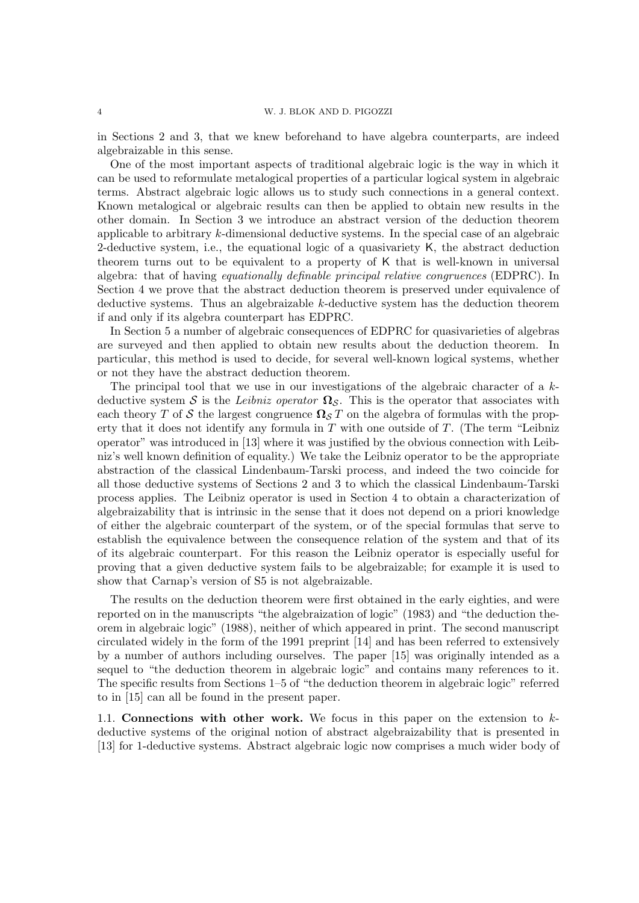in Sections 2 and 3, that we knew beforehand to have algebra counterparts, are indeed algebraizable in this sense.

One of the most important aspects of traditional algebraic logic is the way in which it can be used to reformulate metalogical properties of a particular logical system in algebraic terms. Abstract algebraic logic allows us to study such connections in a general context. Known metalogical or algebraic results can then be applied to obtain new results in the other domain. In Section 3 we introduce an abstract version of the deduction theorem applicable to arbitrary $k$-dimensional deductive systems. In the special case of an algebraic 2-deductive system, i.e., the equational logic of a quasivariety $\mathsf{K}$, the abstract deduction theorem turns out to be equivalent to a property of $\mathsf{K}$ that is well-known in universal algebra: that of having *equationally definable principal relative congruences* (EDPRC). In Section 4 we prove that the abstract deduction theorem is preserved under equivalence of deductive systems. Thus an algebraizable $k$-deductive system has the deduction theorem if and only if its algebra counterpart has EDPRC.

In Section 5 a number of algebraic consequences of EDPRC for quasivarieties of algebras are surveyed and then applied to obtain new results about the deduction theorem. In particular, this method is used to decide, for several well-known logical systems, whether or not they have the abstract deduction theorem.

The principal tool that we use in our investigations of the algebraic character of a $k$-deductive system $\mathcal{S}$ is the *Leibniz operator* $\boldsymbol{\Omega}_{\mathcal{S}}$. This is the operator that associates with each theory $T$ of $\mathcal{S}$ the largest congruence $\boldsymbol{\Omega}_{\mathcal{S}}\, T$ on the algebra of formulas with the property that it does not identify any formula in $T$ with one outside of $T$. (The term "Leibniz operator" was introduced in [13] where it was justified by the obvious connection with Leibniz's well known definition of equality.) We take the Leibniz operator to be the appropriate abstraction of the classical Lindenbaum-Tarski process, and indeed the two coincide for all those deductive systems of Sections 2 and 3 to which the classical Lindenbaum-Tarski process applies. The Leibniz operator is used in Section 4 to obtain a characterization of algebraizability that is intrinsic in the sense that it does not depend on a priori knowledge of either the algebraic counterpart of the system, or of the special formulas that serve to establish the equivalence between the consequence relation of the system and that of its of its algebraic counterpart. For this reason the Leibniz operator is especially useful for proving that a given deductive system fails to be algebraizable; for example it is used to show that Carnap's version of S5 is not algebraizable.

The results on the deduction theorem were first obtained in the early eighties, and were reported on in the manuscripts "the algebraization of logic" (1983) and "the deduction theorem in algebraic logic" (1988), neither of which appeared in print. The second manuscript circulated widely in the form of the 1991 preprint [14] and has been referred to extensively by a number of authors including ourselves. The paper [15] was originally intended as a sequel to "the deduction theorem in algebraic logic" and contains many references to it. The specific results from Sections 1–5 of "the deduction theorem in algebraic logic" referred to in [15] can all be found in the present paper.

### 1.1. Connections with other work.

We focus in this paper on the extension to $k$-deductive systems of the original notion of abstract algebraizability that is presented in [13] for 1-deductive systems. Abstract algebraic logic now comprises a much wider body of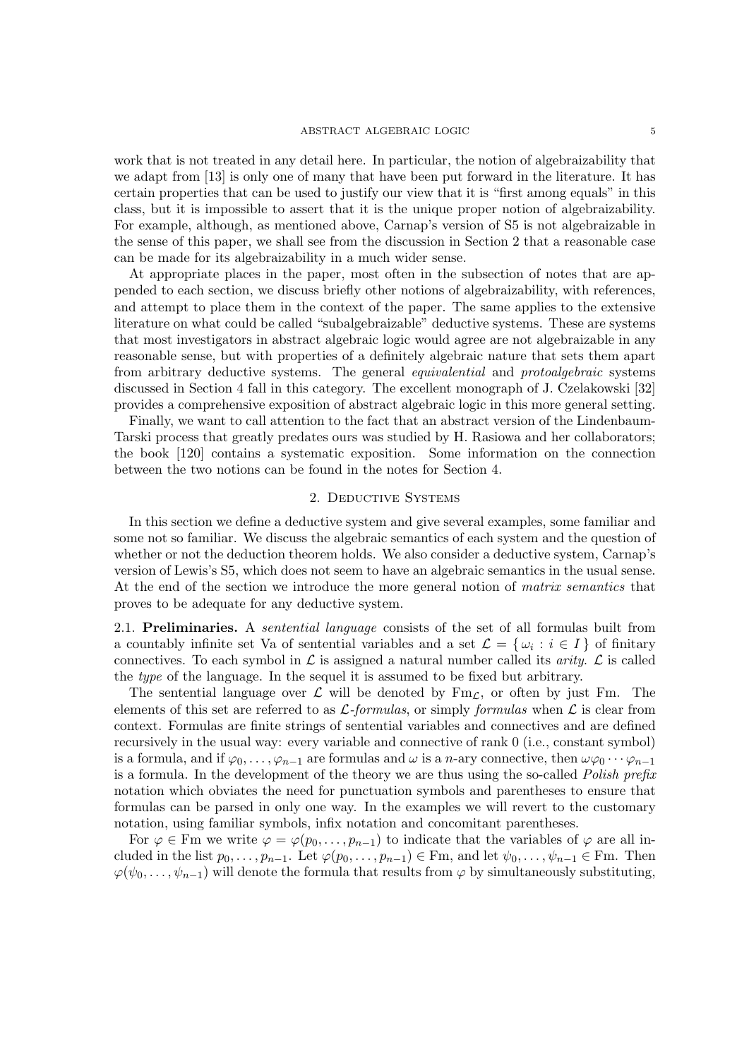work that is not treated in any detail here. In particular, the notion of algebraizability that we adapt from [13] is only one of many that have been put forward in the literature. It has certain properties that can be used to justify our view that it is "first among equals" in this class, but it is impossible to assert that it is the unique proper notion of algebraizability. For example, although, as mentioned above, Carnap's version of S5 is not algebraizable in the sense of this paper, we shall see from the discussion in Section 2 that a reasonable case can be made for its algebraizability in a much wider sense.

At appropriate places in the paper, most often in the subsection of notes that are appended to each section, we discuss briefly other notions of algebraizability, with references, and attempt to place them in the context of the paper. The same applies to the extensive literature on what could be called "subalgebraizable" deductive systems. These are systems that most investigators in abstract algebraic logic would agree are not algebraizable in any reasonable sense, but with properties of a definitely algebraic nature that sets them apart from arbitrary deductive systems. The general *equivalential* and *protoalgebraic* systems discussed in Section 4 fall in this category. The excellent monograph of J. Czelakowski [32] provides a comprehensive exposition of abstract algebraic logic in this more general setting.

Finally, we want to call attention to the fact that an abstract version of the Lindenbaum-Tarski process that greatly predates ours was studied by H. Rasiowa and her collaborators; the book [120] contains a systematic exposition. Some information on the connection between the two notions can be found in the notes for Section 4.

## 2. Deductive Systems

In this section we define a deductive system and give several examples, some familiar and some not so familiar. We discuss the algebraic semantics of each system and the question of whether or not the deduction theorem holds. We also consider a deductive system, Carnap's version of Lewis's S5, which does not seem to have an algebraic semantics in the usual sense. At the end of the section we introduce the more general notion of *matrix semantics* that proves to be adequate for any deductive system.

### 2.1. Preliminaries.

A *sentential language* consists of the set of all formulas built from a countably infinite set Va of sentential variables and a set $\mathcal{L} = \{ \omega_i : i \in I \}$ of finitary connectives. To each symbol in $\mathcal{L}$ is assigned a natural number called its *arity*. $\mathcal{L}$ is called the *type* of the language. In the sequel it is assumed to be fixed but arbitrary.

The sentential language over $\mathcal{L}$ will be denoted by $\mathrm{Fm}_{\mathcal{L}}$, or often by just Fm. The elements of this set are referred to as $\mathcal{L}$*-formulas*, or simply *formulas* when $\mathcal{L}$ is clear from context. Formulas are finite strings of sentential variables and connectives and are defined recursively in the usual way: every variable and connective of rank 0 (i.e., constant symbol) is a formula, and if $\varphi_0, \dots, \varphi_{n-1}$ are formulas and $\omega$ is a $n$-ary connective, then $\omega\varphi_0 \cdots \varphi_{n-1}$ is a formula. In the development of the theory we are thus using the so-called *Polish prefix* notation which obviates the need for punctuation symbols and parentheses to ensure that formulas can be parsed in only one way. In the examples we will revert to the customary notation, using familiar symbols, infix notation and concomitant parentheses.

For $\varphi \in \mathrm{Fm}$ we write $\varphi = \varphi(p_0, \dots, p_{n-1})$ to indicate that the variables of $\varphi$ are all included in the list $p_0, \dots, p_{n-1}$. Let $\varphi(p_0, \dots, p_{n-1}) \in \mathrm{Fm}$, and let $\psi_0, \dots, \psi_{n-1} \in \mathrm{Fm}$. Then $\varphi(\psi_0, \dots, \psi_{n-1})$ will denote the formula that results from $\varphi$ by simultaneously substituting,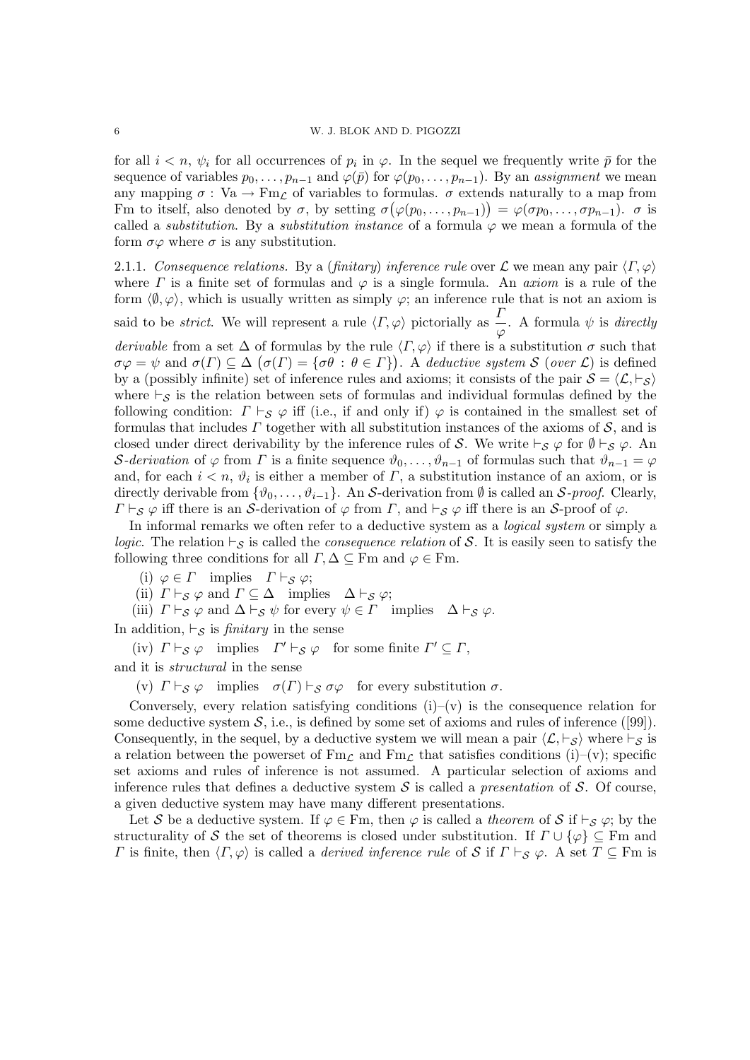for all $i < n$, $\psi_i$ for all occurrences of $p_i$ in $\varphi$. In the sequel we frequently write $\bar{p}$ for the sequence of variables $p_0, \ldots, p_{n-1}$ and $\varphi(\bar{p})$ for $\varphi(p_0, \ldots, p_{n-1})$. By an *assignment* we mean any mapping $\sigma : \mathrm{Va} \to \mathrm{Fm}_{\mathcal{L}}$ of variables to formulas. $\sigma$ extends naturally to a map from Fm to itself, also denoted by $\sigma$, by setting $\sigma\big(\varphi(p_0, \ldots, p_{n-1})\big) = \varphi(\sigma p_0, \ldots, \sigma p_{n-1})$. $\sigma$ is called a *substitution*. By a *substitution instance* of a formula $\varphi$ we mean a formula of the form $\sigma\varphi$ where $\sigma$ is any substitution.

2.1.1. *Consequence relations.* By a (*finitary*) *inference rule* over $\mathcal{L}$ we mean any pair $\langle \Gamma, \varphi \rangle$ where $\Gamma$ is a finite set of formulas and $\varphi$ is a single formula. An *axiom* is a rule of the form $\langle \emptyset, \varphi \rangle$, which is usually written as simply $\varphi$; an inference rule that is not an axiom is said to be *strict*. We will represent a rule $\langle \Gamma, \varphi \rangle$ pictorially as $\dfrac{\Gamma}{\varphi}$. A formula $\psi$ is *directly derivable* from a set $\Delta$ of formulas by the rule $\langle \Gamma, \varphi \rangle$ if there is a substitution $\sigma$ such that $\sigma\varphi = \psi$ and $\sigma(\Gamma) \subseteq \Delta$ $\big(\sigma(\Gamma) = \{\sigma\theta : \theta \in \Gamma\}\big)$. A *deductive system* $\mathcal{S}$ (*over* $\mathcal{L}$) is defined by a (possibly infinite) set of inference rules and axioms; it consists of the pair $\mathcal{S} = \langle \mathcal{L}, \vdash_{\mathcal{S}} \rangle$ where $\vdash_{\mathcal{S}}$ is the relation between sets of formulas and individual formulas defined by the following condition: $\Gamma \vdash_{\mathcal{S}} \varphi$ iff (i.e., if and only if) $\varphi$ is contained in the smallest set of formulas that includes $\Gamma$ together with all substitution instances of the axioms of $\mathcal{S}$, and is closed under direct derivability by the inference rules of $\mathcal{S}$. We write $\vdash_{\mathcal{S}} \varphi$ for $\emptyset \vdash_{\mathcal{S}} \varphi$. An $\mathcal{S}$-*derivation* of $\varphi$ from $\Gamma$ is a finite sequence $\vartheta_0, \ldots, \vartheta_{n-1}$ of formulas such that $\vartheta_{n-1} = \varphi$ and, for each $i < n$, $\vartheta_i$ is either a member of $\Gamma$, a substitution instance of an axiom, or is directly derivable from $\{\vartheta_0, \ldots, \vartheta_{i-1}\}$. An $\mathcal{S}$-derivation from $\emptyset$ is called an $\mathcal{S}$-*proof*. Clearly, $\Gamma \vdash_{\mathcal{S}} \varphi$ iff there is an $\mathcal{S}$-derivation of $\varphi$ from $\Gamma$, and $\vdash_{\mathcal{S}} \varphi$ iff there is an $\mathcal{S}$-proof of $\varphi$.

In informal remarks we often refer to a deductive system as a *logical system* or simply a *logic*. The relation $\vdash_{\mathcal{S}}$ is called the *consequence relation* of $\mathcal{S}$. It is easily seen to satisfy the following three conditions for all $\Gamma, \Delta \subseteq \mathrm{Fm}$ and $\varphi \in \mathrm{Fm}$.

(i) $\varphi \in \Gamma$ implies $\Gamma \vdash_{\mathcal{S}} \varphi$;

(ii) $\Gamma \vdash_{\mathcal{S}} \varphi$ and $\Gamma \subseteq \Delta$ implies $\Delta \vdash_{\mathcal{S}} \varphi$;

(iii) $\Gamma \vdash_{\mathcal{S}} \varphi$ and $\Delta \vdash_{\mathcal{S}} \psi$ for every $\psi \in \Gamma$ implies $\Delta \vdash_{\mathcal{S}} \varphi$.

In addition, $\vdash_{\mathcal{S}}$ is *finitary* in the sense

(iv) $\Gamma \vdash_{\mathcal{S}} \varphi$ implies $\Gamma' \vdash_{\mathcal{S}} \varphi$ for some finite $\Gamma' \subseteq \Gamma$,

and it is *structural* in the sense

(v) $\Gamma \vdash_{\mathcal{S}} \varphi$ implies $\sigma(\Gamma) \vdash_{\mathcal{S}} \sigma\varphi$ for every substitution $\sigma$.

Conversely, every relation satisfying conditions (i)–(v) is the consequence relation for some deductive system $\mathcal{S}$, i.e., is defined by some set of axioms and rules of inference ([99]). Consequently, in the sequel, by a deductive system we will mean a pair $\langle \mathcal{L}, \vdash_{\mathcal{S}} \rangle$ where $\vdash_{\mathcal{S}}$ is a relation between the powerset of $\mathrm{Fm}_{\mathcal{L}}$ and $\mathrm{Fm}_{\mathcal{L}}$ that satisfies conditions (i)–(v); specific set axioms and rules of inference is not assumed. A particular selection of axioms and inference rules that defines a deductive system $\mathcal{S}$ is called a *presentation* of $\mathcal{S}$. Of course, a given deductive system may have many different presentations.

Let $\mathcal{S}$ be a deductive system. If $\varphi \in \mathrm{Fm}$, then $\varphi$ is called a *theorem* of $\mathcal{S}$ if $\vdash_{\mathcal{S}} \varphi$; by the structurality of $\mathcal{S}$ the set of theorems is closed under substitution. If $\Gamma \cup \{\varphi\} \subseteq \mathrm{Fm}$ and $\Gamma$ is finite, then $\langle \Gamma, \varphi \rangle$ is called a *derived inference rule* of $\mathcal{S}$ if $\Gamma \vdash_{\mathcal{S}} \varphi$. A set $T \subseteq \mathrm{Fm}$ is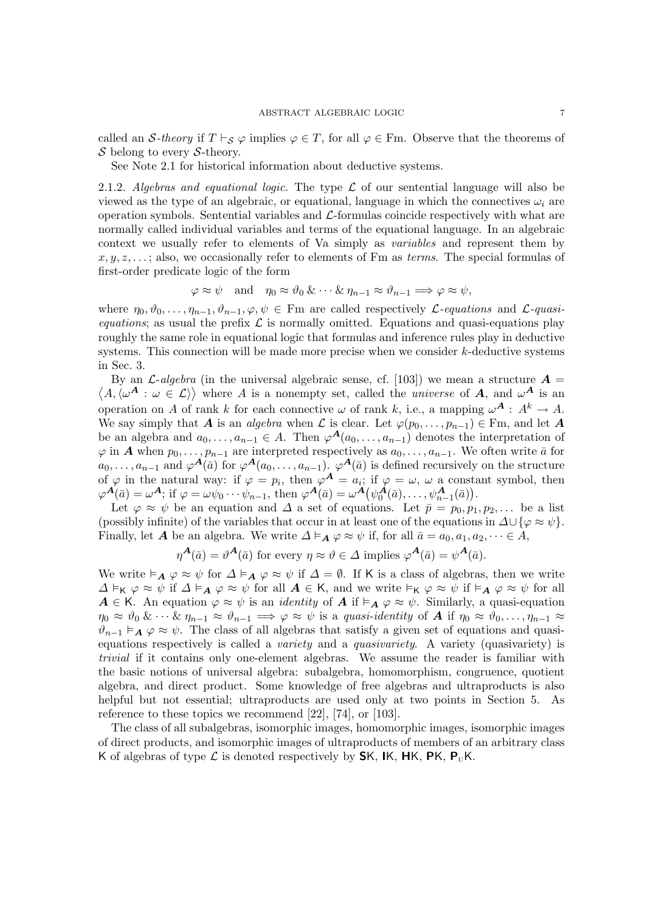called an $\mathcal{S}$-*theory* if $T \vdash_{\mathcal{S}} \varphi$ implies $\varphi \in T$, for all $\varphi \in \mathrm{Fm}$. Observe that the theorems of $\mathcal{S}$ belong to every $\mathcal{S}$-theory.

See Note 2.1 for historical information about deductive systems.

2.1.2. *Algebras and equational logic.* The type $\mathcal{L}$ of our sentential language will also be viewed as the type of an algebraic, or equational, language in which the connectives $\omega_i$ are operation symbols. Sentential variables and $\mathcal{L}$-formulas coincide respectively with what are normally called individual variables and terms of the equational language. In an algebraic context we usually refer to elements of Va simply as *variables* and represent them by $x, y, z, \dots$; also, we occasionally refer to elements of Fm as *terms*. The special formulas of first-order predicate logic of the form

$$\varphi \approx \psi \quad \text{and} \quad \eta_0 \approx \vartheta_0 \,\&\, \cdots \,\&\, \eta_{n-1} \approx \vartheta_{n-1} \Longrightarrow \varphi \approx \psi,$$

where $\eta_0, \vartheta_0, \dots, \eta_{n-1}, \vartheta_{n-1}, \varphi, \psi \in \mathrm{Fm}$ are called respectively $\mathcal{L}$-*equations* and $\mathcal{L}$-*quasi-equations*; as usual the prefix $\mathcal{L}$ is normally omitted. Equations and quasi-equations play roughly the same role in equational logic that formulas and inference rules play in deductive systems. This connection will be made more precise when we consider $k$-deductive systems in Sec. 3.

By an $\mathcal{L}$-*algebra* (in the universal algebraic sense, cf. [103]) we mean a structure $\boldsymbol{A} = \langle A, \langle \omega^{\boldsymbol{A}} : \omega \in \mathcal{L} \rangle \rangle$ where $A$ is a nonempty set, called the *universe* of $\boldsymbol{A}$, and $\omega^{\boldsymbol{A}}$ is an operation on $A$ of rank $k$ for each connective $\omega$ of rank $k$, i.e., a mapping $\omega^{\boldsymbol{A}} : A^k \to A$. We say simply that $\boldsymbol{A}$ is an *algebra* when $\mathcal{L}$ is clear. Let $\varphi(p_0, \dots, p_{n-1}) \in \mathrm{Fm}$, and let $\boldsymbol{A}$ be an algebra and $a_0, \dots, a_{n-1} \in A$. Then $\varphi^{\boldsymbol{A}}(a_0, \dots, a_{n-1})$ denotes the interpretation of $\varphi$ in $\boldsymbol{A}$ when $p_0, \dots, p_{n-1}$ are interpreted respectively as $a_0, \dots, a_{n-1}$. We often write $\bar{a}$ for $a_0, \dots, a_{n-1}$ and $\varphi^{\boldsymbol{A}}(\bar{a})$ for $\varphi^{\boldsymbol{A}}(a_0, \dots, a_{n-1})$. $\varphi^{\boldsymbol{A}}(\bar{a})$ is defined recursively on the structure of $\varphi$ in the natural way: if $\varphi = p_i$, then $\varphi^{\boldsymbol{A}} = a_i$; if $\varphi = \omega$, $\omega$ a constant symbol, then $\varphi^{\boldsymbol{A}}(\bar{a}) = \omega^{\boldsymbol{A}}$; if $\varphi = \omega\psi_0 \cdots \psi_{n-1}$, then $\varphi^{\boldsymbol{A}}(\bar{a}) = \omega^{\boldsymbol{A}}\big(\psi_0^{\boldsymbol{A}}(\bar{a}), \dots, \psi_{n-1}^{\boldsymbol{A}}(\bar{a})\big)$.

Let $\varphi \approx \psi$ be an equation and $\varDelta$ a set of equations. Let $\bar{p} = p_0, p_1, p_2, \dots$ be a list (possibly infinite) of the variables that occur in at least one of the equations in $\varDelta \cup \{\varphi \approx \psi\}$. Finally, let $\boldsymbol{A}$ be an algebra. We write $\varDelta \vDash_{\boldsymbol{A}} \varphi \approx \psi$ if, for all $\bar{a} = a_0, a_1, a_2, \dots \in A$,

$$\eta^{\boldsymbol{A}}(\bar{a}) = \vartheta^{\boldsymbol{A}}(\bar{a}) \text{ for every } \eta \approx \vartheta \in \varDelta \text{ implies } \varphi^{\boldsymbol{A}}(\bar{a}) = \psi^{\boldsymbol{A}}(\bar{a}).$$

We write $\vDash_{\boldsymbol{A}} \varphi \approx \psi$ for $\varDelta \vDash_{\boldsymbol{A}} \varphi \approx \psi$ if $\varDelta = \emptyset$. If $\mathsf{K}$ is a class of algebras, then we write $\varDelta \vDash_{\mathsf{K}} \varphi \approx \psi$ if $\varDelta \vDash_{\boldsymbol{A}} \varphi \approx \psi$ for all $\boldsymbol{A} \in \mathsf{K}$, and we write $\vDash_{\mathsf{K}} \varphi \approx \psi$ if $\vDash_{\boldsymbol{A}} \varphi \approx \psi$ for all $\boldsymbol{A} \in \mathsf{K}$. An equation $\varphi \approx \psi$ is an *identity* of $\boldsymbol{A}$ if $\vDash_{\boldsymbol{A}} \varphi \approx \psi$. Similarly, a quasi-equation $\eta_0 \approx \vartheta_0 \,\&\, \cdots \,\&\, \eta_{n-1} \approx \vartheta_{n-1} \Longrightarrow \varphi \approx \psi$ is a *quasi-identity* of $\boldsymbol{A}$ if $\eta_0 \approx \vartheta_0, \dots, \eta_{n-1} \approx \vartheta_{n-1} \vDash_{\boldsymbol{A}} \varphi \approx \psi$. The class of all algebras that satisfy a given set of equations and quasi-equations respectively is called a *variety* and a *quasivariety*. A variety (quasivariety) is *trivial* if it contains only one-element algebras. We assume the reader is familiar with the basic notions of universal algebra: subalgebra, homomorphism, congruence, quotient algebra, and direct product. Some knowledge of free algebras and ultraproducts is also helpful but not essential; ultraproducts are used only at two points in Section 5. As reference to these topics we recommend [22], [74], or [103].

The class of all subalgebras, isomorphic images, homomorphic images, isomorphic images of direct products, and isomorphic images of ultraproducts of members of an arbitrary class $\mathsf{K}$ of algebras of type $\mathcal{L}$ is denoted respectively by $\mathbf{S}\mathsf{K}$, $\mathbf{I}\mathsf{K}$, $\mathbf{H}\mathsf{K}$, $\mathbf{P}\mathsf{K}$, $\mathbf{P}_{\mathrm{U}}\mathsf{K}$.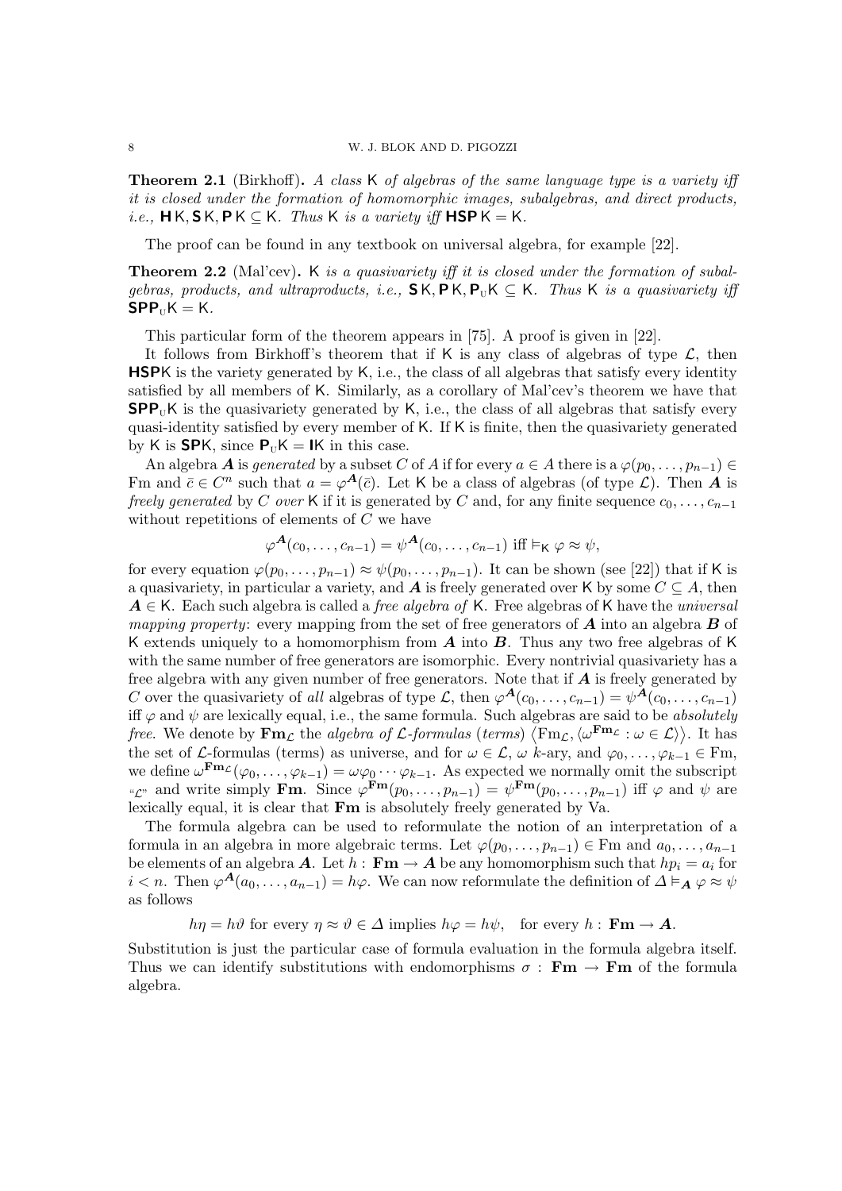**Theorem 2.1** (Birkhoff)**.** *A class* $\mathsf{K}$ *of algebras of the same language type is a variety iff it is closed under the formation of homomorphic images, subalgebras, and direct products, i.e.,* $\mathbf{H}\,\mathsf{K}, \mathbf{S}\,\mathsf{K}, \mathbf{P}\,\mathsf{K} \subseteq \mathsf{K}$*. Thus* $\mathsf{K}$ *is a variety iff* $\mathbf{HSP}\,\mathsf{K} = \mathsf{K}$*.*

The proof can be found in any textbook on universal algebra, for example [22].

**Theorem 2.2** (Mal'cev)**.** $\mathsf{K}$ *is a quasivariety iff it is closed under the formation of subalgebras, products, and ultraproducts, i.e.,* $\mathbf{S}\,\mathsf{K}, \mathbf{P}\,\mathsf{K}, \mathbf{P}_{\mathrm{U}}\mathsf{K} \subseteq \mathsf{K}$*. Thus* $\mathsf{K}$ *is a quasivariety iff* $\mathbf{SPP}_{\mathrm{U}}\mathsf{K} = \mathsf{K}$*.*

This particular form of the theorem appears in [75]. A proof is given in [22].

It follows from Birkhoff's theorem that if $\mathsf{K}$ is any class of algebras of type $\mathcal{L}$, then $\mathbf{HSP}\mathsf{K}$ is the variety generated by $\mathsf{K}$, i.e., the class of all algebras that satisfy every identity satisfied by all members of $\mathsf{K}$. Similarly, as a corollary of Mal'cev's theorem we have that $\mathbf{SPP}_{\mathrm{U}}\mathsf{K}$ is the quasivariety generated by $\mathsf{K}$, i.e., the class of all algebras that satisfy every quasi-identity satisfied by every member of $\mathsf{K}$. If $\mathsf{K}$ is finite, then the quasivariety generated by $\mathsf{K}$ is $\mathbf{SP}\mathsf{K}$, since $\mathbf{P}_{\mathrm{U}}\mathsf{K} = \mathbf{I}\mathsf{K}$ in this case.

An algebra $\boldsymbol{A}$ is *generated* by a subset $C$ of $A$ if for every $a \in A$ there is a $\varphi(p_0, \dots, p_{n-1}) \in \mathrm{Fm}$ and $\bar{c} \in C^n$ such that $a = \varphi^{\boldsymbol{A}}(\bar{c})$. Let $\mathsf{K}$ be a class of algebras (of type $\mathcal{L}$). Then $\boldsymbol{A}$ is *freely generated* by $C$ *over* $\mathsf{K}$ if it is generated by $C$ and, for any finite sequence $c_0, \dots, c_{n-1}$ without repetitions of elements of $C$ we have

$$\varphi^{\boldsymbol{A}}(c_0, \dots, c_{n-1}) = \psi^{\boldsymbol{A}}(c_0, \dots, c_{n-1}) \text{ iff } \vDash_{\mathsf{K}} \varphi \approx \psi,$$

for every equation $\varphi(p_0, \dots, p_{n-1}) \approx \psi(p_0, \dots, p_{n-1})$. It can be shown (see [22]) that if $\mathsf{K}$ is a quasivariety, in particular a variety, and $\boldsymbol{A}$ is freely generated over $\mathsf{K}$ by some $C \subseteq A$, then $\boldsymbol{A} \in \mathsf{K}$. Each such algebra is called a *free algebra of* $\mathsf{K}$. Free algebras of $\mathsf{K}$ have the *universal mapping property*: every mapping from the set of free generators of $\boldsymbol{A}$ into an algebra $\boldsymbol{B}$ of $\mathsf{K}$ extends uniquely to a homomorphism from $\boldsymbol{A}$ into $\boldsymbol{B}$. Thus any two free algebras of $\mathsf{K}$ with the same number of free generators are isomorphic. Every nontrivial quasivariety has a free algebra with any given number of free generators. Note that if $\boldsymbol{A}$ is freely generated by $C$ over the quasivariety of *all* algebras of type $\mathcal{L}$, then $\varphi^{\boldsymbol{A}}(c_0, \dots, c_{n-1}) = \psi^{\boldsymbol{A}}(c_0, \dots, c_{n-1})$ iff $\varphi$ and $\psi$ are lexically equal, i.e., the same formula. Such algebras are said to be *absolutely free*. We denote by $\mathbf{Fm}_{\mathcal{L}}$ the *algebra of* $\mathcal{L}$*-formulas* (*terms*) $\langle \mathrm{Fm}_{\mathcal{L}}, \langle \omega^{\mathbf{Fm}_{\mathcal{L}}} : \omega \in \mathcal{L} \rangle \rangle$. It has the set of $\mathcal{L}$-formulas (terms) as universe, and for $\omega \in \mathcal{L}$, $\omega$ $k$-ary, and $\varphi_0, \dots, \varphi_{k-1} \in \mathrm{Fm}$, we define $\omega^{\mathbf{Fm}_{\mathcal{L}}}(\varphi_0, \dots, \varphi_{k-1}) = \omega\varphi_0 \cdots \varphi_{k-1}$. As expected we normally omit the subscript "$\mathcal{L}$" and write simply $\mathbf{Fm}$. Since $\varphi^{\mathbf{Fm}}(p_0, \dots, p_{n-1}) = \psi^{\mathbf{Fm}}(p_0, \dots, p_{n-1})$ iff $\varphi$ and $\psi$ are lexically equal, it is clear that $\mathbf{Fm}$ is absolutely freely generated by Va.

The formula algebra can be used to reformulate the notion of an interpretation of a formula in an algebra in more algebraic terms. Let $\varphi(p_0, \dots, p_{n-1}) \in \mathrm{Fm}$ and $a_0, \dots, a_{n-1}$ be elements of an algebra $\boldsymbol{A}$. Let $h : \mathbf{Fm} \to \boldsymbol{A}$ be any homomorphism such that $hp_i = a_i$ for $i < n$. Then $\varphi^{\boldsymbol{A}}(a_0, \dots, a_{n-1}) = h\varphi$. We can now reformulate the definition of $\Delta \vDash_{\boldsymbol{A}} \varphi \approx \psi$ as follows

$$h\eta = h\vartheta \text{ for every } \eta \approx \vartheta \in \Delta \text{ implies } h\varphi = h\psi, \quad \text{for every } h : \mathbf{Fm} \to \boldsymbol{A}.$$

Substitution is just the particular case of formula evaluation in the formula algebra itself. Thus we can identify substitutions with endomorphisms $\sigma : \mathbf{Fm} \to \mathbf{Fm}$ of the formula algebra.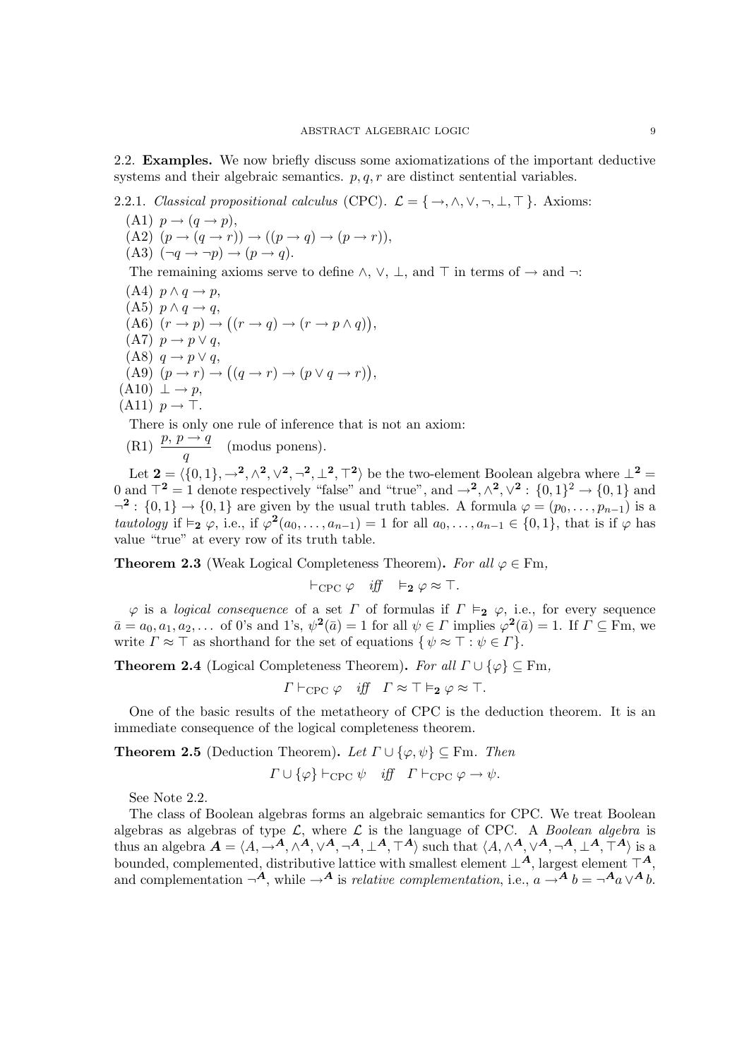2.2. **Examples.** We now briefly discuss some axiomatizations of the important deductive systems and their algebraic semantics. $p, q, r$ are distinct sentential variables.

2.2.1. *Classical propositional calculus* (CPC). $\mathcal{L} = \{ \to, \wedge, \vee, \neg, \bot, \top \}$. Axioms:

(A1) $p \to (q \to p)$,
(A2) $(p \to (q \to r)) \to ((p \to q) \to (p \to r))$,
(A3) $(\neg q \to \neg p) \to (p \to q)$.

The remaining axioms serve to define $\wedge$, $\vee$, $\bot$, and $\top$ in terms of $\to$ and $\neg$:

(A4) $p \wedge q \to p$,
(A5) $p \wedge q \to q$,
(A6) $(r \to p) \to \big((r \to q) \to (r \to p \wedge q)\big)$,
(A7) $p \to p \vee q$,
(A8) $q \to p \vee q$,
(A9) $(p \to r) \to \big((q \to r) \to (p \vee q \to r)\big)$,
(A10) $\bot \to p$,
(A11) $p \to \top$.

There is only one rule of inference that is not an axiom:

(R1) $\dfrac{p,\ p \to q}{q}$ (modus ponens).

Let $\mathbf{2} = \langle \{0,1\}, \to^{\mathbf{2}}, \wedge^{\mathbf{2}}, \vee^{\mathbf{2}}, \neg^{\mathbf{2}}, \bot^{\mathbf{2}}, \top^{\mathbf{2}} \rangle$ be the two-element Boolean algebra where $\bot^{\mathbf{2}} = 0$ and $\top^{\mathbf{2}} = 1$ denote respectively "false" and "true", and $\to^{\mathbf{2}}, \wedge^{\mathbf{2}}, \vee^{\mathbf{2}} : \{0,1\}^2 \to \{0,1\}$ and $\neg^{\mathbf{2}} : \{0,1\} \to \{0,1\}$ are given by the usual truth tables. A formula $\varphi = (p_0, \dots, p_{n-1})$ is a *tautology* if $\vDash_{\mathbf{2}} \varphi$, i.e., if $\varphi^{\mathbf{2}}(a_0, \dots, a_{n-1}) = 1$ for all $a_0, \dots, a_{n-1} \in \{0,1\}$, that is if $\varphi$ has value "true" at every row of its truth table.

**Theorem 2.3** (Weak Logical Completeness Theorem)**.** *For all* $\varphi \in \mathrm{Fm}$*,*

$$\vdash_{\mathrm{CPC}} \varphi \quad \textit{iff} \quad \vDash_{\mathbf{2}} \varphi \approx \top.$$

$\varphi$ is a *logical consequence* of a set $\Gamma$ of formulas if $\Gamma \vDash_{\mathbf{2}} \varphi$, i.e., for every sequence $\bar{a} = a_0, a_1, a_2, \dots$ of 0's and 1's, $\psi^{\mathbf{2}}(\bar{a}) = 1$ for all $\psi \in \Gamma$ implies $\varphi^{\mathbf{2}}(\bar{a}) = 1$. If $\Gamma \subseteq \mathrm{Fm}$, we write $\Gamma \approx \top$ as shorthand for the set of equations $\{ \psi \approx \top : \psi \in \Gamma \}$.

**Theorem 2.4** (Logical Completeness Theorem)**.** *For all* $\Gamma \cup \{\varphi\} \subseteq \mathrm{Fm}$*,*

$$\Gamma \vdash_{\mathrm{CPC}} \varphi \quad \textit{iff} \quad \Gamma \approx \top \vDash_{\mathbf{2}} \varphi \approx \top.$$

One of the basic results of the metatheory of CPC is the deduction theorem. It is an immediate consequence of the logical completeness theorem.

**Theorem 2.5** (Deduction Theorem)**.** *Let* $\Gamma \cup \{\varphi, \psi\} \subseteq \mathrm{Fm}$*. Then*

$$\Gamma \cup \{\varphi\} \vdash_{\mathrm{CPC}} \psi \quad \textit{iff} \quad \Gamma \vdash_{\mathrm{CPC}} \varphi \to \psi.$$

See Note 2.2.

The class of Boolean algebras forms an algebraic semantics for CPC. We treat Boolean algebras as algebras of type $\mathcal{L}$, where $\mathcal{L}$ is the language of CPC. A *Boolean algebra* is thus an algebra $\boldsymbol{A} = \langle A, \to^{\boldsymbol{A}}, \wedge^{\boldsymbol{A}}, \vee^{\boldsymbol{A}}, \neg^{\boldsymbol{A}}, \bot^{\boldsymbol{A}}, \top^{\boldsymbol{A}} \rangle$ such that $\langle A, \wedge^{\boldsymbol{A}}, \vee^{\boldsymbol{A}}, \neg^{\boldsymbol{A}}, \bot^{\boldsymbol{A}}, \top^{\boldsymbol{A}} \rangle$ is a bounded, complemented, distributive lattice with smallest element $\bot^{\boldsymbol{A}}$, largest element $\top^{\boldsymbol{A}}$, and complementation $\neg^{\boldsymbol{A}}$, while $\to^{\boldsymbol{A}}$ is *relative complementation*, i.e., $a \to^{\boldsymbol{A}} b = \neg^{\boldsymbol{A}} a \vee^{\boldsymbol{A}} b$.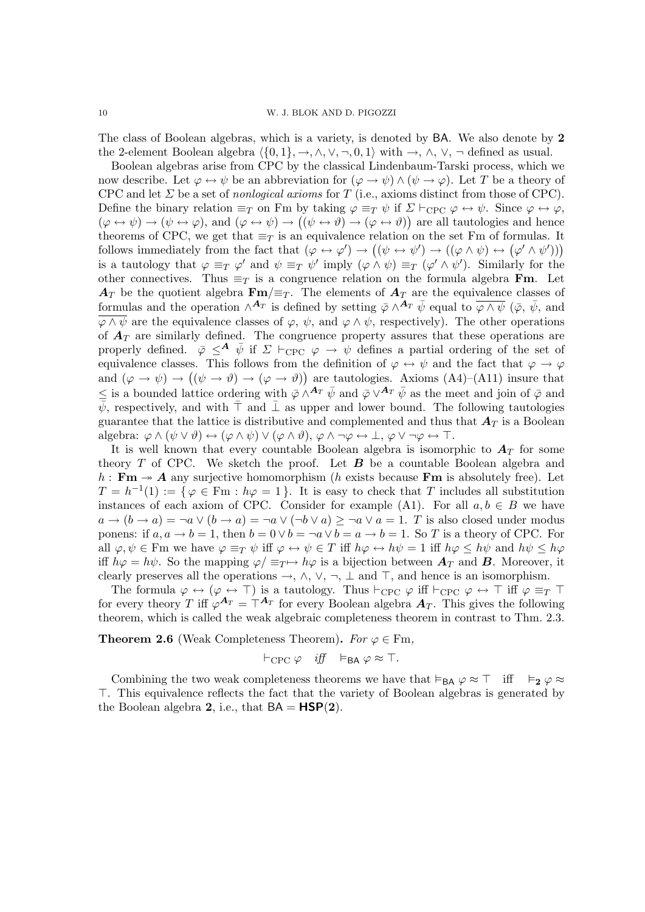The class of Boolean algebras, which is a variety, is denoted by $\mathsf{BA}$. We also denote by $\mathbf{2}$ the 2-element Boolean algebra $\langle\{0,1\}, \to, \wedge, \vee, \neg, 0, 1\rangle$ with $\to$, $\wedge$, $\vee$, $\neg$ defined as usual.

Boolean algebras arise from CPC by the classical Lindenbaum-Tarski process, which we now describe. Let $\varphi \leftrightarrow \psi$ be an abbreviation for $(\varphi \to \psi) \wedge (\psi \to \varphi)$. Let $T$ be a theory of CPC and let $\Sigma$ be a set of *nonlogical axioms* for $T$ (i.e., axioms distinct from those of CPC). Define the binary relation $\equiv_T$ on Fm by taking $\varphi \equiv_T \psi$ if $\Sigma \vdash_{\mathrm{CPC}} \varphi \leftrightarrow \psi$. Since $\varphi \leftrightarrow \varphi$, $(\varphi \leftrightarrow \psi) \to (\psi \leftrightarrow \varphi)$, and $(\varphi \leftrightarrow \psi) \to \big((\psi \leftrightarrow \vartheta) \to (\varphi \leftrightarrow \vartheta)\big)$ are all tautologies and hence theorems of CPC, we get that $\equiv_T$ is an equivalence relation on the set Fm of formulas. It follows immediately from the fact that $(\varphi \leftrightarrow \varphi') \to \big((\psi \leftrightarrow \psi') \to ((\varphi \wedge \psi) \leftrightarrow (\varphi' \wedge \psi'))\big)$ is a tautology that $\varphi \equiv_T \varphi'$ and $\psi \equiv_T \psi'$ imply $(\varphi \wedge \psi) \equiv_T (\varphi' \wedge \psi')$. Similarly for the other connectives. Thus $\equiv_T$ is a congruence relation on the formula algebra $\mathbf{Fm}$. Let $\boldsymbol{A}_T$ be the quotient algebra $\mathbf{Fm}/{\equiv_T}$. The elements of $\boldsymbol{A}_T$ are the equivalence classes of formulas and the operation $\wedge^{\boldsymbol{A}_T}$ is defined by setting $\bar{\varphi} \wedge^{\boldsymbol{A}_T} \bar{\psi}$ equal to $\overline{\varphi \wedge \psi}$ ($\bar{\varphi}$, $\bar{\psi}$, and $\overline{\varphi \wedge \psi}$ are the equivalence classes of $\varphi$, $\psi$, and $\varphi \wedge \psi$, respectively). The other operations of $\boldsymbol{A}_T$ are similarly defined. The congruence property assures that these operations are properly defined. $\bar{\varphi} \leq^{\boldsymbol{A}} \bar{\psi}$ if $\Sigma \vdash_{\mathrm{CPC}} \varphi \to \psi$ defines a partial ordering of the set of equivalence classes. This follows from the definition of $\varphi \leftrightarrow \psi$ and the fact that $\varphi \to \varphi$ and $(\varphi \to \psi) \to \big((\psi \to \vartheta) \to (\varphi \to \vartheta)\big)$ are tautologies. Axioms (A4)–(A11) insure that $\leq$ is a bounded lattice ordering with $\bar{\varphi} \wedge^{\boldsymbol{A}_T} \bar{\psi}$ and $\bar{\varphi} \vee^{\boldsymbol{A}_T} \bar{\psi}$ as the meet and join of $\bar{\varphi}$ and $\bar{\psi}$, respectively, and with $\bar{\top}$ and $\bar{\bot}$ as upper and lower bound. The following tautologies guarantee that the lattice is distributive and complemented and thus that $\boldsymbol{A}_T$ is a Boolean algebra: $\varphi \wedge (\psi \vee \vartheta) \leftrightarrow (\varphi \wedge \psi) \vee (\varphi \wedge \vartheta)$, $\varphi \wedge \neg\varphi \leftrightarrow \bot$, $\varphi \vee \neg\varphi \leftrightarrow \top$.

It is well known that every countable Boolean algebra is isomorphic to $\boldsymbol{A}_T$ for some theory $T$ of CPC. We sketch the proof. Let $\boldsymbol{B}$ be a countable Boolean algebra and $h : \mathbf{Fm} \twoheadrightarrow \boldsymbol{A}$ any surjective homomorphism ($h$ exists because $\mathbf{Fm}$ is absolutely free). Let $T = h^{-1}(1) := \{\, \varphi \in \mathrm{Fm} : h\varphi = 1 \,\}$. It is easy to check that $T$ includes all substitution instances of each axiom of CPC. Consider for example (A1). For all $a, b \in B$ we have $a \to (b \to a) = \neg a \vee (b \to a) = \neg a \vee (\neg b \vee a) \geq \neg a \vee a = 1$. $T$ is also closed under modus ponens: if $a, a \to b = 1$, then $b = 0 \vee b = \neg a \vee b = a \to b = 1$. So $T$ is a theory of CPC. For all $\varphi, \psi \in \mathrm{Fm}$ we have $\varphi \equiv_T \psi$ iff $\varphi \leftrightarrow \psi \in T$ iff $h\varphi \leftrightarrow h\psi = 1$ iff $h\varphi \leq h\psi$ and $h\psi \leq h\varphi$ iff $h\varphi = h\psi$. So the mapping $\varphi/{\equiv_T} \mapsto h\varphi$ is a bijection between $\boldsymbol{A}_T$ and $\boldsymbol{B}$. Moreover, it clearly preserves all the operations $\to$, $\wedge$, $\vee$, $\neg$, $\bot$ and $\top$, and hence is an isomorphism.

The formula $\varphi \leftrightarrow (\varphi \leftrightarrow \top)$ is a tautology. Thus $\vdash_{\mathrm{CPC}} \varphi$ iff $\vdash_{\mathrm{CPC}} \varphi \leftrightarrow \top$ iff $\varphi \equiv_T \top$ for every theory $T$ iff $\varphi^{\boldsymbol{A}_T} = \top^{\boldsymbol{A}_T}$ for every Boolean algebra $\boldsymbol{A}_T$. This gives the following theorem, which is called the weak algebraic completeness theorem in contrast to Thm. 2.3.

**Theorem 2.6** (Weak Completeness Theorem)**.** *For* $\varphi \in \mathrm{Fm}$*,*

$$\vdash_{\mathrm{CPC}} \varphi \quad \textit{iff} \quad \models_{\mathsf{BA}} \varphi \approx \top.$$

Combining the two weak completeness theorems we have that $\models_{\mathsf{BA}} \varphi \approx \top$ iff $\models_{\mathbf{2}} \varphi \approx \top$. This equivalence reflects the fact that the variety of Boolean algebras is generated by the Boolean algebra $\mathbf{2}$, i.e., that $\mathsf{BA} = \mathbf{HSP}(\mathbf{2})$.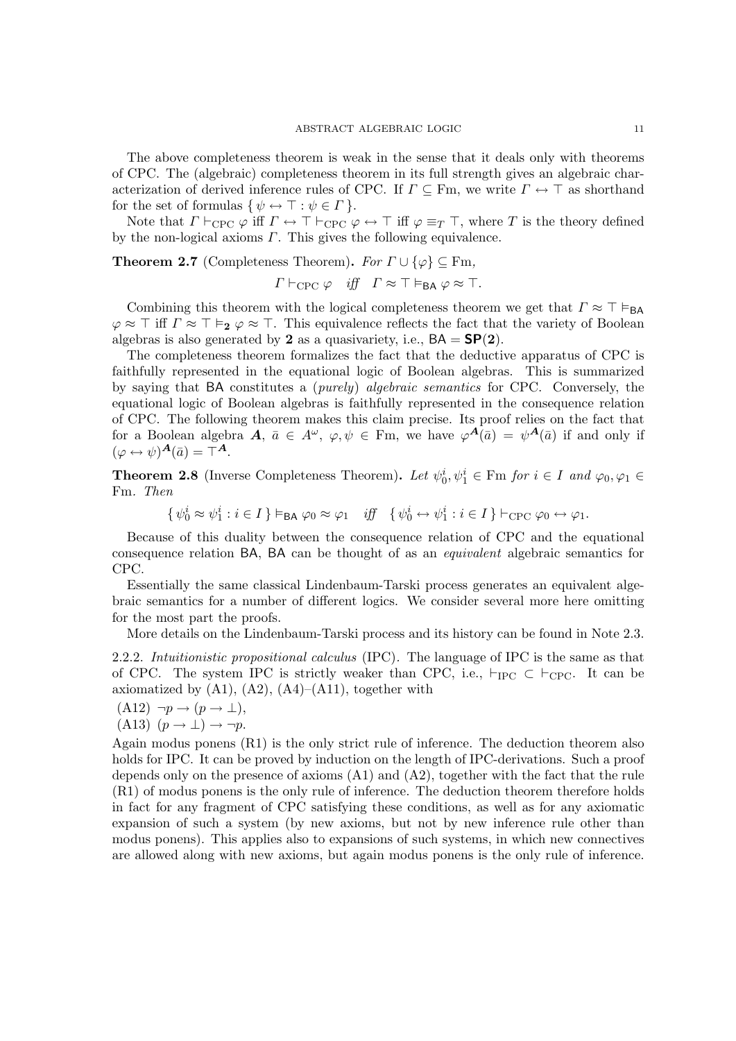The above completeness theorem is weak in the sense that it deals only with theorems of CPC. The (algebraic) completeness theorem in its full strength gives an algebraic characterization of derived inference rules of CPC. If $\Gamma \subseteq \mathrm{Fm}$, we write $\Gamma \leftrightarrow \top$ as shorthand for the set of formulas $\{\, \psi \leftrightarrow \top : \psi \in \Gamma \,\}$.

Note that $\Gamma \vdash_{\mathrm{CPC}} \varphi$ iff $\Gamma \leftrightarrow \top \vdash_{\mathrm{CPC}} \varphi \leftrightarrow \top$ iff $\varphi \equiv_T \top$, where $T$ is the theory defined by the non-logical axioms $\Gamma$. This gives the following equivalence.

**Theorem 2.7** (Completeness Theorem)**.** *For $\Gamma \cup \{\varphi\} \subseteq \mathrm{Fm}$,*

$$\Gamma \vdash_{\mathrm{CPC}} \varphi \quad \textit{iff} \quad \Gamma \approx \top \vDash_{\mathsf{BA}} \varphi \approx \top.$$

Combining this theorem with the logical completeness theorem we get that $\Gamma \approx \top \vDash_{\mathsf{BA}} \varphi \approx \top$ iff $\Gamma \approx \top \vDash_{\mathbf{2}} \varphi \approx \top$. This equivalence reflects the fact that the variety of Boolean algebras is also generated by $\mathbf{2}$ as a quasivariety, i.e., $\mathsf{BA} = \mathbf{SP}(\mathbf{2})$.

The completeness theorem formalizes the fact that the deductive apparatus of CPC is faithfully represented in the equational logic of Boolean algebras. This is summarized by saying that BA constitutes a (*purely*) *algebraic semantics* for CPC. Conversely, the equational logic of Boolean algebras is faithfully represented in the consequence relation of CPC. The following theorem makes this claim precise. Its proof relies on the fact that for a Boolean algebra $\boldsymbol{A}$, $\bar{a} \in A^\omega$, $\varphi, \psi \in \mathrm{Fm}$, we have $\varphi^{\boldsymbol{A}}(\bar{a}) = \psi^{\boldsymbol{A}}(\bar{a})$ if and only if $(\varphi \leftrightarrow \psi)^{\boldsymbol{A}}(\bar{a}) = \top^{\boldsymbol{A}}$.

**Theorem 2.8** (Inverse Completeness Theorem)**.** *Let $\psi_0^i, \psi_1^i \in \mathrm{Fm}$ for $i \in I$ and $\varphi_0, \varphi_1 \in \mathrm{Fm}$. Then*

$$\{\, \psi_0^i \approx \psi_1^i : i \in I \,\} \vDash_{\mathsf{BA}} \varphi_0 \approx \varphi_1 \quad \textit{iff} \quad \{\, \psi_0^i \leftrightarrow \psi_1^i : i \in I \,\} \vdash_{\mathrm{CPC}} \varphi_0 \leftrightarrow \varphi_1.$$

Because of this duality between the consequence relation of CPC and the equational consequence relation BA, BA can be thought of as an *equivalent* algebraic semantics for CPC.

Essentially the same classical Lindenbaum-Tarski process generates an equivalent algebraic semantics for a number of different logics. We consider several more here omitting for the most part the proofs.

More details on the Lindenbaum-Tarski process and its history can be found in Note 2.3.

2.2.2. *Intuitionistic propositional calculus* (IPC). The language of IPC is the same as that of CPC. The system IPC is strictly weaker than CPC, i.e., $\vdash_{\mathrm{IPC}} \subset \vdash_{\mathrm{CPC}}$. It can be axiomatized by (A1), (A2), (A4)–(A11), together with

(A12) $\neg p \to (p \to \bot)$,

(A13) $(p \to \bot) \to \neg p$.

Again modus ponens (R1) is the only strict rule of inference. The deduction theorem also holds for IPC. It can be proved by induction on the length of IPC-derivations. Such a proof depends only on the presence of axioms (A1) and (A2), together with the fact that the rule (R1) of modus ponens is the only rule of inference. The deduction theorem therefore holds in fact for any fragment of CPC satisfying these conditions, as well as for any axiomatic expansion of such a system (by new axioms, but not by new inference rule other than modus ponens). This applies also to expansions of such systems, in which new connectives are allowed along with new axioms, but again modus ponens is the only rule of inference.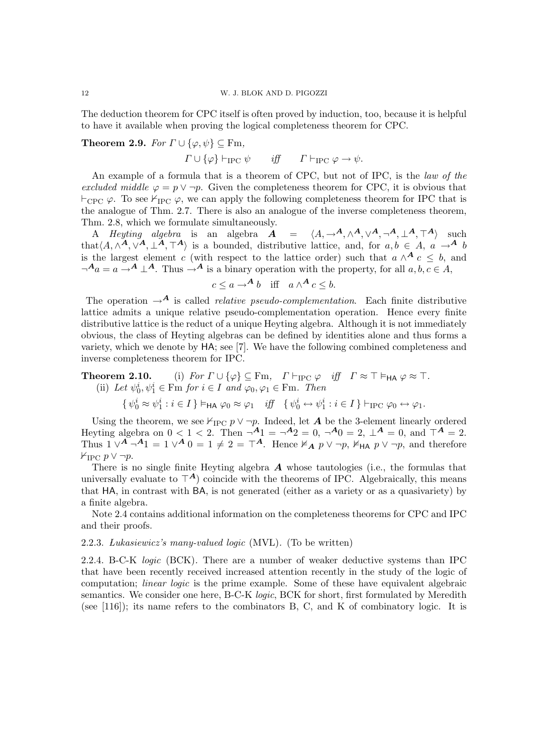The deduction theorem for CPC itself is often proved by induction, too, because it is helpful to have it available when proving the logical completeness theorem for CPC.

**Theorem 2.9.** *For $\Gamma \cup \{\varphi, \psi\} \subseteq \mathrm{Fm}$,*

$$\Gamma \cup \{\varphi\} \vdash_{\mathrm{IPC}} \psi \qquad \textit{iff} \qquad \Gamma \vdash_{\mathrm{IPC}} \varphi \to \psi.$$

An example of a formula that is a theorem of CPC, but not of IPC, is the *law of the excluded middle* $\varphi = p \vee \neg p$. Given the completeness theorem for CPC, it is obvious that $\vdash_{\mathrm{CPC}} \varphi$. To see $\nvdash_{\mathrm{IPC}} \varphi$, we can apply the following completeness theorem for IPC that is the analogue of Thm. 2.7. There is also an analogue of the inverse completeness theorem, Thm. 2.8, which we formulate simultaneously.

A *Heyting algebra* is an algebra $\boldsymbol{A} = \langle A, \to^{\boldsymbol{A}}, \wedge^{\boldsymbol{A}}, \vee^{\boldsymbol{A}}, \neg^{\boldsymbol{A}}, \bot^{\boldsymbol{A}}, \top^{\boldsymbol{A}} \rangle$ such that$\langle A, \wedge^{\boldsymbol{A}}, \vee^{\boldsymbol{A}}, \bot^{\boldsymbol{A}}, \top^{\boldsymbol{A}} \rangle$ is a bounded, distributive lattice, and, for $a, b \in A$, $a \to^{\boldsymbol{A}} b$ is the largest element $c$ (with respect to the lattice order) such that $a \wedge^{\boldsymbol{A}} c \leq b$, and $\neg^{\boldsymbol{A}} a = a \to^{\boldsymbol{A}} \bot^{\boldsymbol{A}}$. Thus $\to^{\boldsymbol{A}}$ is a binary operation with the property, for all $a, b, c \in A$,

$$c \leq a \to^{\boldsymbol{A}} b \quad \text{iff} \quad a \wedge^{\boldsymbol{A}} c \leq b.$$

The operation $\to^{\boldsymbol{A}}$ is called *relative pseudo-complementation*. Each finite distributive lattice admits a unique relative pseudo-complementation operation. Hence every finite distributive lattice is the reduct of a unique Heyting algebra. Although it is not immediately obvious, the class of Heyting algebras can be defined by identities alone and thus forms a variety, which we denote by $\mathsf{HA}$; see [7]. We have the following combined completeness and inverse completeness theorem for IPC.

**Theorem 2.10.** (i) *For $\Gamma \cup \{\varphi\} \subseteq \mathrm{Fm}$, $\Gamma \vdash_{\mathrm{IPC}} \varphi$ iff $\Gamma \approx \top \vDash_{\mathsf{HA}} \varphi \approx \top$.*
(ii) *Let $\psi_0^i, \psi_1^i \in \mathrm{Fm}$ for $i \in I$ and $\varphi_0, \varphi_1 \in \mathrm{Fm}$. Then*

$$\{\, \psi_0^i \approx \psi_1^i : i \in I \,\} \vDash_{\mathsf{HA}} \varphi_0 \approx \varphi_1 \quad \textit{iff} \quad \{\, \psi_0^i \leftrightarrow \psi_1^i : i \in I \,\} \vdash_{\mathrm{IPC}} \varphi_0 \leftrightarrow \varphi_1.$$

Using the theorem, we see $\nvdash_{\mathrm{IPC}} p \vee \neg p$. Indeed, let $\boldsymbol{A}$ be the 3-element linearly ordered Heyting algebra on $0 < 1 < 2$. Then $\neg^{\boldsymbol{A}} 1 = \neg^{\boldsymbol{A}} 2 = 0$, $\neg^{\boldsymbol{A}} 0 = 2$, $\bot^{\boldsymbol{A}} = 0$, and $\top^{\boldsymbol{A}} = 2$. Thus $1 \vee^{\boldsymbol{A}} \neg^{\boldsymbol{A}} 1 = 1 \vee^{\boldsymbol{A}} 0 = 1 \neq 2 = \top^{\boldsymbol{A}}$. Hence $\nvDash_{\boldsymbol{A}} p \vee \neg p$, $\nvDash_{\mathsf{HA}} p \vee \neg p$, and therefore $\nvdash_{\mathrm{IPC}} p \vee \neg p$.

There is no single finite Heyting algebra $\boldsymbol{A}$ whose tautologies (i.e., the formulas that universally evaluate to $\top^{\boldsymbol{A}}$) coincide with the theorems of IPC. Algebraically, this means that $\mathsf{HA}$, in contrast with $\mathsf{BA}$, is not generated (either as a variety or as a quasivariety) by a finite algebra.

Note 2.4 contains additional information on the completeness theorems for CPC and IPC and their proofs.

2.2.3. *Lukasiewicz's many-valued logic* (MVL). (To be written)

2.2.4. B-C-K *logic* (BCK). There are a number of weaker deductive systems than IPC that have been recently received increased attention recently in the study of the logic of computation; *linear logic* is the prime example. Some of these have equivalent algebraic semantics. We consider one here, B-C-K *logic*, BCK for short, first formulated by Meredith (see [116]); its name refers to the combinators B, C, and K of combinatory logic. It is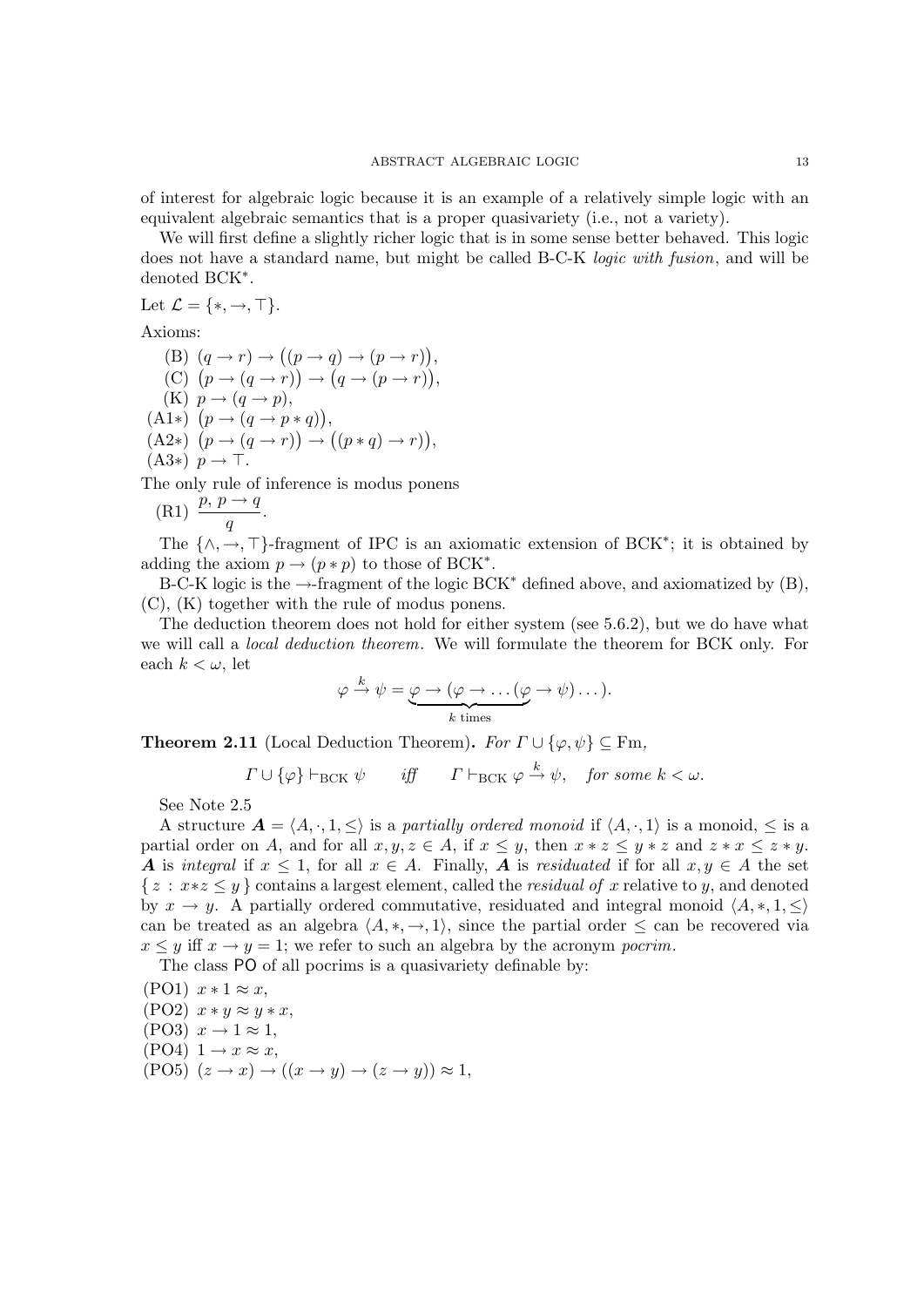of interest for algebraic logic because it is an example of a relatively simple logic with an equivalent algebraic semantics that is a proper quasivariety (i.e., not a variety).

We will first define a slightly richer logic that is in some sense better behaved. This logic does not have a standard name, but might be called B-C-K *logic with fusion*, and will be denoted BCK$^*$.

Let $\mathcal{L} = \{*, \to, \top\}$.

Axioms:

(B) $(q \to r) \to \big((p \to q) \to (p \to r)\big)$,
(C) $\big(p \to (q \to r)\big) \to \big(q \to (p \to r)\big)$,
(K) $p \to (q \to p)$,
(A1$*$) $\big(p \to (q \to p * q)\big)$,
(A2$*$) $\big(p \to (q \to r)\big) \to \big((p * q) \to r)\big)$,
(A3$*$) $p \to \top$.

The only rule of inference is modus ponens

(R1) $\dfrac{p,\ p \to q}{q}$.

The $\{\wedge, \to, \top\}$-fragment of IPC is an axiomatic extension of BCK$^*$; it is obtained by adding the axiom $p \to (p * p)$ to those of BCK$^*$.

B-C-K logic is the $\to$-fragment of the logic BCK$^*$ defined above, and axiomatized by (B), (C), (K) together with the rule of modus ponens.

The deduction theorem does not hold for either system (see 5.6.2), but we do have what we will call a *local deduction theorem*. We will formulate the theorem for BCK only. For each $k < \omega$, let

$$\varphi \xrightarrow{k} \psi = \underbrace{\varphi \to (\varphi \to \dots (\varphi}_{k \text{ times}} \to \psi) \dots).$$

**Theorem 2.11** (Local Deduction Theorem)**.** *For $\varGamma \cup \{\varphi, \psi\} \subseteq \mathrm{Fm}$,*

$$\varGamma \cup \{\varphi\} \vdash_{\mathrm{BCK}} \psi \qquad \textit{iff} \qquad \varGamma \vdash_{\mathrm{BCK}} \varphi \xrightarrow{k} \psi, \quad \textit{for some } k < \omega.$$

See Note 2.5

A structure $\boldsymbol{A} = \langle A, \cdot, 1, \leq \rangle$ is a *partially ordered monoid* if $\langle A, \cdot, 1 \rangle$ is a monoid, $\leq$ is a partial order on $A$, and for all $x, y, z \in A$, if $x \leq y$, then $x * z \leq y * z$ and $z * x \leq z * y$. $\boldsymbol{A}$ is *integral* if $x \leq 1$, for all $x \in A$. Finally, $\boldsymbol{A}$ is *residuated* if for all $x, y \in A$ the set $\{\, z : x * z \leq y \,\}$ contains a largest element, called the *residual of* $x$ relative to $y$, and denoted by $x \to y$. A partially ordered commutative, residuated and integral monoid $\langle A, *, 1, \leq \rangle$ can be treated as an algebra $\langle A, *, \to, 1 \rangle$, since the partial order $\leq$ can be recovered via $x \leq y$ iff $x \to y = 1$; we refer to such an algebra by the acronym *pocrim*.

The class $\mathsf{PO}$ of all pocrims is a quasivariety definable by:

(PO1) $x * 1 \approx x$,
(PO2) $x * y \approx y * x$,
(PO3) $x \to 1 \approx 1$,
(PO4) $1 \to x \approx x$,
(PO5) $(z \to x) \to ((x \to y) \to (z \to y)) \approx 1$,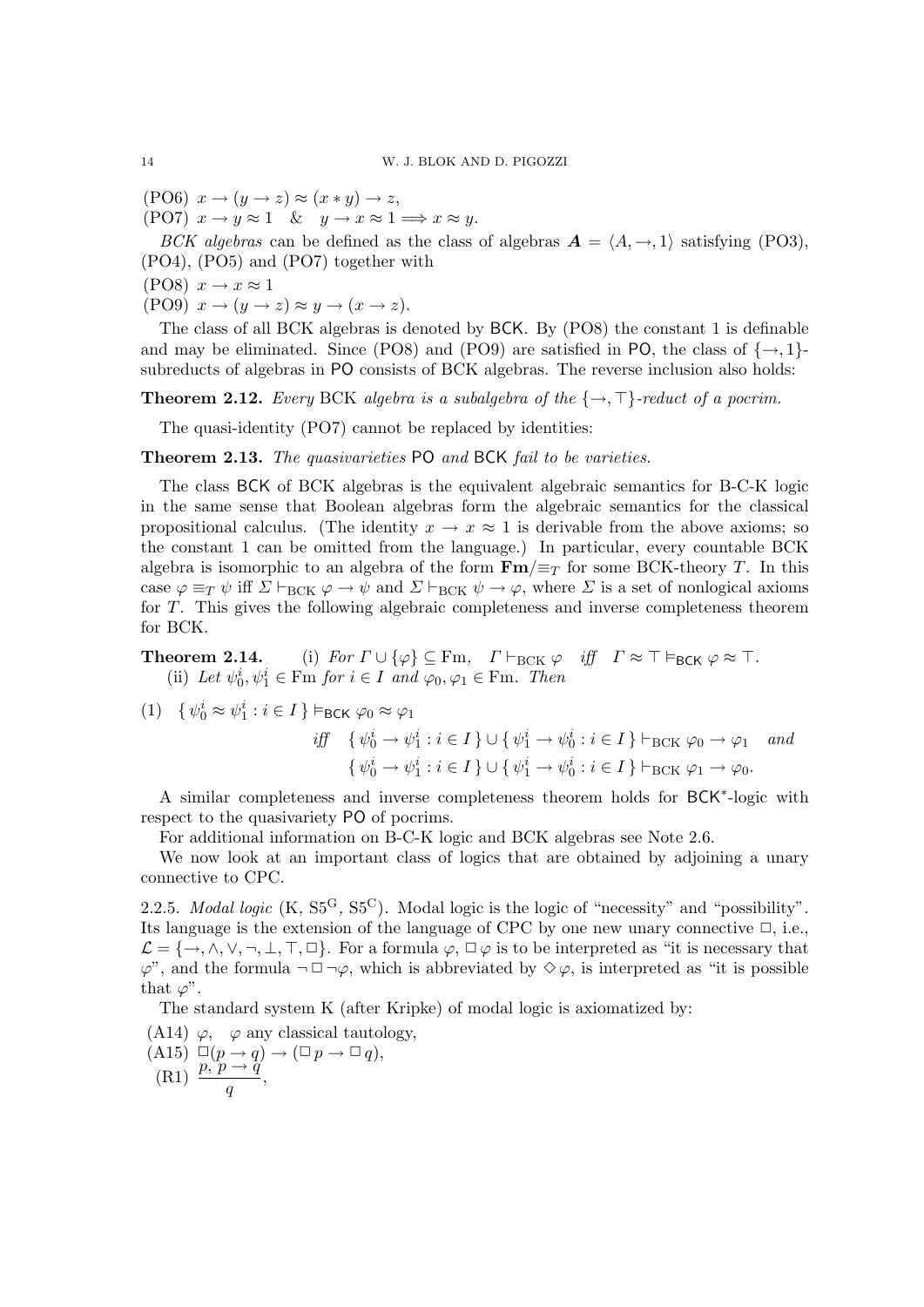(PO6) $x \to (y \to z) \approx (x * y) \to z$,

(PO7) $x \to y \approx 1 \quad \& \quad y \to x \approx 1 \Longrightarrow x \approx y$.

*BCK algebras* can be defined as the class of algebras $\boldsymbol{A} = \langle A, \to, 1 \rangle$ satisfying (PO3), (PO4), (PO5) and (PO7) together with

(PO8) $x \to x \approx 1$

(PO9) $x \to (y \to z) \approx y \to (x \to z)$.

The class of all BCK algebras is denoted by $\mathsf{BCK}$. By (PO8) the constant 1 is definable and may be eliminated. Since (PO8) and (PO9) are satisfied in $\mathsf{PO}$, the class of $\{\to, 1\}$-subreducts of algebras in $\mathsf{PO}$ consists of BCK algebras. The reverse inclusion also holds:

**Theorem 2.12.** *Every* BCK *algebra is a subalgebra of the* $\{\to, \top\}$*-reduct of a pocrim.*

The quasi-identity (PO7) cannot be replaced by identities:

**Theorem 2.13.** *The quasivarieties* $\mathsf{PO}$ *and* $\mathsf{BCK}$ *fail to be varieties.*

The class $\mathsf{BCK}$ of BCK algebras is the equivalent algebraic semantics for B-C-K logic in the same sense that Boolean algebras form the algebraic semantics for the classical propositional calculus. (The identity $x \to x \approx 1$ is derivable from the above axioms; so the constant 1 can be omitted from the language.) In particular, every countable BCK algebra is isomorphic to an algebra of the form $\mathbf{Fm}/{\equiv_T}$ for some BCK-theory $T$. In this case $\varphi \equiv_T \psi$ iff $\Sigma \vdash_{\mathrm{BCK}} \varphi \to \psi$ and $\Sigma \vdash_{\mathrm{BCK}} \psi \to \varphi$, where $\Sigma$ is a set of nonlogical axioms for $T$. This gives the following algebraic completeness and inverse completeness theorem for BCK.

**Theorem 2.14.** (i) *For* $\Gamma \cup \{\varphi\} \subseteq \mathrm{Fm}$*,* $\Gamma \vdash_{\mathrm{BCK}} \varphi$ *iff* $\Gamma \approx \top \vDash_{\mathsf{BCK}} \varphi \approx \top$*.*

(ii) *Let* $\psi_0^i, \psi_1^i \in \mathrm{Fm}$ *for* $i \in I$ *and* $\varphi_0, \varphi_1 \in \mathrm{Fm}$*. Then*

$$
(1) \quad \{\, \psi_0^i \approx \psi_1^i : i \in I \,\} \vDash_{\mathsf{BCK}} \varphi_0 \approx \varphi_1
$$

$$
\textit{iff} \quad \{\, \psi_0^i \to \psi_1^i : i \in I \,\} \cup \{\, \psi_1^i \to \psi_0^i : i \in I \,\} \vdash_{\mathrm{BCK}} \varphi_0 \to \varphi_1 \quad \textit{and}
$$

$$
\{\, \psi_0^i \to \psi_1^i : i \in I \,\} \cup \{\, \psi_1^i \to \psi_0^i : i \in I \,\} \vdash_{\mathrm{BCK}} \varphi_1 \to \varphi_0.
$$

A similar completeness and inverse completeness theorem holds for $\mathsf{BCK}^*$-logic with respect to the quasivariety $\mathsf{PO}$ of pocrims.

For additional information on B-C-K logic and BCK algebras see Note 2.6.

We now look at an important class of logics that are obtained by adjoining a unary connective to CPC.

2.2.5. *Modal logic* (K, $\mathrm{S5^G}$, $\mathrm{S5^C}$). Modal logic is the logic of "necessity" and "possibility". Its language is the extension of the language of CPC by one new unary connective $\Box$, i.e., $\mathcal{L} = \{\to, \wedge, \vee, \neg, \bot, \top, \Box\}$. For a formula $\varphi$, $\Box\,\varphi$ is to be interpreted as "it is necessary that $\varphi$", and the formula $\neg\Box\neg\varphi$, which is abbreviated by $\Diamond\,\varphi$, is interpreted as "it is possible that $\varphi$".

The standard system K (after Kripke) of modal logic is axiomatized by:

(A14) $\varphi$, $\quad \varphi$ any classical tautology,

(A15) $\Box(p \to q) \to (\Box\, p \to \Box\, q)$,

(R1) $\dfrac{p,\ p \to q}{q}$,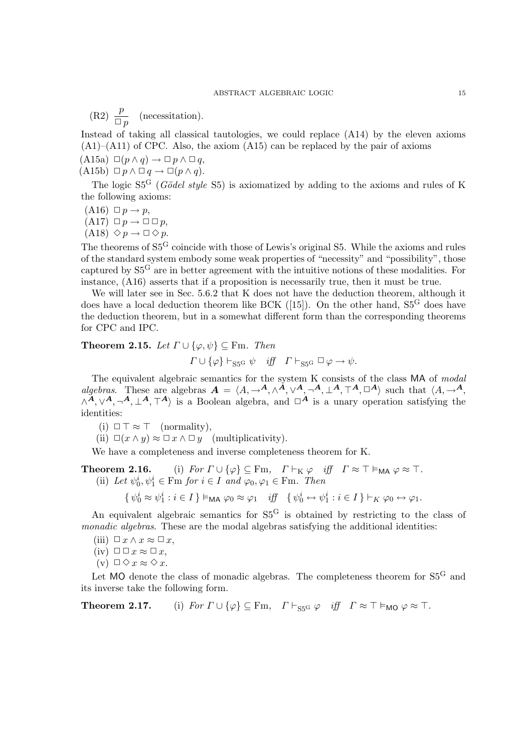(R2) $\dfrac{p}{\Box p}$ (necessitation).

Instead of taking all classical tautologies, we could replace (A14) by the eleven axioms (A1)–(A11) of CPC. Also, the axiom (A15) can be replaced by the pair of axioms

(A15a) $\Box(p \wedge q) \to \Box p \wedge \Box q$,

(A15b) $\Box p \wedge \Box q \to \Box(p \wedge q)$.

The logic $\mathrm{S5^G}$ (*Gödel style* S5) is axiomatized by adding to the axioms and rules of K the following axioms:

(A16) $\Box p \to p$,

(A17) $\Box p \to \Box \Box p$,

(A18) $\Diamond p \to \Box \Diamond p$.

The theorems of $\mathrm{S5^G}$ coincide with those of Lewis's original S5. While the axioms and rules of the standard system embody some weak properties of "necessity" and "possibility", those captured by $\mathrm{S5^G}$ are in better agreement with the intuitive notions of these modalities. For instance, (A16) asserts that if a proposition is necessarily true, then it must be true.

We will later see in Sec. 5.6.2 that K does not have the deduction theorem, although it does have a local deduction theorem like BCK ([15]). On the other hand, $\mathrm{S5^G}$ does have the deduction theorem, but in a somewhat different form than the corresponding theorems for CPC and IPC.

**Theorem 2.15.** *Let $\Gamma \cup \{\varphi, \psi\} \subseteq \mathrm{Fm}$. Then*

$$\Gamma \cup \{\varphi\} \vdash_{\mathrm{S5^G}} \psi \quad \textit{iff} \quad \Gamma \vdash_{\mathrm{S5^G}} \Box \varphi \to \psi.$$

The equivalent algebraic semantics for the system K consists of the class $\mathsf{MA}$ of *modal algebras*. These are algebras $\boldsymbol{A} = \langle A, \to^{\boldsymbol{A}}, \wedge^{\boldsymbol{A}}, \vee^{\boldsymbol{A}}, \neg^{\boldsymbol{A}}, \bot^{\boldsymbol{A}}, \top^{\boldsymbol{A}}, \Box^{\boldsymbol{A}} \rangle$ such that $\langle A, \to^{\boldsymbol{A}}, \wedge^{\boldsymbol{A}}, \vee^{\boldsymbol{A}}, \neg^{\boldsymbol{A}}, \bot^{\boldsymbol{A}}, \top^{\boldsymbol{A}} \rangle$ is a Boolean algebra, and $\Box^{\boldsymbol{A}}$ is a unary operation satisfying the identities:

(i) $\Box \top \approx \top$ (normality),

(ii) $\Box(x \wedge y) \approx \Box x \wedge \Box y$ (multiplicativity).

We have a completeness and inverse completeness theorem for K.

**Theorem 2.16.** (i) *For $\Gamma \cup \{\varphi\} \subseteq \mathrm{Fm}$, $\Gamma \vdash_{\mathrm{K}} \varphi$ iff $\Gamma \approx \top \vDash_{\mathsf{MA}} \varphi \approx \top$.*

(ii) *Let $\psi_0^i, \psi_1^i \in \mathrm{Fm}$ for $i \in I$ and $\varphi_0, \varphi_1 \in \mathrm{Fm}$. Then*

$$\{\, \psi_0^i \approx \psi_1^i : i \in I \,\} \vDash_{\mathsf{MA}} \varphi_0 \approx \varphi_1 \quad \textit{iff} \quad \{\, \psi_0^i \leftrightarrow \psi_1^i : i \in I \,\} \vdash_K \varphi_0 \leftrightarrow \varphi_1.$$

An equivalent algebraic semantics for $\mathrm{S5^G}$ is obtained by restricting to the class of *monadic algebras*. These are the modal algebras satisfying the additional identities:

(iii) $\Box x \wedge x \approx \Box x$,

(iv) $\Box \Box x \approx \Box x$,

(v) $\Box \Diamond x \approx \Diamond x$.

Let $\mathsf{MO}$ denote the class of monadic algebras. The completeness theorem for $\mathrm{S5^G}$ and its inverse take the following form.

**Theorem 2.17.** (i) *For $\Gamma \cup \{\varphi\} \subseteq \mathrm{Fm}$, $\Gamma \vdash_{\mathrm{S5^G}} \varphi$ iff $\Gamma \approx \top \vDash_{\mathsf{MO}} \varphi \approx \top$.*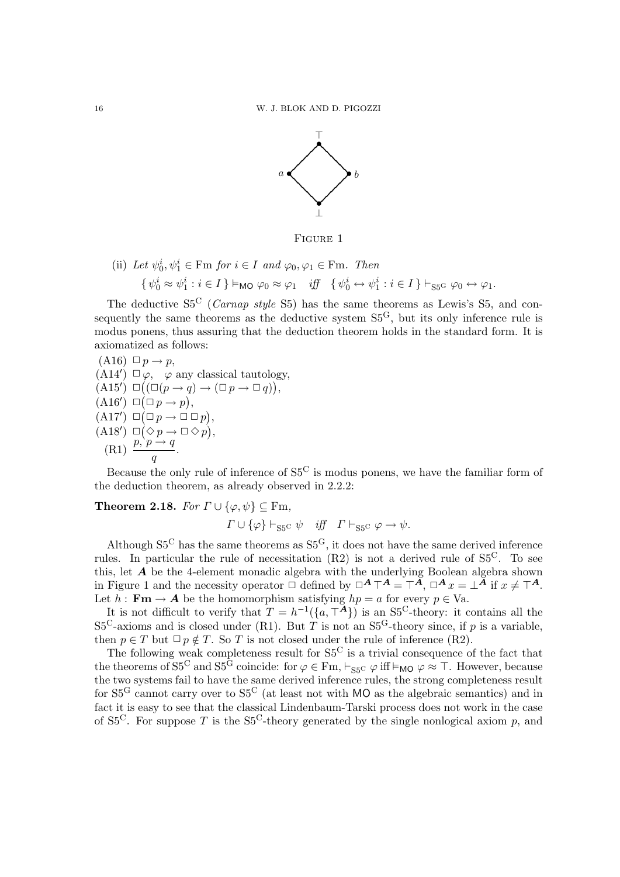FIGURE 1

(ii) *Let* $\psi_0^i, \psi_1^i \in \mathrm{Fm}$ *for* $i \in I$ *and* $\varphi_0, \varphi_1 \in \mathrm{Fm}$. *Then*

$$\{\, \psi_0^i \approx \psi_1^i : i \in I \,\} \vDash_{\mathsf{MO}} \varphi_0 \approx \varphi_1 \quad \textit{iff} \quad \{\, \psi_0^i \leftrightarrow \psi_1^i : i \in I \,\} \vdash_{\mathrm{S5^G}} \varphi_0 \leftrightarrow \varphi_1.$$

The deductive $\mathrm{S5^C}$ (*Carnap style* S5) has the same theorems as Lewis's S5, and consequently the same theorems as the deductive system $\mathrm{S5^G}$, but its only inference rule is modus ponens, thus assuring that the deduction theorem holds in the standard form. It is axiomatized as follows:

(A16) $\Box\, p \to p$,
(A14′) $\Box\, \varphi$, $\varphi$ any classical tautology,
(A15′) $\Box\big((\Box(p \to q) \to (\Box\, p \to \Box\, q)\big)$,
(A16′) $\Box\big(\Box\, p \to p\big)$,
(A17′) $\Box\big(\Box\, p \to \Box\,\Box\, p\big)$,
(A18′) $\Box\big(\Diamond\, p \to \Box\,\Diamond\, p\big)$,
(R1) $\dfrac{p,\ p \to q}{q}$.

Because the only rule of inference of $\mathrm{S5^C}$ is modus ponens, we have the familiar form of the deduction theorem, as already observed in 2.2.2:

**Theorem 2.18.** *For* $\Gamma \cup \{\varphi, \psi\} \subseteq \mathrm{Fm}$,

$$\Gamma \cup \{\varphi\} \vdash_{\mathrm{S5^C}} \psi \quad \textit{iff} \quad \Gamma \vdash_{\mathrm{S5^C}} \varphi \to \psi.$$

Although $\mathrm{S5^C}$ has the same theorems as $\mathrm{S5^G}$, it does not have the same derived inference rules. In particular the rule of necessitation (R2) is not a derived rule of $\mathrm{S5^C}$. To see this, let $\boldsymbol{A}$ be the 4-element monadic algebra with the underlying Boolean algebra shown in Figure 1 and the necessity operator $\Box$ defined by $\Box^{\boldsymbol{A}}\top^{\boldsymbol{A}} = \top^{\boldsymbol{A}}$, $\Box^{\boldsymbol{A}} x = \bot^{\boldsymbol{A}}$ if $x \neq \top^{\boldsymbol{A}}$. Let $h : \mathbf{Fm} \to \boldsymbol{A}$ be the homomorphism satisfying $hp = a$ for every $p \in \mathrm{Va}$.

It is not difficult to verify that $T = h^{-1}(\{a, \top^{\boldsymbol{A}}\})$ is an $\mathrm{S5^C}$-theory: it contains all the $\mathrm{S5^C}$-axioms and is closed under (R1). But $T$ is not an $\mathrm{S5^G}$-theory since, if $p$ is a variable, then $p \in T$ but $\Box\, p \notin T$. So $T$ is not closed under the rule of inference (R2).

The following weak completeness result for $\mathrm{S5^C}$ is a trivial consequence of the fact that the theorems of $\mathrm{S5^C}$ and $\mathrm{S5^G}$ coincide: for $\varphi \in \mathrm{Fm}$, $\vdash_{\mathrm{S5^C}} \varphi$ iff $\vDash_{\mathsf{MO}} \varphi \approx \top$. However, because the two systems fail to have the same derived inference rules, the strong completeness result for $\mathrm{S5^G}$ cannot carry over to $\mathrm{S5^C}$ (at least not with $\mathsf{MO}$ as the algebraic semantics) and in fact it is easy to see that the classical Lindenbaum-Tarski process does not work in the case of $\mathrm{S5^C}$. For suppose $T$ is the $\mathrm{S5^C}$-theory generated by the single nonlogical axiom $p$, and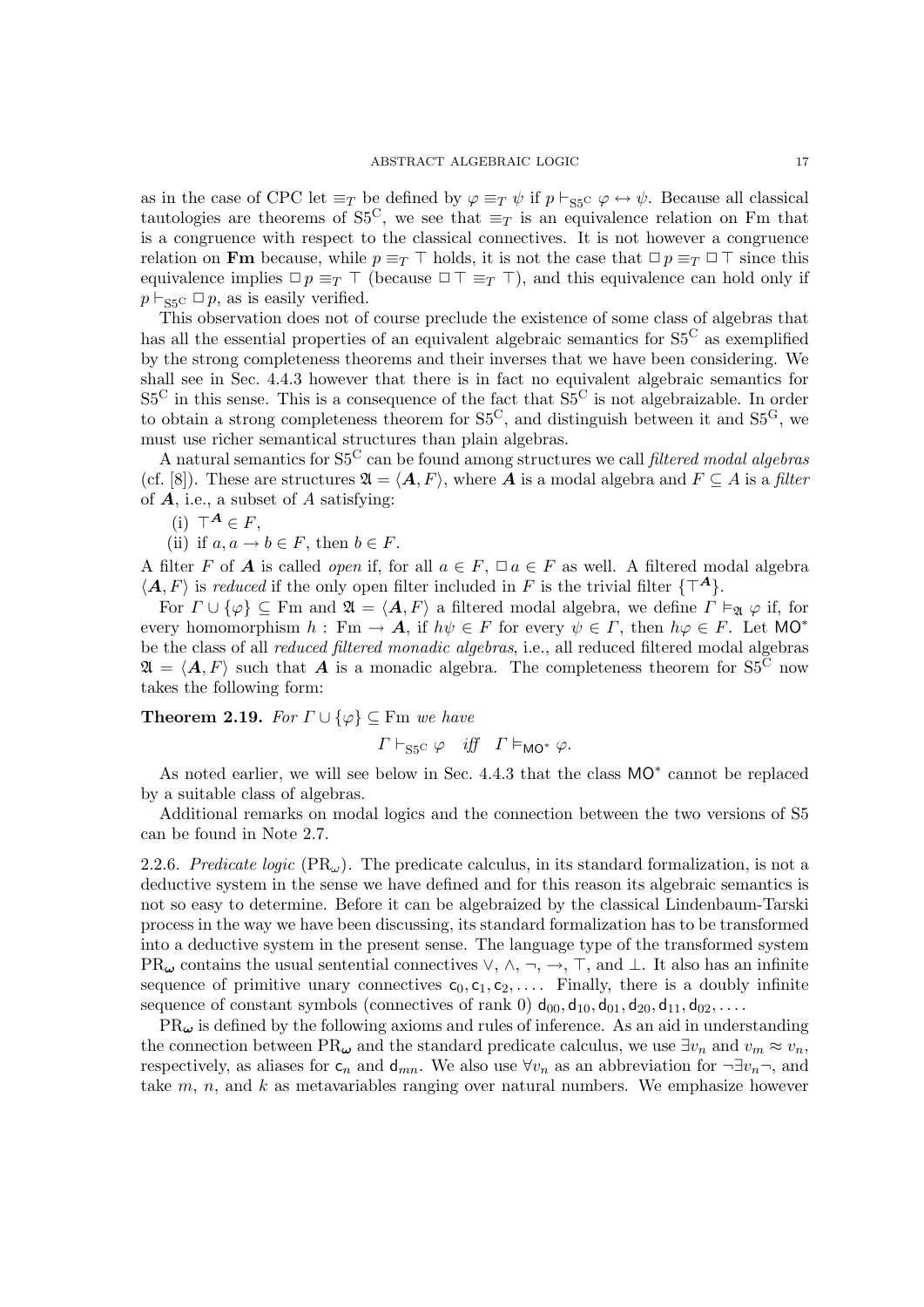as in the case of CPC let $\equiv_T$ be defined by $\varphi \equiv_T \psi$ if $p \vdash_{\mathrm{S5^C}} \varphi \leftrightarrow \psi$. Because all classical tautologies are theorems of $\mathrm{S5^C}$, we see that $\equiv_T$ is an equivalence relation on Fm that is a congruence with respect to the classical connectives. It is not however a congruence relation on **Fm** because, while $p \equiv_T \top$ holds, it is not the case that $\Box p \equiv_T \Box \top$ since this equivalence implies $\Box p \equiv_T \top$ (because $\Box \top \equiv_T \top$), and this equivalence can hold only if $p \vdash_{\mathrm{S5^C}} \Box p$, as is easily verified.

This observation does not of course preclude the existence of some class of algebras that has all the essential properties of an equivalent algebraic semantics for $\mathrm{S5^C}$ as exemplified by the strong completeness theorems and their inverses that we have been considering. We shall see in Sec. 4.4.3 however that there is in fact no equivalent algebraic semantics for $\mathrm{S5^C}$ in this sense. This is a consequence of the fact that $\mathrm{S5^C}$ is not algebraizable. In order to obtain a strong completeness theorem for $\mathrm{S5^C}$, and distinguish between it and $\mathrm{S5^G}$, we must use richer semantical structures than plain algebras.

A natural semantics for $\mathrm{S5^C}$ can be found among structures we call *filtered modal algebras* (cf. [8]). These are structures $\mathfrak{A} = \langle \boldsymbol{A}, F \rangle$, where $\boldsymbol{A}$ is a modal algebra and $F \subseteq A$ is a *filter* of $\boldsymbol{A}$, i.e., a subset of $A$ satisfying:

(i) $\top^{\boldsymbol{A}} \in F$,

(ii) if $a, a \to b \in F$, then $b \in F$.

A filter $F$ of $\boldsymbol{A}$ is called *open* if, for all $a \in F$, $\Box a \in F$ as well. A filtered modal algebra $\langle \boldsymbol{A}, F \rangle$ is *reduced* if the only open filter included in $F$ is the trivial filter $\{\top^{\boldsymbol{A}}\}$.

For $\Gamma \cup \{\varphi\} \subseteq \mathrm{Fm}$ and $\mathfrak{A} = \langle \boldsymbol{A}, F \rangle$ a filtered modal algebra, we define $\Gamma \vDash_{\mathfrak{A}} \varphi$ if, for every homomorphism $h : \mathrm{Fm} \to \boldsymbol{A}$, if $h\psi \in F$ for every $\psi \in \Gamma$, then $h\varphi \in F$. Let $\mathsf{MO}^*$ be the class of all *reduced filtered monadic algebras*, i.e., all reduced filtered modal algebras $\mathfrak{A} = \langle \boldsymbol{A}, F \rangle$ such that $\boldsymbol{A}$ is a monadic algebra. The completeness theorem for $\mathrm{S5^C}$ now takes the following form:

**Theorem 2.19.** *For $\Gamma \cup \{\varphi\} \subseteq \mathrm{Fm}$ we have*

$$\Gamma \vdash_{\mathrm{S5^C}} \varphi \quad \textit{iff} \quad \Gamma \vDash_{\mathsf{MO}^*} \varphi.$$

As noted earlier, we will see below in Sec. 4.4.3 that the class $\mathsf{MO}^*$ cannot be replaced by a suitable class of algebras.

Additional remarks on modal logics and the connection between the two versions of S5 can be found in Note 2.7.

2.2.6. *Predicate logic* ($\mathrm{PR}_\omega$). The predicate calculus, in its standard formalization, is not a deductive system in the sense we have defined and for this reason its algebraic semantics is not so easy to determine. Before it can be algebraized by the classical Lindenbaum-Tarski process in the way we have been discussing, its standard formalization has to be transformed into a deductive system in the present sense. The language type of the transformed system $\mathrm{PR}_{\boldsymbol{\omega}}$ contains the usual sentential connectives $\vee$, $\wedge$, $\neg$, $\to$, $\top$, and $\bot$. It also has an infinite sequence of primitive unary connectives $\mathsf{c}_0, \mathsf{c}_1, \mathsf{c}_2, \ldots$. Finally, there is a doubly infinite sequence of constant symbols (connectives of rank 0) $\mathsf{d}_{00}, \mathsf{d}_{10}, \mathsf{d}_{01}, \mathsf{d}_{20}, \mathsf{d}_{11}, \mathsf{d}_{02}, \ldots$.

$\mathrm{PR}_{\boldsymbol{\omega}}$ is defined by the following axioms and rules of inference. As an aid in understanding the connection between $\mathrm{PR}_{\boldsymbol{\omega}}$ and the standard predicate calculus, we use $\exists v_n$ and $v_m \approx v_n$, respectively, as aliases for $\mathsf{c}_n$ and $\mathsf{d}_{mn}$. We also use $\forall v_n$ as an abbreviation for $\neg \exists v_n \neg$, and take $m$, $n$, and $k$ as metavariables ranging over natural numbers. We emphasize however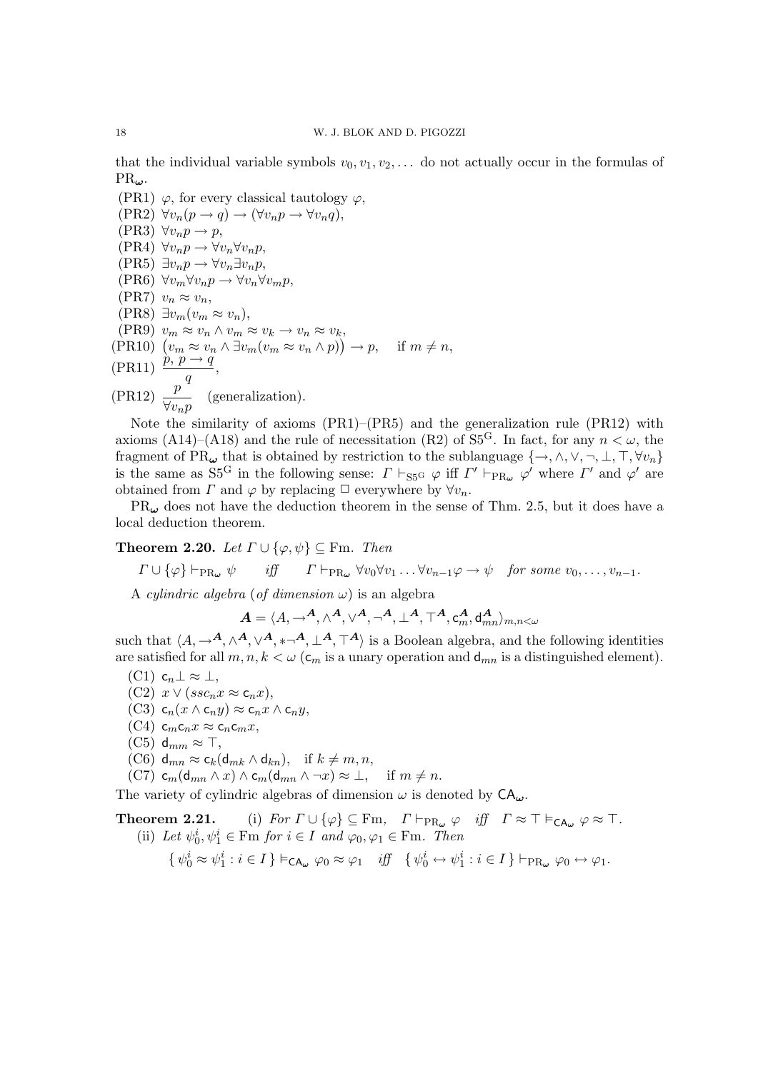that the individual variable symbols $v_0, v_1, v_2, \dots$ do not actually occur in the formulas of $\mathrm{PR}_{\boldsymbol{\omega}}$.

(PR1) $\varphi$, for every classical tautology $\varphi$,
(PR2) $\forall v_n(p \to q) \to (\forall v_n p \to \forall v_n q)$,
(PR3) $\forall v_n p \to p$,
(PR4) $\forall v_n p \to \forall v_n \forall v_n p$,
(PR5) $\exists v_n p \to \forall v_n \exists v_n p$,
(PR6) $\forall v_m \forall v_n p \to \forall v_n \forall v_m p$,
(PR7) $v_n \approx v_n$,
(PR8) $\exists v_m(v_m \approx v_n)$,
(PR9) $v_m \approx v_n \wedge v_m \approx v_k \to v_n \approx v_k$,
(PR10) $\big(v_m \approx v_n \wedge \exists v_m(v_m \approx v_n \wedge p)\big) \to p$, if $m \neq n$,
(PR11) $\dfrac{p,\ p \to q}{q}$,
(PR12) $\dfrac{p}{\forall v_n p}$ (generalization).

Note the similarity of axioms (PR1)–(PR5) and the generalization rule (PR12) with axioms (A14)–(A18) and the rule of necessitation (R2) of $\mathrm{S5^G}$. In fact, for any $n < \omega$, the fragment of $\mathrm{PR}_{\boldsymbol{\omega}}$ that is obtained by restriction to the sublanguage $\{\to, \wedge, \vee, \neg, \bot, \top, \forall v_n\}$ is the same as $\mathrm{S5^G}$ in the following sense: $\Gamma \vdash_{\mathrm{S5^G}} \varphi$ iff $\Gamma' \vdash_{\mathrm{PR}_{\boldsymbol{\omega}}} \varphi'$ where $\Gamma'$ and $\varphi'$ are obtained from $\Gamma$ and $\varphi$ by replacing $\Box$ everywhere by $\forall v_n$.

$\mathrm{PR}_{\boldsymbol{\omega}}$ does not have the deduction theorem in the sense of Thm. 2.5, but it does have a local deduction theorem.

**Theorem 2.20.** *Let $\Gamma \cup \{\varphi, \psi\} \subseteq \mathrm{Fm}$. Then*

$$\Gamma \cup \{\varphi\} \vdash_{\mathrm{PR}_{\boldsymbol{\omega}}} \psi \quad \textit{iff} \quad \Gamma \vdash_{\mathrm{PR}_{\boldsymbol{\omega}}} \forall v_0 \forall v_1 \dots \forall v_{n-1} \varphi \to \psi \quad \textit{for some } v_0, \dots, v_{n-1}.$$

A *cylindric algebra* (*of dimension* $\omega$) is an algebra

$$\boldsymbol{A} = \langle A, \to^{\boldsymbol{A}}, \wedge^{\boldsymbol{A}}, \vee^{\boldsymbol{A}}, \neg^{\boldsymbol{A}}, \bot^{\boldsymbol{A}}, \top^{\boldsymbol{A}}, \mathsf{c}_m^{\boldsymbol{A}}, \mathsf{d}_{mn}^{\boldsymbol{A}} \rangle_{m,n<\omega}$$

such that $\langle A, \to^{\boldsymbol{A}}, \wedge^{\boldsymbol{A}}, \vee^{\boldsymbol{A}}, *\neg^{\boldsymbol{A}}, \bot^{\boldsymbol{A}}, \top^{\boldsymbol{A}} \rangle$ is a Boolean algebra, and the following identities are satisfied for all $m, n, k < \omega$ ($\mathsf{c}_m$ is a unary operation and $\mathsf{d}_{mn}$ is a distinguished element).

(C1) $\mathsf{c}_n \bot \approx \bot$,
(C2) $x \vee (ssc_n x \approx \mathsf{c}_n x)$,
(C3) $\mathsf{c}_n(x \wedge \mathsf{c}_n y) \approx \mathsf{c}_n x \wedge \mathsf{c}_n y$,
(C4) $\mathsf{c}_m \mathsf{c}_n x \approx \mathsf{c}_n \mathsf{c}_m x$,
(C5) $\mathsf{d}_{mm} \approx \top$,
(C6) $\mathsf{d}_{mn} \approx \mathsf{c}_k(\mathsf{d}_{mk} \wedge \mathsf{d}_{kn})$, if $k \neq m, n$,
(C7) $\mathsf{c}_m(\mathsf{d}_{mn} \wedge x) \wedge \mathsf{c}_m(\mathsf{d}_{mn} \wedge \neg x) \approx \bot$, if $m \neq n$.

The variety of cylindric algebras of dimension $\omega$ is denoted by $\mathsf{CA}_{\boldsymbol{\omega}}$.

**Theorem 2.21.** (i) *For $\Gamma \cup \{\varphi\} \subseteq \mathrm{Fm}$, $\Gamma \vdash_{\mathrm{PR}_{\boldsymbol{\omega}}} \varphi$ iff $\Gamma \approx \top \vDash_{\mathsf{CA}_{\boldsymbol{\omega}}} \varphi \approx \top$.*

(ii) *Let $\psi_0^i, \psi_1^i \in \mathrm{Fm}$ for $i \in I$ and $\varphi_0, \varphi_1 \in \mathrm{Fm}$. Then*

$$\{\, \psi_0^i \approx \psi_1^i : i \in I \,\} \vDash_{\mathsf{CA}_{\boldsymbol{\omega}}} \varphi_0 \approx \varphi_1 \quad \textit{iff} \quad \{\, \psi_0^i \leftrightarrow \psi_1^i : i \in I \,\} \vdash_{\mathrm{PR}_{\boldsymbol{\omega}}} \varphi_0 \leftrightarrow \varphi_1.$$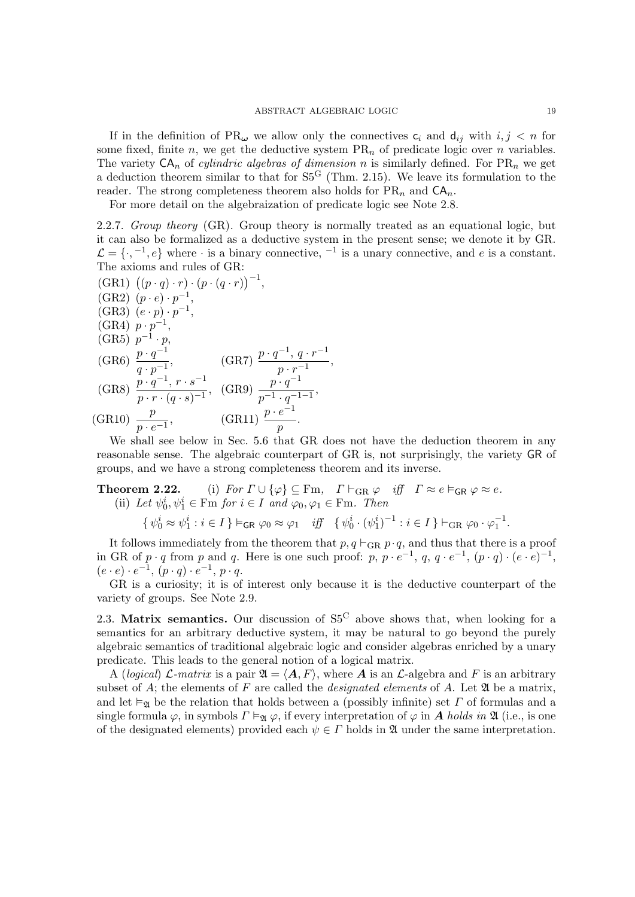If in the definition of $\mathrm{PR}_{\boldsymbol{\omega}}$ we allow only the connectives $\mathsf{c}_i$ and $\mathsf{d}_{ij}$ with $i, j < n$ for some fixed, finite $n$, we get the deductive system $\mathrm{PR}_n$ of predicate logic over $n$ variables. The variety $\mathsf{CA}_n$ of *cylindric algebras of dimension* $n$ is similarly defined. For $\mathrm{PR}_n$ we get a deduction theorem similar to that for $\mathrm{S5}^{\mathrm{G}}$ (Thm. 2.15). We leave its formulation to the reader. The strong completeness theorem also holds for $\mathrm{PR}_n$ and $\mathsf{CA}_n$.

For more detail on the algebraization of predicate logic see Note 2.8.

2.2.7. *Group theory* (GR). Group theory is normally treated as an equational logic, but it can also be formalized as a deductive system in the present sense; we denote it by GR. $\mathcal{L} = \{\cdot, {}^{-1}, e\}$ where $\cdot$ is a binary connective, ${}^{-1}$ is a unary connective, and $e$ is a constant. The axioms and rules of GR:

(GR1) $\big((p \cdot q) \cdot r\big) \cdot \big(p \cdot (q \cdot r)\big)^{-1}$,
(GR2) $(p \cdot e) \cdot p^{-1}$,
(GR3) $(e \cdot p) \cdot p^{-1}$,
(GR4) $p \cdot p^{-1}$,
(GR5) $p^{-1} \cdot p$,
(GR6) $\dfrac{p \cdot q^{-1}}{q \cdot p^{-1}}$, (GR7) $\dfrac{p \cdot q^{-1},\ q \cdot r^{-1}}{p \cdot r^{-1}}$,
(GR8) $\dfrac{p \cdot q^{-1},\ r \cdot s^{-1}}{p \cdot r \cdot (q \cdot s)^{-1}}$, (GR9) $\dfrac{p \cdot q^{-1}}{p^{-1} \cdot q^{-1-1}}$,
(GR10) $\dfrac{p}{p \cdot e^{-1}}$, (GR11) $\dfrac{p \cdot e^{-1}}{p}$.

We shall see below in Sec. 5.6 that GR does not have the deduction theorem in any reasonable sense. The algebraic counterpart of GR is, not surprisingly, the variety $\mathsf{GR}$ of groups, and we have a strong completeness theorem and its inverse.

**Theorem 2.22.** (i) *For $\Gamma \cup \{\varphi\} \subseteq \mathrm{Fm}$, $\Gamma \vdash_{\mathrm{GR}} \varphi$ iff $\Gamma \approx e \vDash_{\mathsf{GR}} \varphi \approx e$.*
(ii) *Let $\psi_0^i, \psi_1^i \in \mathrm{Fm}$ for $i \in I$ and $\varphi_0, \varphi_1 \in \mathrm{Fm}$. Then*

$$\{\, \psi_0^i \approx \psi_1^i : i \in I \,\} \vDash_{\mathsf{GR}} \varphi_0 \approx \varphi_1 \quad \text{iff} \quad \{\, \psi_0^i \cdot (\psi_1^i)^{-1} : i \in I \,\} \vdash_{\mathrm{GR}} \varphi_0 \cdot \varphi_1^{-1}.$$

It follows immediately from the theorem that $p, q \vdash_{\mathrm{GR}} p \cdot q$, and thus that there is a proof in GR of $p \cdot q$ from $p$ and $q$. Here is one such proof: $p$, $p \cdot e^{-1}$, $q$, $q \cdot e^{-1}$, $(p \cdot q) \cdot (e \cdot e)^{-1}$, $(e \cdot e) \cdot e^{-1}$, $(p \cdot q) \cdot e^{-1}$, $p \cdot q$.

GR is a curiosity; it is of interest only because it is the deductive counterpart of the variety of groups. See Note 2.9.

2.3. **Matrix semantics.** Our discussion of $\mathrm{S5}^{\mathrm{C}}$ above shows that, when looking for a semantics for an arbitrary deductive system, it may be natural to go beyond the purely algebraic semantics of traditional algebraic logic and consider algebras enriched by a unary predicate. This leads to the general notion of a logical matrix.

A (*logical*) *$\mathcal{L}$-matrix* is a pair $\mathfrak{A} = \langle \boldsymbol{A}, F \rangle$, where $\boldsymbol{A}$ is an $\mathcal{L}$-algebra and $F$ is an arbitrary subset of $A$; the elements of $F$ are called the *designated elements* of $A$. Let $\mathfrak{A}$ be a matrix, and let $\vDash_{\mathfrak{A}}$ be the relation that holds between a (possibly infinite) set $\Gamma$ of formulas and a single formula $\varphi$, in symbols $\Gamma \vDash_{\mathfrak{A}} \varphi$, if every interpretation of $\varphi$ in $\boldsymbol{A}$ *holds in* $\mathfrak{A}$ (i.e., is one of the designated elements) provided each $\psi \in \Gamma$ holds in $\mathfrak{A}$ under the same interpretation.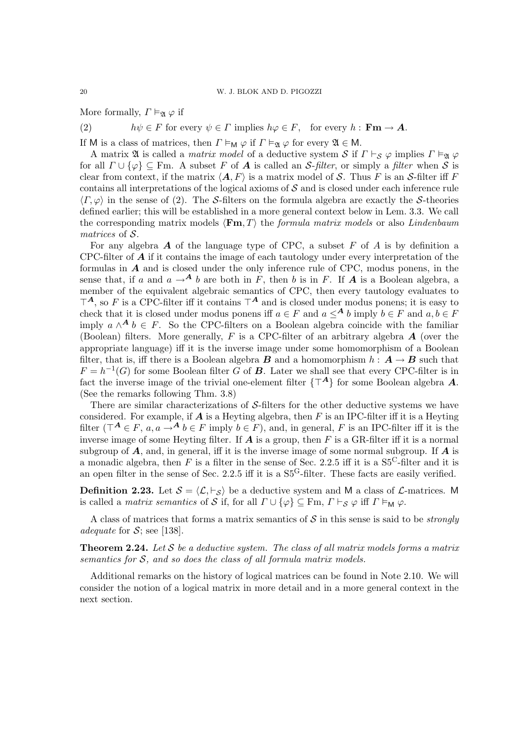More formally, $\Gamma \vDash_{\mathfrak{A}} \varphi$ if

$$(2) \qquad h\psi \in F \text{ for every } \psi \in \Gamma \text{ implies } h\varphi \in F, \quad \text{for every } h : \mathbf{Fm} \to \boldsymbol{A}.$$

If $\mathsf{M}$ is a class of matrices, then $\Gamma \vDash_{\mathsf{M}} \varphi$ if $\Gamma \vDash_{\mathfrak{A}} \varphi$ for every $\mathfrak{A} \in \mathsf{M}$.

A matrix $\mathfrak{A}$ is called a *matrix model* of a deductive system $\mathcal{S}$ if $\Gamma \vdash_{\mathcal{S}} \varphi$ implies $\Gamma \vDash_{\mathfrak{A}} \varphi$ for all $\Gamma \cup \{\varphi\} \subseteq \mathrm{Fm}$. A subset $F$ of $\boldsymbol{A}$ is called an *$\mathcal{S}$-filter*, or simply a *filter* when $\mathcal{S}$ is clear from context, if the matrix $\langle \boldsymbol{A}, F\rangle$ is a matrix model of $\mathcal{S}$. Thus $F$ is an $\mathcal{S}$-filter iff $F$ contains all interpretations of the logical axioms of $\mathcal{S}$ and is closed under each inference rule $\langle \Gamma, \varphi\rangle$ in the sense of (2). The $\mathcal{S}$-filters on the formula algebra are exactly the $\mathcal{S}$-theories defined earlier; this will be established in a more general context below in Lem. 3.3. We call the corresponding matrix models $\langle \mathbf{Fm}, T\rangle$ the *formula matrix models* or also *Lindenbaum matrices* of $\mathcal{S}$.

For any algebra $\boldsymbol{A}$ of the language type of CPC, a subset $F$ of $A$ is by definition a CPC-filter of $\boldsymbol{A}$ if it contains the image of each tautology under every interpretation of the formulas in $\boldsymbol{A}$ and is closed under the only inference rule of CPC, modus ponens, in the sense that, if $a$ and $a \to^{\boldsymbol{A}} b$ are both in $F$, then $b$ is in $F$. If $\boldsymbol{A}$ is a Boolean algebra, a member of the equivalent algebraic semantics of CPC, then every tautology evaluates to $\top^{\boldsymbol{A}}$, so $F$ is a CPC-filter iff it contains $\top^{\boldsymbol{A}}$ and is closed under modus ponens; it is easy to check that it is closed under modus ponens iff $a \in F$ and $a \leq^{\boldsymbol{A}} b$ imply $b \in F$ and $a, b \in F$ imply $a \wedge^{\boldsymbol{A}} b \in F$. So the CPC-filters on a Boolean algebra coincide with the familiar (Boolean) filters. More generally, $F$ is a CPC-filter of an arbitrary algebra $\boldsymbol{A}$ (over the appropriate language) iff it is the inverse image under some homomorphism of a Boolean filter, that is, iff there is a Boolean algebra $\boldsymbol{B}$ and a homomorphism $h : \boldsymbol{A} \to \boldsymbol{B}$ such that $F = h^{-1}(G)$ for some Boolean filter $G$ of $\boldsymbol{B}$. Later we shall see that every CPC-filter is in fact the inverse image of the trivial one-element filter $\{\top^{\boldsymbol{A}}\}$ for some Boolean algebra $\boldsymbol{A}$. (See the remarks following Thm. 3.8)

There are similar characterizations of $\mathcal{S}$-filters for the other deductive systems we have considered. For example, if $\boldsymbol{A}$ is a Heyting algebra, then $F$ is an IPC-filter iff it is a Heyting filter ($\top^{\boldsymbol{A}} \in F$, $a, a \to^{\boldsymbol{A}} b \in F$ imply $b \in F$), and, in general, $F$ is an IPC-filter iff it is the inverse image of some Heyting filter. If $\boldsymbol{A}$ is a group, then $F$ is a GR-filter iff it is a normal subgroup of $\boldsymbol{A}$, and, in general, iff it is the inverse image of some normal subgroup. If $\boldsymbol{A}$ is a monadic algebra, then $F$ is a filter in the sense of Sec. 2.2.5 iff it is a $\mathrm{S5}^{\mathrm{C}}$-filter and it is an open filter in the sense of Sec. 2.2.5 iff it is a $\mathrm{S5}^{\mathrm{G}}$-filter. These facts are easily verified.

**Definition 2.23.** Let $\mathcal{S} = \langle \mathcal{L}, \vdash_{\mathcal{S}}\rangle$ be a deductive system and $\mathsf{M}$ a class of $\mathcal{L}$-matrices. $\mathsf{M}$ is called a *matrix semantics* of $\mathcal{S}$ if, for all $\Gamma \cup \{\varphi\} \subseteq \mathrm{Fm}$, $\Gamma \vdash_{\mathcal{S}} \varphi$ iff $\Gamma \vDash_{\mathsf{M}} \varphi$.

A class of matrices that forms a matrix semantics of $\mathcal{S}$ in this sense is said to be *strongly adequate* for $\mathcal{S}$; see [138].

**Theorem 2.24.** *Let $\mathcal{S}$ be a deductive system. The class of all matrix models forms a matrix semantics for $\mathcal{S}$, and so does the class of all formula matrix models.*

Additional remarks on the history of logical matrices can be found in Note 2.10. We will consider the notion of a logical matrix in more detail and in a more general context in the next section.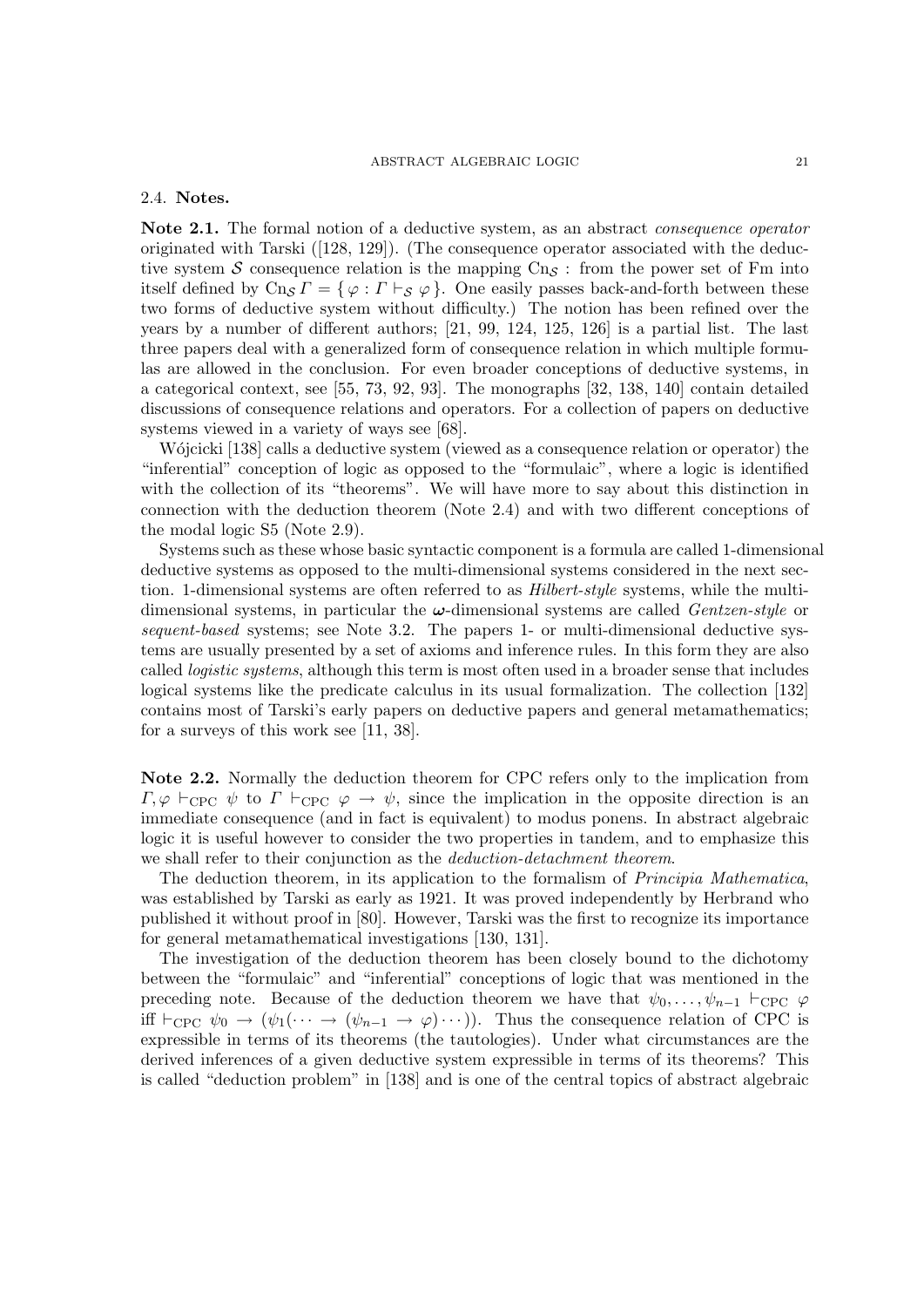### 2.4. Notes.

**Note 2.1.** The formal notion of a deductive system, as an abstract *consequence operator* originated with Tarski ([128, 129]). (The consequence operator associated with the deductive system $\mathcal{S}$ consequence relation is the mapping $\mathrm{Cn}_{\mathcal{S}}$ : from the power set of Fm into itself defined by $\mathrm{Cn}_{\mathcal{S}}\,\Gamma = \{\,\varphi : \Gamma \vdash_{\mathcal{S}} \varphi\,\}$. One easily passes back-and-forth between these two forms of deductive system without difficulty.) The notion has been refined over the years by a number of different authors; [21, 99, 124, 125, 126] is a partial list. The last three papers deal with a generalized form of consequence relation in which multiple formulas are allowed in the conclusion. For even broader conceptions of deductive systems, in a categorical context, see [55, 73, 92, 93]. The monographs [32, 138, 140] contain detailed discussions of consequence relations and operators. For a collection of papers on deductive systems viewed in a variety of ways see [68].

Wójcicki [138] calls a deductive system (viewed as a consequence relation or operator) the "inferential" conception of logic as opposed to the "formulaic", where a logic is identified with the collection of its "theorems". We will have more to say about this distinction in connection with the deduction theorem (Note 2.4) and with two different conceptions of the modal logic S5 (Note 2.9).

Systems such as these whose basic syntactic component is a formula are called 1-dimensional deductive systems as opposed to the multi-dimensional systems considered in the next section. 1-dimensional systems are often referred to as *Hilbert-style* systems, while the multi-dimensional systems, in particular the $\boldsymbol{\omega}$-dimensional systems are called *Gentzen-style* or *sequent-based* systems; see Note 3.2. The papers 1- or multi-dimensional deductive systems are usually presented by a set of axioms and inference rules. In this form they are also called *logistic systems*, although this term is most often used in a broader sense that includes logical systems like the predicate calculus in its usual formalization. The collection [132] contains most of Tarski's early papers on deductive papers and general metamathematics; for a surveys of this work see [11, 38].

**Note 2.2.** Normally the deduction theorem for CPC refers only to the implication from $\Gamma, \varphi \vdash_{\mathrm{CPC}} \psi$ to $\Gamma \vdash_{\mathrm{CPC}} \varphi \to \psi$, since the implication in the opposite direction is an immediate consequence (and in fact is equivalent) to modus ponens. In abstract algebraic logic it is useful however to consider the two properties in tandem, and to emphasize this we shall refer to their conjunction as the *deduction-detachment theorem*.

The deduction theorem, in its application to the formalism of *Principia Mathematica*, was established by Tarski as early as 1921. It was proved independently by Herbrand who published it without proof in [80]. However, Tarski was the first to recognize its importance for general metamathematical investigations [130, 131].

The investigation of the deduction theorem has been closely bound to the dichotomy between the "formulaic" and "inferential" conceptions of logic that was mentioned in the preceding note. Because of the deduction theorem we have that $\psi_0, \dots, \psi_{n-1} \vdash_{\mathrm{CPC}} \varphi$ iff $\vdash_{\mathrm{CPC}} \psi_0 \to (\psi_1(\cdots \to (\psi_{n-1} \to \varphi)\cdots))$. Thus the consequence relation of CPC is expressible in terms of its theorems (the tautologies). Under what circumstances are the derived inferences of a given deductive system expressible in terms of its theorems? This is called "deduction problem" in [138] and is one of the central topics of abstract algebraic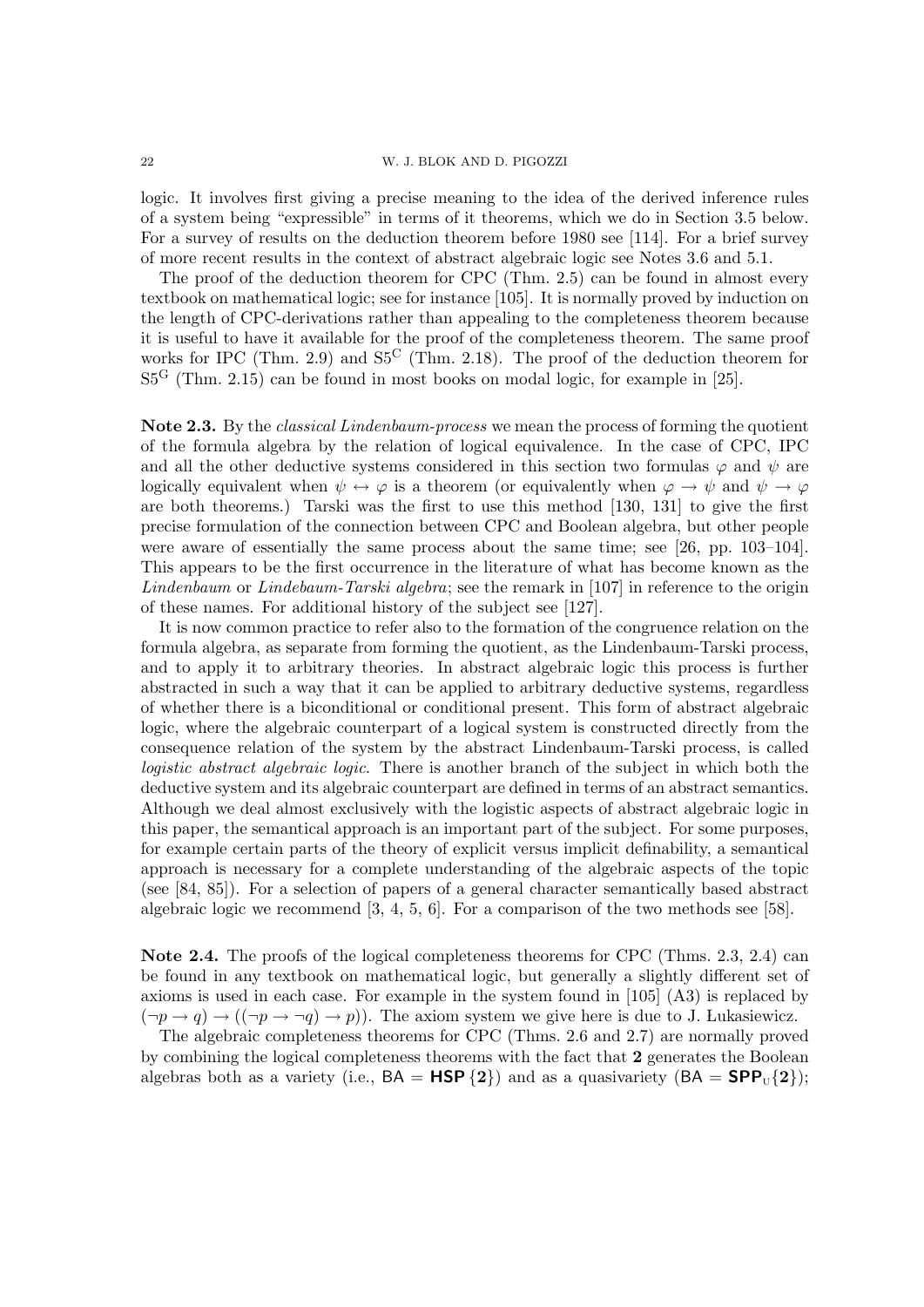logic. It involves first giving a precise meaning to the idea of the derived inference rules of a system being "expressible" in terms of it theorems, which we do in Section 3.5 below. For a survey of results on the deduction theorem before 1980 see [114]. For a brief survey of more recent results in the context of abstract algebraic logic see Notes 3.6 and 5.1.

The proof of the deduction theorem for CPC (Thm. 2.5) can be found in almost every textbook on mathematical logic; see for instance [105]. It is normally proved by induction on the length of CPC-derivations rather than appealing to the completeness theorem because it is useful to have it available for the proof of the completeness theorem. The same proof works for IPC (Thm. 2.9) and $S5^C$ (Thm. 2.18). The proof of the deduction theorem for $S5^G$ (Thm. 2.15) can be found in most books on modal logic, for example in [25].

**Note 2.3.** By the *classical Lindenbaum-process* we mean the process of forming the quotient of the formula algebra by the relation of logical equivalence. In the case of CPC, IPC and all the other deductive systems considered in this section two formulas $\varphi$ and $\psi$ are logically equivalent when $\psi \leftrightarrow \varphi$ is a theorem (or equivalently when $\varphi \to \psi$ and $\psi \to \varphi$ are both theorems.) Tarski was the first to use this method [130, 131] to give the first precise formulation of the connection between CPC and Boolean algebra, but other people were aware of essentially the same process about the same time; see [26, pp. 103–104]. This appears to be the first occurrence in the literature of what has become known as the *Lindenbaum* or *Lindebaum-Tarski algebra*; see the remark in [107] in reference to the origin of these names. For additional history of the subject see [127].

It is now common practice to refer also to the formation of the congruence relation on the formula algebra, as separate from forming the quotient, as the Lindenbaum-Tarski process, and to apply it to arbitrary theories. In abstract algebraic logic this process is further abstracted in such a way that it can be applied to arbitrary deductive systems, regardless of whether there is a biconditional or conditional present. This form of abstract algebraic logic, where the algebraic counterpart of a logical system is constructed directly from the consequence relation of the system by the abstract Lindenbaum-Tarski process, is called *logistic abstract algebraic logic*. There is another branch of the subject in which both the deductive system and its algebraic counterpart are defined in terms of an abstract semantics. Although we deal almost exclusively with the logistic aspects of abstract algebraic logic in this paper, the semantical approach is an important part of the subject. For some purposes, for example certain parts of the theory of explicit versus implicit definability, a semantical approach is necessary for a complete understanding of the algebraic aspects of the topic (see [84, 85]). For a selection of papers of a general character semantically based abstract algebraic logic we recommend [3, 4, 5, 6]. For a comparison of the two methods see [58].

**Note 2.4.** The proofs of the logical completeness theorems for CPC (Thms. 2.3, 2.4) can be found in any textbook on mathematical logic, but generally a slightly different set of axioms is used in each case. For example in the system found in [105] (A3) is replaced by $(\neg p \to q) \to ((\neg p \to \neg q) \to p))$. The axiom system we give here is due to J. Łukasiewicz.

The algebraic completeness theorems for CPC (Thms. 2.6 and 2.7) are normally proved by combining the logical completeness theorems with the fact that $\mathbf{2}$ generates the Boolean algebras both as a variety (i.e., $\mathsf{BA} = \mathbf{HSP}\{\mathbf{2}\}$) and as a quasivariety ($\mathsf{BA} = \mathbf{SPP}_{\mathrm{U}}\{\mathbf{2}\}$);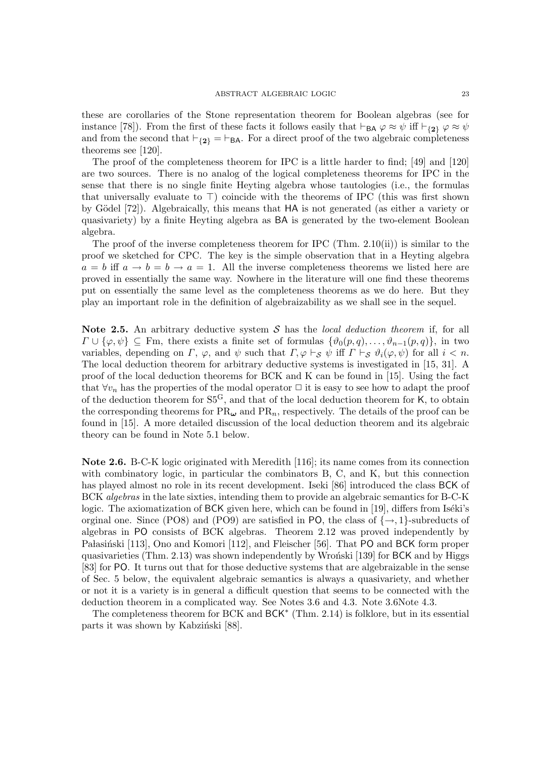these are corollaries of the Stone representation theorem for Boolean algebras (see for instance [78]). From the first of these facts it follows easily that $\vdash_{\mathsf{BA}} \varphi \approx \psi$ iff $\vdash_{\{\mathbf{2}\}} \varphi \approx \psi$ and from the second that $\vdash_{\{\mathbf{2}\}} = \vdash_{\mathsf{BA}}$. For a direct proof of the two algebraic completeness theorems see [120].

The proof of the completeness theorem for IPC is a little harder to find; [49] and [120] are two sources. There is no analog of the logical completeness theorems for IPC in the sense that there is no single finite Heyting algebra whose tautologies (i.e., the formulas that universally evaluate to $\top$) coincide with the theorems of IPC (this was first shown by Gödel [72]). Algebraically, this means that HA is not generated (as either a variety or quasivariety) by a finite Heyting algebra as BA is generated by the two-element Boolean algebra.

The proof of the inverse completeness theorem for IPC (Thm. 2.10(ii)) is similar to the proof we sketched for CPC. The key is the simple observation that in a Heyting algebra $a = b$ iff $a \to b = b \to a = 1$. All the inverse completeness theorems we listed here are proved in essentially the same way. Nowhere in the literature will one find these theorems put on essentially the same level as the completeness theorems as we do here. But they play an important role in the definition of algebraizability as we shall see in the sequel.

**Note 2.5.** An arbitrary deductive system $\mathcal{S}$ has the *local deduction theorem* if, for all $\Gamma \cup \{\varphi, \psi\} \subseteq \mathrm{Fm}$, there exists a finite set of formulas $\{\vartheta_0(p,q), \dots, \vartheta_{n-1}(p,q)\}$, in two variables, depending on $\Gamma$, $\varphi$, and $\psi$ such that $\Gamma, \varphi \vdash_{\mathcal{S}} \psi$ iff $\Gamma \vdash_{\mathcal{S}} \vartheta_i(\varphi, \psi)$ for all $i < n$. The local deduction theorem for arbitrary deductive systems is investigated in [15, 31]. A proof of the local deduction theorems for BCK and K can be found in [15]. Using the fact that $\forall v_n$ has the properties of the modal operator $\Box$ it is easy to see how to adapt the proof of the deduction theorem for $\mathrm{S5^G}$, and that of the local deduction theorem for K, to obtain the corresponding theorems for $\mathrm{PR}_{\boldsymbol{\omega}}$ and $\mathrm{PR}_n$, respectively. The details of the proof can be found in [15]. A more detailed discussion of the local deduction theorem and its algebraic theory can be found in Note 5.1 below.

**Note 2.6.** B-C-K logic originated with Meredith [116]; its name comes from its connection with combinatory logic, in particular the combinators B, C, and K, but this connection has played almost no role in its recent development. Iseki [86] introduced the class BCK of BCK *algebras* in the late sixties, intending them to provide an algebraic semantics for B-C-K logic. The axiomatization of BCK given here, which can be found in [19], differs from Iséki's orginal one. Since (PO8) and (PO9) are satisfied in PO, the class of $\{\to, 1\}$-subreducts of algebras in PO consists of BCK algebras. Theorem 2.12 was proved independently by Pałasiński [113], Ono and Komori [112], and Fleischer [56]. That PO and BCK form proper quasivarieties (Thm. 2.13) was shown independently by Wroński [139] for BCK and by Higgs [83] for PO. It turns out that for those deductive systems that are algebraizable in the sense of Sec. 5 below, the equivalent algebraic semantics is always a quasivariety, and whether or not it is a variety is in general a difficult question that seems to be connected with the deduction theorem in a complicated way. See Notes 3.6 and 4.3. Note 3.6Note 4.3.

The completeness theorem for BCK and $\mathsf{BCK}^*$ (Thm. 2.14) is folklore, but in its essential parts it was shown by Kabziński [88].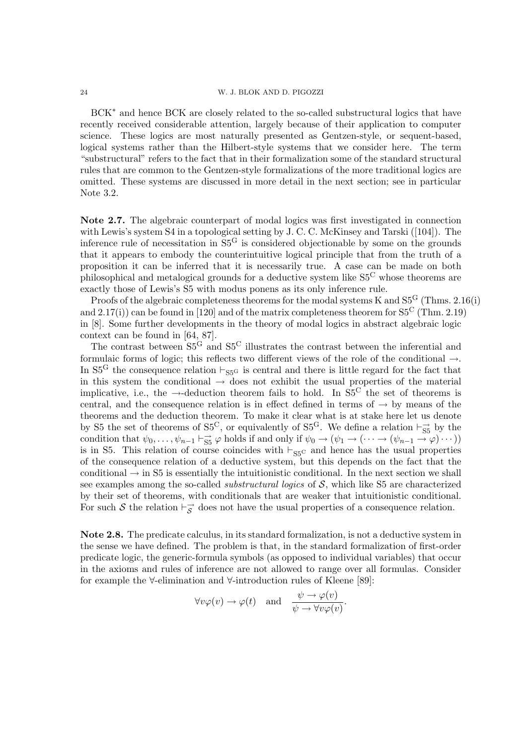BCK* and hence BCK are closely related to the so-called substructural logics that have recently received considerable attention, largely because of their application to computer science. These logics are most naturally presented as Gentzen-style, or sequent-based, logical systems rather than the Hilbert-style systems that we consider here. The term "substructural" refers to the fact that in their formalization some of the standard structural rules that are common to the Gentzen-style formalizations of the more traditional logics are omitted. These systems are discussed in more detail in the next section; see in particular Note 3.2.

**Note 2.7.** The algebraic counterpart of modal logics was first investigated in connection with Lewis's system S4 in a topological setting by J. C. C. McKinsey and Tarski ([104]). The inference rule of necessitation in $\mathrm{S5^G}$ is considered objectionable by some on the grounds that it appears to embody the counterintuitive logical principle that from the truth of a proposition it can be inferred that it is necessarily true. A case can be made on both philosophical and metalogical grounds for a deductive system like $\mathrm{S5^C}$ whose theorems are exactly those of Lewis's S5 with modus ponens as its only inference rule.

Proofs of the algebraic completeness theorems for the modal systems K and $\mathrm{S5^G}$ (Thms. 2.16(i) and 2.17(i)) can be found in [120] and of the matrix completeness theorem for $\mathrm{S5^C}$ (Thm. 2.19) in [8]. Some further developments in the theory of modal logics in abstract algebraic logic context can be found in [64, 87].

The contrast between $\mathrm{S5^G}$ and $\mathrm{S5^C}$ illustrates the contrast between the inferential and formulaic forms of logic; this reflects two different views of the role of the conditional $\to$. In $\mathrm{S5^G}$ the consequence relation $\vdash_{\mathrm{S5^G}}$ is central and there is little regard for the fact that in this system the conditional $\to$ does not exhibit the usual properties of the material implicative, i.e., the $\to$-deduction theorem fails to hold. In $\mathrm{S5^C}$ the set of theorems is central, and the consequence relation is in effect defined in terms of $\to$ by means of the theorems and the deduction theorem. To make it clear what is at stake here let us denote by S5 the set of theorems of $\mathrm{S5^C}$, or equivalently of $\mathrm{S5^G}$. We define a relation $\vdash^{\to}_{\mathrm{S5}}$ by the condition that $\psi_0, \dots, \psi_{n-1} \vdash^{\to}_{\mathrm{S5}} \varphi$ holds if and only if $\psi_0 \to (\psi_1 \to (\cdots \to (\psi_{n-1} \to \varphi)\cdots))$ is in S5. This relation of course coincides with $\vdash_{\mathrm{S5^C}}$ and hence has the usual properties of the consequence relation of a deductive system, but this depends on the fact that the conditional $\to$ in S5 is essentially the intuitionistic conditional. In the next section we shall see examples among the so-called *substructural logics* of $\mathcal{S}$, which like S5 are characterized by their set of theorems, with conditionals that are weaker that intuitionistic conditional. For such $\mathcal{S}$ the relation $\vdash^{\to}_{\mathcal{S}}$ does not have the usual properties of a consequence relation.

**Note 2.8.** The predicate calculus, in its standard formalization, is not a deductive system in the sense we have defined. The problem is that, in the standard formalization of first-order predicate logic, the generic-formula symbols (as opposed to individual variables) that occur in the axioms and rules of inference are not allowed to range over all formulas. Consider for example the $\forall$-elimination and $\forall$-introduction rules of Kleene [89]:

$$\forall v\varphi(v) \to \varphi(t) \quad \text{and} \quad \frac{\psi \to \varphi(v)}{\psi \to \forall v\varphi(v)}.$$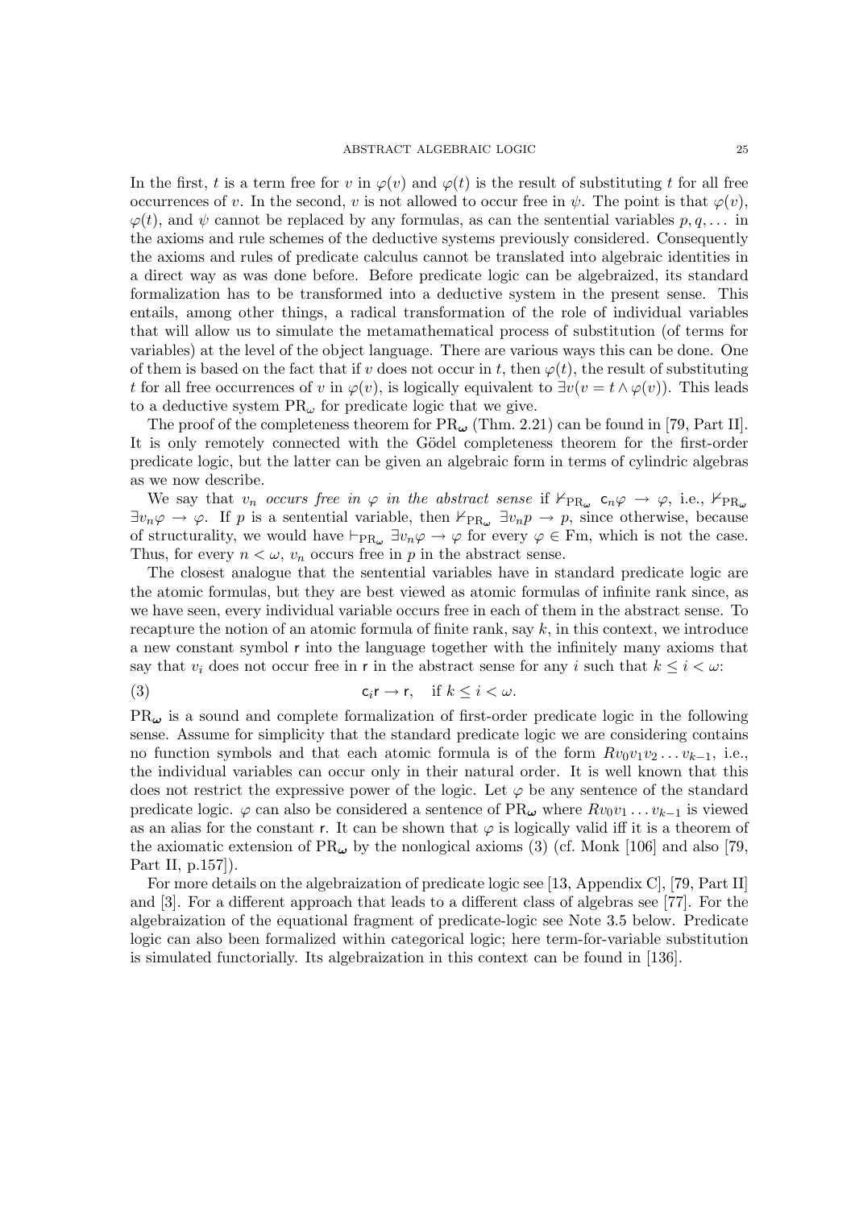In the first, $t$ is a term free for $v$ in $\varphi(v)$ and $\varphi(t)$ is the result of substituting $t$ for all free occurrences of $v$. In the second, $v$ is not allowed to occur free in $\psi$. The point is that $\varphi(v)$, $\varphi(t)$, and $\psi$ cannot be replaced by any formulas, as can the sentential variables $p, q, \dots$ in the axioms and rule schemes of the deductive systems previously considered. Consequently the axioms and rules of predicate calculus cannot be translated into algebraic identities in a direct way as was done before. Before predicate logic can be algebraized, its standard formalization has to be transformed into a deductive system in the present sense. This entails, among other things, a radical transformation of the role of individual variables that will allow us to simulate the metamathematical process of substitution (of terms for variables) at the level of the object language. There are various ways this can be done. One of them is based on the fact that if $v$ does not occur in $t$, then $\varphi(t)$, the result of substituting $t$ for all free occurrences of $v$ in $\varphi(v)$, is logically equivalent to $\exists v(v = t \wedge \varphi(v))$. This leads to a deductive system $\mathrm{PR}_\omega$ for predicate logic that we give.

The proof of the completeness theorem for $\mathrm{PR}_{\boldsymbol{\omega}}$ (Thm. 2.21) can be found in [79, Part II]. It is only remotely connected with the Gödel completeness theorem for the first-order predicate logic, but the latter can be given an algebraic form in terms of cylindric algebras as we now describe.

We say that $v_n$ *occurs free in* $\varphi$ *in the abstract sense* if $\nvdash_{\mathrm{PR}_{\boldsymbol{\omega}}} \mathsf{c}_n\varphi \to \varphi$, i.e., $\nvdash_{\mathrm{PR}_{\boldsymbol{\omega}}} \exists v_n\varphi \to \varphi$. If $p$ is a sentential variable, then $\nvdash_{\mathrm{PR}_{\boldsymbol{\omega}}} \exists v_n p \to p$, since otherwise, because of structurality, we would have $\vdash_{\mathrm{PR}_{\boldsymbol{\omega}}} \exists v_n\varphi \to \varphi$ for every $\varphi \in \mathrm{Fm}$, which is not the case. Thus, for every $n < \omega$, $v_n$ occurs free in $p$ in the abstract sense.

The closest analogue that the sentential variables have in standard predicate logic are the atomic formulas, but they are best viewed as atomic formulas of infinite rank since, as we have seen, every individual variable occurs free in each of them in the abstract sense. To recapture the notion of an atomic formula of finite rank, say $k$, in this context, we introduce a new constant symbol $\mathsf{r}$ into the language together with the infinitely many axioms that say that $v_i$ does not occur free in $\mathsf{r}$ in the abstract sense for any $i$ such that $k \le i < \omega$:

$$\mathsf{c}_i\mathsf{r} \to \mathsf{r}, \quad \text{if } k \le i < \omega. \tag{3}$$

$\mathrm{PR}_{\boldsymbol{\omega}}$ is a sound and complete formalization of first-order predicate logic in the following sense. Assume for simplicity that the standard predicate logic we are considering contains no function symbols and that each atomic formula is of the form $Rv_0v_1v_2\dots v_{k-1}$, i.e., the individual variables can occur only in their natural order. It is well known that this does not restrict the expressive power of the logic. Let $\varphi$ be any sentence of the standard predicate logic. $\varphi$ can also be considered a sentence of $\mathrm{PR}_{\boldsymbol{\omega}}$ where $Rv_0v_1\dots v_{k-1}$ is viewed as an alias for the constant $\mathsf{r}$. It can be shown that $\varphi$ is logically valid iff it is a theorem of the axiomatic extension of $\mathrm{PR}_{\boldsymbol{\omega}}$ by the nonlogical axioms (3) (cf. Monk [106] and also [79, Part II, p.157]).

For more details on the algebraization of predicate logic see [13, Appendix C], [79, Part II] and [3]. For a different approach that leads to a different class of algebras see [77]. For the algebraization of the equational fragment of predicate-logic see Note 3.5 below. Predicate logic can also been formalized within categorical logic; here term-for-variable substitution is simulated functorially. Its algebraization in this context can be found in [136].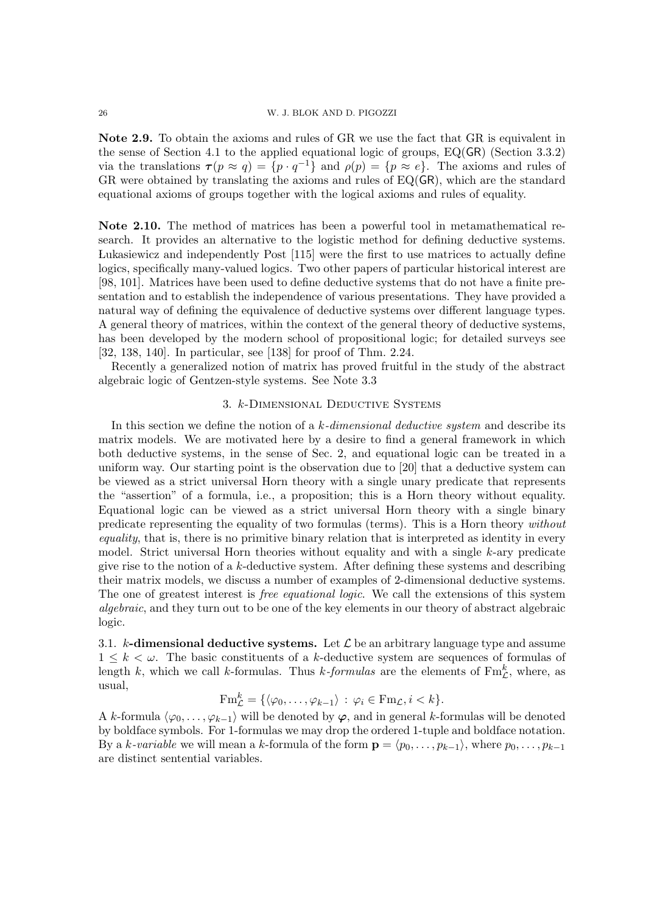**Note 2.9.** To obtain the axioms and rules of GR we use the fact that GR is equivalent in the sense of Section 4.1 to the applied equational logic of groups, EQ($\mathsf{GR}$) (Section 3.3.2) via the translations $\boldsymbol{\tau}(p \approx q) = \{p \cdot q^{-1}\}$ and $\rho(p) = \{p \approx e\}$. The axioms and rules of GR were obtained by translating the axioms and rules of EQ($\mathsf{GR}$), which are the standard equational axioms of groups together with the logical axioms and rules of equality.

**Note 2.10.** The method of matrices has been a powerful tool in metamathematical research. It provides an alternative to the logistic method for defining deductive systems. Łukasiewicz and independently Post [115] were the first to use matrices to actually define logics, specifically many-valued logics. Two other papers of particular historical interest are [98, 101]. Matrices have been used to define deductive systems that do not have a finite presentation and to establish the independence of various presentations. They have provided a natural way of defining the equivalence of deductive systems over different language types. A general theory of matrices, within the context of the general theory of deductive systems, has been developed by the modern school of propositional logic; for detailed surveys see [32, 138, 140]. In particular, see [138] for proof of Thm. 2.24.

Recently a generalized notion of matrix has proved fruitful in the study of the abstract algebraic logic of Gentzen-style systems. See Note 3.3

## 3. $k$-Dimensional Deductive Systems

In this section we define the notion of a *$k$-dimensional deductive system* and describe its matrix models. We are motivated here by a desire to find a general framework in which both deductive systems, in the sense of Sec. 2, and equational logic can be treated in a uniform way. Our starting point is the observation due to [20] that a deductive system can be viewed as a strict universal Horn theory with a single unary predicate that represents the "assertion" of a formula, i.e., a proposition; this is a Horn theory without equality. Equational logic can be viewed as a strict universal Horn theory with a single binary predicate representing the equality of two formulas (terms). This is a Horn theory *without equality*, that is, there is no primitive binary relation that is interpreted as identity in every model. Strict universal Horn theories without equality and with a single $k$-ary predicate give rise to the notion of a $k$-deductive system. After defining these systems and describing their matrix models, we discuss a number of examples of 2-dimensional deductive systems. The one of greatest interest is *free equational logic*. We call the extensions of this system *algebraic*, and they turn out to be one of the key elements in our theory of abstract algebraic logic.

### 3.1. $k$-dimensional deductive systems.

Let $\mathcal{L}$ be an arbitrary language type and assume $1 \leq k < \omega$. The basic constituents of a $k$-deductive system are sequences of formulas of length $k$, which we call $k$-formulas. Thus *$k$-formulas* are the elements of $\mathrm{Fm}^k_{\mathcal{L}}$, where, as usual,

$$\mathrm{Fm}^k_{\mathcal{L}} = \{\langle \varphi_0, \dots, \varphi_{k-1} \rangle : \varphi_i \in \mathrm{Fm}_{\mathcal{L}}, i < k\}.$$

A $k$-formula $\langle \varphi_0, \dots, \varphi_{k-1} \rangle$ will be denoted by $\boldsymbol{\varphi}$, and in general $k$-formulas will be denoted by boldface symbols. For 1-formulas we may drop the ordered 1-tuple and boldface notation. By a *$k$-variable* we will mean a $k$-formula of the form $\mathbf{p} = \langle p_0, \dots, p_{k-1} \rangle$, where $p_0, \dots, p_{k-1}$ are distinct sentential variables.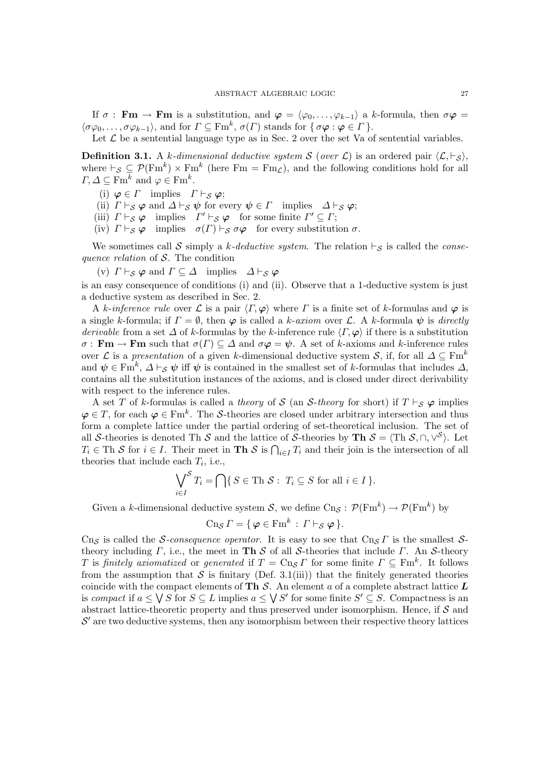If $\sigma : \mathbf{Fm} \to \mathbf{Fm}$ is a substitution, and $\boldsymbol{\varphi} = \langle \varphi_0, \dots, \varphi_{k-1} \rangle$ a $k$-formula, then $\sigma\boldsymbol{\varphi} = \langle \sigma\varphi_0, \dots, \sigma\varphi_{k-1} \rangle$, and for $\Gamma \subseteq \mathrm{Fm}^k$, $\sigma(\Gamma)$ stands for $\{ \sigma\boldsymbol{\varphi} : \boldsymbol{\varphi} \in \Gamma \}$.

Let $\mathcal{L}$ be a sentential language type as in Sec. 2 over the set Va of sentential variables.

**Definition 3.1.** A *$k$-dimensional deductive system $\mathcal{S}$ (over $\mathcal{L}$)* is an ordered pair $\langle \mathcal{L}, \vdash_{\mathcal{S}} \rangle$, where $\vdash_{\mathcal{S}} \subseteq \mathcal{P}(\mathrm{Fm}^k) \times \mathrm{Fm}^k$ (here $\mathrm{Fm} = \mathrm{Fm}_{\mathcal{L}}$), and the following conditions hold for all $\Gamma, \Delta \subseteq \mathrm{Fm}^k$ and $\varphi \in \mathrm{Fm}^k$.

(i) $\boldsymbol{\varphi} \in \Gamma$ implies $\Gamma \vdash_{\mathcal{S}} \boldsymbol{\varphi}$;

(ii) $\Gamma \vdash_{\mathcal{S}} \boldsymbol{\varphi}$ and $\Delta \vdash_{\mathcal{S}} \boldsymbol{\psi}$ for every $\boldsymbol{\psi} \in \Gamma$ implies $\Delta \vdash_{\mathcal{S}} \boldsymbol{\varphi}$;

(iii) $\Gamma \vdash_{\mathcal{S}} \boldsymbol{\varphi}$ implies $\Gamma' \vdash_{\mathcal{S}} \boldsymbol{\varphi}$ for some finite $\Gamma' \subseteq \Gamma$;

(iv) $\Gamma \vdash_{\mathcal{S}} \boldsymbol{\varphi}$ implies $\sigma(\Gamma) \vdash_{\mathcal{S}} \sigma\boldsymbol{\varphi}$ for every substitution $\sigma$.

We sometimes call $\mathcal{S}$ simply a *$k$-deductive system*. The relation $\vdash_{\mathcal{S}}$ is called the *consequence relation* of $\mathcal{S}$. The condition

(v) $\Gamma \vdash_{\mathcal{S}} \boldsymbol{\varphi}$ and $\Gamma \subseteq \Delta$ implies $\Delta \vdash_{\mathcal{S}} \boldsymbol{\varphi}$

is an easy consequence of conditions (i) and (ii). Observe that a 1-deductive system is just a deductive system as described in Sec. 2.

A *$k$-inference rule* over $\mathcal{L}$ is a pair $\langle \Gamma, \boldsymbol{\varphi} \rangle$ where $\Gamma$ is a finite set of $k$-formulas and $\boldsymbol{\varphi}$ is a single $k$-formula; if $\Gamma = \emptyset$, then $\boldsymbol{\varphi}$ is called a *$k$-axiom* over $\mathcal{L}$. A $k$-formula $\boldsymbol{\psi}$ is *directly derivable* from a set $\Delta$ of $k$-formulas by the $k$-inference rule $\langle \Gamma, \boldsymbol{\varphi} \rangle$ if there is a substitution $\sigma : \mathbf{Fm} \to \mathbf{Fm}$ such that $\sigma(\Gamma) \subseteq \Delta$ and $\sigma\boldsymbol{\varphi} = \boldsymbol{\psi}$. A set of $k$-axioms and $k$-inference rules over $\mathcal{L}$ is a *presentation* of a given $k$-dimensional deductive system $\mathcal{S}$, if, for all $\Delta \subseteq \mathrm{Fm}^k$ and $\boldsymbol{\psi} \in \mathrm{Fm}^k$, $\Delta \vdash_{\mathcal{S}} \boldsymbol{\psi}$ iff $\boldsymbol{\psi}$ is contained in the smallest set of $k$-formulas that includes $\Delta$, contains all the substitution instances of the axioms, and is closed under direct derivability with respect to the inference rules.

A set $T$ of $k$-formulas is called a *theory* of $\mathcal{S}$ (an *$\mathcal{S}$-theory* for short) if $T \vdash_{\mathcal{S}} \boldsymbol{\varphi}$ implies $\boldsymbol{\varphi} \in T$, for each $\boldsymbol{\varphi} \in \mathrm{Fm}^k$. The $\mathcal{S}$-theories are closed under arbitrary intersection and thus form a complete lattice under the partial ordering of set-theoretical inclusion. The set of all $\mathcal{S}$-theories is denoted $\mathrm{Th}\,\mathcal{S}$ and the lattice of $\mathcal{S}$-theories by $\mathbf{Th}\,\mathcal{S} = \langle \mathrm{Th}\,\mathcal{S}, \cap, \vee^{\mathcal{S}} \rangle$. Let $T_i \in \mathrm{Th}\,\mathcal{S}$ for $i \in I$. Their meet in $\mathbf{Th}\,\mathcal{S}$ is $\bigcap_{i \in I} T_i$ and their join is the intersection of all theories that include each $T_i$, i.e.,

$$\bigvee_{i \in I}^{\mathcal{S}} T_i = \bigcap \{\, S \in \mathrm{Th}\,\mathcal{S} :\ T_i \subseteq S \text{ for all } i \in I \,\}.$$

Given a $k$-dimensional deductive system $\mathcal{S}$, we define $\mathrm{Cn}_{\mathcal{S}} : \mathcal{P}(\mathrm{Fm}^k) \to \mathcal{P}(\mathrm{Fm}^k)$ by

$$\mathrm{Cn}_{\mathcal{S}}\, \Gamma = \{\, \boldsymbol{\varphi} \in \mathrm{Fm}^k : \Gamma \vdash_{\mathcal{S}} \boldsymbol{\varphi} \,\}.$$

$\mathrm{Cn}_{\mathcal{S}}$ is called the *$\mathcal{S}$-consequence operator*. It is easy to see that $\mathrm{Cn}_{\mathcal{S}}\,\Gamma$ is the smallest $\mathcal{S}$-theory including $\Gamma$, i.e., the meet in $\mathbf{Th}\,\mathcal{S}$ of all $\mathcal{S}$-theories that include $\Gamma$. An $\mathcal{S}$-theory $T$ is *finitely axiomatized* or *generated* if $T = \mathrm{Cn}_{\mathcal{S}}\,\Gamma$ for some finite $\Gamma \subseteq \mathrm{Fm}^k$. It follows from the assumption that $\mathcal{S}$ is finitary (Def. 3.1(iii)) that the finitely generated theories coincide with the compact elements of $\mathbf{Th}\,\mathcal{S}$. An element $a$ of a complete abstract lattice $\boldsymbol{L}$ is *compact* if $a \leq \bigvee S$ for $S \subseteq L$ implies $a \leq \bigvee S'$ for some finite $S' \subseteq S$. Compactness is an abstract lattice-theoretic property and thus preserved under isomorphism. Hence, if $\mathcal{S}$ and $\mathcal{S}'$ are two deductive systems, then any isomorphism between their respective theory lattices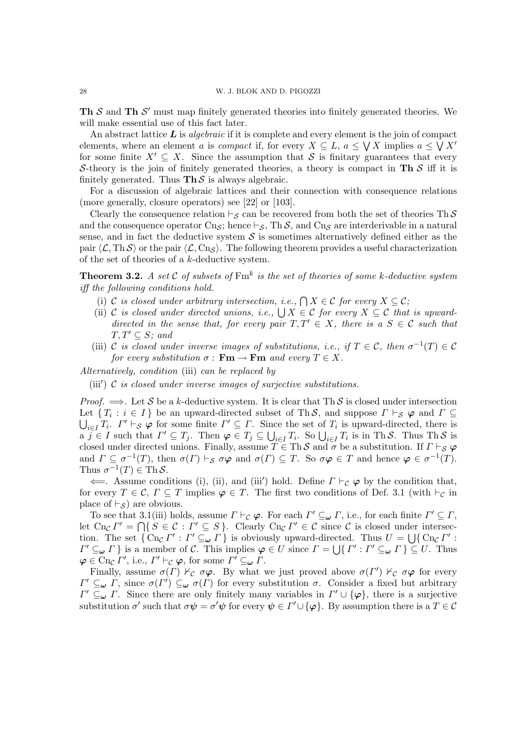**Th** $\mathcal{S}$ and **Th** $\mathcal{S}'$ must map finitely generated theories into finitely generated theories. We will make essential use of this fact later.

An abstract lattice $\boldsymbol{L}$ is *algebraic* if it is complete and every element is the join of compact elements, where an element $a$ is *compact* if, for every $X \subseteq L$, $a \leq \bigvee X$ implies $a \leq \bigvee X'$ for some finite $X' \subseteq X$. Since the assumption that $\mathcal{S}$ is finitary guarantees that every $\mathcal{S}$-theory is the join of finitely generated theories, a theory is compact in **Th** $\mathcal{S}$ iff it is finitely generated. Thus **Th** $\mathcal{S}$ is always algebraic.

For a discussion of algebraic lattices and their connection with consequence relations (more generally, closure operators) see [22] or [103].

Clearly the consequence relation $\vdash_{\mathcal{S}}$ can be recovered from both the set of theories $\mathrm{Th}\,\mathcal{S}$ and the consequence operator $\mathrm{Cn}_{\mathcal{S}}$; hence $\vdash_{\mathcal{S}}$, $\mathrm{Th}\,\mathcal{S}$, and $\mathrm{Cn}_{\mathcal{S}}$ are interderivable in a natural sense, and in fact the deductive system $\mathcal{S}$ is sometimes alternatively defined either as the pair $\langle \mathcal{L}, \mathrm{Th}\,\mathcal{S}\rangle$ or the pair $\langle \mathcal{L}, \mathrm{Cn}_{\mathcal{S}}\rangle$. The following theorem provides a useful characterization of the set of theories of a $k$-deductive system.

**Theorem 3.2.** *A set $\mathcal{C}$ of subsets of $\mathrm{Fm}^k$ is the set of theories of some $k$-deductive system iff the following conditions hold.*

(i) *$\mathcal{C}$ is closed under arbitrary intersection, i.e., $\bigcap X \in \mathcal{C}$ for every $X \subseteq \mathcal{C}$;*

(ii) *$\mathcal{C}$ is closed under directed unions, i.e., $\bigcup X \in \mathcal{C}$ for every $X \subseteq \mathcal{C}$ that is upward-directed in the sense that, for every pair $T, T' \in X$, there is a $S \in \mathcal{C}$ such that $T, T' \subseteq S$; and*

(iii) *$\mathcal{C}$ is closed under inverse images of substitutions, i.e., if $T \in \mathcal{C}$, then $\sigma^{-1}(T) \in \mathcal{C}$ for every substitution $\sigma : \mathbf{Fm} \to \mathbf{Fm}$ and every $T \in X$.*

*Alternatively, condition* (iii) *can be replaced by*

(iii$'$) *$\mathcal{C}$ is closed under inverse images of surjective substitutions.*

*Proof.* $\Longrightarrow$. Let $\mathcal{S}$ be a $k$-deductive system. It is clear that $\mathrm{Th}\,\mathcal{S}$ is closed under intersection Let $\{\, T_i : i \in I \,\}$ be an upward-directed subset of $\mathrm{Th}\,\mathcal{S}$, and suppose $\Gamma \vdash_{\mathcal{S}} \boldsymbol{\varphi}$ and $\Gamma \subseteq \bigcup_{i\in I} T_i$. $\Gamma' \vdash_{\mathcal{S}} \boldsymbol{\varphi}$ for some finite $\Gamma' \subseteq \Gamma$. Since the set of $T_i$ is upward-directed, there is a $j \in I$ such that $\Gamma' \subseteq T_j$. Then $\boldsymbol{\varphi} \in T_j \subseteq \bigcup_{i\in I} T_i$. So $\bigcup_{i\in I} T_i$ is in $\mathrm{Th}\,\mathcal{S}$. Thus $\mathrm{Th}\,\mathcal{S}$ is closed under directed unions. Finally, assume $T \in \mathrm{Th}\,\mathcal{S}$ and $\sigma$ be a substitution. If $\Gamma \vdash_{\mathcal{S}} \boldsymbol{\varphi}$ and $\Gamma \subseteq \sigma^{-1}(T)$, then $\sigma(\Gamma) \vdash_{\mathcal{S}} \sigma\boldsymbol{\varphi}$ and $\sigma(\Gamma) \subseteq T$. So $\sigma\boldsymbol{\varphi} \in T$ and hence $\boldsymbol{\varphi} \in \sigma^{-1}(T)$. Thus $\sigma^{-1}(T) \in \mathrm{Th}\,\mathcal{S}$.

$\Longleftarrow$. Assume conditions (i), (ii), and (iii$'$) hold. Define $\Gamma \vdash_{\mathcal{C}} \boldsymbol{\varphi}$ by the condition that, for every $T \in \mathcal{C}$, $\Gamma \subseteq T$ implies $\boldsymbol{\varphi} \in T$. The first two conditions of Def. 3.1 (with $\vdash_{\mathcal{C}}$ in place of $\vdash_{\mathcal{S}}$) are obvious.

To see that 3.1(iii) holds, assume $\Gamma \vdash_{\mathcal{C}} \boldsymbol{\varphi}$. For each $\Gamma' \subseteq_{\boldsymbol{\omega}} \Gamma$, i.e., for each finite $\Gamma' \subseteq \Gamma$, let $\mathrm{Cn}_{\mathcal{C}}\,\Gamma' = \bigcap\{\, S \in \mathcal{C} : \Gamma' \subseteq S \,\}$. Clearly $\mathrm{Cn}_{\mathcal{C}}\,\Gamma' \in \mathcal{C}$ since $\mathcal{C}$ is closed under intersection. The set $\{\, \mathrm{Cn}_{\mathcal{C}}\,\Gamma' : \Gamma' \subseteq_{\boldsymbol{\omega}} \Gamma \,\}$ is obviously upward-directed. Thus $U = \bigcup\{\, \mathrm{Cn}_{\mathcal{C}}\,\Gamma' : \Gamma' \subseteq_{\boldsymbol{\omega}} \Gamma \,\}$ is a member of $\mathcal{C}$. This implies $\boldsymbol{\varphi} \in U$ since $\Gamma = \bigcup\{\, \Gamma' : \Gamma' \subseteq_{\boldsymbol{\omega}} \Gamma \,\} \subseteq U$. Thus $\boldsymbol{\varphi} \in \mathrm{Cn}_{\mathcal{C}}\,\Gamma'$, i.e., $\Gamma' \vdash_{\mathcal{C}} \boldsymbol{\varphi}$, for some $\Gamma' \subseteq_{\boldsymbol{\omega}} \Gamma$.

Finally, assume $\sigma(\Gamma) \nvdash_{\mathcal{C}} \sigma\boldsymbol{\varphi}$. By what we just proved above $\sigma(\Gamma') \nvdash_{\mathcal{C}} \sigma\boldsymbol{\varphi}$ for every $\Gamma' \subseteq_{\boldsymbol{\omega}} \Gamma$, since $\sigma(\Gamma') \subseteq_{\boldsymbol{\omega}} \sigma(\Gamma)$ for every substitution $\sigma$. Consider a fixed but arbitrary $\Gamma' \subseteq_{\boldsymbol{\omega}} \Gamma$. Since there are only finitely many variables in $\Gamma' \cup \{\boldsymbol{\varphi}\}$, there is a surjective substitution $\sigma'$ such that $\sigma\boldsymbol{\psi} = \sigma'\boldsymbol{\psi}$ for every $\boldsymbol{\psi} \in \Gamma' \cup \{\boldsymbol{\varphi}\}$. By assumption there is a $T \in \mathcal{C}$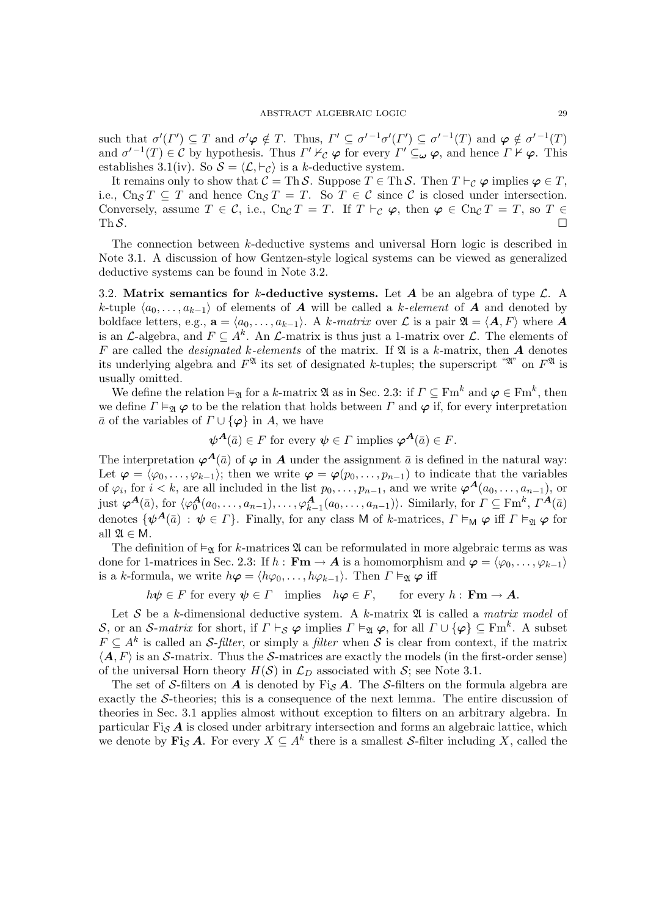such that $\sigma'(\Gamma') \subseteq T$ and $\sigma'\boldsymbol{\varphi} \notin T$. Thus, $\Gamma' \subseteq \sigma'^{-1}\sigma'(\Gamma') \subseteq \sigma'^{-1}(T)$ and $\boldsymbol{\varphi} \notin \sigma'^{-1}(T)$ and $\sigma'^{-1}(T) \in \mathcal{C}$ by hypothesis. Thus $\Gamma' \nvdash_{\mathcal{C}} \boldsymbol{\varphi}$ for every $\Gamma' \subseteq_{\boldsymbol{\omega}} \boldsymbol{\varphi}$, and hence $\Gamma \nvdash \boldsymbol{\varphi}$. This establishes 3.1(iv). So $\mathcal{S} = \langle \mathcal{L}, \vdash_{\mathcal{C}} \rangle$ is a $k$-deductive system.

It remains only to show that $\mathcal{C} = \operatorname{Th} \mathcal{S}$. Suppose $T \in \operatorname{Th} \mathcal{S}$. Then $T \vdash_{\mathcal{C}} \boldsymbol{\varphi}$ implies $\boldsymbol{\varphi} \in T$, i.e., $\operatorname{Cn}_{\mathcal{S}} T \subseteq T$ and hence $\operatorname{Cn}_{\mathcal{S}} T = T$. So $T \in \mathcal{C}$ since $\mathcal{C}$ is closed under intersection. Conversely, assume $T \in \mathcal{C}$, i.e., $\operatorname{Cn}_{\mathcal{C}} T = T$. If $T \vdash_{\mathcal{C}} \boldsymbol{\varphi}$, then $\boldsymbol{\varphi} \in \operatorname{Cn}_{\mathcal{C}} T = T$, so $T \in \operatorname{Th} \mathcal{S}$. $\square$

The connection between $k$-deductive systems and universal Horn logic is described in Note 3.1. A discussion of how Gentzen-style logical systems can be viewed as generalized deductive systems can be found in Note 3.2.

3.2. **Matrix semantics for $k$-deductive systems.** Let $\boldsymbol{A}$ be an algebra of type $\mathcal{L}$. A $k$-tuple $\langle a_0, \dots, a_{k-1} \rangle$ of elements of $\boldsymbol{A}$ will be called a *$k$-element* of $\boldsymbol{A}$ and denoted by boldface letters, e.g., $\mathbf{a} = \langle a_0, \dots, a_{k-1} \rangle$. A *$k$-matrix* over $\mathcal{L}$ is a pair $\mathfrak{A} = \langle \boldsymbol{A}, F \rangle$ where $\boldsymbol{A}$ is an $\mathcal{L}$-algebra, and $F \subseteq A^k$. An $\mathcal{L}$-matrix is thus just a 1-matrix over $\mathcal{L}$. The elements of $F$ are called the *designated $k$-elements* of the matrix. If $\mathfrak{A}$ is a $k$-matrix, then $\boldsymbol{A}$ denotes its underlying algebra and $F^{\mathfrak{A}}$ its set of designated $k$-tuples; the superscript "$\mathfrak{A}$" on $F^{\mathfrak{A}}$ is usually omitted.

We define the relation $\vDash_{\mathfrak{A}}$ for a $k$-matrix $\mathfrak{A}$ as in Sec. 2.3: if $\Gamma \subseteq \operatorname{Fm}^k$ and $\boldsymbol{\varphi} \in \operatorname{Fm}^k$, then we define $\Gamma \vDash_{\mathfrak{A}} \boldsymbol{\varphi}$ to be the relation that holds between $\Gamma$ and $\boldsymbol{\varphi}$ if, for every interpretation $\bar{a}$ of the variables of $\Gamma \cup \{\boldsymbol{\varphi}\}$ in $A$, we have

$$\boldsymbol{\psi}^{\boldsymbol{A}}(\bar{a}) \in F \text{ for every } \boldsymbol{\psi} \in \Gamma \text{ implies } \boldsymbol{\varphi}^{\boldsymbol{A}}(\bar{a}) \in F.$$

The interpretation $\boldsymbol{\varphi}^{\boldsymbol{A}}(\bar{a})$ of $\boldsymbol{\varphi}$ in $\boldsymbol{A}$ under the assignment $\bar{a}$ is defined in the natural way: Let $\boldsymbol{\varphi} = \langle \varphi_0, \dots, \varphi_{k-1} \rangle$; then we write $\boldsymbol{\varphi} = \boldsymbol{\varphi}(p_0, \dots, p_{n-1})$ to indicate that the variables of $\varphi_i$, for $i < k$, are all included in the list $p_0, \dots, p_{n-1}$, and we write $\boldsymbol{\varphi}^{\boldsymbol{A}}(a_0, \dots, a_{n-1})$, or just $\boldsymbol{\varphi}^{\boldsymbol{A}}(\bar{a})$, for $\langle \varphi_0^{\boldsymbol{A}}(a_0, \dots, a_{n-1}), \dots, \varphi_{k-1}^{\boldsymbol{A}}(a_0, \dots, a_{n-1}) \rangle$. Similarly, for $\Gamma \subseteq \operatorname{Fm}^k$, $\Gamma^{\boldsymbol{A}}(\bar{a})$ denotes $\{\boldsymbol{\psi}^{\boldsymbol{A}}(\bar{a}) : \boldsymbol{\psi} \in \Gamma\}$. Finally, for any class $\mathsf{M}$ of $k$-matrices, $\Gamma \vDash_{\mathsf{M}} \boldsymbol{\varphi}$ iff $\Gamma \vDash_{\mathfrak{A}} \boldsymbol{\varphi}$ for all $\mathfrak{A} \in \mathsf{M}$.

The definition of $\vDash_{\mathfrak{A}}$ for $k$-matrices $\mathfrak{A}$ can be reformulated in more algebraic terms as was done for 1-matrices in Sec. 2.3: If $h : \mathbf{Fm} \to \boldsymbol{A}$ is a homomorphism and $\boldsymbol{\varphi} = \langle \varphi_0, \dots, \varphi_{k-1} \rangle$ is a $k$-formula, we write $h\boldsymbol{\varphi} = \langle h\varphi_0, \dots, h\varphi_{k-1} \rangle$. Then $\Gamma \vDash_{\mathfrak{A}} \boldsymbol{\varphi}$ iff

$$h\boldsymbol{\psi} \in F \text{ for every } \boldsymbol{\psi} \in \Gamma \quad \text{implies} \quad h\boldsymbol{\varphi} \in F, \qquad \text{for every } h : \mathbf{Fm} \to \boldsymbol{A}.$$

Let $\mathcal{S}$ be a $k$-dimensional deductive system. A $k$-matrix $\mathfrak{A}$ is called a *matrix model* of $\mathcal{S}$, or an *$\mathcal{S}$-matrix* for short, if $\Gamma \vdash_{\mathcal{S}} \boldsymbol{\varphi}$ implies $\Gamma \vDash_{\mathfrak{A}} \boldsymbol{\varphi}$, for all $\Gamma \cup \{\boldsymbol{\varphi}\} \subseteq \operatorname{Fm}^k$. A subset $F \subseteq A^k$ is called an *$\mathcal{S}$-filter*, or simply a *filter* when $\mathcal{S}$ is clear from context, if the matrix $\langle \boldsymbol{A}, F \rangle$ is an $\mathcal{S}$-matrix. Thus the $\mathcal{S}$-matrices are exactly the models (in the first-order sense) of the universal Horn theory $H(\mathcal{S})$ in $\mathcal{L}_D$ associated with $\mathcal{S}$; see Note 3.1.

The set of $\mathcal{S}$-filters on $\boldsymbol{A}$ is denoted by $\operatorname{Fi}_{\mathcal{S}} \boldsymbol{A}$. The $\mathcal{S}$-filters on the formula algebra are exactly the $\mathcal{S}$-theories; this is a consequence of the next lemma. The entire discussion of theories in Sec. 3.1 applies almost without exception to filters on an arbitrary algebra. In particular $\operatorname{Fi}_{\mathcal{S}} \boldsymbol{A}$ is closed under arbitrary intersection and forms an algebraic lattice, which we denote by $\mathbf{Fi}_{\mathcal{S}} \boldsymbol{A}$. For every $X \subseteq A^k$ there is a smallest $\mathcal{S}$-filter including $X$, called the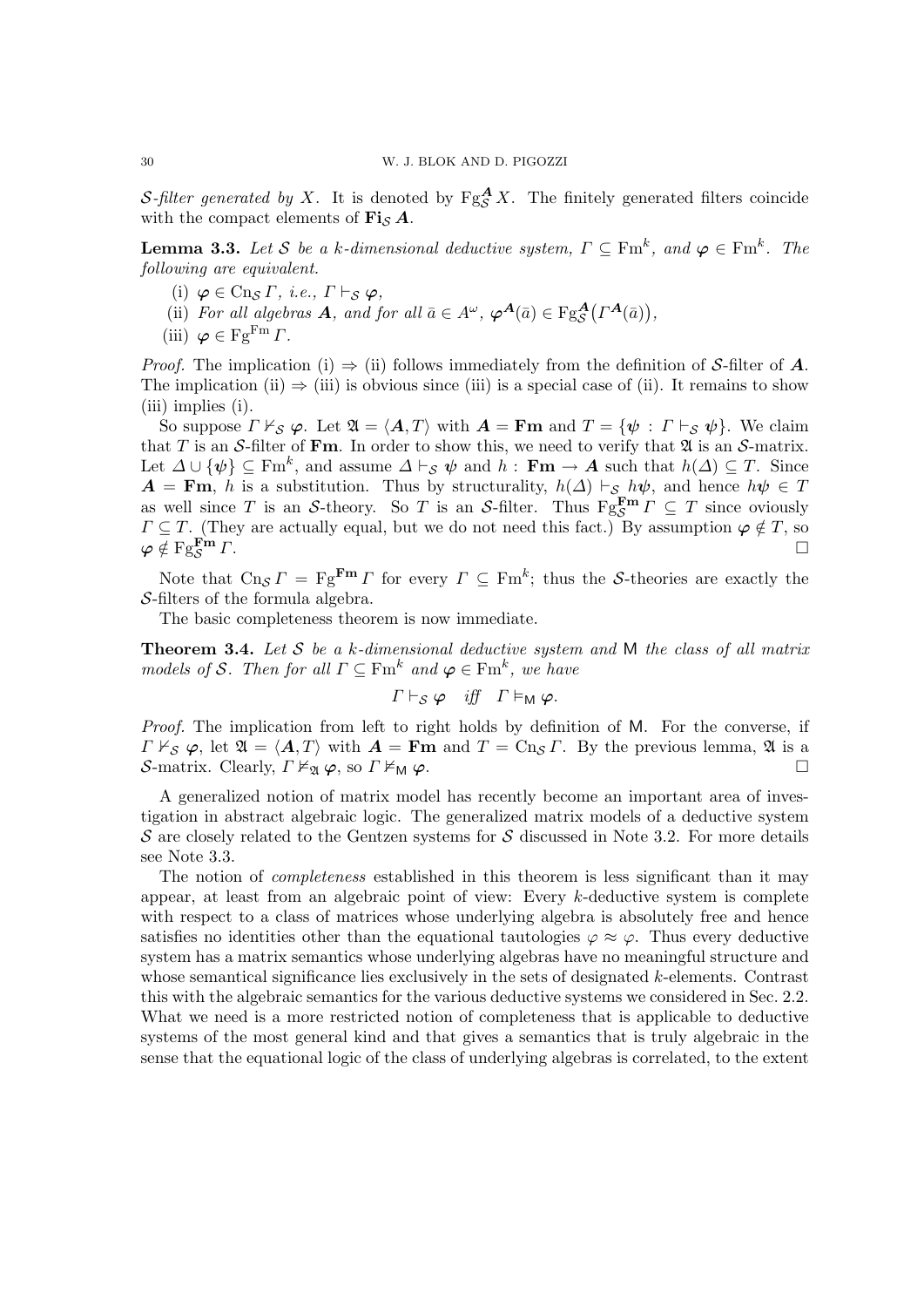*$\mathcal{S}$-filter generated by* $X$. It is denoted by $\operatorname{Fg}^{\boldsymbol{A}}_{\mathcal{S}} X$. The finitely generated filters coincide with the compact elements of $\mathbf{Fi}_{\mathcal{S}}\,\boldsymbol{A}$.

**Lemma 3.3.** *Let $\mathcal{S}$ be a $k$-dimensional deductive system, $\Gamma \subseteq \mathrm{Fm}^k$, and $\boldsymbol{\varphi} \in \mathrm{Fm}^k$. The following are equivalent.*

(i) *$\boldsymbol{\varphi} \in \mathrm{Cn}_{\mathcal{S}}\,\Gamma$, i.e., $\Gamma \vdash_{\mathcal{S}} \boldsymbol{\varphi}$,*

(ii) *For all algebras $\boldsymbol{A}$, and for all $\bar{a} \in A^{\omega}$, $\boldsymbol{\varphi}^{\boldsymbol{A}}(\bar{a}) \in \operatorname{Fg}^{\boldsymbol{A}}_{\mathcal{S}}\big(\Gamma^{\boldsymbol{A}}(\bar{a})\big)$,*

(iii) *$\boldsymbol{\varphi} \in \operatorname{Fg}^{\mathrm{Fm}}\,\Gamma$.*

*Proof.* The implication (i) $\Rightarrow$ (ii) follows immediately from the definition of $\mathcal{S}$-filter of $\boldsymbol{A}$. The implication (ii) $\Rightarrow$ (iii) is obvious since (iii) is a special case of (ii). It remains to show (iii) implies (i).

So suppose $\Gamma \nvdash_{\mathcal{S}} \boldsymbol{\varphi}$. Let $\mathfrak{A} = \langle \boldsymbol{A}, T\rangle$ with $\boldsymbol{A} = \mathbf{Fm}$ and $T = \{\boldsymbol{\psi} : \Gamma \vdash_{\mathcal{S}} \boldsymbol{\psi}\}$. We claim that $T$ is an $\mathcal{S}$-filter of $\mathbf{Fm}$. In order to show this, we need to verify that $\mathfrak{A}$ is an $\mathcal{S}$-matrix. Let $\Delta \cup \{\boldsymbol{\psi}\} \subseteq \mathrm{Fm}^k$, and assume $\Delta \vdash_{\mathcal{S}} \boldsymbol{\psi}$ and $h : \mathbf{Fm} \to \boldsymbol{A}$ such that $h(\Delta) \subseteq T$. Since $\boldsymbol{A} = \mathbf{Fm}$, $h$ is a substitution. Thus by structurality, $h(\Delta) \vdash_{\mathcal{S}} h\boldsymbol{\psi}$, and hence $h\boldsymbol{\psi} \in T$ as well since $T$ is an $\mathcal{S}$-theory. So $T$ is an $\mathcal{S}$-filter. Thus $\operatorname{Fg}^{\mathbf{Fm}}_{\mathcal{S}}\,\Gamma \subseteq T$ since oviously $\Gamma \subseteq T$. (They are actually equal, but we do not need this fact.) By assumption $\boldsymbol{\varphi} \notin T$, so $\boldsymbol{\varphi} \notin \operatorname{Fg}^{\mathbf{Fm}}_{\mathcal{S}}\,\Gamma$. $\square$

Note that $\mathrm{Cn}_{\mathcal{S}}\,\Gamma = \operatorname{Fg}^{\mathbf{Fm}}\,\Gamma$ for every $\Gamma \subseteq \mathrm{Fm}^k$; thus the $\mathcal{S}$-theories are exactly the $\mathcal{S}$-filters of the formula algebra.

The basic completeness theorem is now immediate.

**Theorem 3.4.** *Let $\mathcal{S}$ be a $k$-dimensional deductive system and $\mathsf{M}$ the class of all matrix models of $\mathcal{S}$. Then for all $\Gamma \subseteq \mathrm{Fm}^k$ and $\boldsymbol{\varphi} \in \mathrm{Fm}^k$, we have*

$$\Gamma \vdash_{\mathcal{S}} \boldsymbol{\varphi} \quad \textit{iff} \quad \Gamma \vDash_{\mathsf{M}} \boldsymbol{\varphi}.$$

*Proof.* The implication from left to right holds by definition of $\mathsf{M}$. For the converse, if $\Gamma \nvdash_{\mathcal{S}} \boldsymbol{\varphi}$, let $\mathfrak{A} = \langle \boldsymbol{A}, T\rangle$ with $\boldsymbol{A} = \mathbf{Fm}$ and $T = \mathrm{Cn}_{\mathcal{S}}\,\Gamma$. By the previous lemma, $\mathfrak{A}$ is a $\mathcal{S}$-matrix. Clearly, $\Gamma \nvDash_{\mathfrak{A}} \boldsymbol{\varphi}$, so $\Gamma \nvDash_{\mathsf{M}} \boldsymbol{\varphi}$. $\square$

A generalized notion of matrix model has recently become an important area of investigation in abstract algebraic logic. The generalized matrix models of a deductive system $\mathcal{S}$ are closely related to the Gentzen systems for $\mathcal{S}$ discussed in Note 3.2. For more details see Note 3.3.

The notion of *completeness* established in this theorem is less significant than it may appear, at least from an algebraic point of view: Every $k$-deductive system is complete with respect to a class of matrices whose underlying algebra is absolutely free and hence satisfies no identities other than the equational tautologies $\varphi \approx \varphi$. Thus every deductive system has a matrix semantics whose underlying algebras have no meaningful structure and whose semantical significance lies exclusively in the sets of designated $k$-elements. Contrast this with the algebraic semantics for the various deductive systems we considered in Sec. 2.2. What we need is a more restricted notion of completeness that is applicable to deductive systems of the most general kind and that gives a semantics that is truly algebraic in the sense that the equational logic of the class of underlying algebras is correlated, to the extent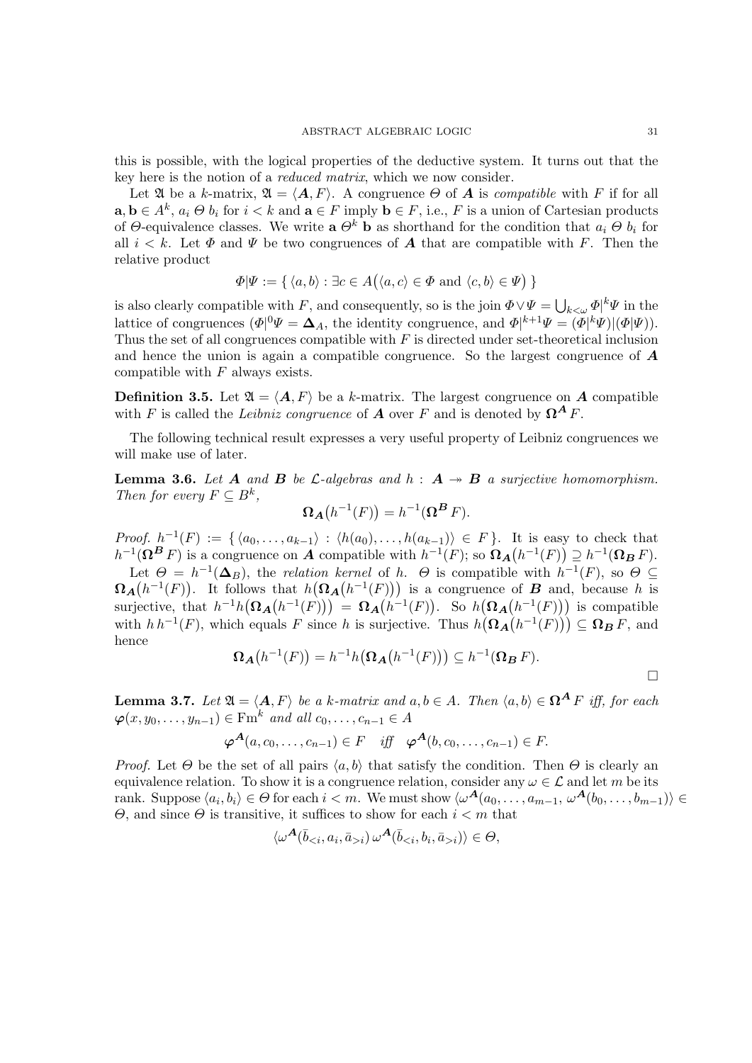this is possible, with the logical properties of the deductive system. It turns out that the key here is the notion of a *reduced matrix*, which we now consider.

Let $\mathfrak{A}$ be a $k$-matrix, $\mathfrak{A} = \langle \boldsymbol{A}, F \rangle$. A congruence $\Theta$ of $\boldsymbol{A}$ is *compatible* with $F$ if for all $\mathbf{a}, \mathbf{b} \in A^k$, $a_i \; \Theta \; b_i$ for $i < k$ and $\mathbf{a} \in F$ imply $\mathbf{b} \in F$, i.e., $F$ is a union of Cartesian products of $\Theta$-equivalence classes. We write $\mathbf{a} \; \Theta^k \; \mathbf{b}$ as shorthand for the condition that $a_i \; \Theta \; b_i$ for all $i < k$. Let $\Phi$ and $\Psi$ be two congruences of $\boldsymbol{A}$ that are compatible with $F$. Then the relative product

$$\Phi | \Psi := \{ \langle a, b \rangle : \exists c \in A \big( \langle a, c \rangle \in \Phi \text{ and } \langle c, b \rangle \in \Psi \big) \}$$

is also clearly compatible with $F$, and consequently, so is the join $\Phi \vee \Psi = \bigcup_{k < \omega} \Phi |^k \Psi$ in the lattice of congruences ($\Phi |^0 \Psi = \boldsymbol{\Delta}_A$, the identity congruence, and $\Phi |^{k+1} \Psi = (\Phi |^k \Psi) | (\Phi | \Psi)$). Thus the set of all congruences compatible with $F$ is directed under set-theoretical inclusion and hence the union is again a compatible congruence. So the largest congruence of $\boldsymbol{A}$ compatible with $F$ always exists.

**Definition 3.5.** Let $\mathfrak{A} = \langle \boldsymbol{A}, F \rangle$ be a $k$-matrix. The largest congruence on $\boldsymbol{A}$ compatible with $F$ is called the *Leibniz congruence* of $\boldsymbol{A}$ over $F$ and is denoted by $\boldsymbol{\Omega}^{\boldsymbol{A}} F$.

The following technical result expresses a very useful property of Leibniz congruences we will make use of later.

**Lemma 3.6.** *Let $\boldsymbol{A}$ and $\boldsymbol{B}$ be $\mathcal{L}$-algebras and $h : \boldsymbol{A} \twoheadrightarrow \boldsymbol{B}$ a surjective homomorphism. Then for every $F \subseteq B^k$,*

$$\boldsymbol{\Omega}_{\boldsymbol{A}}\big(h^{-1}(F)\big) = h^{-1}(\boldsymbol{\Omega}^{\boldsymbol{B}} F).$$

*Proof.* $h^{-1}(F) := \{ \langle a_0, \dots, a_{k-1} \rangle : \langle h(a_0), \dots, h(a_{k-1}) \rangle \in F \}$. It is easy to check that $h^{-1}(\boldsymbol{\Omega}^{\boldsymbol{B}} F)$ is a congruence on $\boldsymbol{A}$ compatible with $h^{-1}(F)$; so $\boldsymbol{\Omega}_{\boldsymbol{A}}\big(h^{-1}(F)\big) \supseteq h^{-1}(\boldsymbol{\Omega}_{\boldsymbol{B}} F)$.

Let $\Theta = h^{-1}(\boldsymbol{\Delta}_B)$, the *relation kernel* of $h$. $\Theta$ is compatible with $h^{-1}(F)$, so $\Theta \subseteq \boldsymbol{\Omega}_{\boldsymbol{A}}\big(h^{-1}(F)\big)$. It follows that $h\big(\boldsymbol{\Omega}_{\boldsymbol{A}}\big(h^{-1}(F)\big)\big)$ is a congruence of $\boldsymbol{B}$ and, because $h$ is surjective, that $h^{-1}h\big(\boldsymbol{\Omega}_{\boldsymbol{A}}\big(h^{-1}(F)\big)\big) = \boldsymbol{\Omega}_{\boldsymbol{A}}\big(h^{-1}(F)\big)$. So $h\big(\boldsymbol{\Omega}_{\boldsymbol{A}}\big(h^{-1}(F)\big)\big)$ is compatible with $h\,h^{-1}(F)$, which equals $F$ since $h$ is surjective. Thus $h\big(\boldsymbol{\Omega}_{\boldsymbol{A}}\big(h^{-1}(F)\big)\big) \subseteq \boldsymbol{\Omega}_{\boldsymbol{B}} F$, and hence

$$\boldsymbol{\Omega}_{\boldsymbol{A}}\big(h^{-1}(F)\big) = h^{-1}h\big(\boldsymbol{\Omega}_{\boldsymbol{A}}\big(h^{-1}(F)\big)\big) \subseteq h^{-1}(\boldsymbol{\Omega}_{\boldsymbol{B}} F).$$

□

**Lemma 3.7.** *Let $\mathfrak{A} = \langle \boldsymbol{A}, F \rangle$ be a $k$-matrix and $a, b \in A$. Then $\langle a, b \rangle \in \boldsymbol{\Omega}^{\boldsymbol{A}} F$ iff, for each $\boldsymbol{\varphi}(x, y_0, \dots, y_{n-1}) \in \mathrm{Fm}^k$ and all $c_0, \dots, c_{n-1} \in A$*

$$\boldsymbol{\varphi}^{\boldsymbol{A}}(a, c_0, \dots, c_{n-1}) \in F \quad \textit{iff} \quad \boldsymbol{\varphi}^{\boldsymbol{A}}(b, c_0, \dots, c_{n-1}) \in F.$$

*Proof.* Let $\Theta$ be the set of all pairs $\langle a, b \rangle$ that satisfy the condition. Then $\Theta$ is clearly an equivalence relation. To show it is a congruence relation, consider any $\omega \in \mathcal{L}$ and let $m$ be its rank. Suppose $\langle a_i, b_i \rangle \in \Theta$ for each $i < m$. We must show $\langle \omega^{\boldsymbol{A}}(a_0, \dots, a_{m-1}, \omega^{\boldsymbol{A}}(b_0, \dots, b_{m-1}) \rangle \in \Theta$, and since $\Theta$ is transitive, it suffices to show for each $i < m$ that

$$\langle \omega^{\boldsymbol{A}}(\bar{b}_{<i}, a_i, \bar{a}_{>i}) \, \omega^{\boldsymbol{A}}(\bar{b}_{<i}, b_i, \bar{a}_{>i}) \rangle \in \Theta,$$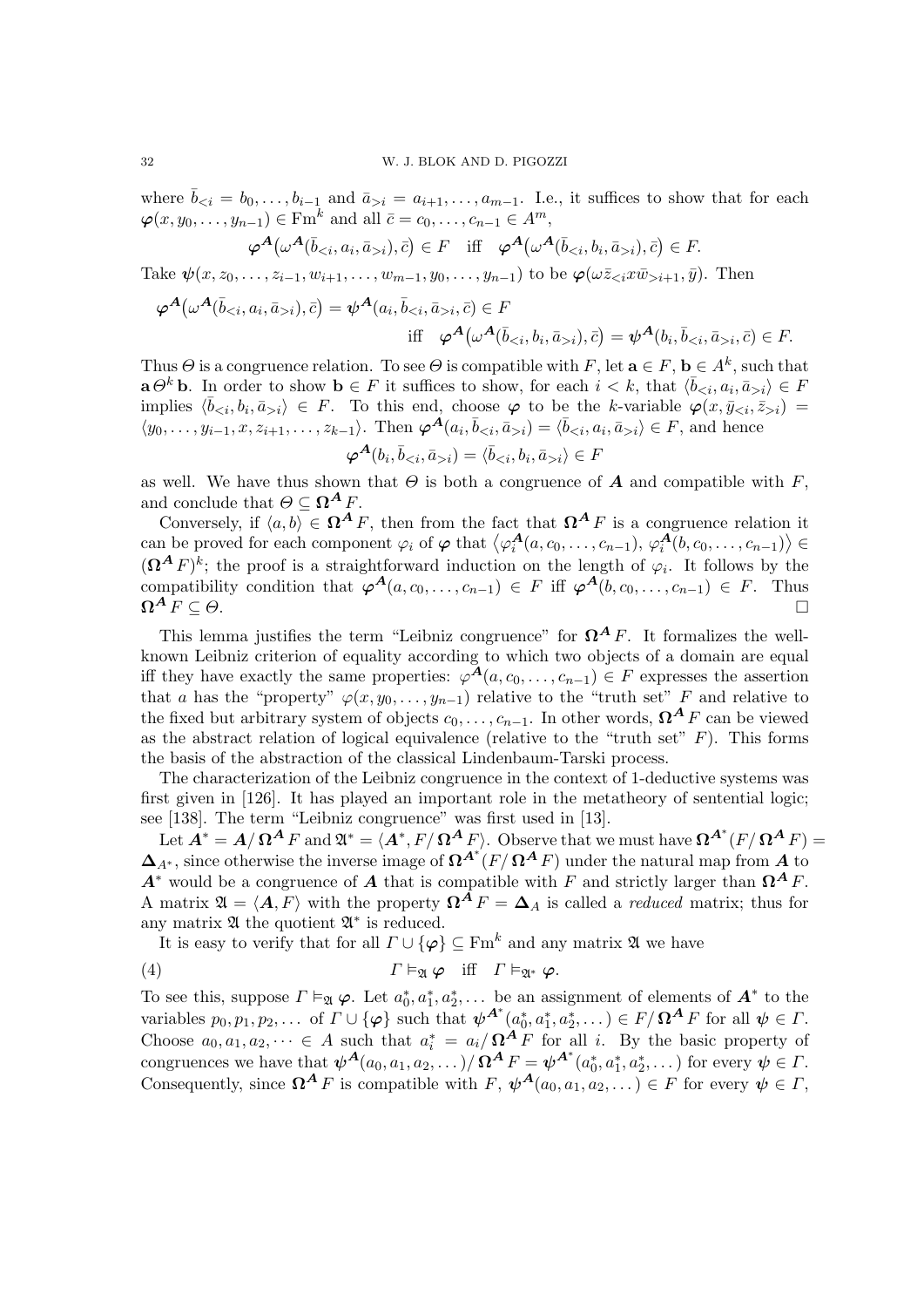where $\bar{b}_{<i} = b_0, \dots, b_{i-1}$ and $\bar{a}_{>i} = a_{i+1}, \dots, a_{m-1}$. I.e., it suffices to show that for each $\boldsymbol{\varphi}(x, y_0, \dots, y_{n-1}) \in \mathrm{Fm}^k$ and all $\bar{c} = c_0, \dots, c_{n-1} \in A^m$,

$$\boldsymbol{\varphi}^{\boldsymbol{A}}\big(\omega^{\boldsymbol{A}}(\bar{b}_{<i}, a_i, \bar{a}_{>i}), \bar{c}\big) \in F \quad \text{iff} \quad \boldsymbol{\varphi}^{\boldsymbol{A}}\big(\omega^{\boldsymbol{A}}(\bar{b}_{<i}, b_i, \bar{a}_{>i}), \bar{c}\big) \in F.$$

Take $\boldsymbol{\psi}(x, z_0, \dots, z_{i-1}, w_{i+1}, \dots, w_{m-1}, y_0, \dots, y_{n-1})$ to be $\boldsymbol{\varphi}(\omega \bar{z}_{<i} x \bar{w}_{>i+1}, \bar{y})$. Then

$$\begin{aligned}\boldsymbol{\varphi}^{\boldsymbol{A}}\big(\omega^{\boldsymbol{A}}(\bar{b}_{<i}, a_i, \bar{a}_{>i}), \bar{c}\big) &= \boldsymbol{\psi}^{\boldsymbol{A}}(a_i, \bar{b}_{<i}, \bar{a}_{>i}, \bar{c}) \in F \\ &\text{iff} \quad \boldsymbol{\varphi}^{\boldsymbol{A}}\big(\omega^{\boldsymbol{A}}(\bar{b}_{<i}, b_i, \bar{a}_{>i}), \bar{c}\big) = \boldsymbol{\psi}^{\boldsymbol{A}}(b_i, \bar{b}_{<i}, \bar{a}_{>i}, \bar{c}) \in F.\end{aligned}$$

Thus $\varTheta$ is a congruence relation. To see $\varTheta$ is compatible with $F$, let $\mathbf{a} \in F$, $\mathbf{b} \in A^k$, such that $\mathbf{a}\, \varTheta^k\, \mathbf{b}$. In order to show $\mathbf{b} \in F$ it suffices to show, for each $i < k$, that $\langle \bar{b}_{<i}, a_i, \bar{a}_{>i} \rangle \in F$ implies $\langle \bar{b}_{<i}, b_i, \bar{a}_{>i} \rangle \in F$. To this end, choose $\boldsymbol{\varphi}$ to be the $k$-variable $\boldsymbol{\varphi}(x, \bar{y}_{<i}, \bar{z}_{>i}) = \langle y_0, \dots, y_{i-1}, x, z_{i+1}, \dots, z_{k-1} \rangle$. Then $\boldsymbol{\varphi}^{\boldsymbol{A}}(a_i, \bar{b}_{<i}, \bar{a}_{>i}) = \langle \bar{b}_{<i}, a_i, \bar{a}_{>i} \rangle \in F$, and hence

$$\boldsymbol{\varphi}^{\boldsymbol{A}}(b_i, \bar{b}_{<i}, \bar{a}_{>i}) = \langle \bar{b}_{<i}, b_i, \bar{a}_{>i} \rangle \in F$$

as well. We have thus shown that $\varTheta$ is both a congruence of $\boldsymbol{A}$ and compatible with $F$, and conclude that $\varTheta \subseteq \boldsymbol{\Omega}^{\boldsymbol{A}} F$.

Conversely, if $\langle a, b \rangle \in \boldsymbol{\Omega}^{\boldsymbol{A}} F$, then from the fact that $\boldsymbol{\Omega}^{\boldsymbol{A}} F$ is a congruence relation it can be proved for each component $\varphi_i$ of $\boldsymbol{\varphi}$ that $\big\langle \varphi_i^{\boldsymbol{A}}(a, c_0, \dots, c_{n-1}),\, \varphi_i^{\boldsymbol{A}}(b, c_0, \dots, c_{n-1}) \big\rangle \in (\boldsymbol{\Omega}^{\boldsymbol{A}} F)^k$; the proof is a straightforward induction on the length of $\varphi_i$. It follows by the compatibility condition that $\boldsymbol{\varphi}^{\boldsymbol{A}}(a, c_0, \dots, c_{n-1}) \in F$ iff $\boldsymbol{\varphi}^{\boldsymbol{A}}(b, c_0, \dots, c_{n-1}) \in F$. Thus $\boldsymbol{\Omega}^{\boldsymbol{A}} F \subseteq \varTheta$. □

This lemma justifies the term "Leibniz congruence" for $\boldsymbol{\Omega}^{\boldsymbol{A}} F$. It formalizes the well-known Leibniz criterion of equality according to which two objects of a domain are equal iff they have exactly the same properties: $\varphi^{\boldsymbol{A}}(a, c_0, \dots, c_{n-1}) \in F$ expresses the assertion that $a$ has the "property" $\varphi(x, y_0, \dots, y_{n-1})$ relative to the "truth set" $F$ and relative to the fixed but arbitrary system of objects $c_0, \dots, c_{n-1}$. In other words, $\boldsymbol{\Omega}^{\boldsymbol{A}} F$ can be viewed as the abstract relation of logical equivalence (relative to the "truth set" $F$). This forms the basis of the abstraction of the classical Lindenbaum-Tarski process.

The characterization of the Leibniz congruence in the context of 1-deductive systems was first given in [126]. It has played an important role in the metatheory of sentential logic; see [138]. The term "Leibniz congruence" was first used in [13].

Let $\boldsymbol{A}^* = \boldsymbol{A}/\boldsymbol{\Omega}^{\boldsymbol{A}} F$ and $\mathfrak{A}^* = \langle \boldsymbol{A}^*, F/\boldsymbol{\Omega}^{\boldsymbol{A}} F \rangle$. Observe that we must have $\boldsymbol{\Omega}^{\boldsymbol{A}^*}(F/\boldsymbol{\Omega}^{\boldsymbol{A}} F) = \boldsymbol{\Delta}_{A^*}$, since otherwise the inverse image of $\boldsymbol{\Omega}^{\boldsymbol{A}^*}(F/\boldsymbol{\Omega}^{\boldsymbol{A}} F)$ under the natural map from $\boldsymbol{A}$ to $\boldsymbol{A}^*$ would be a congruence of $\boldsymbol{A}$ that is compatible with $F$ and strictly larger than $\boldsymbol{\Omega}^{\boldsymbol{A}} F$. A matrix $\mathfrak{A} = \langle \boldsymbol{A}, F \rangle$ with the property $\boldsymbol{\Omega}^{\boldsymbol{A}} F = \boldsymbol{\Delta}_A$ is called a *reduced* matrix; thus for any matrix $\mathfrak{A}$ the quotient $\mathfrak{A}^*$ is reduced.

It is easy to verify that for all $\varGamma \cup \{\boldsymbol{\varphi}\} \subseteq \mathrm{Fm}^k$ and any matrix $\mathfrak{A}$ we have

$$\varGamma \vDash_{\mathfrak{A}} \boldsymbol{\varphi} \quad \text{iff} \quad \varGamma \vDash_{\mathfrak{A}^*} \boldsymbol{\varphi}. \tag{4}$$

To see this, suppose $\varGamma \vDash_{\mathfrak{A}} \boldsymbol{\varphi}$. Let $a_0^*, a_1^*, a_2^*, \dots$ be an assignment of elements of $\boldsymbol{A}^*$ to the variables $p_0, p_1, p_2, \dots$ of $\varGamma \cup \{\boldsymbol{\varphi}\}$ such that $\boldsymbol{\psi}^{\boldsymbol{A}^*}(a_0^*, a_1^*, a_2^*, \dots) \in F/\boldsymbol{\Omega}^{\boldsymbol{A}} F$ for all $\boldsymbol{\psi} \in \varGamma$. Choose $a_0, a_1, a_2, \dots \in A$ such that $a_i^* = a_i/\boldsymbol{\Omega}^{\boldsymbol{A}} F$ for all $i$. By the basic property of congruences we have that $\boldsymbol{\psi}^{\boldsymbol{A}}(a_0, a_1, a_2, \dots)/\boldsymbol{\Omega}^{\boldsymbol{A}} F = \boldsymbol{\psi}^{\boldsymbol{A}^*}(a_0^*, a_1^*, a_2^*, \dots)$ for every $\boldsymbol{\psi} \in \varGamma$. Consequently, since $\boldsymbol{\Omega}^{\boldsymbol{A}} F$ is compatible with $F$, $\boldsymbol{\psi}^{\boldsymbol{A}}(a_0, a_1, a_2, \dots) \in F$ for every $\boldsymbol{\psi} \in \varGamma$,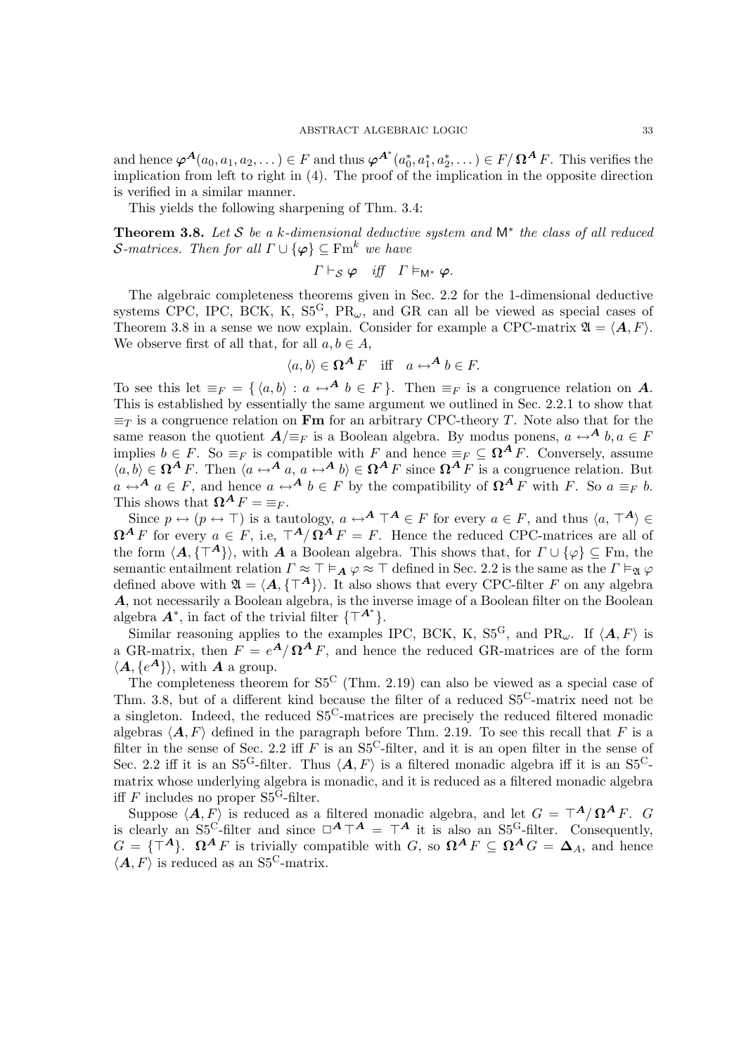and hence $\boldsymbol{\varphi}^{\boldsymbol{A}}(a_0, a_1, a_2, \dots) \in F$ and thus $\boldsymbol{\varphi}^{\boldsymbol{A}^*}(a_0^*, a_1^*, a_2^*, \dots) \in F/\boldsymbol{\Omega}^{\boldsymbol{A}} F$. This verifies the implication from left to right in (4). The proof of the implication in the opposite direction is verified in a similar manner.

This yields the following sharpening of Thm. 3.4:

**Theorem 3.8.** *Let $\mathcal{S}$ be a $k$-dimensional deductive system and $\mathsf{M}^*$ the class of all reduced $\mathcal{S}$-matrices. Then for all $\Gamma \cup \{\boldsymbol{\varphi}\} \subseteq \mathrm{Fm}^k$ we have*

$$\Gamma \vdash_{\mathcal{S}} \boldsymbol{\varphi} \quad \textit{iff} \quad \Gamma \vDash_{\mathsf{M}^*} \boldsymbol{\varphi}.$$

The algebraic completeness theorems given in Sec. 2.2 for the 1-dimensional deductive systems CPC, IPC, BCK, K, $\mathrm{S5^G}$, $\mathrm{PR}_\omega$, and GR can all be viewed as special cases of Theorem 3.8 in a sense we now explain. Consider for example a CPC-matrix $\mathfrak{A} = \langle \boldsymbol{A}, F\rangle$. We observe first of all that, for all $a, b \in A$,

$$\langle a, b\rangle \in \boldsymbol{\Omega}^{\boldsymbol{A}} F \quad \text{iff} \quad a \leftrightarrow^{\boldsymbol{A}} b \in F.$$

To see this let $\equiv_F = \{\, \langle a, b\rangle : a \leftrightarrow^{\boldsymbol{A}} b \in F \,\}$. Then $\equiv_F$ is a congruence relation on $\boldsymbol{A}$. This is established by essentially the same argument we outlined in Sec. 2.2.1 to show that $\equiv_T$ is a congruence relation on $\mathbf{Fm}$ for an arbitrary CPC-theory $T$. Note also that for the same reason the quotient $\boldsymbol{A}/{\equiv_F}$ is a Boolean algebra. By modus ponens, $a \leftrightarrow^{\boldsymbol{A}} b, a \in F$ implies $b \in F$. So $\equiv_F$ is compatible with $F$ and hence $\equiv_F \subseteq \boldsymbol{\Omega}^{\boldsymbol{A}} F$. Conversely, assume $\langle a, b\rangle \in \boldsymbol{\Omega}^{\boldsymbol{A}} F$. Then $\langle a \leftrightarrow^{\boldsymbol{A}} a,\, a \leftrightarrow^{\boldsymbol{A}} b\rangle \in \boldsymbol{\Omega}^{\boldsymbol{A}} F$ since $\boldsymbol{\Omega}^{\boldsymbol{A}} F$ is a congruence relation. But $a \leftrightarrow^{\boldsymbol{A}} a \in F$, and hence $a \leftrightarrow^{\boldsymbol{A}} b \in F$ by the compatibility of $\boldsymbol{\Omega}^{\boldsymbol{A}} F$ with $F$. So $a \equiv_F b$. This shows that $\boldsymbol{\Omega}^{\boldsymbol{A}} F = {\equiv_F}$.

Since $p \leftrightarrow (p \leftrightarrow \top)$ is a tautology, $a \leftrightarrow^{\boldsymbol{A}} \top^{\boldsymbol{A}} \in F$ for every $a \in F$, and thus $\langle a, \top^{\boldsymbol{A}}\rangle \in \boldsymbol{\Omega}^{\boldsymbol{A}} F$ for every $a \in F$, i.e, $\top^{\boldsymbol{A}}/\boldsymbol{\Omega}^{\boldsymbol{A}} F = F$. Hence the reduced CPC-matrices are all of the form $\langle \boldsymbol{A}, \{\top^{\boldsymbol{A}}\}\rangle$, with $\boldsymbol{A}$ a Boolean algebra. This shows that, for $\Gamma \cup \{\varphi\} \subseteq \mathrm{Fm}$, the semantic entailment relation $\Gamma \approx \top \vDash_{\boldsymbol{A}} \varphi \approx \top$ defined in Sec. 2.2 is the same as the $\Gamma \vDash_{\mathfrak{A}} \varphi$ defined above with $\mathfrak{A} = \langle \boldsymbol{A}, \{\top^{\boldsymbol{A}}\}\rangle$. It also shows that every CPC-filter $F$ on any algebra $\boldsymbol{A}$, not necessarily a Boolean algebra, is the inverse image of a Boolean filter on the Boolean algebra $\boldsymbol{A}^*$, in fact of the trivial filter $\{\top^{\boldsymbol{A}^*}\}$.

Similar reasoning applies to the examples IPC, BCK, K, $\mathrm{S5^G}$, and $\mathrm{PR}_\omega$. If $\langle \boldsymbol{A}, F\rangle$ is a GR-matrix, then $F = e^{\boldsymbol{A}}/\boldsymbol{\Omega}^{\boldsymbol{A}} F$, and hence the reduced GR-matrices are of the form $\langle \boldsymbol{A}, \{e^{\boldsymbol{A}}\}\rangle$, with $\boldsymbol{A}$ a group.

The completeness theorem for $\mathrm{S5^C}$ (Thm. 2.19) can also be viewed as a special case of Thm. 3.8, but of a different kind because the filter of a reduced $\mathrm{S5^C}$-matrix need not be a singleton. Indeed, the reduced $\mathrm{S5^C}$-matrices are precisely the reduced filtered monadic algebras $\langle \boldsymbol{A}, F\rangle$ defined in the paragraph before Thm. 2.19. To see this recall that $F$ is a filter in the sense of Sec. 2.2 iff $F$ is an $\mathrm{S5^C}$-filter, and it is an open filter in the sense of Sec. 2.2 iff it is an $\mathrm{S5^G}$-filter. Thus $\langle \boldsymbol{A}, F\rangle$ is a filtered monadic algebra iff it is an $\mathrm{S5^C}$-matrix whose underlying algebra is monadic, and it is reduced as a filtered monadic algebra iff $F$ includes no proper $\mathrm{S5^G}$-filter.

Suppose $\langle \boldsymbol{A}, F\rangle$ is reduced as a filtered monadic algebra, and let $G = \top^{\boldsymbol{A}}/\boldsymbol{\Omega}^{\boldsymbol{A}} F$. $G$ is clearly an $\mathrm{S5^C}$-filter and since $\Box^{\boldsymbol{A}} \top^{\boldsymbol{A}} = \top^{\boldsymbol{A}}$ it is also an $\mathrm{S5^G}$-filter. Consequently, $G = \{\top^{\boldsymbol{A}}\}$. $\boldsymbol{\Omega}^{\boldsymbol{A}} F$ is trivially compatible with $G$, so $\boldsymbol{\Omega}^{\boldsymbol{A}} F \subseteq \boldsymbol{\Omega}^{\boldsymbol{A}} G = \boldsymbol{\Delta}_A$, and hence $\langle \boldsymbol{A}, F\rangle$ is reduced as an $\mathrm{S5^C}$-matrix.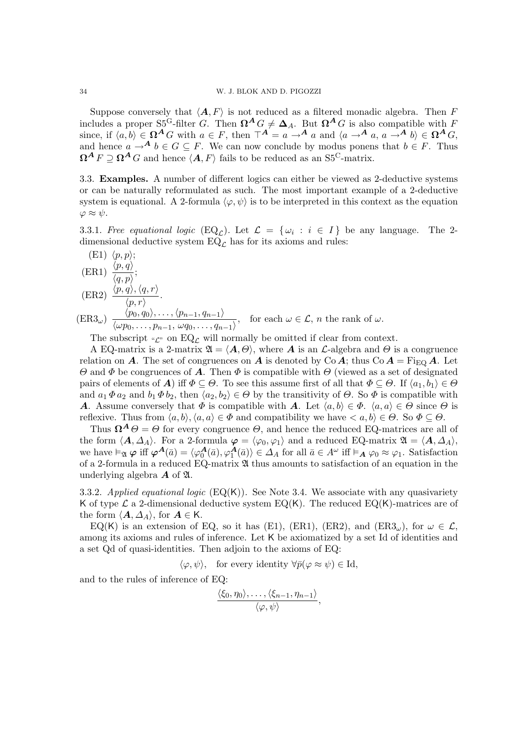Suppose conversely that $\langle \boldsymbol{A}, F\rangle$ is not reduced as a filtered monadic algebra. Then $F$ includes a proper S5$^{\mathrm{G}}$-filter $G$. Then $\boldsymbol{\Omega}^{\boldsymbol{A}} G \neq \boldsymbol{\Delta}_A$. But $\boldsymbol{\Omega}^{\boldsymbol{A}} G$ is also compatible with $F$ since, if $\langle a, b\rangle \in \boldsymbol{\Omega}^{\boldsymbol{A}} G$ with $a \in F$, then $\top^{\boldsymbol{A}} = a \to^{\boldsymbol{A}} a$ and $\langle a \to^{\boldsymbol{A}} a,\, a \to^{\boldsymbol{A}} b\rangle \in \boldsymbol{\Omega}^{\boldsymbol{A}} G$, and hence $a \to^{\boldsymbol{A}} b \in G \subseteq F$. We can now conclude by modus ponens that $b \in F$. Thus $\boldsymbol{\Omega}^{\boldsymbol{A}} F \supseteq \boldsymbol{\Omega}^{\boldsymbol{A}} G$ and hence $\langle \boldsymbol{A}, F\rangle$ fails to be reduced as an S5$^{\mathrm{C}}$-matrix.

**3.3. Examples.** A number of different logics can either be viewed as 2-deductive systems or can be naturally reformulated as such. The most important example of a 2-deductive system is equational. A 2-formula $\langle \varphi, \psi\rangle$ is to be interpreted in this context as the equation $\varphi \approx \psi$.

3.3.1. *Free equational logic* ($\mathrm{EQ}_{\mathcal{L}}$). Let $\mathcal{L} = \{\, \omega_i : i \in I\,\}$ be any language. The 2-dimensional deductive system $\mathrm{EQ}_{\mathcal{L}}$ has for its axioms and rules:

(E1) $\langle p, p\rangle$;

(ER1) $\dfrac{\langle p, q\rangle}{\langle q, p\rangle}$;

(ER2) $\dfrac{\langle p, q\rangle, \langle q, r\rangle}{\langle p, r\rangle}$.

(ER3$_\omega$) $\dfrac{\langle p_0, q_0\rangle, \ldots, \langle p_{n-1}, q_{n-1}\rangle}{\langle \omega p_0, \ldots, p_{n-1},\, \omega q_0, \ldots, q_{n-1}\rangle}$, for each $\omega \in \mathcal{L}$, $n$ the rank of $\omega$.

The subscript "$_{\mathcal{L}}$" on $\mathrm{EQ}_{\mathcal{L}}$ will normally be omitted if clear from context.

A EQ-matrix is a 2-matrix $\mathfrak{A} = \langle \boldsymbol{A}, \Theta\rangle$, where $\boldsymbol{A}$ is an $\mathcal{L}$-algebra and $\Theta$ is a congruence relation on $\boldsymbol{A}$. The set of congruences on $\boldsymbol{A}$ is denoted by $\mathrm{Co}\,\boldsymbol{A}$; thus $\mathrm{Co}\,\boldsymbol{A} = \mathrm{Fi}_{\mathrm{EQ}}\,\boldsymbol{A}$. Let $\Theta$ and $\Phi$ be congruences of $\boldsymbol{A}$. Then $\Phi$ is compatible with $\Theta$ (viewed as a set of designated pairs of elements of $\boldsymbol{A}$) iff $\Phi \subseteq \Theta$. To see this assume first of all that $\Phi \subseteq \Theta$. If $\langle a_1, b_1\rangle \in \Theta$ and $a_1\, \Phi\, a_2$ and $b_1\, \Phi\, b_2$, then $\langle a_2, b_2\rangle \in \Theta$ by the transitivity of $\Theta$. So $\Phi$ is compatible with $\boldsymbol{A}$. Assume conversely that $\Phi$ is compatible with $\boldsymbol{A}$. Let $\langle a, b\rangle \in \Phi$. $\langle a, a\rangle \in \Theta$ since $\Theta$ is reflexive. Thus from $\langle a, b\rangle, \langle a, a\rangle \in \Phi$ and compatibility we have $< a, b\rangle \in \Theta$. So $\Phi \subseteq \Theta$.

Thus $\boldsymbol{\Omega}^{\boldsymbol{A}} \Theta = \Theta$ for every congruence $\Theta$, and hence the reduced EQ-matrices are all of the form $\langle \boldsymbol{A}, \Delta_A\rangle$. For a 2-formula $\boldsymbol{\varphi} = \langle \varphi_0, \varphi_1\rangle$ and a reduced EQ-matrix $\mathfrak{A} = \langle \boldsymbol{A}, \Delta_A\rangle$, we have $\vDash_{\mathfrak{A}} \boldsymbol{\varphi}$ iff $\boldsymbol{\varphi}^{\boldsymbol{A}}(\bar{a}) = \langle \varphi_0^{\boldsymbol{A}}(\bar{a}), \varphi_1^{\boldsymbol{A}}(\bar{a})\rangle \in \Delta_A$ for all $\bar{a} \in A^\omega$ iff $\vDash_{\boldsymbol{A}} \varphi_0 \approx \varphi_1$. Satisfaction of a 2-formula in a reduced EQ-matrix $\mathfrak{A}$ thus amounts to satisfaction of an equation in the underlying algebra $\boldsymbol{A}$ of $\mathfrak{A}$.

3.3.2. *Applied equational logic* ($\mathrm{EQ}(\mathsf{K})$). See Note 3.4. We associate with any quasivariety $\mathsf{K}$ of type $\mathcal{L}$ a 2-dimensional deductive system $\mathrm{EQ}(\mathsf{K})$. The reduced $\mathrm{EQ}(\mathsf{K})$-matrices are of the form $\langle \boldsymbol{A}, \Delta_A\rangle$, for $\boldsymbol{A} \in \mathsf{K}$.

$\mathrm{EQ}(\mathsf{K})$ is an extension of EQ, so it has (E1), (ER1), (ER2), and (ER3$_\omega$), for $\omega \in \mathcal{L}$, among its axioms and rules of inference. Let $\mathsf{K}$ be axiomatized by a set Id of identities and a set Qd of quasi-identities. Then adjoin to the axioms of EQ:

$$\langle \varphi, \psi\rangle, \quad \text{for every identity } \forall \bar{p}(\varphi \approx \psi) \in \mathrm{Id},$$

and to the rules of inference of EQ:

$$\frac{\langle \xi_0, \eta_0\rangle, \ldots, \langle \xi_{n-1}, \eta_{n-1}\rangle}{\langle \varphi, \psi\rangle},$$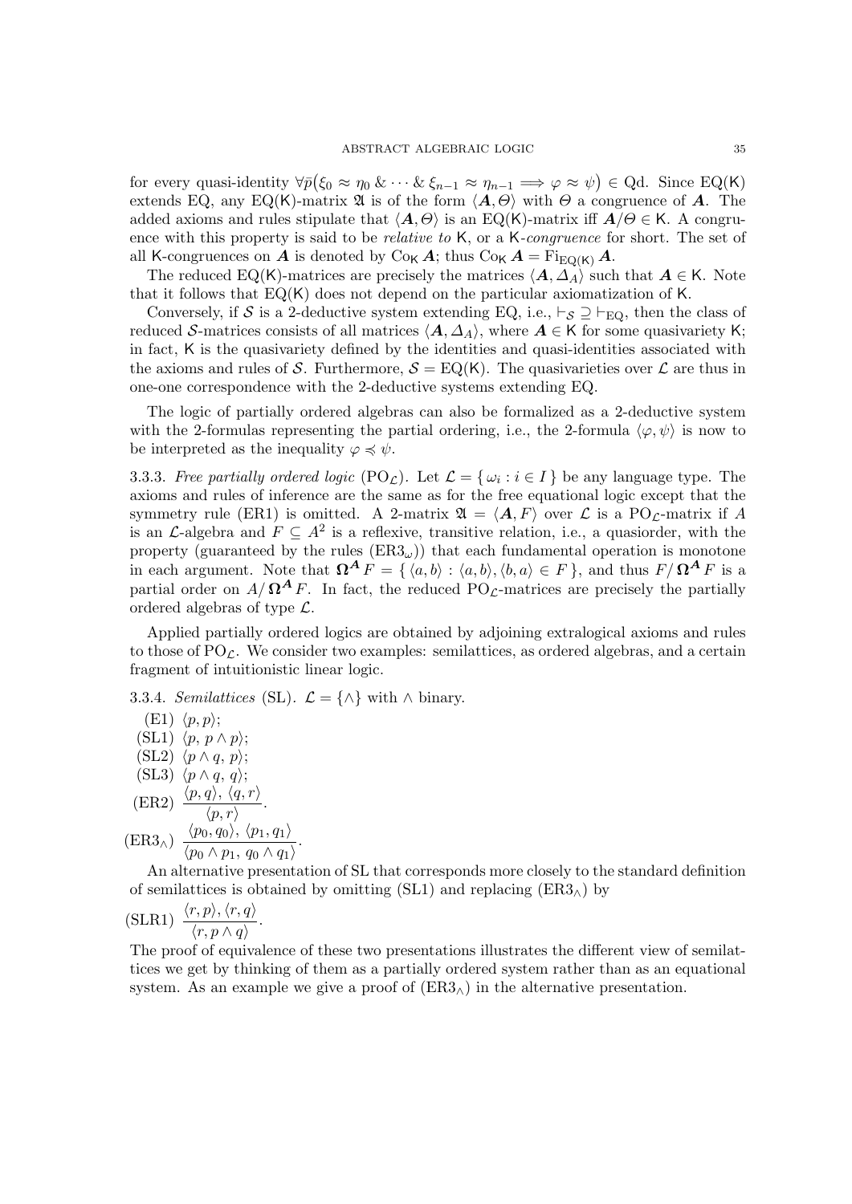for every quasi-identity $\forall\bar{p}\big(\xi_0 \approx \eta_0 \;\&\; \cdots \;\&\; \xi_{n-1} \approx \eta_{n-1} \Longrightarrow \varphi \approx \psi\big) \in \mathrm{Qd}$. Since $\mathrm{EQ}(\mathsf{K})$ extends EQ, any $\mathrm{EQ}(\mathsf{K})$-matrix $\mathfrak{A}$ is of the form $\langle \boldsymbol{A}, \Theta\rangle$ with $\Theta$ a congruence of $\boldsymbol{A}$. The added axioms and rules stipulate that $\langle \boldsymbol{A}, \Theta\rangle$ is an $\mathrm{EQ}(\mathsf{K})$-matrix iff $\boldsymbol{A}/\Theta \in \mathsf{K}$. A congruence with this property is said to be *relative to* $\mathsf{K}$, or a $\mathsf{K}$*-congruence* for short. The set of all $\mathsf{K}$-congruences on $\boldsymbol{A}$ is denoted by $\mathrm{Co}_{\mathsf{K}}\,\boldsymbol{A}$; thus $\mathrm{Co}_{\mathsf{K}}\,\boldsymbol{A} = \mathrm{Fi}_{\mathrm{EQ}(\mathsf{K})}\,\boldsymbol{A}$.

The reduced $\mathrm{EQ}(\mathsf{K})$-matrices are precisely the matrices $\langle \boldsymbol{A}, \Delta_A\rangle$ such that $\boldsymbol{A} \in \mathsf{K}$. Note that it follows that $\mathrm{EQ}(\mathsf{K})$ does not depend on the particular axiomatization of $\mathsf{K}$.

Conversely, if $\mathcal{S}$ is a 2-deductive system extending EQ, i.e., $\vdash_{\mathcal{S}} \supseteq \vdash_{\mathrm{EQ}}$, then the class of reduced $\mathcal{S}$-matrices consists of all matrices $\langle \boldsymbol{A}, \Delta_A\rangle$, where $\boldsymbol{A} \in \mathsf{K}$ for some quasivariety $\mathsf{K}$; in fact, $\mathsf{K}$ is the quasivariety defined by the identities and quasi-identities associated with the axioms and rules of $\mathcal{S}$. Furthermore, $\mathcal{S} = \mathrm{EQ}(\mathsf{K})$. The quasivarieties over $\mathcal{L}$ are thus in one-one correspondence with the 2-deductive systems extending EQ.

The logic of partially ordered algebras can also be formalized as a 2-deductive system with the 2-formulas representing the partial ordering, i.e., the 2-formula $\langle \varphi, \psi\rangle$ is now to be interpreted as the inequality $\varphi \preccurlyeq \psi$.

3.3.3. *Free partially ordered logic* ($\mathrm{PO}_{\mathcal{L}}$). Let $\mathcal{L} = \{\, \omega_i : i \in I \,\}$ be any language type. The axioms and rules of inference are the same as for the free equational logic except that the symmetry rule (ER1) is omitted. A 2-matrix $\mathfrak{A} = \langle \boldsymbol{A}, F\rangle$ over $\mathcal{L}$ is a $\mathrm{PO}_{\mathcal{L}}$-matrix if $A$ is an $\mathcal{L}$-algebra and $F \subseteq A^2$ is a reflexive, transitive relation, i.e., a quasiorder, with the property (guaranteed by the rules ($\mathrm{ER3}_\omega$)) that each fundamental operation is monotone in each argument. Note that $\boldsymbol{\Omega}^{\boldsymbol{A}} F = \{\, \langle a, b\rangle : \langle a, b\rangle, \langle b, a\rangle \in F \,\}$, and thus $F/\boldsymbol{\Omega}^{\boldsymbol{A}} F$ is a partial order on $A/\boldsymbol{\Omega}^{\boldsymbol{A}} F$. In fact, the reduced $\mathrm{PO}_{\mathcal{L}}$-matrices are precisely the partially ordered algebras of type $\mathcal{L}$.

Applied partially ordered logics are obtained by adjoining extralogical axioms and rules to those of $\mathrm{PO}_{\mathcal{L}}$. We consider two examples: semilattices, as ordered algebras, and a certain fragment of intuitionistic linear logic.

3.3.4. *Semilattices* (SL). $\mathcal{L} = \{\wedge\}$ with $\wedge$ binary.

- (E1) $\langle p, p\rangle$;
- (SL1) $\langle p,\, p \wedge p\rangle$;
- (SL2) $\langle p \wedge q,\, p\rangle$;
- (SL3) $\langle p \wedge q,\, q\rangle$;
- (ER2) $\dfrac{\langle p, q\rangle,\ \langle q, r\rangle}{\langle p, r\rangle}$.
- ($\mathrm{ER3}_\wedge$) $\dfrac{\langle p_0, q_0\rangle,\ \langle p_1, q_1\rangle}{\langle p_0 \wedge p_1,\ q_0 \wedge q_1\rangle}$.

An alternative presentation of SL that corresponds more closely to the standard definition of semilattices is obtained by omitting (SL1) and replacing ($\mathrm{ER3}_\wedge$) by

(SLR1) $\dfrac{\langle r, p\rangle, \langle r, q\rangle}{\langle r, p \wedge q\rangle}$.

The proof of equivalence of these two presentations illustrates the different view of semilattices we get by thinking of them as a partially ordered system rather than as an equational system. As an example we give a proof of ($\mathrm{ER3}_\wedge$) in the alternative presentation.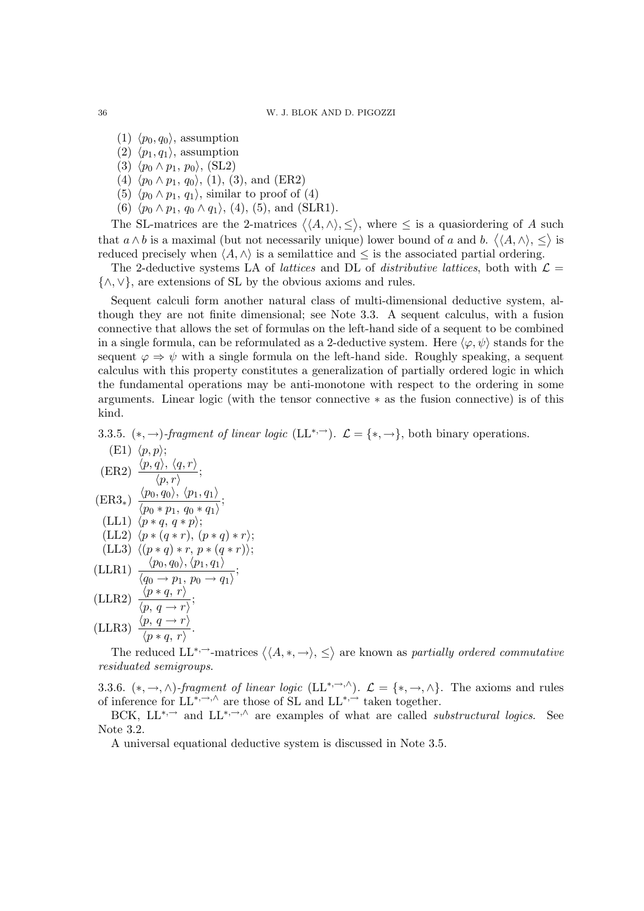(1) $\langle p_0, q_0 \rangle$, assumption
(2) $\langle p_1, q_1 \rangle$, assumption
(3) $\langle p_0 \wedge p_1,\, p_0 \rangle$, (SL2)
(4) $\langle p_0 \wedge p_1,\, q_0 \rangle$, (1), (3), and (ER2)
(5) $\langle p_0 \wedge p_1,\, q_1 \rangle$, similar to proof of (4)
(6) $\langle p_0 \wedge p_1,\, q_0 \wedge q_1 \rangle$, (4), (5), and (SLR1).

The SL-matrices are the 2-matrices $\langle \langle A, \wedge \rangle, \leq \rangle$, where $\leq$ is a quasiordering of $A$ such that $a \wedge b$ is a maximal (but not necessarily unique) lower bound of $a$ and $b$. $\langle \langle A, \wedge \rangle, \leq \rangle$ is reduced precisely when $\langle A, \wedge \rangle$ is a semilattice and $\leq$ is the associated partial ordering.

The 2-deductive systems LA of *lattices* and DL of *distributive lattices*, both with $\mathcal{L} = \{\wedge, \vee\}$, are extensions of SL by the obvious axioms and rules.

Sequent calculi form another natural class of multi-dimensional deductive system, although they are not finite dimensional; see Note 3.3. A sequent calculus, with a fusion connective that allows the set of formulas on the left-hand side of a sequent to be combined in a single formula, can be reformulated as a 2-deductive system. Here $\langle \varphi, \psi \rangle$ stands for the sequent $\varphi \Rightarrow \psi$ with a single formula on the left-hand side. Roughly speaking, a sequent calculus with this property constitutes a generalization of partially ordered logic in which the fundamental operations may be anti-monotone with respect to the ordering in some arguments. Linear logic (with the tensor connective $*$ as the fusion connective) is of this kind.

3.3.5. $(*, \to)$-*fragment of linear logic* $(\mathrm{LL}^{*,\to})$. $\mathcal{L} = \{*, \to\}$, both binary operations.

(E1) $\langle p, p \rangle$;

(ER2) $\dfrac{\langle p, q \rangle,\ \langle q, r \rangle}{\langle p, r \rangle}$;

(ER3$_*$) $\dfrac{\langle p_0, q_0 \rangle,\ \langle p_1, q_1 \rangle}{\langle p_0 * p_1,\, q_0 * q_1 \rangle}$;

(LL1) $\langle p * q,\, q * p \rangle$;

(LL2) $\langle p * (q * r),\, (p * q) * r \rangle$;

(LL3) $\langle (p * q) * r,\, p * (q * r) \rangle$;

(LLR1) $\dfrac{\langle p_0, q_0 \rangle, \langle p_1, q_1 \rangle}{\langle q_0 \to p_1,\, p_0 \to q_1 \rangle}$;

(LLR2) $\dfrac{\langle p * q,\, r \rangle}{\langle p,\, q \to r \rangle}$;

(LLR3) $\dfrac{\langle p,\, q \to r \rangle}{\langle p * q,\, r \rangle}$.

The reduced $\mathrm{LL}^{*,\to}$-matrices $\langle \langle A, *, \to \rangle, \leq \rangle$ are known as *partially ordered commutative residuated semigroups*.

3.3.6. $(*, \to, \wedge)$-*fragment of linear logic* $(\mathrm{LL}^{*,\to,\wedge})$. $\mathcal{L} = \{*, \to, \wedge\}$. The axioms and rules of inference for $\mathrm{LL}^{*,\to,\wedge}$ are those of SL and $\mathrm{LL}^{*,\to}$ taken together.

BCK, $\mathrm{LL}^{*,\to}$ and $\mathrm{LL}^{*,\to,\wedge}$ are examples of what are called *substructural logics*. See Note 3.2.

A universal equational deductive system is discussed in Note 3.5.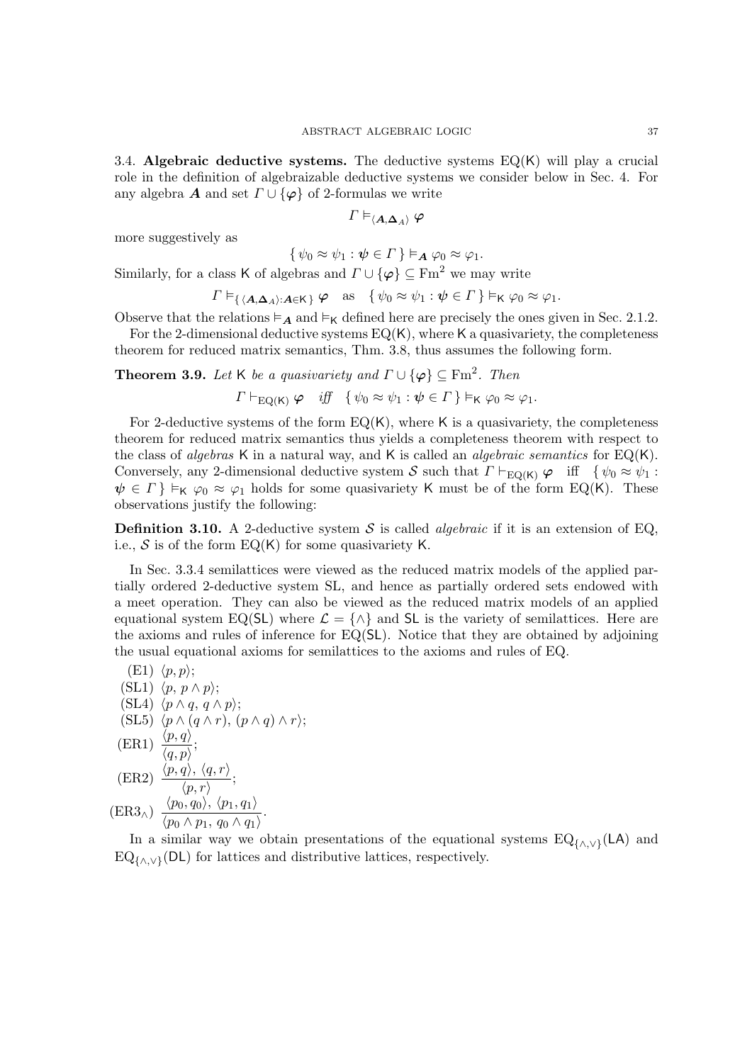3.4. **Algebraic deductive systems.** The deductive systems $\mathrm{EQ}(\mathsf{K})$ will play a crucial role in the definition of algebraizable deductive systems we consider below in Sec. 4. For any algebra $\boldsymbol{A}$ and set $\Gamma \cup \{\boldsymbol{\varphi}\}$ of 2-formulas we write

$$\Gamma \vDash_{\langle \boldsymbol{A}, \boldsymbol{\Delta}_A \rangle} \boldsymbol{\varphi}$$

more suggestively as

$$\{\, \psi_0 \approx \psi_1 : \boldsymbol{\psi} \in \Gamma \,\} \vDash_{\boldsymbol{A}} \varphi_0 \approx \varphi_1.$$

Similarly, for a class $\mathsf{K}$ of algebras and $\Gamma \cup \{\boldsymbol{\varphi}\} \subseteq \mathrm{Fm}^2$ we may write

$$\Gamma \vDash_{\{\,\langle \boldsymbol{A}, \boldsymbol{\Delta}_A \rangle : \boldsymbol{A} \in \mathsf{K}\,\}} \boldsymbol{\varphi} \quad \text{as} \quad \{\, \psi_0 \approx \psi_1 : \boldsymbol{\psi} \in \Gamma \,\} \vDash_{\mathsf{K}} \varphi_0 \approx \varphi_1.$$

Observe that the relations $\vDash_{\boldsymbol{A}}$ and $\vDash_{\mathsf{K}}$ defined here are precisely the ones given in Sec. 2.1.2.

For the 2-dimensional deductive systems $\mathrm{EQ}(\mathsf{K})$, where $\mathsf{K}$ a quasivariety, the completeness theorem for reduced matrix semantics, Thm. 3.8, thus assumes the following form.

**Theorem 3.9.** *Let $\mathsf{K}$ be a quasivariety and $\Gamma \cup \{\boldsymbol{\varphi}\} \subseteq \mathrm{Fm}^2$. Then*

$$\Gamma \vdash_{\mathrm{EQ}(\mathsf{K})} \boldsymbol{\varphi} \quad \textit{iff} \quad \{\, \psi_0 \approx \psi_1 : \boldsymbol{\psi} \in \Gamma \,\} \vDash_{\mathsf{K}} \varphi_0 \approx \varphi_1.$$

For 2-deductive systems of the form $\mathrm{EQ}(\mathsf{K})$, where $\mathsf{K}$ is a quasivariety, the completeness theorem for reduced matrix semantics thus yields a completeness theorem with respect to the class of *algebras* $\mathsf{K}$ in a natural way, and $\mathsf{K}$ is called an *algebraic semantics* for $\mathrm{EQ}(\mathsf{K})$. Conversely, any 2-dimensional deductive system $\mathcal{S}$ such that $\Gamma \vdash_{\mathrm{EQ}(\mathsf{K})} \boldsymbol{\varphi}$ iff $\{\, \psi_0 \approx \psi_1 : \boldsymbol{\psi} \in \Gamma \,\} \vDash_{\mathsf{K}} \varphi_0 \approx \varphi_1$ holds for some quasivariety $\mathsf{K}$ must be of the form $\mathrm{EQ}(\mathsf{K})$. These observations justify the following:

**Definition 3.10.** A 2-deductive system $\mathcal{S}$ is called *algebraic* if it is an extension of EQ, i.e., $\mathcal{S}$ is of the form $\mathrm{EQ}(\mathsf{K})$ for some quasivariety $\mathsf{K}$.

In Sec. 3.3.4 semilattices were viewed as the reduced matrix models of the applied partially ordered 2-deductive system SL, and hence as partially ordered sets endowed with a meet operation. They can also be viewed as the reduced matrix models of an applied equational system $\mathrm{EQ}(\mathsf{SL})$ where $\mathcal{L} = \{\wedge\}$ and $\mathsf{SL}$ is the variety of semilattices. Here are the axioms and rules of inference for $\mathrm{EQ}(\mathsf{SL})$. Notice that they are obtained by adjoining the usual equational axioms for semilattices to the axioms and rules of EQ.

(E1) $\langle p, p \rangle$;

(SL1) $\langle p,\, p \wedge p \rangle$;

(SL4) $\langle p \wedge q,\, q \wedge p \rangle$;

(SL5) $\langle p \wedge (q \wedge r),\, (p \wedge q) \wedge r \rangle$;

(ER1) $\dfrac{\langle p, q \rangle}{\langle q, p \rangle}$;

(ER2) $\dfrac{\langle p, q \rangle,\ \langle q, r \rangle}{\langle p, r \rangle}$;

(ER3$_\wedge$) $\dfrac{\langle p_0, q_0 \rangle,\ \langle p_1, q_1 \rangle}{\langle p_0 \wedge p_1,\, q_0 \wedge q_1 \rangle}$.

In a similar way we obtain presentations of the equational systems $\mathrm{EQ}_{\{\wedge,\vee\}}(\mathsf{LA})$ and $\mathrm{EQ}_{\{\wedge,\vee\}}(\mathsf{DL})$ for lattices and distributive lattices, respectively.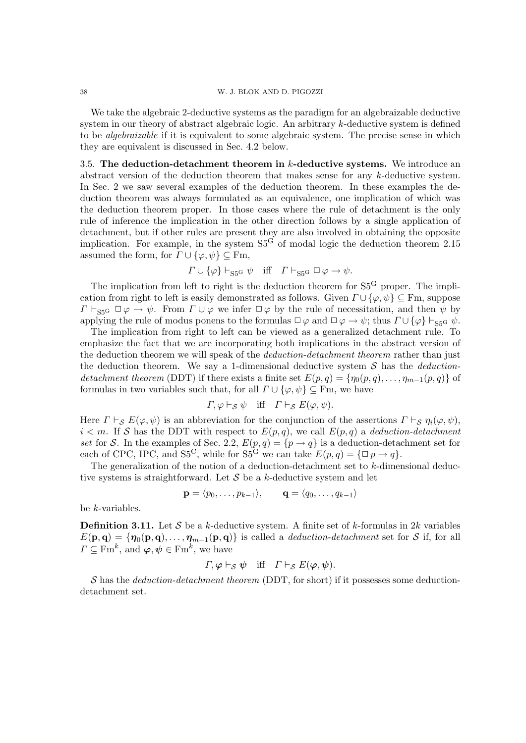We take the algebraic 2-deductive systems as the paradigm for an algebraizable deductive system in our theory of abstract algebraic logic. An arbitrary $k$-deductive system is defined to be *algebraizable* if it is equivalent to some algebraic system. The precise sense in which they are equivalent is discussed in Sec. 4.2 below.

**3.5. The deduction-detachment theorem in $k$-deductive systems.** We introduce an abstract version of the deduction theorem that makes sense for any $k$-deductive system. In Sec. 2 we saw several examples of the deduction theorem. In these examples the deduction theorem was always formulated as an equivalence, one implication of which was the deduction theorem proper. In those cases where the rule of detachment is the only rule of inference the implication in the other direction follows by a single application of detachment, but if other rules are present they are also involved in obtaining the opposite implication. For example, in the system $\mathrm{S5^G}$ of modal logic the deduction theorem 2.15 assumed the form, for $\Gamma \cup \{\varphi, \psi\} \subseteq \mathrm{Fm}$,

$$\Gamma \cup \{\varphi\} \vdash_{\mathrm{S5^G}} \psi \quad \text{iff} \quad \Gamma \vdash_{\mathrm{S5^G}} \Box\varphi \to \psi.$$

The implication from left to right is the deduction theorem for $\mathrm{S5^G}$ proper. The implication from right to left is easily demonstrated as follows. Given $\Gamma \cup \{\varphi, \psi\} \subseteq \mathrm{Fm}$, suppose $\Gamma \vdash_{\mathrm{S5^G}} \Box\varphi \to \psi$. From $\Gamma \cup \varphi$ we infer $\Box\varphi$ by the rule of necessitation, and then $\psi$ by applying the rule of modus ponens to the formulas $\Box\varphi$ and $\Box\varphi \to \psi$; thus $\Gamma \cup \{\varphi\} \vdash_{\mathrm{S5^G}} \psi$.

The implication from right to left can be viewed as a generalized detachment rule. To emphasize the fact that we are incorporating both implications in the abstract version of the deduction theorem we will speak of the *deduction-detachment theorem* rather than just the deduction theorem. We say a 1-dimensional deductive system $\mathcal{S}$ has the *deduction-detachment theorem* (DDT) if there exists a finite set $E(p,q) = \{\eta_0(p,q), \dots, \eta_{m-1}(p,q)\}$ of formulas in two variables such that, for all $\Gamma \cup \{\varphi, \psi\} \subseteq \mathrm{Fm}$, we have

$$\Gamma, \varphi \vdash_{\mathcal{S}} \psi \quad \text{iff} \quad \Gamma \vdash_{\mathcal{S}} E(\varphi, \psi).$$

Here $\Gamma \vdash_{\mathcal{S}} E(\varphi,\psi)$ is an abbreviation for the conjunction of the assertions $\Gamma \vdash_{\mathcal{S}} \eta_i(\varphi,\psi)$, $i < m$. If $\mathcal{S}$ has the DDT with respect to $E(p,q)$, we call $E(p,q)$ a *deduction-detachment set* for $\mathcal{S}$. In the examples of Sec. 2.2, $E(p,q) = \{p \to q\}$ is a deduction-detachment set for each of CPC, IPC, and $\mathrm{S5^C}$, while for $\mathrm{S5^G}$ we can take $E(p,q) = \{\Box p \to q\}$.

The generalization of the notion of a deduction-detachment set to $k$-dimensional deductive systems is straightforward. Let $\mathcal{S}$ be a $k$-deductive system and let

$$\mathbf{p} = \langle p_0, \dots, p_{k-1}\rangle, \qquad \mathbf{q} = \langle q_0, \dots, q_{k-1}\rangle$$

be $k$-variables.

**Definition 3.11.** Let $\mathcal{S}$ be a $k$-deductive system. A finite set of $k$-formulas in $2k$ variables $E(\mathbf{p},\mathbf{q}) = \{\boldsymbol{\eta}_0(\mathbf{p},\mathbf{q}), \dots, \boldsymbol{\eta}_{m-1}(\mathbf{p},\mathbf{q})\}$ is called a *deduction-detachment* set for $\mathcal{S}$ if, for all $\Gamma \subseteq \mathrm{Fm}^k$, and $\boldsymbol{\varphi}, \boldsymbol{\psi} \in \mathrm{Fm}^k$, we have

$$\Gamma, \boldsymbol{\varphi} \vdash_{\mathcal{S}} \boldsymbol{\psi} \quad \text{iff} \quad \Gamma \vdash_{\mathcal{S}} E(\boldsymbol{\varphi}, \boldsymbol{\psi}).$$

$\mathcal{S}$ has the *deduction-detachment theorem* (DDT, for short) if it possesses some deduction-detachment set.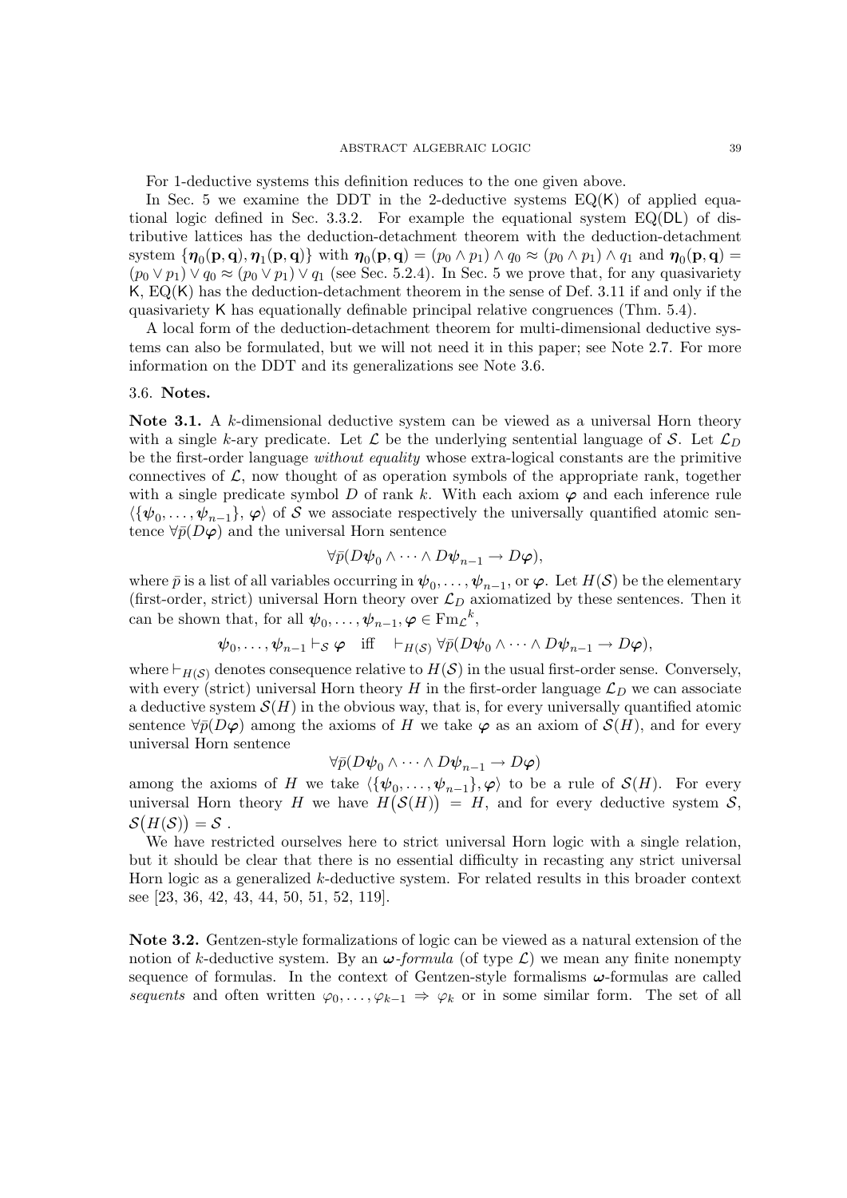For 1-deductive systems this definition reduces to the one given above.

In Sec. 5 we examine the DDT in the 2-deductive systems EQ(K) of applied equational logic defined in Sec. 3.3.2. For example the equational system EQ(DL) of distributive lattices has the deduction-detachment theorem with the deduction-detachment system $\{\boldsymbol{\eta}_0(\mathbf{p},\mathbf{q}), \boldsymbol{\eta}_1(\mathbf{p},\mathbf{q})\}$ with $\boldsymbol{\eta}_0(\mathbf{p},\mathbf{q}) = (p_0 \wedge p_1) \wedge q_0 \approx (p_0 \wedge p_1) \wedge q_1$ and $\boldsymbol{\eta}_0(\mathbf{p},\mathbf{q}) = (p_0 \vee p_1) \vee q_0 \approx (p_0 \vee p_1) \vee q_1$ (see Sec. 5.2.4). In Sec. 5 we prove that, for any quasivariety K, EQ(K) has the deduction-detachment theorem in the sense of Def. 3.11 if and only if the quasivariety K has equationally definable principal relative congruences (Thm. 5.4).

A local form of the deduction-detachment theorem for multi-dimensional deductive systems can also be formulated, but we will not need it in this paper; see Note 2.7. For more information on the DDT and its generalizations see Note 3.6.

### 3.6. Notes.

**Note 3.1.** A $k$-dimensional deductive system can be viewed as a universal Horn theory with a single $k$-ary predicate. Let $\mathcal{L}$ be the underlying sentential language of $\mathcal{S}$. Let $\mathcal{L}_D$ be the first-order language *without equality* whose extra-logical constants are the primitive connectives of $\mathcal{L}$, now thought of as operation symbols of the appropriate rank, together with a single predicate symbol $D$ of rank $k$. With each axiom $\boldsymbol{\varphi}$ and each inference rule $\langle \{\boldsymbol{\psi}_0, \dots, \boldsymbol{\psi}_{n-1}\}, \boldsymbol{\varphi}\rangle$ of $\mathcal{S}$ we associate respectively the universally quantified atomic sentence $\forall \bar{p}(D\boldsymbol{\varphi})$ and the universal Horn sentence

$$\forall \bar{p}(D\boldsymbol{\psi}_0 \wedge \cdots \wedge D\boldsymbol{\psi}_{n-1} \rightarrow D\boldsymbol{\varphi}),$$

where $\bar{p}$ is a list of all variables occurring in $\boldsymbol{\psi}_0, \dots, \boldsymbol{\psi}_{n-1}$, or $\boldsymbol{\varphi}$. Let $H(\mathcal{S})$ be the elementary (first-order, strict) universal Horn theory over $\mathcal{L}_D$ axiomatized by these sentences. Then it can be shown that, for all $\boldsymbol{\psi}_0, \dots, \boldsymbol{\psi}_{n-1}, \boldsymbol{\varphi} \in \mathrm{Fm}_{\mathcal{L}}{}^k$,

$$\boldsymbol{\psi}_0, \dots, \boldsymbol{\psi}_{n-1} \vdash_{\mathcal{S}} \boldsymbol{\varphi} \quad \text{iff} \quad \vdash_{H(\mathcal{S})} \forall \bar{p}(D\boldsymbol{\psi}_0 \wedge \cdots \wedge D\boldsymbol{\psi}_{n-1} \rightarrow D\boldsymbol{\varphi}),$$

where $\vdash_{H(\mathcal{S})}$ denotes consequence relative to $H(\mathcal{S})$ in the usual first-order sense. Conversely, with every (strict) universal Horn theory $H$ in the first-order language $\mathcal{L}_D$ we can associate a deductive system $\mathcal{S}(H)$ in the obvious way, that is, for every universally quantified atomic sentence $\forall \bar{p}(D\boldsymbol{\varphi})$ among the axioms of $H$ we take $\boldsymbol{\varphi}$ as an axiom of $\mathcal{S}(H)$, and for every universal Horn sentence

$$\forall \bar{p}(D\boldsymbol{\psi}_0 \wedge \cdots \wedge D\boldsymbol{\psi}_{n-1} \rightarrow D\boldsymbol{\varphi})$$

among the axioms of $H$ we take $\langle \{\boldsymbol{\psi}_0, \dots, \boldsymbol{\psi}_{n-1}\}, \boldsymbol{\varphi}\rangle$ to be a rule of $\mathcal{S}(H)$. For every universal Horn theory $H$ we have $H\big(\mathcal{S}(H)\big) = H$, and for every deductive system $\mathcal{S}$, $\mathcal{S}\big(H(\mathcal{S})\big) = \mathcal{S}$ .

We have restricted ourselves here to strict universal Horn logic with a single relation, but it should be clear that there is no essential difficulty in recasting any strict universal Horn logic as a generalized $k$-deductive system. For related results in this broader context see [23, 36, 42, 43, 44, 50, 51, 52, 119].

**Note 3.2.** Gentzen-style formalizations of logic can be viewed as a natural extension of the notion of $k$-deductive system. By an $\boldsymbol{\omega}$*-formula* (of type $\mathcal{L}$) we mean any finite nonempty sequence of formulas. In the context of Gentzen-style formalisms $\boldsymbol{\omega}$-formulas are called *sequents* and often written $\varphi_0, \dots, \varphi_{k-1} \Rightarrow \varphi_k$ or in some similar form. The set of all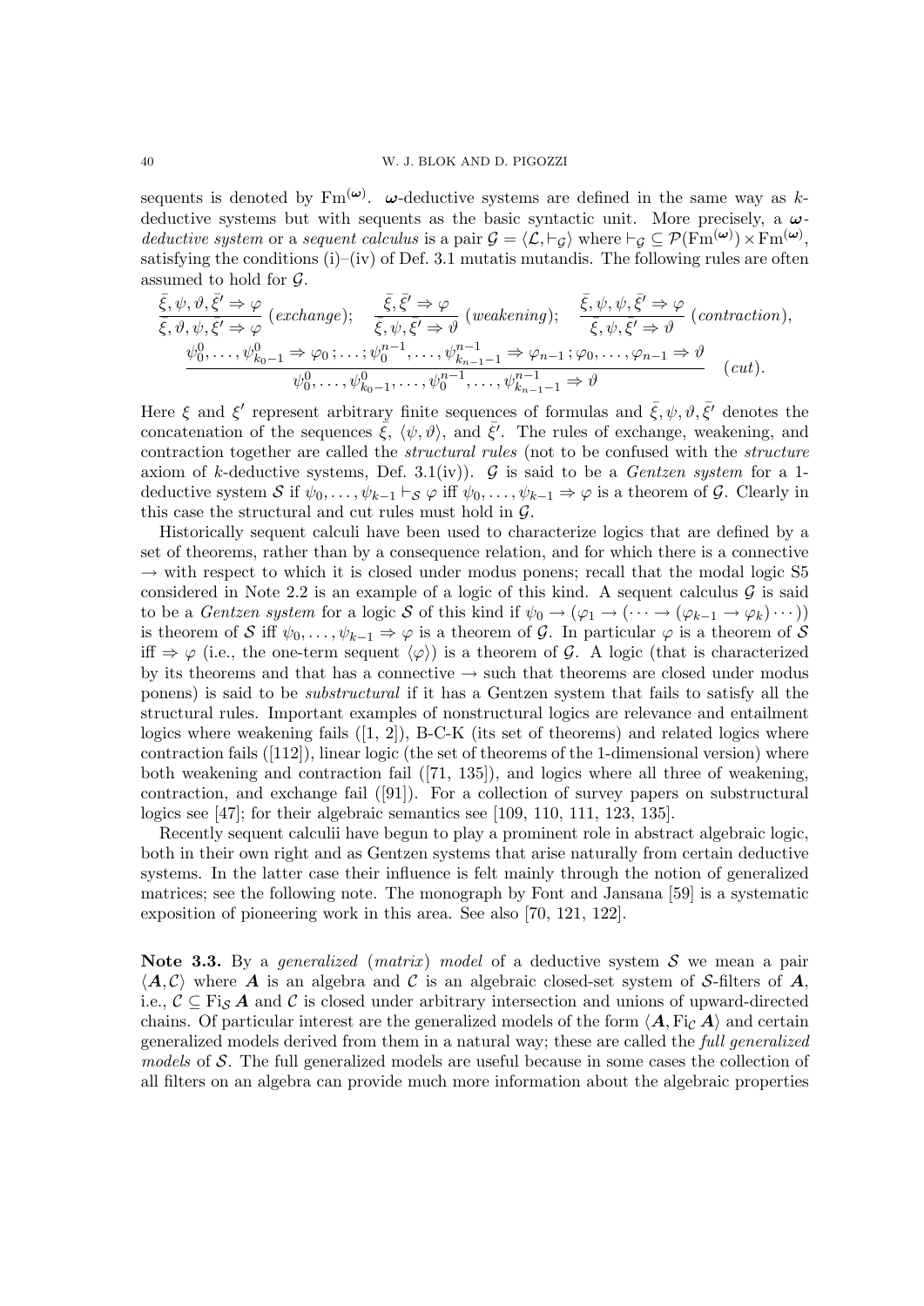sequents is denoted by $\mathrm{Fm}^{(\boldsymbol{\omega})}$. $\boldsymbol{\omega}$-deductive systems are defined in the same way as $k$-deductive systems but with sequents as the basic syntactic unit. More precisely, a *$\boldsymbol{\omega}$-deductive system* or a *sequent calculus* is a pair $\mathcal{G} = \langle \mathcal{L}, \vdash_{\mathcal{G}} \rangle$ where $\vdash_{\mathcal{G}} \subseteq \mathcal{P}(\mathrm{Fm}^{(\boldsymbol{\omega})}) \times \mathrm{Fm}^{(\boldsymbol{\omega})}$, satisfying the conditions (i)–(iv) of Def. 3.1 mutatis mutandis. The following rules are often assumed to hold for $\mathcal{G}$.

$$\frac{\bar{\xi}, \psi, \vartheta, \bar{\xi}' \Rightarrow \varphi}{\bar{\xi}, \vartheta, \psi, \bar{\xi}' \Rightarrow \varphi}\ (exchange); \quad \frac{\bar{\xi}, \bar{\xi}' \Rightarrow \varphi}{\bar{\xi}, \psi, \bar{\xi}' \Rightarrow \vartheta}\ (weakening); \quad \frac{\bar{\xi}, \psi, \psi, \bar{\xi}' \Rightarrow \varphi}{\bar{\xi}, \psi, \bar{\xi}' \Rightarrow \vartheta}\ (contraction),$$

$$\frac{\psi_0^0, \dots, \psi_{k_0-1}^0 \Rightarrow \varphi_0\,; \dots; \psi_0^{n-1}, \dots, \psi_{k_{n-1}-1}^{n-1} \Rightarrow \varphi_{n-1}\,; \varphi_0, \dots, \varphi_{n-1} \Rightarrow \vartheta}{\psi_0^0, \dots, \psi_{k_0-1}^0, \dots, \psi_0^{n-1}, \dots, \psi_{k_{n-1}-1}^{n-1} \Rightarrow \vartheta} \quad (cut).$$

Here $\xi$ and $\xi'$ represent arbitrary finite sequences of formulas and $\bar{\xi}, \psi, \vartheta, \bar{\xi}'$ denotes the concatenation of the sequences $\bar{\xi}$, $\langle \psi, \vartheta \rangle$, and $\bar{\xi}'$. The rules of exchange, weakening, and contraction together are called the *structural rules* (not to be confused with the *structure* axiom of $k$-deductive systems, Def. 3.1(iv)). $\mathcal{G}$ is said to be a *Gentzen system* for a 1-deductive system $\mathcal{S}$ if $\psi_0, \dots, \psi_{k-1} \vdash_{\mathcal{S}} \varphi$ iff $\psi_0, \dots, \psi_{k-1} \Rightarrow \varphi$ is a theorem of $\mathcal{G}$. Clearly in this case the structural and cut rules must hold in $\mathcal{G}$.

Historically sequent calculi have been used to characterize logics that are defined by a set of theorems, rather than by a consequence relation, and for which there is a connective $\to$ with respect to which it is closed under modus ponens; recall that the modal logic S5 considered in Note 2.2 is an example of a logic of this kind. A sequent calculus $\mathcal{G}$ is said to be a *Gentzen system* for a logic $\mathcal{S}$ of this kind if $\psi_0 \to (\varphi_1 \to (\cdots \to (\varphi_{k-1} \to \varphi_k)\cdots))$ is theorem of $\mathcal{S}$ iff $\psi_0, \dots, \psi_{k-1} \Rightarrow \varphi$ is a theorem of $\mathcal{G}$. In particular $\varphi$ is a theorem of $\mathcal{S}$ iff $\Rightarrow \varphi$ (i.e., the one-term sequent $\langle \varphi \rangle$) is a theorem of $\mathcal{G}$. A logic (that is characterized by its theorems and that has a connective $\to$ such that theorems are closed under modus ponens) is said to be *substructural* if it has a Gentzen system that fails to satisfy all the structural rules. Important examples of nonstructural logics are relevance and entailment logics where weakening fails ([1, 2]), B-C-K (its set of theorems) and related logics where contraction fails ([112]), linear logic (the set of theorems of the 1-dimensional version) where both weakening and contraction fail ([71, 135]), and logics where all three of weakening, contraction, and exchange fail ([91]). For a collection of survey papers on substructural logics see [47]; for their algebraic semantics see [109, 110, 111, 123, 135].

Recently sequent calculii have begun to play a prominent role in abstract algebraic logic, both in their own right and as Gentzen systems that arise naturally from certain deductive systems. In the latter case their influence is felt mainly through the notion of generalized matrices; see the following note. The monograph by Font and Jansana [59] is a systematic exposition of pioneering work in this area. See also [70, 121, 122].

**Note 3.3.** By a *generalized* (*matrix*) *model* of a deductive system $\mathcal{S}$ we mean a pair $\langle \boldsymbol{A}, \mathcal{C} \rangle$ where $\boldsymbol{A}$ is an algebra and $\mathcal{C}$ is an algebraic closed-set system of $\mathcal{S}$-filters of $\boldsymbol{A}$, i.e., $\mathcal{C} \subseteq \mathrm{Fi}_{\mathcal{S}}\, \boldsymbol{A}$ and $\mathcal{C}$ is closed under arbitrary intersection and unions of upward-directed chains. Of particular interest are the generalized models of the form $\langle \boldsymbol{A}, \mathrm{Fi}_{\mathcal{C}}\, \boldsymbol{A} \rangle$ and certain generalized models derived from them in a natural way; these are called the *full generalized models* of $\mathcal{S}$. The full generalized models are useful because in some cases the collection of all filters on an algebra can provide much more information about the algebraic properties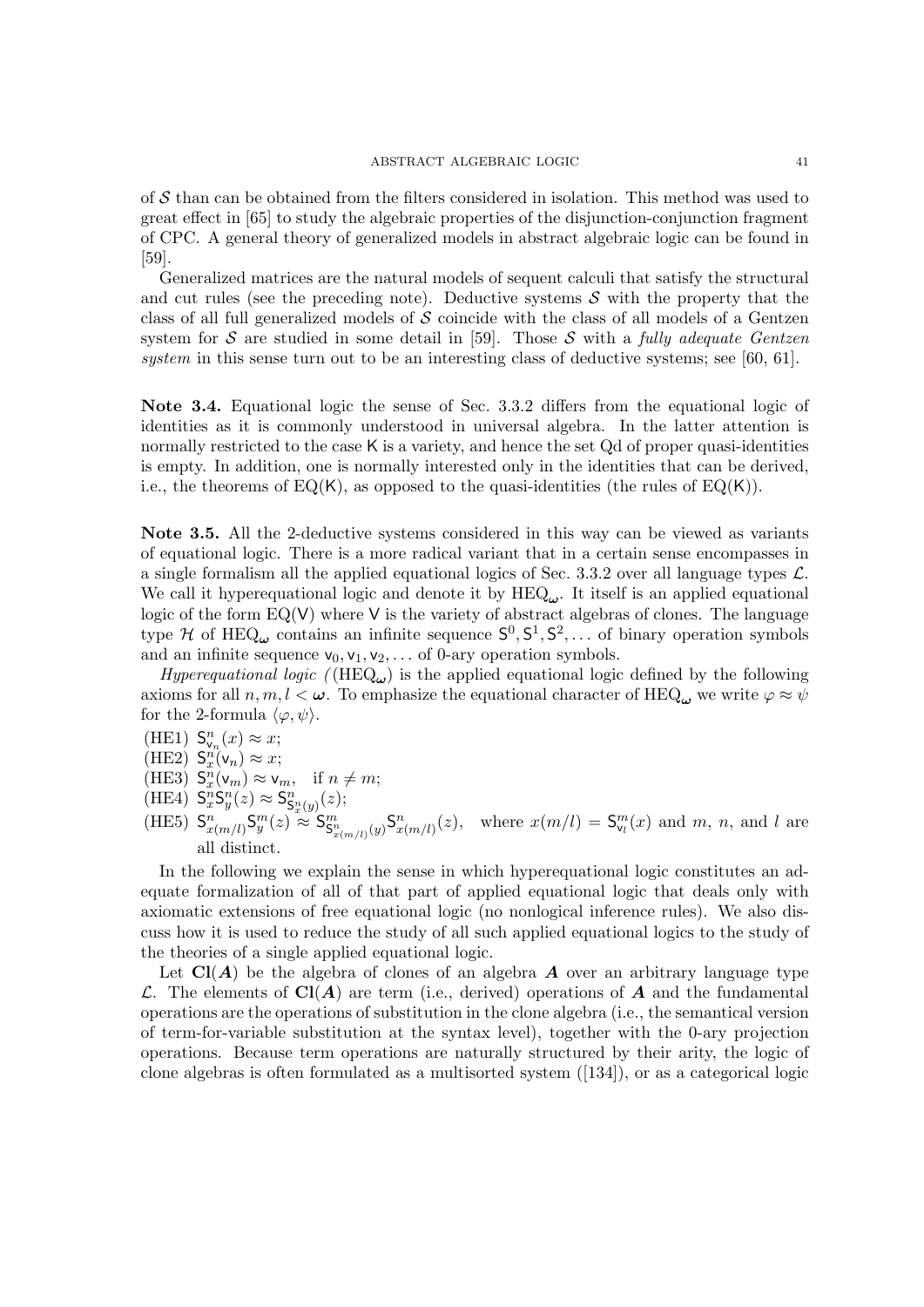of $\mathcal{S}$ than can be obtained from the filters considered in isolation. This method was used to great effect in [65] to study the algebraic properties of the disjunction-conjunction fragment of CPC. A general theory of generalized models in abstract algebraic logic can be found in [59].

Generalized matrices are the natural models of sequent calculi that satisfy the structural and cut rules (see the preceding note). Deductive systems $\mathcal{S}$ with the property that the class of all full generalized models of $\mathcal{S}$ coincide with the class of all models of a Gentzen system for $\mathcal{S}$ are studied in some detail in [59]. Those $\mathcal{S}$ with a *fully adequate Gentzen system* in this sense turn out to be an interesting class of deductive systems; see [60, 61].

**Note 3.4.** Equational logic the sense of Sec. 3.3.2 differs from the equational logic of identities as it is commonly understood in universal algebra. In the latter attention is normally restricted to the case $\mathsf{K}$ is a variety, and hence the set Qd of proper quasi-identities is empty. In addition, one is normally interested only in the identities that can be derived, i.e., the theorems of $\mathrm{EQ}(\mathsf{K})$, as opposed to the quasi-identities (the rules of $\mathrm{EQ}(\mathsf{K})$).

**Note 3.5.** All the 2-deductive systems considered in this way can be viewed as variants of equational logic. There is a more radical variant that in a certain sense encompasses in a single formalism all the applied equational logics of Sec. 3.3.2 over all language types $\mathcal{L}$. We call it hyperequational logic and denote it by $\mathrm{HEQ}_{\boldsymbol{\omega}}$. It itself is an applied equational logic of the form $\mathrm{EQ}(\mathsf{V})$ where $\mathsf{V}$ is the variety of abstract algebras of clones. The language type $\mathcal{H}$ of $\mathrm{HEQ}_{\boldsymbol{\omega}}$ contains an infinite sequence $\mathsf{S}^0, \mathsf{S}^1, \mathsf{S}^2, \ldots$ of binary operation symbols and an infinite sequence $\mathsf{v}_0, \mathsf{v}_1, \mathsf{v}_2, \ldots$ of 0-ary operation symbols.

*Hyperequational logic (*($\mathrm{HEQ}_{\boldsymbol{\omega}}$) is the applied equational logic defined by the following axioms for all $n, m, l < \boldsymbol{\omega}$. To emphasize the equational character of $\mathrm{HEQ}_{\boldsymbol{\omega}}$ we write $\varphi \approx \psi$ for the 2-formula $\langle \varphi, \psi \rangle$.

(HE1) $\mathsf{S}^n_{\mathsf{v}_n}(x) \approx x$;
(HE2) $\mathsf{S}^n_x(\mathsf{v}_n) \approx x$;
(HE3) $\mathsf{S}^n_x(\mathsf{v}_m) \approx \mathsf{v}_m$, if $n \neq m$;
(HE4) $\mathsf{S}^n_x \mathsf{S}^n_y(z) \approx \mathsf{S}^n_{\mathsf{S}^n_x(y)}(z)$;
(HE5) $\mathsf{S}^n_{x(m/l)} \mathsf{S}^m_y(z) \approx \mathsf{S}^m_{\mathsf{S}^n_{x(m/l)}(y)} \mathsf{S}^n_{x(m/l)}(z)$, where $x(m/l) = \mathsf{S}^m_{\mathsf{v}_l}(x)$ and $m$, $n$, and $l$ are all distinct.

In the following we explain the sense in which hyperequational logic constitutes an adequate formalization of all of that part of applied equational logic that deals only with axiomatic extensions of free equational logic (no nonlogical inference rules). We also discuss how it is used to reduce the study of all such applied equational logics to the study of the theories of a single applied equational logic.

Let $\mathbf{Cl}(\boldsymbol{A})$ be the algebra of clones of an algebra $\boldsymbol{A}$ over an arbitrary language type $\mathcal{L}$. The elements of $\mathbf{Cl}(\boldsymbol{A})$ are term (i.e., derived) operations of $\boldsymbol{A}$ and the fundamental operations are the operations of substitution in the clone algebra (i.e., the semantical version of term-for-variable substitution at the syntax level), together with the 0-ary projection operations. Because term operations are naturally structured by their arity, the logic of clone algebras is often formulated as a multisorted system ([134]), or as a categorical logic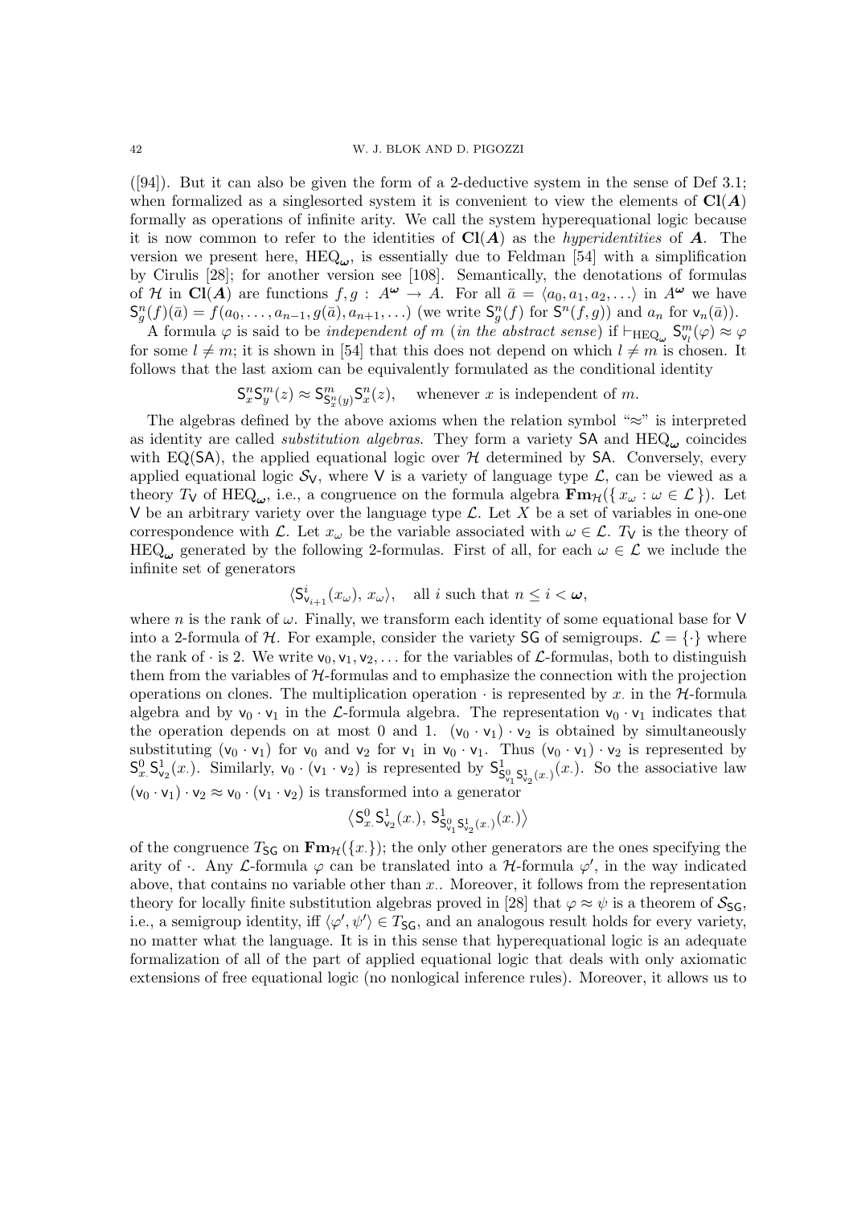([94]). But it can also be given the form of a 2-deductive system in the sense of Def 3.1; when formalized as a singlesorted system it is convenient to view the elements of $\mathbf{Cl}(\boldsymbol{A})$ formally as operations of infinite arity. We call the system hyperequational logic because it is now common to refer to the identities of $\mathbf{Cl}(\boldsymbol{A})$ as the *hyperidentities* of $\boldsymbol{A}$. The version we present here, $\mathrm{HEQ}_{\boldsymbol{\omega}}$, is essentially due to Feldman [54] with a simplification by Cirulis [28]; for another version see [108]. Semantically, the denotations of formulas of $\mathcal{H}$ in $\mathbf{Cl}(\boldsymbol{A})$ are functions $f, g : A^{\boldsymbol{\omega}} \to A$. For all $\bar{a} = \langle a_0, a_1, a_2, \ldots\rangle$ in $A^{\boldsymbol{\omega}}$ we have $\mathsf{S}^n_g(f)(\bar{a}) = f(a_0, \ldots, a_{n-1}, g(\bar{a}), a_{n+1}, \ldots)$ (we write $\mathsf{S}^n_g(f)$ for $\mathsf{S}^n(f, g)$) and $a_n$ for $\mathsf{v}_n(\bar{a})$).

A formula $\varphi$ is said to be *independent of $m$ (in the abstract sense)* if $\vdash_{\mathrm{HEQ}_{\boldsymbol{\omega}}} \mathsf{S}^m_{\mathsf{v}_l}(\varphi) \approx \varphi$ for some $l \neq m$; it is shown in [54] that this does not depend on which $l \neq m$ is chosen. It follows that the last axiom can be equivalently formulated as the conditional identity

$$\mathsf{S}^n_x \mathsf{S}^m_y(z) \approx \mathsf{S}^m_{\mathsf{S}^n_x(y)} \mathsf{S}^n_x(z), \quad \text{whenever } x \text{ is independent of } m.$$

The algebras defined by the above axioms when the relation symbol "$\approx$" is interpreted as identity are called *substitution algebras*. They form a variety $\mathsf{SA}$ and $\mathrm{HEQ}_{\boldsymbol{\omega}}$ coincides with $\mathrm{EQ}(\mathsf{SA})$, the applied equational logic over $\mathcal{H}$ determined by $\mathsf{SA}$. Conversely, every applied equational logic $\mathcal{S}_{\mathsf{V}}$, where $\mathsf{V}$ is a variety of language type $\mathcal{L}$, can be viewed as a theory $T_{\mathsf{V}}$ of $\mathrm{HEQ}_{\boldsymbol{\omega}}$, i.e., a congruence on the formula algebra $\mathbf{Fm}_{\mathcal{H}}(\{\, x_\omega : \omega \in \mathcal{L}\,\})$. Let $\mathsf{V}$ be an arbitrary variety over the language type $\mathcal{L}$. Let $X$ be a set of variables in one-one correspondence with $\mathcal{L}$. Let $x_\omega$ be the variable associated with $\omega \in \mathcal{L}$. $T_{\mathsf{V}}$ is the theory of $\mathrm{HEQ}_{\boldsymbol{\omega}}$ generated by the following 2-formulas. First of all, for each $\omega \in \mathcal{L}$ we include the infinite set of generators

$$\langle \mathsf{S}^i_{\mathsf{v}_{i+1}}(x_\omega),\, x_\omega\rangle, \quad \text{all } i \text{ such that } n \leq i < \boldsymbol{\omega},$$

where $n$ is the rank of $\omega$. Finally, we transform each identity of some equational base for $\mathsf{V}$ into a 2-formula of $\mathcal{H}$. For example, consider the variety $\mathsf{SG}$ of semigroups. $\mathcal{L} = \{\cdot\}$ where the rank of $\cdot$ is 2. We write $\mathsf{v}_0, \mathsf{v}_1, \mathsf{v}_2, \ldots$ for the variables of $\mathcal{L}$-formulas, both to distinguish them from the variables of $\mathcal{H}$-formulas and to emphasize the connection with the projection operations on clones. The multiplication operation $\cdot$ is represented by $x_.$ in the $\mathcal{H}$-formula algebra and by $\mathsf{v}_0 \cdot \mathsf{v}_1$ in the $\mathcal{L}$-formula algebra. The representation $\mathsf{v}_0 \cdot \mathsf{v}_1$ indicates that the operation depends on at most 0 and 1. $(\mathsf{v}_0 \cdot \mathsf{v}_1) \cdot \mathsf{v}_2$ is obtained by simultaneously substituting $(\mathsf{v}_0 \cdot \mathsf{v}_1)$ for $\mathsf{v}_0$ and $\mathsf{v}_2$ for $\mathsf{v}_1$ in $\mathsf{v}_0 \cdot \mathsf{v}_1$. Thus $(\mathsf{v}_0 \cdot \mathsf{v}_1) \cdot \mathsf{v}_2$ is represented by $\mathsf{S}^0_{x_.} \mathsf{S}^1_{\mathsf{v}_2}(x_.)$. Similarly, $\mathsf{v}_0 \cdot (\mathsf{v}_1 \cdot \mathsf{v}_2)$ is represented by $\mathsf{S}^1_{\mathsf{S}^0_{\mathsf{v}_1} \mathsf{S}^1_{\mathsf{v}_2}(x_.)}(x_.)$. So the associative law $(\mathsf{v}_0 \cdot \mathsf{v}_1) \cdot \mathsf{v}_2 \approx \mathsf{v}_0 \cdot (\mathsf{v}_1 \cdot \mathsf{v}_2)$ is transformed into a generator

$$\left\langle \mathsf{S}^0_{x_.} \mathsf{S}^1_{\mathsf{v}_2}(x_.),\, \mathsf{S}^1_{\mathsf{S}^0_{\mathsf{v}_1} \mathsf{S}^1_{\mathsf{v}_2}(x_.)}(x_.)\right\rangle$$

of the congruence $T_{\mathsf{SG}}$ on $\mathbf{Fm}_{\mathcal{H}}(\{x_.\})$; the only other generators are the ones specifying the arity of $\cdot$. Any $\mathcal{L}$-formula $\varphi$ can be translated into a $\mathcal{H}$-formula $\varphi'$, in the way indicated above, that contains no variable other than $x_.$. Moreover, it follows from the representation theory for locally finite substitution algebras proved in [28] that $\varphi \approx \psi$ is a theorem of $\mathcal{S}_{\mathsf{SG}}$, i.e., a semigroup identity, iff $\langle \varphi', \psi'\rangle \in T_{\mathsf{SG}}$, and an analogous result holds for every variety, no matter what the language. It is in this sense that hyperequational logic is an adequate formalization of all of the part of applied equational logic that deals with only axiomatic extensions of free equational logic (no nonlogical inference rules). Moreover, it allows us to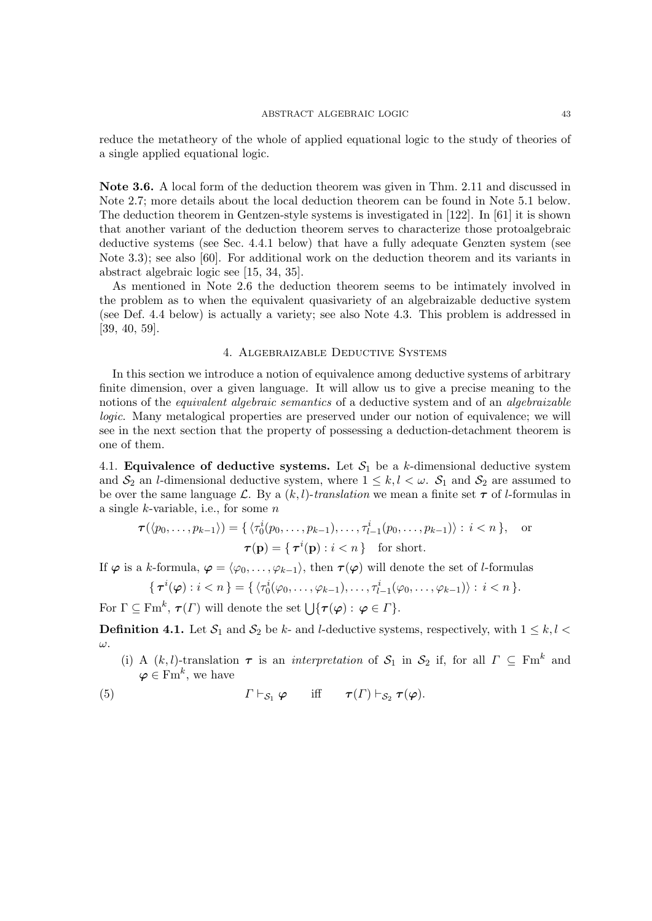reduce the metatheory of the whole of applied equational logic to the study of theories of a single applied equational logic.

**Note 3.6.** A local form of the deduction theorem was given in Thm. 2.11 and discussed in Note 2.7; more details about the local deduction theorem can be found in Note 5.1 below. The deduction theorem in Gentzen-style systems is investigated in [122]. In [61] it is shown that another variant of the deduction theorem serves to characterize those protoalgebraic deductive systems (see Sec. 4.4.1 below) that have a fully adequate Genzten system (see Note 3.3); see also [60]. For additional work on the deduction theorem and its variants in abstract algebraic logic see [15, 34, 35].

As mentioned in Note 2.6 the deduction theorem seems to be intimately involved in the problem as to when the equivalent quasivariety of an algebraizable deductive system (see Def. 4.4 below) is actually a variety; see also Note 4.3. This problem is addressed in [39, 40, 59].

## 4. Algebraizable Deductive Systems

In this section we introduce a notion of equivalence among deductive systems of arbitrary finite dimension, over a given language. It will allow us to give a precise meaning to the notions of the *equivalent algebraic semantics* of a deductive system and of an *algebraizable logic*. Many metalogical properties are preserved under our notion of equivalence; we will see in the next section that the property of possessing a deduction-detachment theorem is one of them.

4.1. **Equivalence of deductive systems.** Let $\mathcal{S}_1$ be a $k$-dimensional deductive system and $\mathcal{S}_2$ an $l$-dimensional deductive system, where $1 \leq k, l < \omega$. $\mathcal{S}_1$ and $\mathcal{S}_2$ are assumed to be over the same language $\mathcal{L}$. By a $(k,l)$-*translation* we mean a finite set $\boldsymbol{\tau}$ of $l$-formulas in a single $k$-variable, i.e., for some $n$

$$\boldsymbol{\tau}(\langle p_0, \dots, p_{k-1} \rangle) = \{ \langle \tau_0^i(p_0, \dots, p_{k-1}), \dots, \tau_{l-1}^i(p_0, \dots, p_{k-1}) \rangle : i < n \}, \quad \text{or}$$
$$\boldsymbol{\tau}(\mathbf{p}) = \{ \boldsymbol{\tau}^i(\mathbf{p}) : i < n \} \quad \text{for short.}$$

If $\boldsymbol{\varphi}$ is a $k$-formula, $\boldsymbol{\varphi} = \langle \varphi_0, \dots, \varphi_{k-1} \rangle$, then $\boldsymbol{\tau}(\boldsymbol{\varphi})$ will denote the set of $l$-formulas

$$\{ \boldsymbol{\tau}^i(\boldsymbol{\varphi}) : i < n \} = \{ \langle \tau_0^i(\varphi_0, \dots, \varphi_{k-1}), \dots, \tau_{l-1}^i(\varphi_0, \dots, \varphi_{k-1}) \rangle : i < n \}.$$

For $\Gamma \subseteq \mathrm{Fm}^k$, $\boldsymbol{\tau}(\Gamma)$ will denote the set $\bigcup \{ \boldsymbol{\tau}(\boldsymbol{\varphi}) : \boldsymbol{\varphi} \in \Gamma \}$.

**Definition 4.1.** Let $\mathcal{S}_1$ and $\mathcal{S}_2$ be $k$- and $l$-deductive systems, respectively, with $1 \leq k, l < \omega$.

(i) A $(k,l)$-translation $\boldsymbol{\tau}$ is an *interpretation* of $\mathcal{S}_1$ in $\mathcal{S}_2$ if, for all $\Gamma \subseteq \mathrm{Fm}^k$ and $\boldsymbol{\varphi} \in \mathrm{Fm}^k$, we have

$$\Gamma \vdash_{\mathcal{S}_1} \boldsymbol{\varphi} \qquad \text{iff} \qquad \boldsymbol{\tau}(\Gamma) \vdash_{\mathcal{S}_2} \boldsymbol{\tau}(\boldsymbol{\varphi}). \tag{5}$$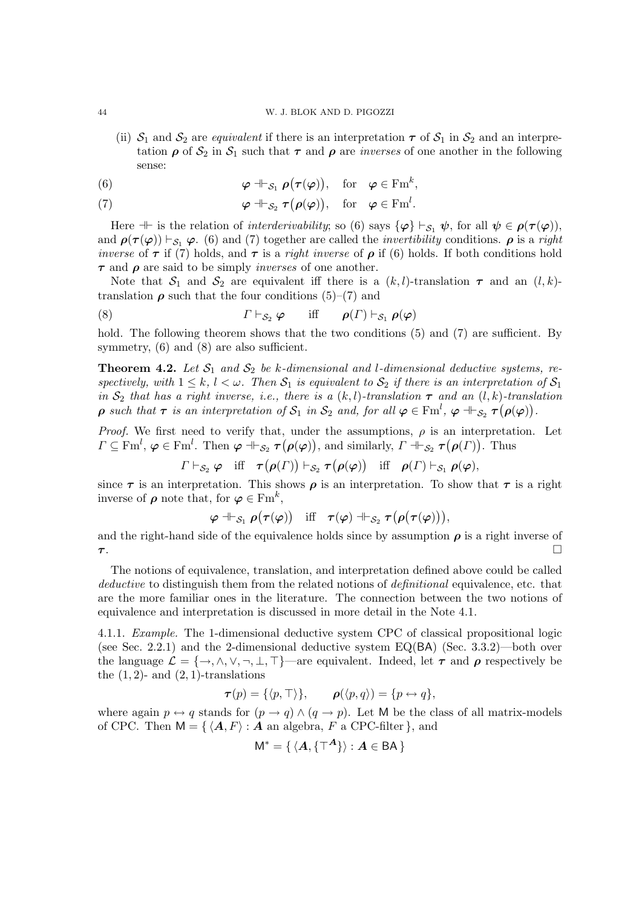(ii) $\mathcal{S}_1$ and $\mathcal{S}_2$ are *equivalent* if there is an interpretation $\boldsymbol{\tau}$ of $\mathcal{S}_1$ in $\mathcal{S}_2$ and an interpretation $\boldsymbol{\rho}$ of $\mathcal{S}_2$ in $\mathcal{S}_1$ such that $\boldsymbol{\tau}$ and $\boldsymbol{\rho}$ are *inverses* of one another in the following sense:

$$\boldsymbol{\varphi} \dashv\vdash_{\mathcal{S}_1} \boldsymbol{\rho}\big(\boldsymbol{\tau}(\boldsymbol{\varphi})\big), \quad \text{for} \quad \boldsymbol{\varphi} \in \mathrm{Fm}^k, \tag{6}$$

$$\boldsymbol{\varphi} \dashv\vdash_{\mathcal{S}_2} \boldsymbol{\tau}\big(\boldsymbol{\rho}(\boldsymbol{\varphi})\big), \quad \text{for} \quad \boldsymbol{\varphi} \in \mathrm{Fm}^l. \tag{7}$$

Here $\dashv\vdash$ is the relation of *interderivability*; so (6) says $\{\boldsymbol{\varphi}\} \vdash_{\mathcal{S}_1} \boldsymbol{\psi}$, for all $\boldsymbol{\psi} \in \boldsymbol{\rho}(\boldsymbol{\tau}(\boldsymbol{\varphi}))$, and $\boldsymbol{\rho}(\boldsymbol{\tau}(\boldsymbol{\varphi})) \vdash_{\mathcal{S}_1} \boldsymbol{\varphi}$. (6) and (7) together are called the *invertibility* conditions. $\boldsymbol{\rho}$ is a *right inverse* of $\boldsymbol{\tau}$ if (7) holds, and $\boldsymbol{\tau}$ is a *right inverse* of $\boldsymbol{\rho}$ if (6) holds. If both conditions hold $\boldsymbol{\tau}$ and $\boldsymbol{\rho}$ are said to be simply *inverses* of one another.

Note that $\mathcal{S}_1$ and $\mathcal{S}_2$ are equivalent iff there is a $(k,l)$-translation $\boldsymbol{\tau}$ and an $(l,k)$-translation $\boldsymbol{\rho}$ such that the four conditions (5)–(7) and

$$\Gamma \vdash_{\mathcal{S}_2} \boldsymbol{\varphi} \qquad \text{iff} \qquad \boldsymbol{\rho}(\Gamma) \vdash_{\mathcal{S}_1} \boldsymbol{\rho}(\boldsymbol{\varphi}) \tag{8}$$

hold. The following theorem shows that the two conditions (5) and (7) are sufficient. By symmetry, (6) and (8) are also sufficient.

**Theorem 4.2.** *Let $\mathcal{S}_1$ and $\mathcal{S}_2$ be $k$-dimensional and $l$-dimensional deductive systems, respectively, with $1 \leq k,\, l < \omega$. Then $\mathcal{S}_1$ is equivalent to $\mathcal{S}_2$ if there is an interpretation of $\mathcal{S}_1$ in $\mathcal{S}_2$ that has a right inverse, i.e., there is a $(k,l)$-translation $\boldsymbol{\tau}$ and an $(l,k)$-translation $\boldsymbol{\rho}$ such that $\boldsymbol{\tau}$ is an interpretation of $\mathcal{S}_1$ in $\mathcal{S}_2$ and, for all $\boldsymbol{\varphi} \in \mathrm{Fm}^l$, $\boldsymbol{\varphi} \dashv\vdash_{\mathcal{S}_2} \boldsymbol{\tau}\big(\boldsymbol{\rho}(\boldsymbol{\varphi})\big)$.*

*Proof.* We first need to verify that, under the assumptions, $\rho$ is an interpretation. Let $\Gamma \subseteq \mathrm{Fm}^l$, $\boldsymbol{\varphi} \in \mathrm{Fm}^l$. Then $\boldsymbol{\varphi} \dashv\vdash_{\mathcal{S}_2} \boldsymbol{\tau}\big(\boldsymbol{\rho}(\boldsymbol{\varphi})\big)$, and similarly, $\Gamma \dashv\vdash_{\mathcal{S}_2} \boldsymbol{\tau}\big(\boldsymbol{\rho}(\Gamma)\big)$. Thus

$$\Gamma \vdash_{\mathcal{S}_2} \boldsymbol{\varphi} \quad \text{iff} \quad \boldsymbol{\tau}\big(\boldsymbol{\rho}(\Gamma)\big) \vdash_{\mathcal{S}_2} \boldsymbol{\tau}\big(\boldsymbol{\rho}(\boldsymbol{\varphi})\big) \quad \text{iff} \quad \boldsymbol{\rho}(\Gamma) \vdash_{\mathcal{S}_1} \boldsymbol{\rho}(\boldsymbol{\varphi}),$$

since $\boldsymbol{\tau}$ is an interpretation. This shows $\boldsymbol{\rho}$ is an interpretation. To show that $\boldsymbol{\tau}$ is a right inverse of $\boldsymbol{\rho}$ note that, for $\boldsymbol{\varphi} \in \mathrm{Fm}^k$,

$$\boldsymbol{\varphi} \dashv\vdash_{\mathcal{S}_1} \boldsymbol{\rho}\big(\boldsymbol{\tau}(\boldsymbol{\varphi})\big) \quad \text{iff} \quad \boldsymbol{\tau}(\boldsymbol{\varphi}) \dashv\vdash_{\mathcal{S}_2} \boldsymbol{\tau}\big(\boldsymbol{\rho}\big(\boldsymbol{\tau}(\boldsymbol{\varphi})\big)\big),$$

and the right-hand side of the equivalence holds since by assumption $\boldsymbol{\rho}$ is a right inverse of $\boldsymbol{\tau}$. □

The notions of equivalence, translation, and interpretation defined above could be called *deductive* to distinguish them from the related notions of *definitional* equivalence, etc. that are the more familiar ones in the literature. The connection between the two notions of equivalence and interpretation is discussed in more detail in the Note 4.1.

4.1.1. *Example.* The 1-dimensional deductive system CPC of classical propositional logic (see Sec. 2.2.1) and the 2-dimensional deductive system EQ(BA) (Sec. 3.3.2)—both over the language $\mathcal{L} = \{\to, \wedge, \vee, \neg, \bot, \top\}$—are equivalent. Indeed, let $\boldsymbol{\tau}$ and $\boldsymbol{\rho}$ respectively be the $(1,2)$- and $(2,1)$-translations

$$\boldsymbol{\tau}(p) = \{\langle p, \top \rangle\}, \qquad \boldsymbol{\rho}(\langle p, q \rangle) = \{p \leftrightarrow q\},$$

where again $p \leftrightarrow q$ stands for $(p \to q) \wedge (q \to p)$. Let $\mathsf{M}$ be the class of all matrix-models of CPC. Then $\mathsf{M} = \{\, \langle \boldsymbol{A}, F \rangle : \boldsymbol{A} \text{ an algebra, } F \text{ a CPC-filter} \,\}$, and

$$\mathsf{M}^* = \{\, \langle \boldsymbol{A}, \{\top^{\boldsymbol{A}}\} \rangle : \boldsymbol{A} \in \mathsf{BA} \,\}$$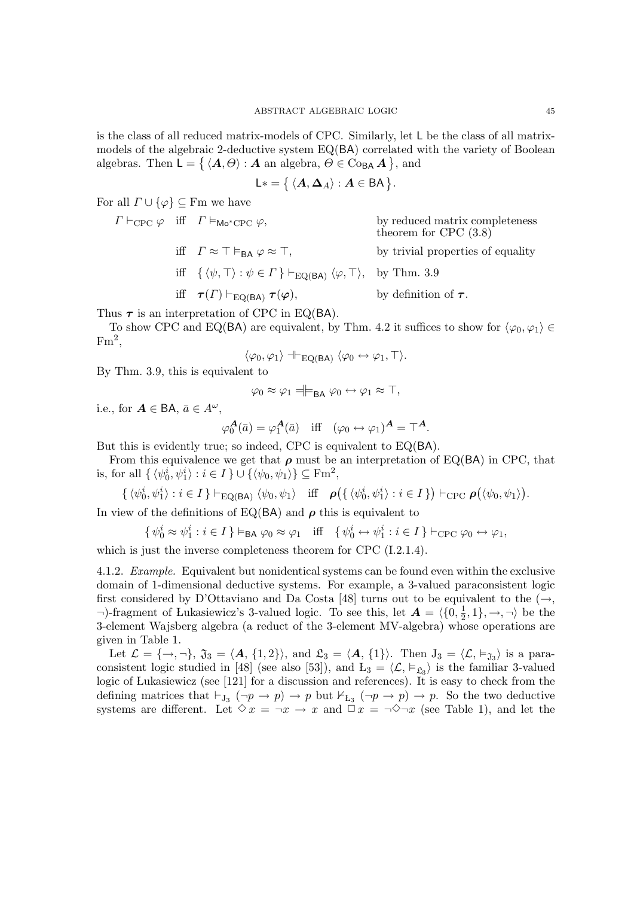is the class of all reduced matrix-models of CPC. Similarly, let $\mathsf{L}$ be the class of all matrix-models of the algebraic 2-deductive system $\mathrm{EQ}(\mathsf{BA})$ correlated with the variety of Boolean algebras. Then $\mathsf{L} = \{ \langle \boldsymbol{A}, \Theta \rangle : \boldsymbol{A} \text{ an algebra}, \Theta \in \mathrm{Co}_{\mathsf{BA}} \boldsymbol{A} \}$, and

$$\mathsf{L}* = \{ \langle \boldsymbol{A}, \boldsymbol{\Delta}_A \rangle : \boldsymbol{A} \in \mathsf{BA} \}.$$

For all $\Gamma \cup \{\varphi\} \subseteq \mathrm{Fm}$ we have

$$
\begin{aligned}
\Gamma \vdash_{\mathrm{CPC}} \varphi \quad &\text{iff} \quad \Gamma \vDash_{\mathsf{Mo}^*\mathrm{CPC}} \varphi, && \text{by reduced matrix completeness theorem for CPC (3.8)}\\
&\text{iff} \quad \Gamma \approx \top \vDash_{\mathsf{BA}} \varphi \approx \top, && \text{by trivial properties of equality}\\
&\text{iff} \quad \{ \langle \psi, \top \rangle : \psi \in \Gamma \} \vdash_{\mathrm{EQ}(\mathsf{BA})} \langle \varphi, \top \rangle, && \text{by Thm. 3.9}\\
&\text{iff} \quad \boldsymbol{\tau}(\Gamma) \vdash_{\mathrm{EQ}(\mathsf{BA})} \boldsymbol{\tau}(\boldsymbol{\varphi}), && \text{by definition of } \boldsymbol{\tau}.
\end{aligned}
$$

Thus $\boldsymbol{\tau}$ is an interpretation of CPC in $\mathrm{EQ}(\mathsf{BA})$.

To show CPC and $\mathrm{EQ}(\mathsf{BA})$ are equivalent, by Thm. 4.2 it suffices to show for $\langle \varphi_0, \varphi_1 \rangle \in \mathrm{Fm}^2$,

$$\langle \varphi_0, \varphi_1 \rangle \dashv\vdash_{\mathrm{EQ}(\mathsf{BA})} \langle \varphi_0 \leftrightarrow \varphi_1, \top \rangle.$$

By Thm. 3.9, this is equivalent to

$$\varphi_0 \approx \varphi_1 \mathrel{=\!\!|\!\!\vDash}_{\mathsf{BA}} \varphi_0 \leftrightarrow \varphi_1 \approx \top,$$

i.e., for $\boldsymbol{A} \in \mathsf{BA}$, $\bar{a} \in A^\omega$,

$$\varphi_0^{\boldsymbol{A}}(\bar{a}) = \varphi_1^{\boldsymbol{A}}(\bar{a}) \quad \text{iff} \quad (\varphi_0 \leftrightarrow \varphi_1)^{\boldsymbol{A}} = \top^{\boldsymbol{A}}.$$

But this is evidently true; so indeed, CPC is equivalent to $\mathrm{EQ}(\mathsf{BA})$.

From this equivalence we get that $\boldsymbol{\rho}$ must be an interpretation of $\mathrm{EQ}(\mathsf{BA})$ in CPC, that is, for all $\{ \langle \psi_0^i, \psi_1^i \rangle : i \in I \} \cup \{\langle \psi_0, \psi_1 \rangle\} \subseteq \mathrm{Fm}^2$,

$$\{ \langle \psi_0^i, \psi_1^i \rangle : i \in I \} \vdash_{\mathrm{EQ}(\mathsf{BA})} \langle \psi_0, \psi_1 \rangle \quad \text{iff} \quad \boldsymbol{\rho}\big(\{ \langle \psi_0^i, \psi_1^i \rangle : i \in I \}\big) \vdash_{\mathrm{CPC}} \boldsymbol{\rho}\big(\langle \psi_0, \psi_1 \rangle\big).$$

In view of the definitions of $\mathrm{EQ}(\mathsf{BA})$ and $\boldsymbol{\rho}$ this is equivalent to

$$\{ \psi_0^i \approx \psi_1^i : i \in I \} \vDash_{\mathsf{BA}} \varphi_0 \approx \varphi_1 \quad \text{iff} \quad \{ \psi_0^i \leftrightarrow \psi_1^i : i \in I \} \vdash_{\mathrm{CPC}} \varphi_0 \leftrightarrow \varphi_1,$$

which is just the inverse completeness theorem for CPC (I.2.1.4).

4.1.2. *Example.* Equivalent but nonidentical systems can be found even within the exclusive domain of 1-dimensional deductive systems. For example, a 3-valued paraconsistent logic first considered by D'Ottaviano and Da Costa [48] turns out to be equivalent to the $(\to, \neg)$-fragment of Łukasiewicz's 3-valued logic. To see this, let $\boldsymbol{A} = \langle \{0, \frac{1}{2}, 1\}, \to, \neg \rangle$ be the 3-element Wajsberg algebra (a reduct of the 3-element MV-algebra) whose operations are given in Table 1.

Let $\mathcal{L} = \{\to, \neg\}$, $\mathfrak{J}_3 = \langle \boldsymbol{A}, \{1, 2\} \rangle$, and $\mathfrak{L}_3 = \langle \boldsymbol{A}, \{1\} \rangle$. Then $\mathrm{J}_3 = \langle \mathcal{L}, \vDash_{\mathfrak{J}_3} \rangle$ is a paraconsistent logic studied in [48] (see also [53]), and $\text{Ł}_3 = \langle \mathcal{L}, \vDash_{\mathfrak{L}_3} \rangle$ is the familiar 3-valued logic of Łukasiewicz (see [121] for a discussion and references). It is easy to check from the defining matrices that $\vdash_{\mathrm{J}_3} (\neg p \to p) \to p$ but $\nvdash_{\text{Ł}_3} (\neg p \to p) \to p$. So the two deductive systems are different. Let $\diamond x = \neg x \to x$ and $\Box x = \neg \diamond \neg x$ (see Table 1), and let the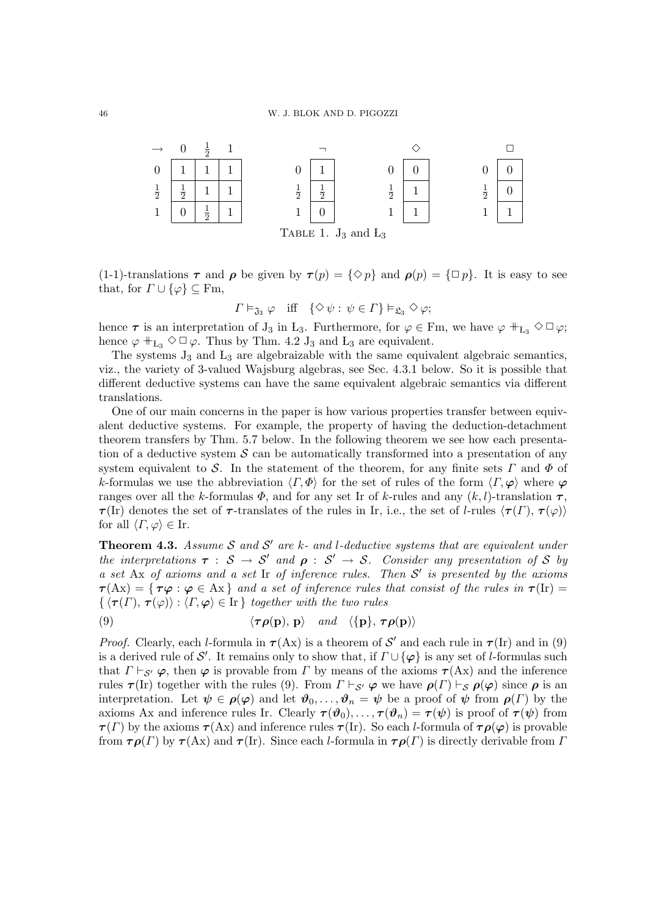| $\to$ | $0$ | $\frac{1}{2}$ | $1$ |
|---|---|---|---|
| $0$ | $1$ | $1$ | $1$ |
| $\frac{1}{2}$ | $\frac{1}{2}$ | $1$ | $1$ |
| $1$ | $0$ | $\frac{1}{2}$ | $1$ |

| | $\neg$ |
|---|---|
| $0$ | $1$ |
| $\frac{1}{2}$ | $\frac{1}{2}$ |
| $1$ | $0$ |

| | $\Diamond$ |
|---|---|
| $0$ | $0$ |
| $\frac{1}{2}$ | $1$ |
| $1$ | $1$ |

| | $\Box$ |
|---|---|
| $0$ | $0$ |
| $\frac{1}{2}$ | $0$ |
| $1$ | $1$ |

TABLE 1. $\mathrm{J}_3$ and $\mathrm{Ł}_3$

(1-1)-translations $\boldsymbol{\tau}$ and $\boldsymbol{\rho}$ be given by $\boldsymbol{\tau}(p) = \{\Diamond p\}$ and $\boldsymbol{\rho}(p) = \{\Box p\}$. It is easy to see that, for $\Gamma \cup \{\varphi\} \subseteq \mathrm{Fm}$,

$$\Gamma \vDash_{\mathfrak{J}_3} \varphi \quad \text{iff} \quad \{\Diamond \psi : \psi \in \Gamma\} \vDash_{\mathfrak{L}_3} \Diamond \varphi;$$

hence $\boldsymbol{\tau}$ is an interpretation of $\mathrm{J}_3$ in $\mathrm{Ł}_3$. Furthermore, for $\varphi \in \mathrm{Fm}$, we have $\varphi \mathrel{+\!\!\!\|}_{\mathrm{Ł}_3} \Diamond \Box \varphi$; hence $\varphi \mathrel{+\!\!\!\|}_{\mathrm{Ł}_3} \Diamond \Box \varphi$. Thus by Thm. 4.2 $\mathrm{J}_3$ and $\mathrm{Ł}_3$ are equivalent.

The systems $\mathrm{J}_3$ and $\mathrm{Ł}_3$ are algebraizable with the same equivalent algebraic semantics, viz., the variety of 3-valued Wajsburg algebras, see Sec. 4.3.1 below. So it is possible that different deductive systems can have the same equivalent algebraic semantics via different translations.

One of our main concerns in the paper is how various properties transfer between equivalent deductive systems. For example, the property of having the deduction-detachment theorem transfers by Thm. 5.7 below. In the following theorem we see how each presentation of a deductive system $\mathcal{S}$ can be automatically transformed into a presentation of any system equivalent to $\mathcal{S}$. In the statement of the theorem, for any finite sets $\Gamma$ and $\Phi$ of $k$-formulas we use the abbreviation $\langle \Gamma, \Phi\rangle$ for the set of rules of the form $\langle \Gamma, \boldsymbol{\varphi}\rangle$ where $\boldsymbol{\varphi}$ ranges over all the $k$-formulas $\Phi$, and for any set Ir of $k$-rules and any $(k,l)$-translation $\boldsymbol{\tau}$, $\boldsymbol{\tau}(\mathrm{Ir})$ denotes the set of $\boldsymbol{\tau}$-translates of the rules in Ir, i.e., the set of $l$-rules $\langle \boldsymbol{\tau}(\Gamma), \boldsymbol{\tau}(\boldsymbol{\varphi})\rangle$ for all $\langle \Gamma, \boldsymbol{\varphi}\rangle \in \mathrm{Ir}$.

**Theorem 4.3.** *Assume $\mathcal{S}$ and $\mathcal{S}'$ are $k$- and $l$-deductive systems that are equivalent under the interpretations $\boldsymbol{\tau} : \mathcal{S} \to \mathcal{S}'$ and $\boldsymbol{\rho} : \mathcal{S}' \to \mathcal{S}$. Consider any presentation of $\mathcal{S}$ by a set* Ax *of axioms and a set* Ir *of inference rules. Then $\mathcal{S}'$ is presented by the axioms $\boldsymbol{\tau}(\mathrm{Ax}) = \{\, \boldsymbol{\tau\varphi} : \boldsymbol{\varphi} \in \mathrm{Ax}\,\}$ and a set of inference rules that consist of the rules in $\boldsymbol{\tau}(\mathrm{Ir}) = \{\, \langle \boldsymbol{\tau}(\Gamma), \boldsymbol{\tau}(\boldsymbol{\varphi})\rangle : \langle \Gamma, \boldsymbol{\varphi}\rangle \in \mathrm{Ir}\,\}$ together with the two rules*

$$\langle \boldsymbol{\tau\rho}(\mathbf{p}), \mathbf{p}\rangle \quad \textit{and} \quad \langle \{\mathbf{p}\}, \boldsymbol{\tau\rho}(\mathbf{p})\rangle \tag{9}$$

*Proof.* Clearly, each $l$-formula in $\boldsymbol{\tau}(\mathrm{Ax})$ is a theorem of $\mathcal{S}'$ and each rule in $\boldsymbol{\tau}(\mathrm{Ir})$ and in (9) is a derived rule of $\mathcal{S}'$. It remains only to show that, if $\Gamma \cup \{\boldsymbol{\varphi}\}$ is any set of $l$-formulas such that $\Gamma \vdash_{\mathcal{S}'} \boldsymbol{\varphi}$, then $\boldsymbol{\varphi}$ is provable from $\Gamma$ by means of the axioms $\boldsymbol{\tau}(\mathrm{Ax})$ and the inference rules $\boldsymbol{\tau}(\mathrm{Ir})$ together with the rules (9). From $\Gamma \vdash_{\mathcal{S}'} \boldsymbol{\varphi}$ we have $\boldsymbol{\rho}(\Gamma) \vdash_{\mathcal{S}} \boldsymbol{\rho}(\boldsymbol{\varphi})$ since $\boldsymbol{\rho}$ is an interpretation. Let $\boldsymbol{\psi} \in \boldsymbol{\rho}(\boldsymbol{\varphi})$ and let $\boldsymbol{\vartheta}_0, \dots, \boldsymbol{\vartheta}_n = \boldsymbol{\psi}$ be a proof of $\boldsymbol{\psi}$ from $\boldsymbol{\rho}(\Gamma)$ by the axioms Ax and inference rules Ir. Clearly $\boldsymbol{\tau}(\boldsymbol{\vartheta}_0), \dots, \boldsymbol{\tau}(\boldsymbol{\vartheta}_n) = \boldsymbol{\tau}(\boldsymbol{\psi})$ is proof of $\boldsymbol{\tau}(\boldsymbol{\psi})$ from $\boldsymbol{\tau}(\Gamma)$ by the axioms $\boldsymbol{\tau}(\mathrm{Ax})$ and inference rules $\boldsymbol{\tau}(\mathrm{Ir})$. So each $l$-formula of $\boldsymbol{\tau\rho}(\boldsymbol{\varphi})$ is provable from $\boldsymbol{\tau\rho}(\Gamma)$ by $\boldsymbol{\tau}(\mathrm{Ax})$ and $\boldsymbol{\tau}(\mathrm{Ir})$. Since each $l$-formula in $\boldsymbol{\tau\rho}(\Gamma)$ is directly derivable from $\Gamma$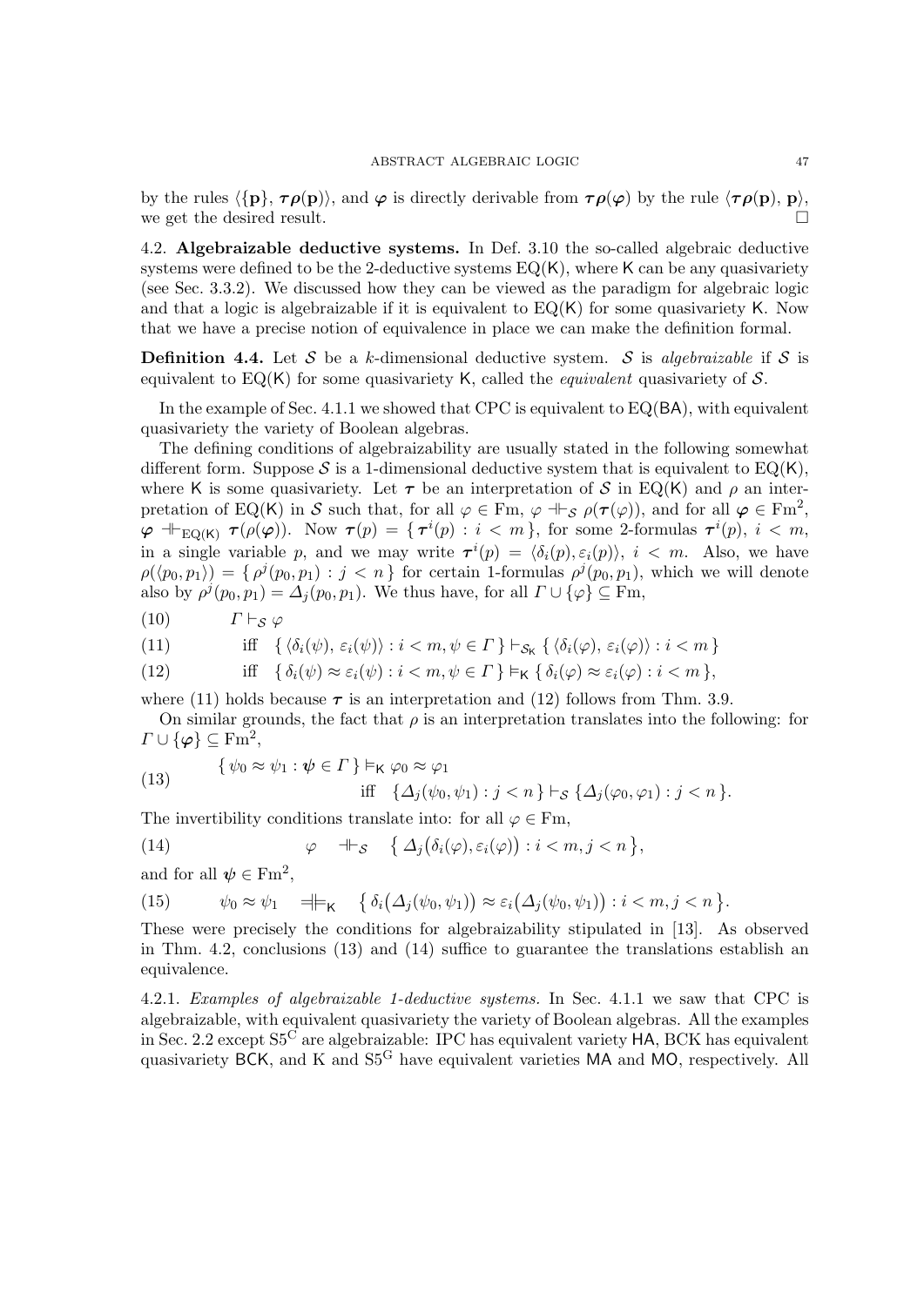by the rules $\langle\{\mathbf{p}\},\, \boldsymbol{\tau}\boldsymbol{\rho}(\mathbf{p})\rangle$, and $\boldsymbol{\varphi}$ is directly derivable from $\boldsymbol{\tau}\boldsymbol{\rho}(\boldsymbol{\varphi})$ by the rule $\langle\boldsymbol{\tau}\boldsymbol{\rho}(\mathbf{p}),\, \mathbf{p}\rangle$, we get the desired result. □

4.2. **Algebraizable deductive systems.** In Def. 3.10 the so-called algebraic deductive systems were defined to be the 2-deductive systems $\mathrm{EQ}(\mathsf{K})$, where $\mathsf{K}$ can be any quasivariety (see Sec. 3.3.2). We discussed how they can be viewed as the paradigm for algebraic logic and that a logic is algebraizable if it is equivalent to $\mathrm{EQ}(\mathsf{K})$ for some quasivariety $\mathsf{K}$. Now that we have a precise notion of equivalence in place we can make the definition formal.

**Definition 4.4.** Let $\mathcal{S}$ be a $k$-dimensional deductive system. $\mathcal{S}$ is *algebraizable* if $\mathcal{S}$ is equivalent to $\mathrm{EQ}(\mathsf{K})$ for some quasivariety $\mathsf{K}$, called the *equivalent* quasivariety of $\mathcal{S}$.

In the example of Sec. 4.1.1 we showed that CPC is equivalent to $\mathrm{EQ}(\mathsf{BA})$, with equivalent quasivariety the variety of Boolean algebras.

The defining conditions of algebraizability are usually stated in the following somewhat different form. Suppose $\mathcal{S}$ is a 1-dimensional deductive system that is equivalent to $\mathrm{EQ}(\mathsf{K})$, where $\mathsf{K}$ is some quasivariety. Let $\boldsymbol{\tau}$ be an interpretation of $\mathcal{S}$ in $\mathrm{EQ}(\mathsf{K})$ and $\rho$ an interpretation of $\mathrm{EQ}(\mathsf{K})$ in $\mathcal{S}$ such that, for all $\varphi \in \mathrm{Fm}$, $\varphi \dashv\vdash_{\mathcal{S}} \rho(\boldsymbol{\tau}(\varphi))$, and for all $\boldsymbol{\varphi} \in \mathrm{Fm}^2$, $\boldsymbol{\varphi} \dashv\vdash_{\mathrm{EQ}(\mathsf{K})} \boldsymbol{\tau}(\rho(\boldsymbol{\varphi}))$. Now $\boldsymbol{\tau}(p) = \{\, \boldsymbol{\tau}^i(p) : i < m \,\}$, for some 2-formulas $\boldsymbol{\tau}^i(p)$, $i < m$, in a single variable $p$, and we may write $\boldsymbol{\tau}^i(p) = \langle \delta_i(p), \varepsilon_i(p)\rangle$, $i < m$. Also, we have $\rho(\langle p_0, p_1\rangle) = \{\, \rho^j(p_0, p_1) : j < n \,\}$ for certain 1-formulas $\rho^j(p_0, p_1)$, which we will denote also by $\rho^j(p_0, p_1) = \Delta_j(p_0, p_1)$. We thus have, for all $\Gamma \cup \{\varphi\} \subseteq \mathrm{Fm}$,

$$
\begin{aligned}
&(10)\qquad \Gamma \vdash_{\mathcal{S}} \varphi \\
&(11)\qquad \text{iff}\quad \{\, \langle \delta_i(\psi),\, \varepsilon_i(\psi)\rangle : i < m, \psi \in \Gamma \,\} \vdash_{\mathcal{S}_\mathsf{K}} \{\, \langle \delta_i(\varphi),\, \varepsilon_i(\varphi)\rangle : i < m \,\} \\
&(12)\qquad \text{iff}\quad \{\, \delta_i(\psi) \approx \varepsilon_i(\psi) : i < m, \psi \in \Gamma \,\} \vDash_{\mathsf{K}} \{\, \delta_i(\varphi) \approx \varepsilon_i(\varphi) : i < m \,\},
\end{aligned}
$$

where (11) holds because $\boldsymbol{\tau}$ is an interpretation and (12) follows from Thm. 3.9.

On similar grounds, the fact that $\rho$ is an interpretation translates into the following: for $\Gamma \cup \{\boldsymbol{\varphi}\} \subseteq \mathrm{Fm}^2$,

$$
(13)\qquad
\begin{aligned}
&\{\, \psi_0 \approx \psi_1 : \boldsymbol{\psi} \in \Gamma \,\} \vDash_{\mathsf{K}} \varphi_0 \approx \varphi_1 \\
&\qquad\qquad \text{iff}\quad \{\Delta_j(\psi_0, \psi_1) : j < n \,\} \vdash_{\mathcal{S}} \{\Delta_j(\varphi_0, \varphi_1) : j < n \,\}.
\end{aligned}
$$

The invertibility conditions translate into: for all $\varphi \in \mathrm{Fm}$,

$$
(14)\qquad \varphi \quad \dashv\vdash_{\mathcal{S}} \quad \big\{\, \Delta_j\big(\delta_i(\varphi), \varepsilon_i(\varphi)\big) : i < m, j < n \,\big\},
$$

and for all $\boldsymbol{\psi} \in \mathrm{Fm}^2$,

$$
(15)\qquad \psi_0 \approx \psi_1 \quad \dashv\vDash_{\mathsf{K}} \quad \big\{\, \delta_i\big(\Delta_j(\psi_0, \psi_1)\big) \approx \varepsilon_i\big(\Delta_j(\psi_0, \psi_1)\big) : i < m, j < n \,\big\}.
$$

These were precisely the conditions for algebraizability stipulated in [13]. As observed in Thm. 4.2, conclusions (13) and (14) suffice to guarantee the translations establish an equivalence.

4.2.1. *Examples of algebraizable 1-deductive systems.* In Sec. 4.1.1 we saw that CPC is algebraizable, with equivalent quasivariety the variety of Boolean algebras. All the examples in Sec. 2.2 except $\mathrm{S5}^{\mathrm{C}}$ are algebraizable: IPC has equivalent variety $\mathsf{HA}$, BCK has equivalent quasivariety $\mathsf{BCK}$, and K and $\mathrm{S5}^{\mathrm{G}}$ have equivalent varieties $\mathsf{MA}$ and $\mathsf{MO}$, respectively. All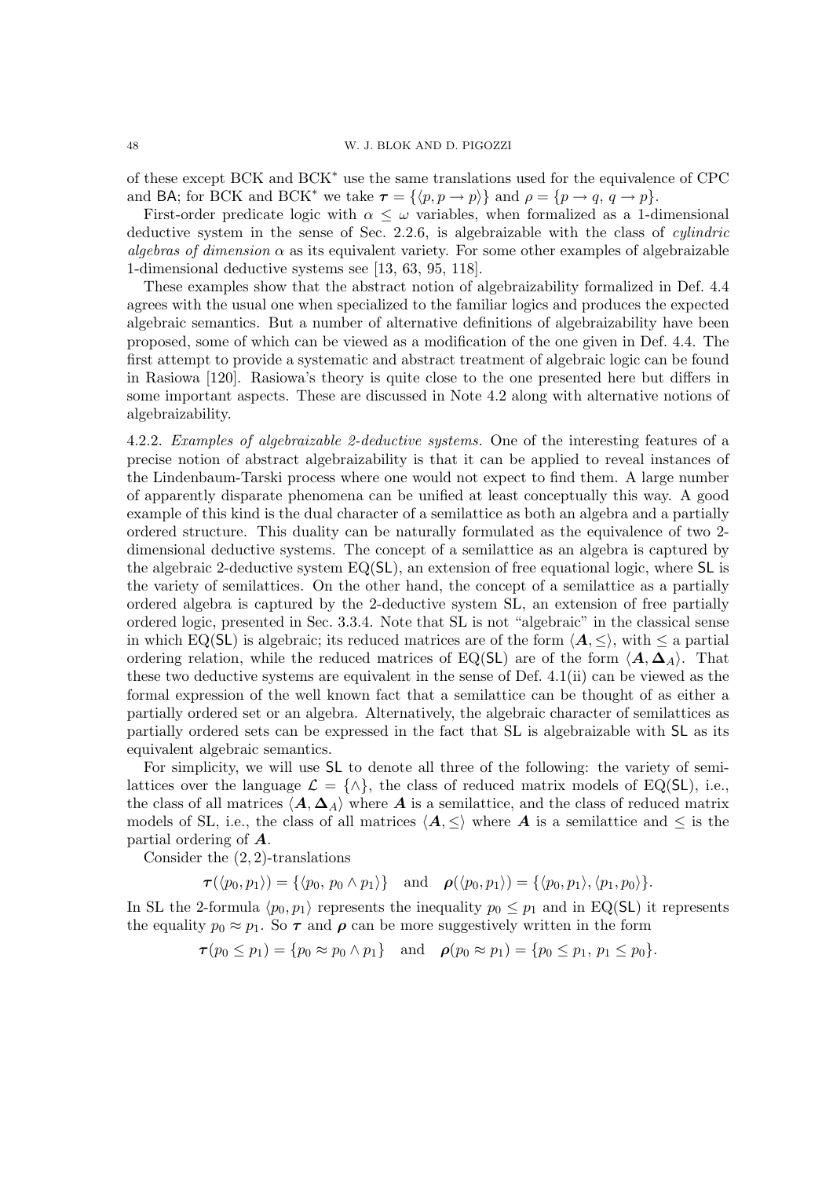of these except BCK and BCK$^*$ use the same translations used for the equivalence of CPC and $\mathsf{BA}$; for BCK and BCK$^*$ we take $\boldsymbol{\tau} = \{\langle p, p \to p\rangle\}$ and $\rho = \{p \to q,\ q \to p\}$.

First-order predicate logic with $\alpha \leq \omega$ variables, when formalized as a 1-dimensional deductive system in the sense of Sec. 2.2.6, is algebraizable with the class of *cylindric algebras of dimension* $\alpha$ as its equivalent variety. For some other examples of algebraizable 1-dimensional deductive systems see [13, 63, 95, 118].

These examples show that the abstract notion of algebraizability formalized in Def. 4.4 agrees with the usual one when specialized to the familiar logics and produces the expected algebraic semantics. But a number of alternative definitions of algebraizability have been proposed, some of which can be viewed as a modification of the one given in Def. 4.4. The first attempt to provide a systematic and abstract treatment of algebraic logic can be found in Rasiowa [120]. Rasiowa's theory is quite close to the one presented here but differs in some important aspects. These are discussed in Note 4.2 along with alternative notions of algebraizability.

4.2.2. *Examples of algebraizable 2-deductive systems.* One of the interesting features of a precise notion of abstract algebraizability is that it can be applied to reveal instances of the Lindenbaum-Tarski process where one would not expect to find them. A large number of apparently disparate phenomena can be unified at least conceptually this way. A good example of this kind is the dual character of a semilattice as both an algebra and a partially ordered structure. This duality can be naturally formulated as the equivalence of two 2-dimensional deductive systems. The concept of a semilattice as an algebra is captured by the algebraic 2-deductive system EQ($\mathsf{SL}$), an extension of free equational logic, where $\mathsf{SL}$ is the variety of semilattices. On the other hand, the concept of a semilattice as a partially ordered algebra is captured by the 2-deductive system SL, an extension of free partially ordered logic, presented in Sec. 3.3.4. Note that SL is not "algebraic" in the classical sense in which EQ($\mathsf{SL}$) is algebraic; its reduced matrices are of the form $\langle \boldsymbol{A}, \leq\rangle$, with $\leq$ a partial ordering relation, while the reduced matrices of EQ($\mathsf{SL}$) are of the form $\langle \boldsymbol{A}, \boldsymbol{\Delta}_A\rangle$. That these two deductive systems are equivalent in the sense of Def. 4.1(ii) can be viewed as the formal expression of the well known fact that a semilattice can be thought of as either a partially ordered set or an algebra. Alternatively, the algebraic character of semilattices as partially ordered sets can be expressed in the fact that SL is algebraizable with $\mathsf{SL}$ as its equivalent algebraic semantics.

For simplicity, we will use $\mathsf{SL}$ to denote all three of the following: the variety of semilattices over the language $\mathcal{L} = \{\wedge\}$, the class of reduced matrix models of EQ($\mathsf{SL}$), i.e., the class of all matrices $\langle \boldsymbol{A}, \boldsymbol{\Delta}_A\rangle$ where $\boldsymbol{A}$ is a semilattice, and the class of reduced matrix models of SL, i.e., the class of all matrices $\langle \boldsymbol{A}, \leq\rangle$ where $\boldsymbol{A}$ is a semilattice and $\leq$ is the partial ordering of $\boldsymbol{A}$.

Consider the $(2,2)$-translations

$$\boldsymbol{\tau}(\langle p_0, p_1\rangle) = \{\langle p_0,\, p_0 \wedge p_1\rangle\} \quad \text{and} \quad \boldsymbol{\rho}(\langle p_0, p_1\rangle) = \{\langle p_0, p_1\rangle, \langle p_1, p_0\rangle\}.$$

In SL the 2-formula $\langle p_0, p_1\rangle$ represents the inequality $p_0 \leq p_1$ and in EQ($\mathsf{SL}$) it represents the equality $p_0 \approx p_1$. So $\boldsymbol{\tau}$ and $\boldsymbol{\rho}$ can be more suggestively written in the form

$$\boldsymbol{\tau}(p_0 \leq p_1) = \{p_0 \approx p_0 \wedge p_1\} \quad \text{and} \quad \boldsymbol{\rho}(p_0 \approx p_1) = \{p_0 \leq p_1,\ p_1 \leq p_0\}.$$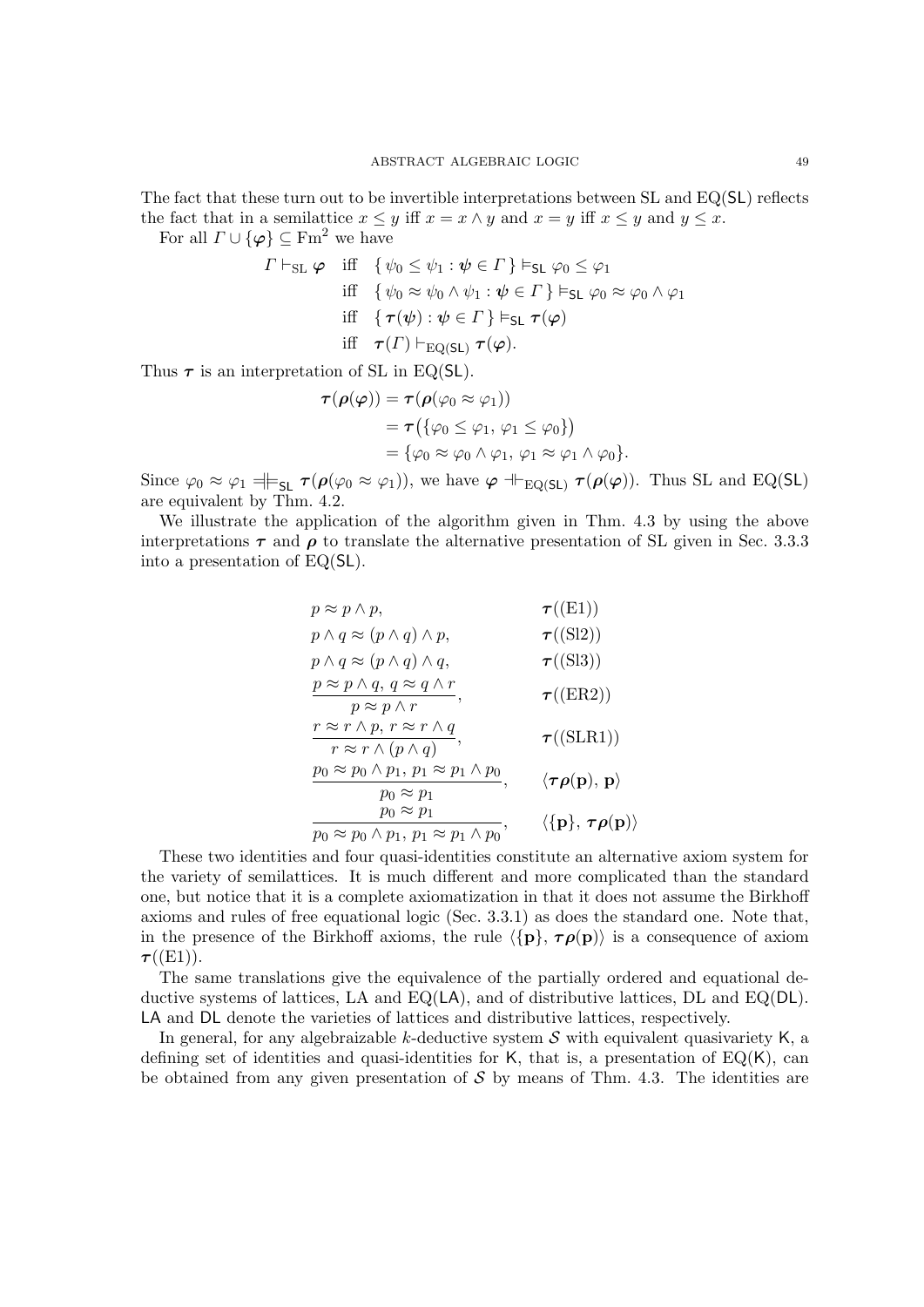The fact that these turn out to be invertible interpretations between SL and EQ($\mathsf{SL}$) reflects the fact that in a semilattice $x \le y$ iff $x = x \wedge y$ and $x = y$ iff $x \le y$ and $y \le x$.

For all $\Gamma \cup \{\boldsymbol{\varphi}\} \subseteq \mathrm{Fm}^2$ we have

$$
\begin{aligned}
\Gamma \vdash_{\mathrm{SL}} \boldsymbol{\varphi} \quad &\text{iff} \quad \{\, \psi_0 \le \psi_1 : \boldsymbol{\psi} \in \Gamma \,\} \vDash_{\mathsf{SL}} \varphi_0 \le \varphi_1 \\
&\text{iff} \quad \{\, \psi_0 \approx \psi_0 \wedge \psi_1 : \boldsymbol{\psi} \in \Gamma \,\} \vDash_{\mathsf{SL}} \varphi_0 \approx \varphi_0 \wedge \varphi_1 \\
&\text{iff} \quad \{\, \boldsymbol{\tau}(\boldsymbol{\psi}) : \boldsymbol{\psi} \in \Gamma \,\} \vDash_{\mathsf{SL}} \boldsymbol{\tau}(\boldsymbol{\varphi}) \\
&\text{iff} \quad \boldsymbol{\tau}(\Gamma) \vdash_{\mathrm{EQ}(\mathsf{SL})} \boldsymbol{\tau}(\boldsymbol{\varphi}).
\end{aligned}
$$

Thus $\boldsymbol{\tau}$ is an interpretation of SL in EQ($\mathsf{SL}$).

$$
\begin{aligned}
\boldsymbol{\tau}(\boldsymbol{\rho}(\boldsymbol{\varphi})) &= \boldsymbol{\tau}(\boldsymbol{\rho}(\varphi_0 \approx \varphi_1)) \\
&= \boldsymbol{\tau}\big(\{\varphi_0 \le \varphi_1,\, \varphi_1 \le \varphi_0\}\big) \\
&= \{\varphi_0 \approx \varphi_0 \wedge \varphi_1,\, \varphi_1 \approx \varphi_1 \wedge \varphi_0\}.
\end{aligned}
$$

Since $\varphi_0 \approx \varphi_1 \mathrel{=\!\!\mid\!\vDash_{\mathsf{SL}}} \boldsymbol{\tau}(\boldsymbol{\rho}(\varphi_0 \approx \varphi_1))$, we have $\boldsymbol{\varphi} \dashv\vdash_{\mathrm{EQ}(\mathsf{SL})} \boldsymbol{\tau}(\boldsymbol{\rho}(\boldsymbol{\varphi}))$. Thus SL and EQ($\mathsf{SL}$) are equivalent by Thm. 4.2.

We illustrate the application of the algorithm given in Thm. 4.3 by using the above interpretations $\boldsymbol{\tau}$ and $\boldsymbol{\rho}$ to translate the alternative presentation of SL given in Sec. 3.3.3 into a presentation of EQ($\mathsf{SL}$).

$$
\begin{array}{ll}
p \approx p \wedge p, & \boldsymbol{\tau}((\mathrm{E1})) \\[4pt]
p \wedge q \approx (p \wedge q) \wedge p, & \boldsymbol{\tau}((\mathrm{Sl2})) \\[4pt]
p \wedge q \approx (p \wedge q) \wedge q, & \boldsymbol{\tau}((\mathrm{Sl3})) \\[4pt]
\dfrac{p \approx p \wedge q,\; q \approx q \wedge r}{p \approx p \wedge r}, & \boldsymbol{\tau}((\mathrm{ER2})) \\[10pt]
\dfrac{r \approx r \wedge p,\; r \approx r \wedge q}{r \approx r \wedge (p \wedge q)}, & \boldsymbol{\tau}((\mathrm{SLR1})) \\[10pt]
\dfrac{p_0 \approx p_0 \wedge p_1,\; p_1 \approx p_1 \wedge p_0}{p_0 \approx p_1}, & \langle \boldsymbol{\tau}\boldsymbol{\rho}(\mathbf{p}),\, \mathbf{p} \rangle \\[10pt]
\dfrac{p_0 \approx p_1}{p_0 \approx p_0 \wedge p_1,\; p_1 \approx p_1 \wedge p_0}, & \langle \{\mathbf{p}\},\, \boldsymbol{\tau}\boldsymbol{\rho}(\mathbf{p}) \rangle
\end{array}
$$

These two identities and four quasi-identities constitute an alternative axiom system for the variety of semilattices. It is much different and more complicated than the standard one, but notice that it is a complete axiomatization in that it does not assume the Birkhoff axioms and rules of free equational logic (Sec. 3.3.1) as does the standard one. Note that, in the presence of the Birkhoff axioms, the rule $\langle \{\mathbf{p}\}, \boldsymbol{\tau}\boldsymbol{\rho}(\mathbf{p}) \rangle$ is a consequence of axiom $\boldsymbol{\tau}((\mathrm{E1}))$.

The same translations give the equivalence of the partially ordered and equational deductive systems of lattices, LA and EQ($\mathsf{LA}$), and of distributive lattices, DL and EQ($\mathsf{DL}$). $\mathsf{LA}$ and $\mathsf{DL}$ denote the varieties of lattices and distributive lattices, respectively.

In general, for any algebraizable $k$-deductive system $\mathcal{S}$ with equivalent quasivariety $\mathsf{K}$, a defining set of identities and quasi-identities for $\mathsf{K}$, that is, a presentation of EQ($\mathsf{K}$), can be obtained from any given presentation of $\mathcal{S}$ by means of Thm. 4.3. The identities are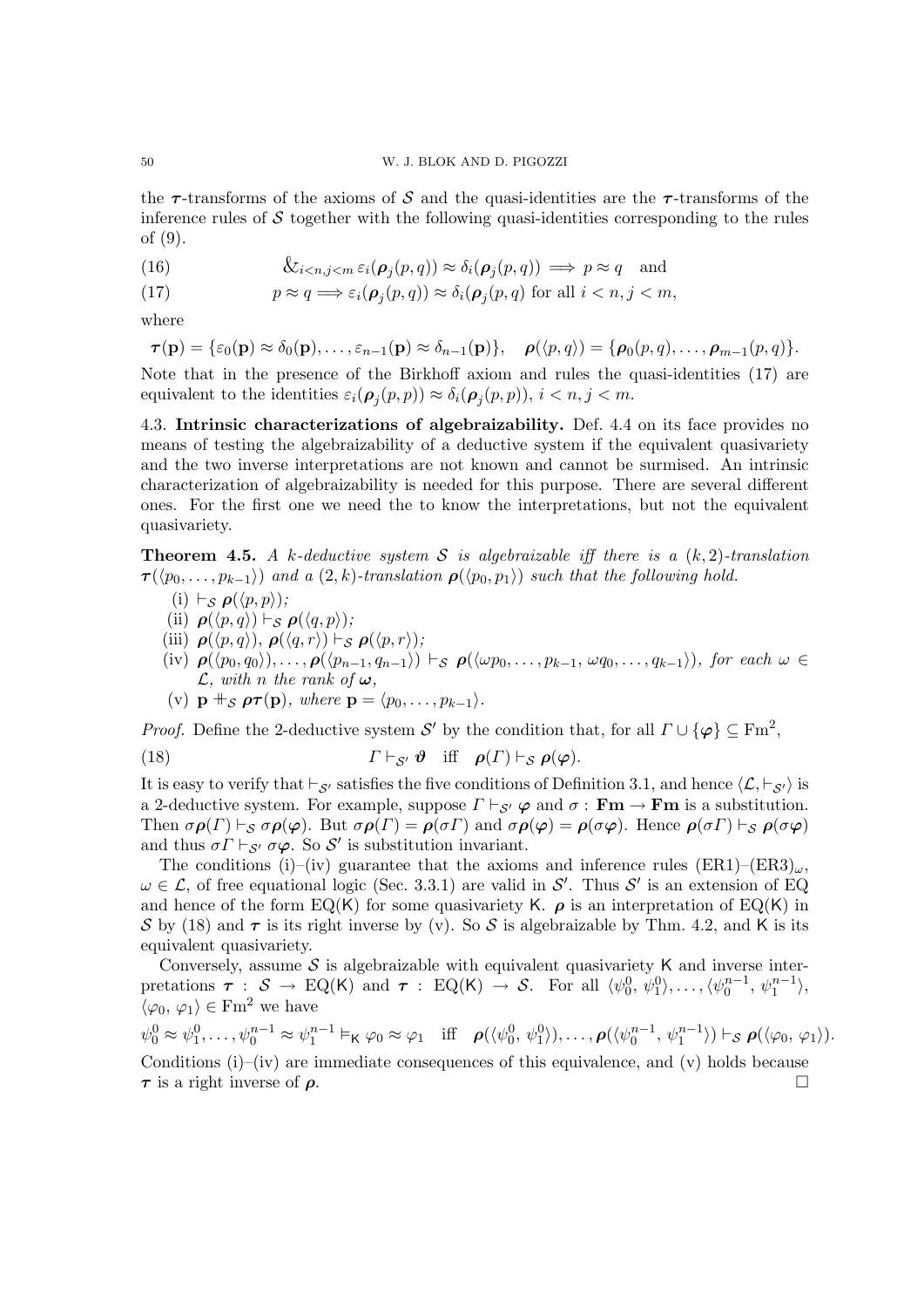the $\boldsymbol{\tau}$-transforms of the axioms of $\mathcal{S}$ and the quasi-identities are the $\boldsymbol{\tau}$-transforms of the inference rules of $\mathcal{S}$ together with the following quasi-identities corresponding to the rules of (9).

$$\&_{i<n,j<m}\, \varepsilon_i(\boldsymbol{\rho}_j(p,q)) \approx \delta_i(\boldsymbol{\rho}_j(p,q)) \implies p \approx q \quad \text{and} \tag{16}$$

$$p \approx q \Longrightarrow \varepsilon_i(\boldsymbol{\rho}_j(p,q)) \approx \delta_i(\boldsymbol{\rho}_j(p,q) \text{ for all } i<n, j<m, \tag{17}$$

where

$$\boldsymbol{\tau}(\mathbf{p}) = \{\varepsilon_0(\mathbf{p}) \approx \delta_0(\mathbf{p}), \dots, \varepsilon_{n-1}(\mathbf{p}) \approx \delta_{n-1}(\mathbf{p})\}, \quad \boldsymbol{\rho}(\langle p, q\rangle) = \{\boldsymbol{\rho}_0(p,q), \dots, \boldsymbol{\rho}_{m-1}(p,q)\}.$$

Note that in the presence of the Birkhoff axiom and rules the quasi-identities (17) are equivalent to the identities $\varepsilon_i(\boldsymbol{\rho}_j(p,p)) \approx \delta_i(\boldsymbol{\rho}_j(p,p))$, $i<n, j<m$.

4.3. **Intrinsic characterizations of algebraizability.** Def. 4.4 on its face provides no means of testing the algebraizability of a deductive system if the equivalent quasivariety and the two inverse interpretations are not known and cannot be surmised. An intrinsic characterization of algebraizability is needed for this purpose. There are several different ones. For the first one we need the to know the interpretations, but not the equivalent quasivariety.

**Theorem 4.5.** *A $k$-deductive system $\mathcal{S}$ is algebraizable iff there is a $(k,2)$-translation $\boldsymbol{\tau}(\langle p_0, \dots, p_{k-1}\rangle)$ and a $(2,k)$-translation $\boldsymbol{\rho}(\langle p_0, p_1\rangle)$ such that the following hold.*

(i) $\vdash_{\mathcal{S}} \boldsymbol{\rho}(\langle p, p\rangle)$;

(ii) $\boldsymbol{\rho}(\langle p, q\rangle) \vdash_{\mathcal{S}} \boldsymbol{\rho}(\langle q, p\rangle)$;

(iii) $\boldsymbol{\rho}(\langle p, q\rangle),\ \boldsymbol{\rho}(\langle q, r\rangle) \vdash_{\mathcal{S}} \boldsymbol{\rho}(\langle p, r\rangle)$;

(iv) $\boldsymbol{\rho}(\langle p_0, q_0\rangle), \dots, \boldsymbol{\rho}(\langle p_{n-1}, q_{n-1}\rangle) \vdash_{\mathcal{S}} \boldsymbol{\rho}(\langle \omega p_0, \dots, p_{k-1},\ \omega q_0, \dots, q_{k-1}\rangle)$, *for each $\omega \in \mathcal{L}$, with $n$ the rank of $\boldsymbol{\omega}$,*

(v) $\mathbf{p} \dashv\vdash_{\mathcal{S}} \boldsymbol{\rho}\boldsymbol{\tau}(\mathbf{p})$, *where $\mathbf{p} = \langle p_0, \dots, p_{k-1}\rangle$.*

*Proof.* Define the 2-deductive system $\mathcal{S}'$ by the condition that, for all $\Gamma \cup \{\boldsymbol{\varphi}\} \subseteq \mathrm{Fm}^2$,

$$\Gamma \vdash_{\mathcal{S}'} \boldsymbol{\vartheta} \quad \text{iff} \quad \boldsymbol{\rho}(\Gamma) \vdash_{\mathcal{S}} \boldsymbol{\rho}(\boldsymbol{\varphi}). \tag{18}$$

It is easy to verify that $\vdash_{\mathcal{S}'}$ satisfies the five conditions of Definition 3.1, and hence $\langle \mathcal{L}, \vdash_{\mathcal{S}'}\rangle$ is a 2-deductive system. For example, suppose $\Gamma \vdash_{\mathcal{S}'} \boldsymbol{\varphi}$ and $\sigma : \mathbf{Fm} \to \mathbf{Fm}$ is a substitution. Then $\sigma\boldsymbol{\rho}(\Gamma) \vdash_{\mathcal{S}} \sigma\boldsymbol{\rho}(\boldsymbol{\varphi})$. But $\sigma\boldsymbol{\rho}(\Gamma) = \boldsymbol{\rho}(\sigma\Gamma)$ and $\sigma\boldsymbol{\rho}(\boldsymbol{\varphi}) = \boldsymbol{\rho}(\sigma\boldsymbol{\varphi})$. Hence $\boldsymbol{\rho}(\sigma\Gamma) \vdash_{\mathcal{S}} \boldsymbol{\rho}(\sigma\boldsymbol{\varphi})$ and thus $\sigma\Gamma \vdash_{\mathcal{S}'} \sigma\boldsymbol{\varphi}$. So $\mathcal{S}'$ is substitution invariant.

The conditions (i)–(iv) guarantee that the axioms and inference rules (ER1)–(ER3)$_\omega$, $\omega \in \mathcal{L}$, of free equational logic (Sec. 3.3.1) are valid in $\mathcal{S}'$. Thus $\mathcal{S}'$ is an extension of EQ and hence of the form EQ(K) for some quasivariety K. $\boldsymbol{\rho}$ is an interpretation of EQ(K) in $\mathcal{S}$ by (18) and $\boldsymbol{\tau}$ is its right inverse by (v). So $\mathcal{S}$ is algebraizable by Thm. 4.2, and K is its equivalent quasivariety.

Conversely, assume $\mathcal{S}$ is algebraizable with equivalent quasivariety K and inverse interpretations $\boldsymbol{\tau} : \mathcal{S} \to \mathrm{EQ}(\mathsf{K})$ and $\boldsymbol{\tau} : \mathrm{EQ}(\mathsf{K}) \to \mathcal{S}$. For all $\langle \psi_0^0,\, \psi_1^0\rangle, \dots, \langle \psi_0^{n-1},\, \psi_1^{n-1}\rangle$, $\langle \varphi_0,\, \varphi_1\rangle \in \mathrm{Fm}^2$ we have

$$\psi_0^0 \approx \psi_1^0, \dots, \psi_0^{n-1} \approx \psi_1^{n-1} \vDash_{\mathsf{K}} \varphi_0 \approx \varphi_1 \quad \text{iff} \quad \boldsymbol{\rho}(\langle \psi_0^0,\, \psi_1^0\rangle), \dots, \boldsymbol{\rho}(\langle \psi_0^{n-1},\, \psi_1^{n-1}\rangle) \vdash_{\mathcal{S}} \boldsymbol{\rho}(\langle \varphi_0,\, \varphi_1\rangle).$$

Conditions (i)–(iv) are immediate consequences of this equivalence, and (v) holds because $\boldsymbol{\tau}$ is a right inverse of $\boldsymbol{\rho}$. $\square$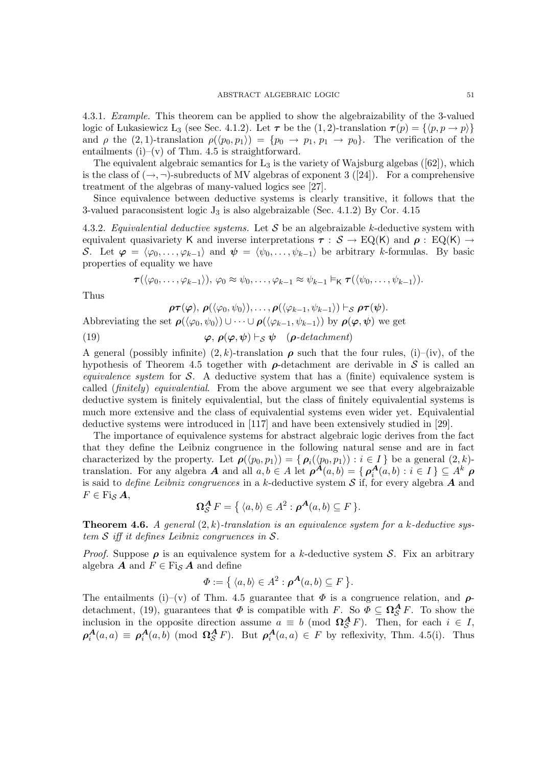4.3.1. *Example.* This theorem can be applied to show the algebraizability of the 3-valued logic of Łukasiewicz Ł$_3$ (see Sec. 4.1.2). Let $\boldsymbol{\tau}$ be the $(1,2)$-translation $\boldsymbol{\tau}(p) = \{\langle p, p \to p\rangle\}$ and $\rho$ the $(2,1)$-translation $\rho(\langle p_0, p_1\rangle) = \{p_0 \to p_1, p_1 \to p_0\}$. The verification of the entailments (i)–(v) of Thm. 4.5 is straightforward.

The equivalent algebraic semantics for Ł$_3$ is the variety of Wajsburg algebas ([62]), which is the class of $(\to, \neg)$-subreducts of MV algebras of exponent 3 ([24]). For a comprehensive treatment of the algebras of many-valued logics see [27].

Since equivalence between deductive systems is clearly transitive, it follows that the 3-valued paraconsistent logic J$_3$ is also algebraizable (Sec. 4.1.2) By Cor. 4.15

4.3.2. *Equivalential deductive systems.* Let $\mathcal{S}$ be an algebraizable $k$-deductive system with equivalent quasivariety $\mathsf{K}$ and inverse interpretations $\boldsymbol{\tau} : \mathcal{S} \to \mathrm{EQ}(\mathsf{K})$ and $\boldsymbol{\rho} : \mathrm{EQ}(\mathsf{K}) \to \mathcal{S}$. Let $\boldsymbol{\varphi} = \langle \varphi_0, \dots, \varphi_{k-1}\rangle$ and $\boldsymbol{\psi} = \langle \psi_0, \dots, \psi_{k-1}\rangle$ be arbitrary $k$-formulas. By basic properties of equality we have

$$\boldsymbol{\tau}(\langle \varphi_0, \dots, \varphi_{k-1}\rangle),\ \varphi_0 \approx \psi_0, \dots, \varphi_{k-1} \approx \psi_{k-1} \vDash_{\mathsf{K}} \boldsymbol{\tau}(\langle \psi_0, \dots, \psi_{k-1}\rangle).$$

Thus

$$\boldsymbol{\rho\tau}(\boldsymbol{\varphi}),\ \boldsymbol{\rho}(\langle \varphi_0, \psi_0\rangle), \dots, \boldsymbol{\rho}(\langle \varphi_{k-1}, \psi_{k-1}\rangle) \vdash_{\mathcal{S}} \boldsymbol{\rho\tau}(\boldsymbol{\psi}).$$

Abbreviating the set $\boldsymbol{\rho}(\langle \varphi_0, \psi_0\rangle) \cup \dots \cup \boldsymbol{\rho}(\langle \varphi_{k-1}, \psi_{k-1}\rangle)$ by $\boldsymbol{\rho}(\boldsymbol{\varphi}, \boldsymbol{\psi})$ we get

$$\boldsymbol{\varphi},\ \boldsymbol{\rho}(\boldsymbol{\varphi}, \boldsymbol{\psi}) \vdash_{\mathcal{S}} \boldsymbol{\psi} \quad (\boldsymbol{\rho}\textit{-detachment}) \tag{19}$$

A general (possibly infinite) $(2,k)$-translation $\boldsymbol{\rho}$ such that the four rules, (i)–(iv), of the hypothesis of Theorem 4.5 together with $\boldsymbol{\rho}$-detachment are derivable in $\mathcal{S}$ is called an *equivalence system* for $\mathcal{S}$. A deductive system that has a (finite) equivalence system is called (*finitely*) *equivalential*. From the above argument we see that every algebraizable deductive system is finitely equivalential, but the class of finitely equivalential systems is much more extensive and the class of equivalential systems even wider yet. Equivalential deductive systems were introduced in [117] and have been extensively studied in [29].

The importance of equivalence systems for abstract algebraic logic derives from the fact that they define the Leibniz congruence in the following natural sense and are in fact characterized by the property. Let $\boldsymbol{\rho}(\langle p_0, p_1\rangle) = \{\, \boldsymbol{\rho}_i(\langle p_0, p_1\rangle) : i \in I \,\}$ be a general $(2,k)$-translation. For any algebra $\boldsymbol{A}$ and all $a, b \in A$ let $\boldsymbol{\rho}^{\boldsymbol{A}}(a,b) = \{\, \boldsymbol{\rho}^{\boldsymbol{A}}_i(a,b) : i \in I \,\} \subseteq A^k$ $\boldsymbol{\rho}$ is said to *define Leibniz congruences* in a $k$-deductive system $\mathcal{S}$ if, for every algebra $\boldsymbol{A}$ and $F \in \mathrm{Fi}_{\mathcal{S}}\,\boldsymbol{A}$,

$$\boldsymbol{\Omega}^{\boldsymbol{A}}_{\mathcal{S}}\, F = \{\, \langle a, b\rangle \in A^2 : \boldsymbol{\rho}^{\boldsymbol{A}}(a,b) \subseteq F \,\}.$$

**Theorem 4.6.** *A general $(2,k)$-translation is an equivalence system for a $k$-deductive system $\mathcal{S}$ iff it defines Leibniz congruences in $\mathcal{S}$.*

*Proof.* Suppose $\boldsymbol{\rho}$ is an equivalence system for a $k$-deductive system $\mathcal{S}$. Fix an arbitrary algebra $\boldsymbol{A}$ and $F \in \mathrm{Fi}_{\mathcal{S}}\,\boldsymbol{A}$ and define

$$\Phi := \{\, \langle a, b\rangle \in A^2 : \boldsymbol{\rho}^{\boldsymbol{A}}(a,b) \subseteq F \,\}.$$

The entailments (i)–(v) of Thm. 4.5 guarantee that $\Phi$ is a congruence relation, and $\boldsymbol{\rho}$-detachment, (19), guarantees that $\Phi$ is compatible with $F$. So $\Phi \subseteq \boldsymbol{\Omega}^{\boldsymbol{A}}_{\mathcal{S}}\, F$. To show the inclusion in the opposite direction assume $a \equiv b \pmod{\boldsymbol{\Omega}^{\boldsymbol{A}}_{\mathcal{S}}\, F}$. Then, for each $i \in I$, $\boldsymbol{\rho}^{\boldsymbol{A}}_i(a,a) \equiv \boldsymbol{\rho}^{\boldsymbol{A}}_i(a,b) \pmod{\boldsymbol{\Omega}^{\boldsymbol{A}}_{\mathcal{S}}\, F}$. But $\boldsymbol{\rho}^{\boldsymbol{A}}_i(a,a) \in F$ by reflexivity, Thm. 4.5(i). Thus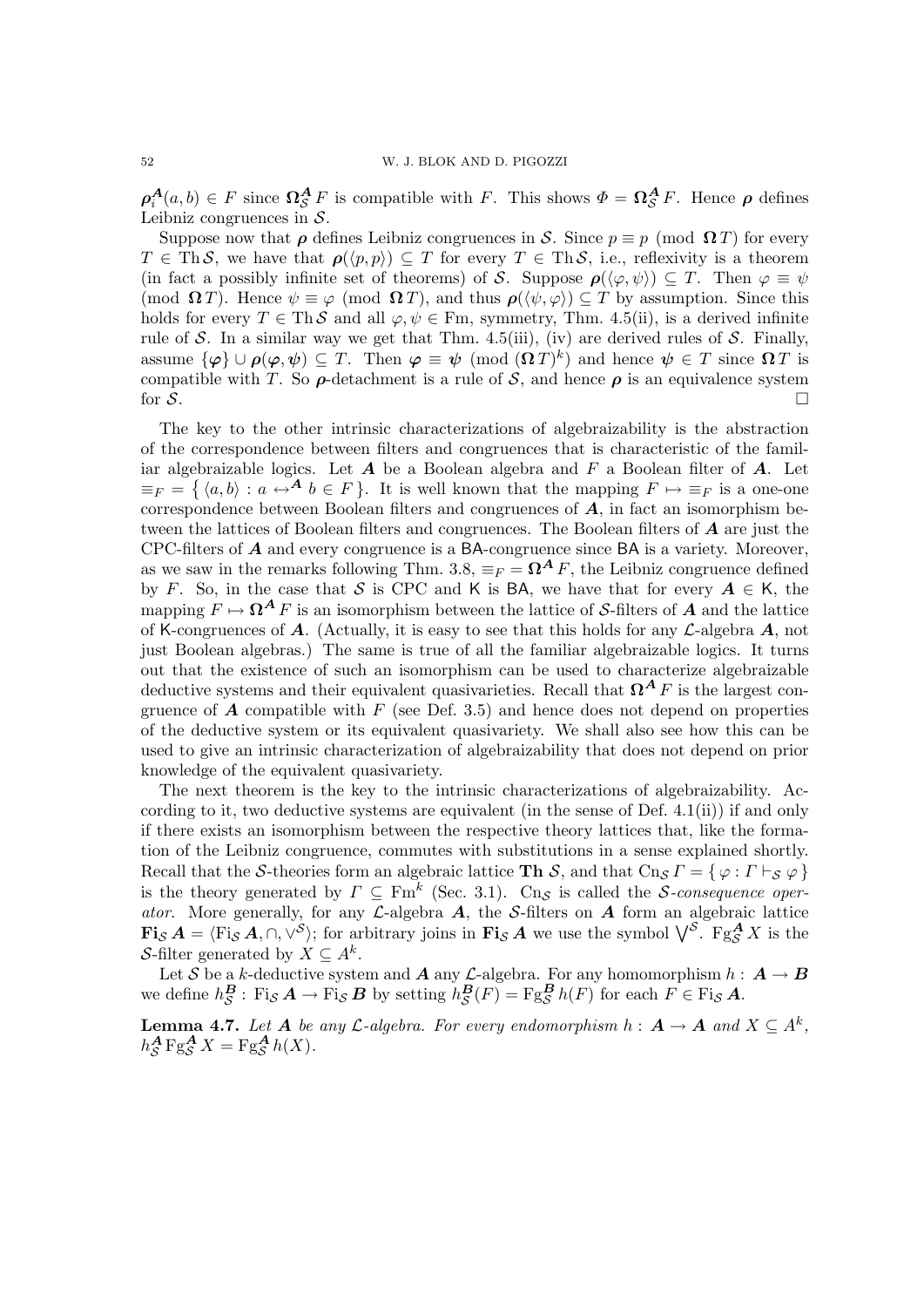$\boldsymbol{\rho}_i^{\boldsymbol{A}}(a,b) \in F$ since $\boldsymbol{\Omega}_{\mathcal{S}}^{\boldsymbol{A}} F$ is compatible with $F$. This shows $\Phi = \boldsymbol{\Omega}_{\mathcal{S}}^{\boldsymbol{A}} F$. Hence $\boldsymbol{\rho}$ defines Leibniz congruences in $\mathcal{S}$.

Suppose now that $\boldsymbol{\rho}$ defines Leibniz congruences in $\mathcal{S}$. Since $p \equiv p \pmod{\boldsymbol{\Omega} T}$ for every $T \in \mathrm{Th}\,\mathcal{S}$, we have that $\boldsymbol{\rho}(\langle p, p\rangle) \subseteq T$ for every $T \in \mathrm{Th}\,\mathcal{S}$, i.e., reflexivity is a theorem (in fact a possibly infinite set of theorems) of $\mathcal{S}$. Suppose $\boldsymbol{\rho}(\langle \varphi, \psi\rangle) \subseteq T$. Then $\varphi \equiv \psi \pmod{\boldsymbol{\Omega} T}$. Hence $\psi \equiv \varphi \pmod{\boldsymbol{\Omega} T}$, and thus $\boldsymbol{\rho}(\langle \psi, \varphi\rangle) \subseteq T$ by assumption. Since this holds for every $T \in \mathrm{Th}\,\mathcal{S}$ and all $\varphi, \psi \in \mathrm{Fm}$, symmetry, Thm. 4.5(ii), is a derived infinite rule of $\mathcal{S}$. In a similar way we get that Thm. 4.5(iii), (iv) are derived rules of $\mathcal{S}$. Finally, assume $\{\boldsymbol{\varphi}\} \cup \boldsymbol{\rho}(\boldsymbol{\varphi}, \boldsymbol{\psi}) \subseteq T$. Then $\boldsymbol{\varphi} \equiv \boldsymbol{\psi} \pmod{(\boldsymbol{\Omega} T)^k}$ and hence $\boldsymbol{\psi} \in T$ since $\boldsymbol{\Omega} T$ is compatible with $T$. So $\boldsymbol{\rho}$-detachment is a rule of $\mathcal{S}$, and hence $\boldsymbol{\rho}$ is an equivalence system for $\mathcal{S}$. $\square$

The key to the other intrinsic characterizations of algebraizability is the abstraction of the correspondence between filters and congruences that is characteristic of the familiar algebraizable logics. Let $\boldsymbol{A}$ be a Boolean algebra and $F$ a Boolean filter of $\boldsymbol{A}$. Let $\equiv_F = \{\, \langle a, b\rangle : a \leftrightarrow^{\boldsymbol{A}} b \in F \,\}$. It is well known that the mapping $F \mapsto \equiv_F$ is a one-one correspondence between Boolean filters and congruences of $\boldsymbol{A}$, in fact an isomorphism between the lattices of Boolean filters and congruences. The Boolean filters of $\boldsymbol{A}$ are just the CPC-filters of $\boldsymbol{A}$ and every congruence is a $\mathsf{BA}$-congruence since $\mathsf{BA}$ is a variety. Moreover, as we saw in the remarks following Thm. 3.8, $\equiv_F = \boldsymbol{\Omega}^{\boldsymbol{A}} F$, the Leibniz congruence defined by $F$. So, in the case that $\mathcal{S}$ is CPC and $\mathsf{K}$ is $\mathsf{BA}$, we have that for every $\boldsymbol{A} \in \mathsf{K}$, the mapping $F \mapsto \boldsymbol{\Omega}^{\boldsymbol{A}} F$ is an isomorphism between the lattice of $\mathcal{S}$-filters of $\boldsymbol{A}$ and the lattice of $\mathsf{K}$-congruences of $\boldsymbol{A}$. (Actually, it is easy to see that this holds for any $\mathcal{L}$-algebra $\boldsymbol{A}$, not just Boolean algebras.) The same is true of all the familiar algebraizable logics. It turns out that the existence of such an isomorphism can be used to characterize algebraizable deductive systems and their equivalent quasivarieties. Recall that $\boldsymbol{\Omega}^{\boldsymbol{A}} F$ is the largest congruence of $\boldsymbol{A}$ compatible with $F$ (see Def. 3.5) and hence does not depend on properties of the deductive system or its equivalent quasivariety. We shall also see how this can be used to give an intrinsic characterization of algebraizability that does not depend on prior knowledge of the equivalent quasivariety.

The next theorem is the key to the intrinsic characterizations of algebraizability. According to it, two deductive systems are equivalent (in the sense of Def. 4.1(ii)) if and only if there exists an isomorphism between the respective theory lattices that, like the formation of the Leibniz congruence, commutes with substitutions in a sense explained shortly. Recall that the $\mathcal{S}$-theories form an algebraic lattice $\mathbf{Th}\,\mathcal{S}$, and that $\mathrm{Cn}_{\mathcal{S}}\,\Gamma = \{\, \varphi : \Gamma \vdash_{\mathcal{S}} \varphi \,\}$ is the theory generated by $\Gamma \subseteq \mathrm{Fm}^k$ (Sec. 3.1). $\mathrm{Cn}_{\mathcal{S}}$ is called the *$\mathcal{S}$-consequence operator*. More generally, for any $\mathcal{L}$-algebra $\boldsymbol{A}$, the $\mathcal{S}$-filters on $\boldsymbol{A}$ form an algebraic lattice $\mathbf{Fi}_{\mathcal{S}}\,\boldsymbol{A} = \langle \mathrm{Fi}_{\mathcal{S}}\,\boldsymbol{A}, \cap, \vee^{\mathcal{S}}\rangle$; for arbitrary joins in $\mathbf{Fi}_{\mathcal{S}}\,\boldsymbol{A}$ we use the symbol $\bigvee^{\mathcal{S}}$. $\mathrm{Fg}_{\mathcal{S}}^{\boldsymbol{A}} X$ is the $\mathcal{S}$-filter generated by $X \subseteq A^k$.

Let $\mathcal{S}$ be a $k$-deductive system and $\boldsymbol{A}$ any $\mathcal{L}$-algebra. For any homomorphism $h : \boldsymbol{A} \to \boldsymbol{B}$ we define $h_{\mathcal{S}}^{\boldsymbol{B}} : \mathrm{Fi}_{\mathcal{S}}\,\boldsymbol{A} \to \mathrm{Fi}_{\mathcal{S}}\,\boldsymbol{B}$ by setting $h_{\mathcal{S}}^{\boldsymbol{B}}(F) = \mathrm{Fg}_{\mathcal{S}}^{\boldsymbol{B}}\, h(F)$ for each $F \in \mathrm{Fi}_{\mathcal{S}}\,\boldsymbol{A}$.

**Lemma 4.7.** *Let $\boldsymbol{A}$ be any $\mathcal{L}$-algebra. For every endomorphism $h : \boldsymbol{A} \to \boldsymbol{A}$ and $X \subseteq A^k$, $h_{\mathcal{S}}^{\boldsymbol{A}}\, \mathrm{Fg}_{\mathcal{S}}^{\boldsymbol{A}} X = \mathrm{Fg}_{\mathcal{S}}^{\boldsymbol{A}}\, h(X)$.*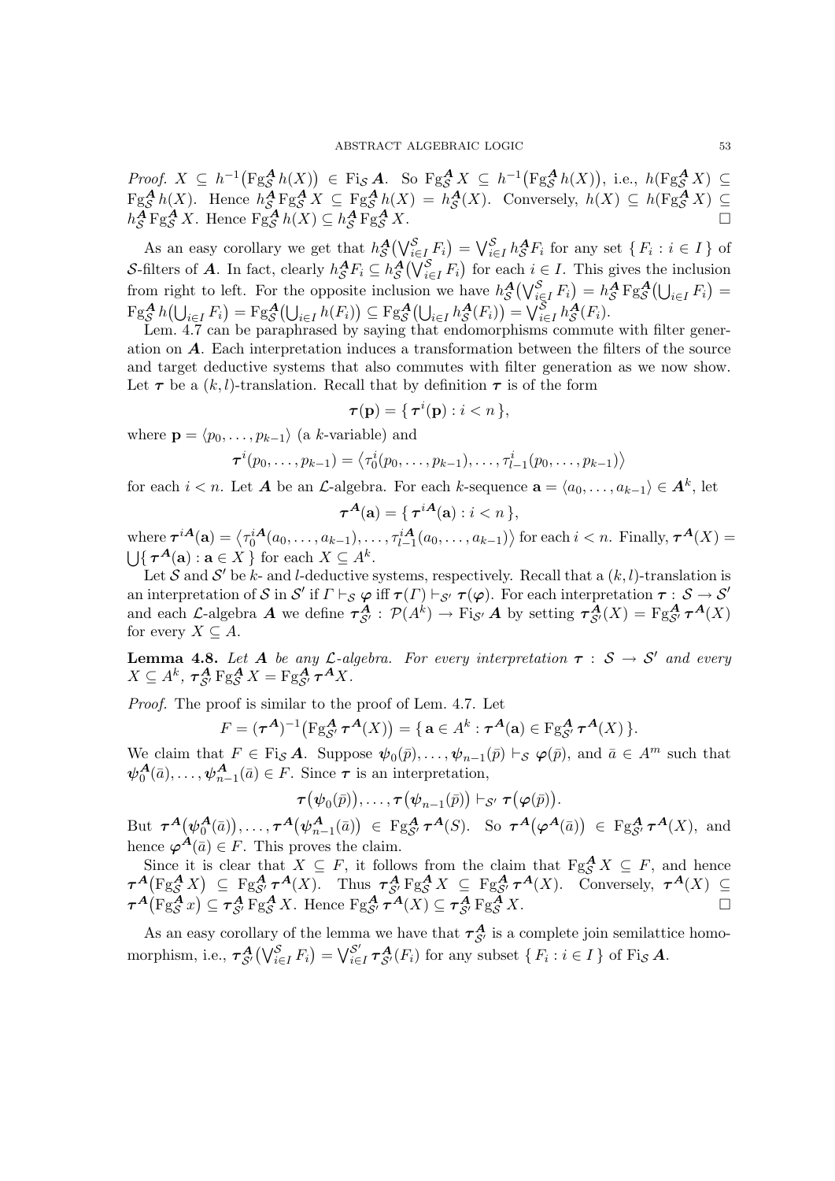*Proof.* $X \subseteq h^{-1}\big(\mathrm{Fg}^{\boldsymbol{A}}_{\mathcal{S}}\, h(X)\big) \in \mathrm{Fi}_{\mathcal{S}}\, \boldsymbol{A}$. So $\mathrm{Fg}^{\boldsymbol{A}}_{\mathcal{S}}\, X \subseteq h^{-1}\big(\mathrm{Fg}^{\boldsymbol{A}}_{\mathcal{S}}\, h(X)\big)$, i.e., $h(\mathrm{Fg}^{\boldsymbol{A}}_{\mathcal{S}}\, X) \subseteq \mathrm{Fg}^{\boldsymbol{A}}_{\mathcal{S}}\, h(X)$. Hence $h^{\boldsymbol{A}}_{\mathcal{S}}\, \mathrm{Fg}^{\boldsymbol{A}}_{\mathcal{S}}\, X \subseteq \mathrm{Fg}^{\boldsymbol{A}}_{\mathcal{S}}\, h(X) = h^{\boldsymbol{A}}_{\mathcal{S}}(X)$. Conversely, $h(X) \subseteq h(\mathrm{Fg}^{\boldsymbol{A}}_{\mathcal{S}}\, X) \subseteq h^{\boldsymbol{A}}_{\mathcal{S}}\, \mathrm{Fg}^{\boldsymbol{A}}_{\mathcal{S}}\, X$. Hence $\mathrm{Fg}^{\boldsymbol{A}}_{\mathcal{S}}\, h(X) \subseteq h^{\boldsymbol{A}}_{\mathcal{S}}\, \mathrm{Fg}^{\boldsymbol{A}}_{\mathcal{S}}\, X$. □

As an easy corollary we get that $h^{\boldsymbol{A}}_{\mathcal{S}}\big(\bigvee^{\mathcal{S}}_{i\in I} F_i\big) = \bigvee^{\mathcal{S}}_{i\in I} h^{\boldsymbol{A}}_{\mathcal{S}} F_i$ for any set $\{\, F_i : i \in I \,\}$ of $\mathcal{S}$-filters of $\boldsymbol{A}$. In fact, clearly $h^{\boldsymbol{A}}_{\mathcal{S}} F_i \subseteq h^{\boldsymbol{A}}_{\mathcal{S}}\big(\bigvee^{\mathcal{S}}_{i\in I} F_i\big)$ for each $i \in I$. This gives the inclusion from right to left. For the opposite inclusion we have $h^{\boldsymbol{A}}_{\mathcal{S}}\big(\bigvee^{\mathcal{S}}_{i\in I} F_i\big) = h^{\boldsymbol{A}}_{\mathcal{S}}\, \mathrm{Fg}^{\boldsymbol{A}}_{\mathcal{S}}\big(\bigcup_{i\in I} F_i\big) = \mathrm{Fg}^{\boldsymbol{A}}_{\mathcal{S}}\, h\big(\bigcup_{i\in I} F_i\big) = \mathrm{Fg}^{\boldsymbol{A}}_{\mathcal{S}}\big(\bigcup_{i\in I} h(F_i)\big) \subseteq \mathrm{Fg}^{\boldsymbol{A}}_{\mathcal{S}}\big(\bigcup_{i\in I} h^{\boldsymbol{A}}_{\mathcal{S}}(F_i)\big) = \bigvee^{\mathcal{S}}_{i\in I} h^{\boldsymbol{A}}_{\mathcal{S}}(F_i)$.

Lem. 4.7 can be paraphrased by saying that endomorphisms commute with filter generation on $\boldsymbol{A}$. Each interpretation induces a transformation between the filters of the source and target deductive systems that also commutes with filter generation as we now show. Let $\boldsymbol{\tau}$ be a $(k,l)$-translation. Recall that by definition $\boldsymbol{\tau}$ is of the form

$$\boldsymbol{\tau}(\mathbf{p}) = \{\, \boldsymbol{\tau}^i(\mathbf{p}) : i < n \,\},$$

where $\mathbf{p} = \langle p_0, \dots, p_{k-1}\rangle$ (a $k$-variable) and

$$\boldsymbol{\tau}^i(p_0,\dots,p_{k-1}) = \big\langle \tau^i_0(p_0,\dots,p_{k-1}), \dots, \tau^i_{l-1}(p_0,\dots,p_{k-1})\big\rangle$$

for each $i < n$. Let $\boldsymbol{A}$ be an $\mathcal{L}$-algebra. For each $k$-sequence $\mathbf{a} = \langle a_0,\dots,a_{k-1}\rangle \in \boldsymbol{A}^k$, let

$$\boldsymbol{\tau}^{\boldsymbol{A}}(\mathbf{a}) = \{\, \boldsymbol{\tau}^{i\boldsymbol{A}}(\mathbf{a}) : i < n \,\},$$

where $\boldsymbol{\tau}^{i\boldsymbol{A}}(\mathbf{a}) = \big\langle \tau^{i\boldsymbol{A}}_0(a_0,\dots,a_{k-1}), \dots, \tau^{i\boldsymbol{A}}_{l-1}(a_0,\dots,a_{k-1})\big\rangle$ for each $i < n$. Finally, $\boldsymbol{\tau}^{\boldsymbol{A}}(X) = \bigcup\{\, \boldsymbol{\tau}^{\boldsymbol{A}}(\mathbf{a}) : \mathbf{a} \in X \,\}$ for each $X \subseteq A^k$.

Let $\mathcal{S}$ and $\mathcal{S}'$ be $k$- and $l$-deductive systems, respectively. Recall that a $(k,l)$-translation is an interpretation of $\mathcal{S}$ in $\mathcal{S}'$ if $\Gamma \vdash_{\mathcal{S}} \boldsymbol{\varphi}$ iff $\boldsymbol{\tau}(\Gamma) \vdash_{\mathcal{S}'} \boldsymbol{\tau}(\boldsymbol{\varphi})$. For each interpretation $\boldsymbol{\tau} : \mathcal{S} \to \mathcal{S}'$ and each $\mathcal{L}$-algebra $\boldsymbol{A}$ we define $\boldsymbol{\tau}^{\boldsymbol{A}}_{\mathcal{S}'} : \mathcal{P}(A^k) \to \mathrm{Fi}_{\mathcal{S}'}\, \boldsymbol{A}$ by setting $\boldsymbol{\tau}^{\boldsymbol{A}}_{\mathcal{S}'}(X) = \mathrm{Fg}^{\boldsymbol{A}}_{\mathcal{S}'}\, \boldsymbol{\tau}^{\boldsymbol{A}}(X)$ for every $X \subseteq A$.

**Lemma 4.8.** *Let $\boldsymbol{A}$ be any $\mathcal{L}$-algebra. For every interpretation $\boldsymbol{\tau} : \mathcal{S} \to \mathcal{S}'$ and every $X \subseteq A^k$, $\boldsymbol{\tau}^{\boldsymbol{A}}_{\mathcal{S}'}\, \mathrm{Fg}^{\boldsymbol{A}}_{\mathcal{S}}\, X = \mathrm{Fg}^{\boldsymbol{A}}_{\mathcal{S}'}\, \boldsymbol{\tau}^{\boldsymbol{A}} X$.*

*Proof.* The proof is similar to the proof of Lem. 4.7. Let

$$F = (\boldsymbol{\tau}^{\boldsymbol{A}})^{-1}\big(\mathrm{Fg}^{\boldsymbol{A}}_{\mathcal{S}'}\, \boldsymbol{\tau}^{\boldsymbol{A}}(X)\big) = \{\, \mathbf{a} \in A^k : \boldsymbol{\tau}^{\boldsymbol{A}}(\mathbf{a}) \in \mathrm{Fg}^{\boldsymbol{A}}_{\mathcal{S}'}\, \boldsymbol{\tau}^{\boldsymbol{A}}(X) \,\}.$$

We claim that $F \in \mathrm{Fi}_{\mathcal{S}}\, \boldsymbol{A}$. Suppose $\boldsymbol{\psi}_0(\bar{p}), \dots, \boldsymbol{\psi}_{n-1}(\bar{p}) \vdash_{\mathcal{S}} \boldsymbol{\varphi}(\bar{p})$, and $\bar{a} \in A^m$ such that $\boldsymbol{\psi}^{\boldsymbol{A}}_0(\bar{a}), \dots, \boldsymbol{\psi}^{\boldsymbol{A}}_{n-1}(\bar{a}) \in F$. Since $\boldsymbol{\tau}$ is an interpretation,

$$\boldsymbol{\tau}\big(\boldsymbol{\psi}_0(\bar{p})\big), \dots, \boldsymbol{\tau}\big(\boldsymbol{\psi}_{n-1}(\bar{p})\big) \vdash_{\mathcal{S}'} \boldsymbol{\tau}\big(\boldsymbol{\varphi}(\bar{p})\big).$$

But $\boldsymbol{\tau}^{\boldsymbol{A}}\big(\boldsymbol{\psi}^{\boldsymbol{A}}_0(\bar{a})\big), \dots, \boldsymbol{\tau}^{\boldsymbol{A}}\big(\boldsymbol{\psi}^{\boldsymbol{A}}_{n-1}(\bar{a})\big) \in \mathrm{Fg}^{\boldsymbol{A}}_{\mathcal{S}'}\, \boldsymbol{\tau}^{\boldsymbol{A}}(S)$. So $\boldsymbol{\tau}^{\boldsymbol{A}}\big(\boldsymbol{\varphi}^{\boldsymbol{A}}(\bar{a})\big) \in \mathrm{Fg}^{\boldsymbol{A}}_{\mathcal{S}'}\, \boldsymbol{\tau}^{\boldsymbol{A}}(X)$, and hence $\boldsymbol{\varphi}^{\boldsymbol{A}}(\bar{a}) \in F$. This proves the claim.

Since it is clear that $X \subseteq F$, it follows from the claim that $\mathrm{Fg}^{\boldsymbol{A}}_{\mathcal{S}}\, X \subseteq F$, and hence $\boldsymbol{\tau}^{\boldsymbol{A}}\big(\mathrm{Fg}^{\boldsymbol{A}}_{\mathcal{S}}\, X\big) \subseteq \mathrm{Fg}^{\boldsymbol{A}}_{\mathcal{S}'}\, \boldsymbol{\tau}^{\boldsymbol{A}}(X)$. Thus $\boldsymbol{\tau}^{\boldsymbol{A}}_{\mathcal{S}'}\, \mathrm{Fg}^{\boldsymbol{A}}_{\mathcal{S}}\, X \subseteq \mathrm{Fg}^{\boldsymbol{A}}_{\mathcal{S}'}\, \boldsymbol{\tau}^{\boldsymbol{A}}(X)$. Conversely, $\boldsymbol{\tau}^{\boldsymbol{A}}(X) \subseteq \boldsymbol{\tau}^{\boldsymbol{A}}\big(\mathrm{Fg}^{\boldsymbol{A}}_{\mathcal{S}}\, x\big) \subseteq \boldsymbol{\tau}^{\boldsymbol{A}}_{\mathcal{S}'}\, \mathrm{Fg}^{\boldsymbol{A}}_{\mathcal{S}}\, X$. Hence $\mathrm{Fg}^{\boldsymbol{A}}_{\mathcal{S}'}\, \boldsymbol{\tau}^{\boldsymbol{A}}(X) \subseteq \boldsymbol{\tau}^{\boldsymbol{A}}_{\mathcal{S}'}\, \mathrm{Fg}^{\boldsymbol{A}}_{\mathcal{S}}\, X$. □

As an easy corollary of the lemma we have that $\boldsymbol{\tau}^{\boldsymbol{A}}_{\mathcal{S}'}$ is a complete join semilattice homomorphism, i.e., $\boldsymbol{\tau}^{\boldsymbol{A}}_{\mathcal{S}'}\big(\bigvee^{\mathcal{S}}_{i\in I} F_i\big) = \bigvee^{\mathcal{S}'}_{i\in I} \boldsymbol{\tau}^{\boldsymbol{A}}_{\mathcal{S}'}(F_i)$ for any subset $\{\, F_i : i \in I \,\}$ of $\mathrm{Fi}_{\mathcal{S}}\, \boldsymbol{A}$.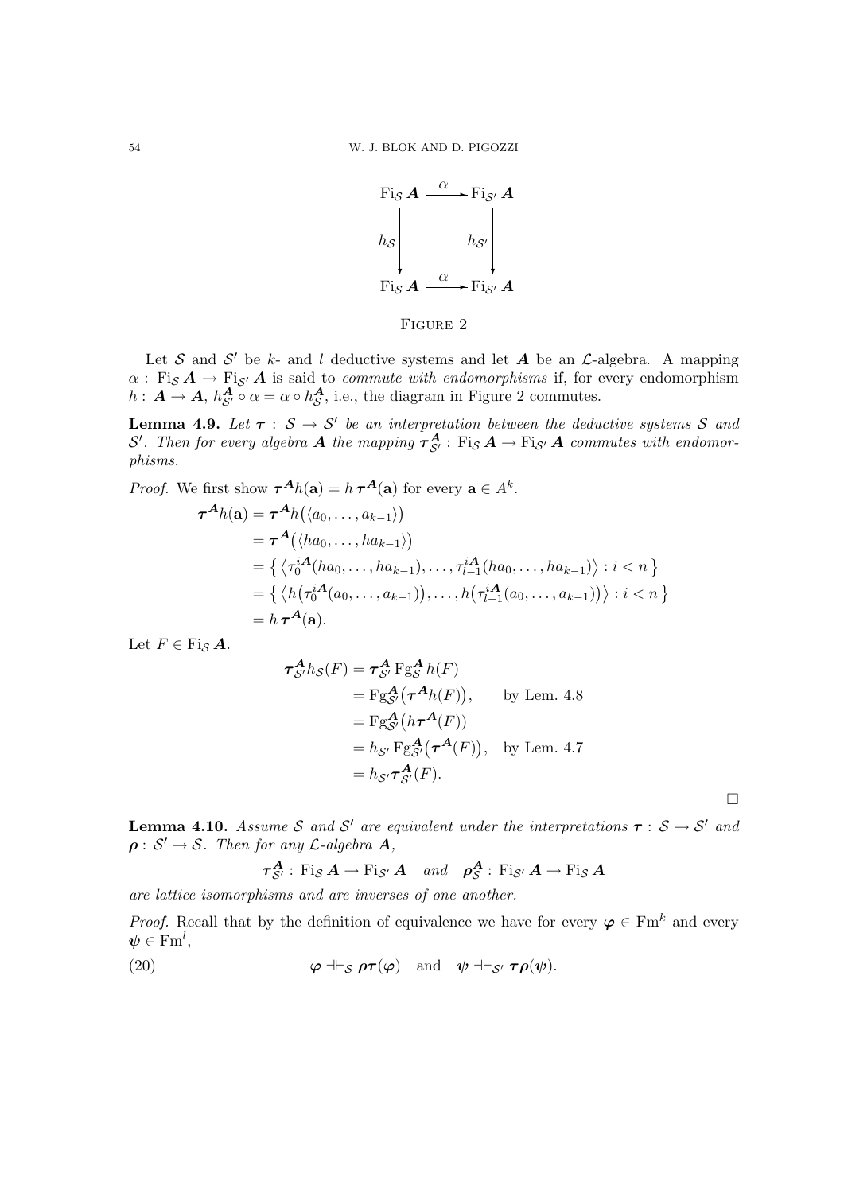$$
\begin{array}{ccc}
\mathrm{Fi}_{\mathcal{S}}\,\boldsymbol{A} & \xrightarrow{\ \alpha\ } & \mathrm{Fi}_{\mathcal{S}'}\,\boldsymbol{A} \\
{\scriptstyle h_{\mathcal{S}}}\big\downarrow & & \big\downarrow{\scriptstyle h_{\mathcal{S}'}} \\
\mathrm{Fi}_{\mathcal{S}}\,\boldsymbol{A} & \xrightarrow{\ \alpha\ } & \mathrm{Fi}_{\mathcal{S}'}\,\boldsymbol{A}
\end{array}
$$

Figure 2

Let $\mathcal{S}$ and $\mathcal{S}'$ be $k$- and $l$ deductive systems and let $\boldsymbol{A}$ be an $\mathcal{L}$-algebra. A mapping $\alpha : \mathrm{Fi}_{\mathcal{S}}\,\boldsymbol{A} \to \mathrm{Fi}_{\mathcal{S}'}\,\boldsymbol{A}$ is said to *commute with endomorphisms* if, for every endomorphism $h : \boldsymbol{A} \to \boldsymbol{A}$, $h^{\boldsymbol{A}}_{\mathcal{S}'} \circ \alpha = \alpha \circ h^{\boldsymbol{A}}_{\mathcal{S}}$, i.e., the diagram in Figure 2 commutes.

**Lemma 4.9.** *Let $\boldsymbol{\tau} : \mathcal{S} \to \mathcal{S}'$ be an interpretation between the deductive systems $\mathcal{S}$ and $\mathcal{S}'$. Then for every algebra $\boldsymbol{A}$ the mapping $\boldsymbol{\tau}^{\boldsymbol{A}}_{\mathcal{S}'} : \mathrm{Fi}_{\mathcal{S}}\,\boldsymbol{A} \to \mathrm{Fi}_{\mathcal{S}'}\,\boldsymbol{A}$ commutes with endomorphisms.*

*Proof.* We first show $\boldsymbol{\tau}^{\boldsymbol{A}} h(\mathbf{a}) = h\,\boldsymbol{\tau}^{\boldsymbol{A}}(\mathbf{a})$ for every $\mathbf{a} \in A^k$.

$$
\begin{aligned}
\boldsymbol{\tau}^{\boldsymbol{A}} h(\mathbf{a}) &= \boldsymbol{\tau}^{\boldsymbol{A}} h\big(\langle a_0, \dots, a_{k-1}\rangle\big) \\
&= \boldsymbol{\tau}^{\boldsymbol{A}}\big(\langle ha_0, \dots, ha_{k-1}\rangle\big) \\
&= \big\{ \big\langle \tau^{i\boldsymbol{A}}_0(ha_0, \dots, ha_{k-1}), \dots, \tau^{i\boldsymbol{A}}_{l-1}(ha_0, \dots, ha_{k-1})\big\rangle : i < n \big\} \\
&= \big\{ \big\langle h\big(\tau^{i\boldsymbol{A}}_0(a_0, \dots, a_{k-1})\big), \dots, h\big(\tau^{i\boldsymbol{A}}_{l-1}(a_0, \dots, a_{k-1})\big)\big\rangle : i < n \big\} \\
&= h\,\boldsymbol{\tau}^{\boldsymbol{A}}(\mathbf{a}).
\end{aligned}
$$

Let $F \in \mathrm{Fi}_{\mathcal{S}}\,\boldsymbol{A}$.

$$
\begin{aligned}
\boldsymbol{\tau}^{\boldsymbol{A}}_{\mathcal{S}'} h_{\mathcal{S}}(F) &= \boldsymbol{\tau}^{\boldsymbol{A}}_{\mathcal{S}'}\,\mathrm{Fg}^{\boldsymbol{A}}_{\mathcal{S}}\,h(F) \\
&= \mathrm{Fg}^{\boldsymbol{A}}_{\mathcal{S}'}\big(\boldsymbol{\tau}^{\boldsymbol{A}} h(F)\big), \qquad \text{by Lem. 4.8} \\
&= \mathrm{Fg}^{\boldsymbol{A}}_{\mathcal{S}'}\big(h\boldsymbol{\tau}^{\boldsymbol{A}}(F)\big) \\
&= h_{\mathcal{S}'}\,\mathrm{Fg}^{\boldsymbol{A}}_{\mathcal{S}'}\big(\boldsymbol{\tau}^{\boldsymbol{A}}(F)\big), \quad \text{by Lem. 4.7} \\
&= h_{\mathcal{S}'}\boldsymbol{\tau}^{\boldsymbol{A}}_{\mathcal{S}'}(F).
\end{aligned}
$$

□

**Lemma 4.10.** *Assume $\mathcal{S}$ and $\mathcal{S}'$ are equivalent under the interpretations $\boldsymbol{\tau} : \mathcal{S} \to \mathcal{S}'$ and $\boldsymbol{\rho} : \mathcal{S}' \to \mathcal{S}$. Then for any $\mathcal{L}$-algebra $\boldsymbol{A}$,*

$$
\boldsymbol{\tau}^{\boldsymbol{A}}_{\mathcal{S}'} : \mathrm{Fi}_{\mathcal{S}}\,\boldsymbol{A} \to \mathrm{Fi}_{\mathcal{S}'}\,\boldsymbol{A} \quad \text{and} \quad \boldsymbol{\rho}^{\boldsymbol{A}}_{\mathcal{S}} : \mathrm{Fi}_{\mathcal{S}'}\,\boldsymbol{A} \to \mathrm{Fi}_{\mathcal{S}}\,\boldsymbol{A}
$$

*are lattice isomorphisms and are inverses of one another.*

*Proof.* Recall that by the definition of equivalence we have for every $\boldsymbol{\varphi} \in \mathrm{Fm}^k$ and every $\boldsymbol{\psi} \in \mathrm{Fm}^l$,

$$
\boldsymbol{\varphi} \dashv\vdash_{\mathcal{S}} \boldsymbol{\rho\tau}(\boldsymbol{\varphi}) \quad \text{and} \quad \boldsymbol{\psi} \dashv\vdash_{\mathcal{S}'} \boldsymbol{\tau\rho}(\boldsymbol{\psi}). \tag{20}
$$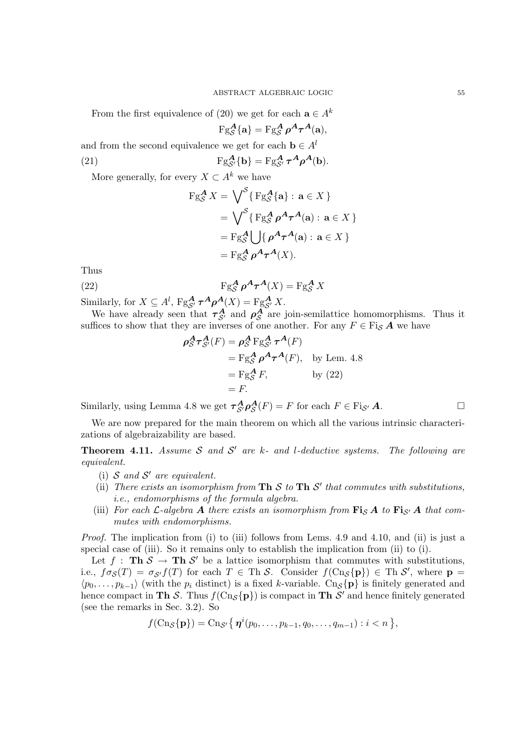From the first equivalence of (20) we get for each $\mathbf{a} \in A^k$

$$\mathrm{Fg}^{\boldsymbol{A}}_{\mathcal{S}}\{\mathbf{a}\} = \mathrm{Fg}^{\boldsymbol{A}}_{\mathcal{S}}\, \boldsymbol{\rho}^{\boldsymbol{A}}\boldsymbol{\tau}^{\boldsymbol{A}}(\mathbf{a}),$$

and from the second equivalence we get for each $\mathbf{b} \in A^l$

$$\mathrm{Fg}^{\boldsymbol{A}}_{\mathcal{S}'}\{\mathbf{b}\} = \mathrm{Fg}^{\boldsymbol{A}}_{\mathcal{S}'}\, \boldsymbol{\tau}^{\boldsymbol{A}}\boldsymbol{\rho}^{\boldsymbol{A}}(\mathbf{b}). \tag{21}$$

More generally, for every $X \subset A^k$ we have

$$\begin{aligned}
\mathrm{Fg}^{\boldsymbol{A}}_{\mathcal{S}}\, X &= \bigvee\nolimits^{\mathcal{S}} \{\, \mathrm{Fg}^{\boldsymbol{A}}_{\mathcal{S}}\{\mathbf{a}\} : \mathbf{a} \in X \,\} \\
&= \bigvee\nolimits^{\mathcal{S}} \{\, \mathrm{Fg}^{\boldsymbol{A}}_{\mathcal{S}}\, \boldsymbol{\rho}^{\boldsymbol{A}}\boldsymbol{\tau}^{\boldsymbol{A}}(\mathbf{a}) : \mathbf{a} \in X \,\} \\
&= \mathrm{Fg}^{\boldsymbol{A}}_{\mathcal{S}} \bigcup \{\, \boldsymbol{\rho}^{\boldsymbol{A}}\boldsymbol{\tau}^{\boldsymbol{A}}(\mathbf{a}) : \mathbf{a} \in X \,\} \\
&= \mathrm{Fg}^{\boldsymbol{A}}_{\mathcal{S}}\, \boldsymbol{\rho}^{\boldsymbol{A}}\boldsymbol{\tau}^{\boldsymbol{A}}(X).
\end{aligned}$$

Thus

$$\mathrm{Fg}^{\boldsymbol{A}}_{\mathcal{S}}\, \boldsymbol{\rho}^{\boldsymbol{A}}\boldsymbol{\tau}^{\boldsymbol{A}}(X) = \mathrm{Fg}^{\boldsymbol{A}}_{\mathcal{S}}\, X \tag{22}$$

Similarly, for $X \subseteq A^l$, $\mathrm{Fg}^{\boldsymbol{A}}_{\mathcal{S}'}\, \boldsymbol{\tau}^{\boldsymbol{A}}\boldsymbol{\rho}^{\boldsymbol{A}}(X) = \mathrm{Fg}^{\boldsymbol{A}}_{\mathcal{S}'}\, X$.

We have already seen that $\boldsymbol{\tau}^{\boldsymbol{A}}_{\mathcal{S}'}$ and $\boldsymbol{\rho}^{\boldsymbol{A}}_{\mathcal{S}}$ are join-semilattice homomorphisms. Thus it suffices to show that they are inverses of one another. For any $F \in \mathrm{Fi}_{\mathcal{S}}\, \boldsymbol{A}$ we have

$$\begin{aligned}
\boldsymbol{\rho}^{\boldsymbol{A}}_{\mathcal{S}}\boldsymbol{\tau}^{\boldsymbol{A}}_{\mathcal{S}'}(F) &= \boldsymbol{\rho}^{\boldsymbol{A}}_{\mathcal{S}}\, \mathrm{Fg}^{\boldsymbol{A}}_{\mathcal{S}'}\, \boldsymbol{\tau}^{\boldsymbol{A}}(F) \\
&= \mathrm{Fg}^{\boldsymbol{A}}_{\mathcal{S}}\, \boldsymbol{\rho}^{\boldsymbol{A}}\boldsymbol{\tau}^{\boldsymbol{A}}(F), && \text{by Lem. 4.8} \\
&= \mathrm{Fg}^{\boldsymbol{A}}_{\mathcal{S}}\, F, && \text{by (22)} \\
&= F.
\end{aligned}$$

Similarly, using Lemma 4.8 we get $\boldsymbol{\tau}^{\boldsymbol{A}}_{\mathcal{S}'}\boldsymbol{\rho}^{\boldsymbol{A}}_{\mathcal{S}}(F) = F$ for each $F \in \mathrm{Fi}_{\mathcal{S}'}\, \boldsymbol{A}$. □

We are now prepared for the main theorem on which all the various intrinsic characterizations of algebraizability are based.

**Theorem 4.11.** *Assume $\mathcal{S}$ and $\mathcal{S}'$ are $k$- and $l$-deductive systems. The following are equivalent.*

- (i) *$\mathcal{S}$ and $\mathcal{S}'$ are equivalent.*
- (ii) *There exists an isomorphism from $\mathbf{Th}\, \mathcal{S}$ to $\mathbf{Th}\, \mathcal{S}'$ that commutes with substitutions, i.e., endomorphisms of the formula algebra.*
- (iii) *For each $\mathcal{L}$-algebra $\boldsymbol{A}$ there exists an isomorphism from $\mathbf{Fi}_{\mathcal{S}}\, \boldsymbol{A}$ to $\mathbf{Fi}_{\mathcal{S}'}\, \boldsymbol{A}$ that commutes with endomorphisms.*

*Proof.* The implication from (i) to (iii) follows from Lems. 4.9 and 4.10, and (ii) is just a special case of (iii). So it remains only to establish the implication from (ii) to (i).

Let $f : \mathbf{Th}\, \mathcal{S} \to \mathbf{Th}\, \mathcal{S}'$ be a lattice isomorphism that commutes with substitutions, i.e., $f\sigma_{\mathcal{S}}(T) = \sigma_{\mathcal{S}'} f(T)$ for each $T \in \mathrm{Th}\, \mathcal{S}$. Consider $f(\mathrm{Cn}_{\mathcal{S}}\{\mathbf{p}\}) \in \mathrm{Th}\, \mathcal{S}'$, where $\mathbf{p} = \langle p_0, \ldots, p_{k-1}\rangle$ (with the $p_i$ distinct) is a fixed $k$-variable. $\mathrm{Cn}_{\mathcal{S}}\{\mathbf{p}\}$ is finitely generated and hence compact in $\mathbf{Th}\, \mathcal{S}$. Thus $f(\mathrm{Cn}_{\mathcal{S}}\{\mathbf{p}\})$ is compact in $\mathbf{Th}\, \mathcal{S}'$ and hence finitely generated (see the remarks in Sec. 3.2). So

$$f(\mathrm{Cn}_{\mathcal{S}}\{\mathbf{p}\}) = \mathrm{Cn}_{\mathcal{S}'}\big\{\, \boldsymbol{\eta}^i(p_0, \ldots, p_{k-1}, q_0, \ldots, q_{m-1}) : i < n \,\big\},$$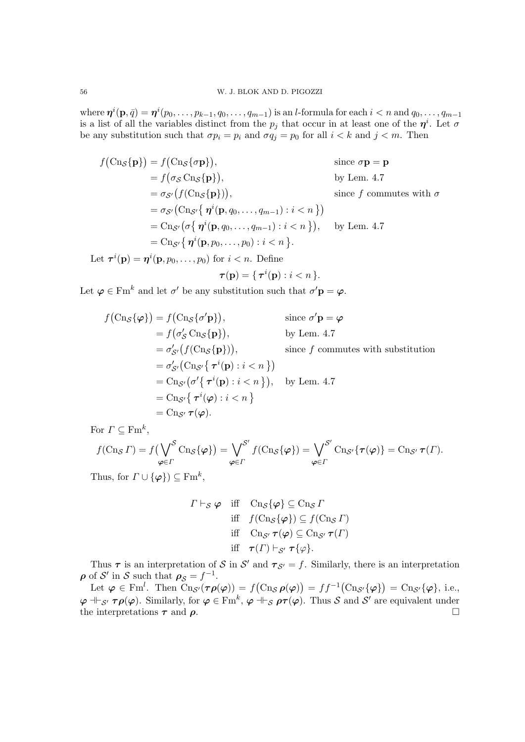where $\boldsymbol{\eta}^i(\mathbf{p}, \bar{q}) = \boldsymbol{\eta}^i(p_0, \dots, p_{k-1}, q_0, \dots, q_{m-1})$ is an $l$-formula for each $i < n$ and $q_0, \dots, q_{m-1}$ is a list of all the variables distinct from the $p_j$ that occur in at least one of the $\boldsymbol{\eta}^i$. Let $\sigma$ be any substitution such that $\sigma p_i = p_i$ and $\sigma q_j = p_0$ for all $i < k$ and $j < m$. Then

$$
\begin{aligned}
f\bigl(\mathrm{Cn}_{\mathcal{S}}\{\mathbf{p}\}\bigr) &= f\bigl(\mathrm{Cn}_{\mathcal{S}}\{\sigma\mathbf{p}\}\bigr), && \text{since } \sigma\mathbf{p} = \mathbf{p} \\
&= f\bigl(\sigma_{\mathcal{S}}\,\mathrm{Cn}_{\mathcal{S}}\{\mathbf{p}\}\bigr), && \text{by Lem. 4.7} \\
&= \sigma_{\mathcal{S}'}\bigl(f(\mathrm{Cn}_{\mathcal{S}}\{\mathbf{p}\})\bigr), && \text{since } f \text{ commutes with } \sigma \\
&= \sigma_{\mathcal{S}'}\bigl(\mathrm{Cn}_{\mathcal{S}'}\{\, \boldsymbol{\eta}^i(\mathbf{p}, q_0, \dots, q_{m-1}) : i < n \,\}\bigr) \\
&= \mathrm{Cn}_{\mathcal{S}'}\bigl(\sigma\{\, \boldsymbol{\eta}^i(\mathbf{p}, q_0, \dots, q_{m-1}) : i < n \,\}\bigr), && \text{by Lem. 4.7} \\
&= \mathrm{Cn}_{\mathcal{S}'}\{\, \boldsymbol{\eta}^i(\mathbf{p}, p_0, \dots, p_0) : i < n \,\}.
\end{aligned}
$$

Let $\boldsymbol{\tau}^i(\mathbf{p}) = \boldsymbol{\eta}^i(\mathbf{p}, p_0, \dots, p_0)$ for $i < n$. Define

$$
\boldsymbol{\tau}(\mathbf{p}) = \{\, \boldsymbol{\tau}^i(\mathbf{p}) : i < n \,\}.
$$

Let $\boldsymbol{\varphi} \in \mathrm{Fm}^k$ and let $\sigma'$ be any substitution such that $\sigma'\mathbf{p} = \boldsymbol{\varphi}$.

$$
\begin{aligned}
f\bigl(\mathrm{Cn}_{\mathcal{S}}\{\boldsymbol{\varphi}\}\bigr) &= f\bigl(\mathrm{Cn}_{\mathcal{S}}\{\sigma'\mathbf{p}\}\bigr), && \text{since } \sigma'\mathbf{p} = \boldsymbol{\varphi} \\
&= f\bigl(\sigma'_{\mathcal{S}}\,\mathrm{Cn}_{\mathcal{S}}\{\mathbf{p}\}\bigr), && \text{by Lem. 4.7} \\
&= \sigma'_{\mathcal{S}'}\bigl(f(\mathrm{Cn}_{\mathcal{S}}\{\mathbf{p}\})\bigr), && \text{since } f \text{ commutes with substitution} \\
&= \sigma'_{\mathcal{S}'}\bigl(\mathrm{Cn}_{\mathcal{S}'}\{\, \boldsymbol{\tau}^i(\mathbf{p}) : i < n \,\}\bigr) \\
&= \mathrm{Cn}_{\mathcal{S}'}\bigl(\sigma'\{\, \boldsymbol{\tau}^i(\mathbf{p}) : i < n \,\}\bigr), && \text{by Lem. 4.7} \\
&= \mathrm{Cn}_{\mathcal{S}'}\{\, \boldsymbol{\tau}^i(\boldsymbol{\varphi}) : i < n \,\} \\
&= \mathrm{Cn}_{\mathcal{S}'}\,\boldsymbol{\tau}(\boldsymbol{\varphi}).
\end{aligned}
$$

For $\Gamma \subseteq \mathrm{Fm}^k$,

$$
f(\mathrm{Cn}_{\mathcal{S}}\,\Gamma) = f\bigl(\bigvee_{\boldsymbol{\varphi}\in\Gamma}^{\mathcal{S}} \mathrm{Cn}_{\mathcal{S}}\{\boldsymbol{\varphi}\}\bigr) = \bigvee_{\boldsymbol{\varphi}\in\Gamma}^{\mathcal{S}'} f(\mathrm{Cn}_{\mathcal{S}}\{\boldsymbol{\varphi}\}) = \bigvee_{\boldsymbol{\varphi}\in\Gamma}^{\mathcal{S}'} \mathrm{Cn}_{\mathcal{S}'}\{\boldsymbol{\tau}(\boldsymbol{\varphi})\} = \mathrm{Cn}_{\mathcal{S}'}\,\boldsymbol{\tau}(\Gamma).
$$

Thus, for $\Gamma \cup \{\boldsymbol{\varphi}\}) \subseteq \mathrm{Fm}^k$,

$$
\begin{aligned}
\Gamma \vdash_{\mathcal{S}} \boldsymbol{\varphi} \quad &\text{iff} \quad \mathrm{Cn}_{\mathcal{S}}\{\boldsymbol{\varphi}\} \subseteq \mathrm{Cn}_{\mathcal{S}}\,\Gamma \\
&\text{iff} \quad f(\mathrm{Cn}_{\mathcal{S}}\{\boldsymbol{\varphi}\}) \subseteq f(\mathrm{Cn}_{\mathcal{S}}\,\Gamma) \\
&\text{iff} \quad \mathrm{Cn}_{\mathcal{S}'}\,\boldsymbol{\tau}(\boldsymbol{\varphi}) \subseteq \mathrm{Cn}_{\mathcal{S}'}\,\boldsymbol{\tau}(\Gamma) \\
&\text{iff} \quad \boldsymbol{\tau}(\Gamma) \vdash_{\mathcal{S}'} \boldsymbol{\tau}\{\varphi\}.
\end{aligned}
$$

Thus $\boldsymbol{\tau}$ is an interpretation of $\mathcal{S}$ in $\mathcal{S}'$ and $\boldsymbol{\tau}_{\mathcal{S}'} = f$. Similarly, there is an interpretation $\boldsymbol{\rho}$ of $\mathcal{S}'$ in $\mathcal{S}$ such that $\boldsymbol{\rho}_{\mathcal{S}} = f^{-1}$.

Let $\boldsymbol{\varphi} \in \mathrm{Fm}^l$. Then $\mathrm{Cn}_{\mathcal{S}'}(\boldsymbol{\tau}\boldsymbol{\rho}(\boldsymbol{\varphi})) = f\bigl(\mathrm{Cn}_{\mathcal{S}}\,\boldsymbol{\rho}(\boldsymbol{\varphi})\bigr) = ff^{-1}\bigl(\mathrm{Cn}_{\mathcal{S}'}\{\boldsymbol{\varphi}\}\bigr) = \mathrm{Cn}_{\mathcal{S}'}\{\boldsymbol{\varphi}\}$, i.e., $\boldsymbol{\varphi} \dashv\vdash_{\mathcal{S}'} \boldsymbol{\tau}\boldsymbol{\rho}(\boldsymbol{\varphi})$. Similarly, for $\boldsymbol{\varphi} \in \mathrm{Fm}^k$, $\boldsymbol{\varphi} \dashv\vdash_{\mathcal{S}} \boldsymbol{\rho}\boldsymbol{\tau}(\boldsymbol{\varphi})$. Thus $\mathcal{S}$ and $\mathcal{S}'$ are equivalent under the interpretations $\boldsymbol{\tau}$ and $\boldsymbol{\rho}$. $\square$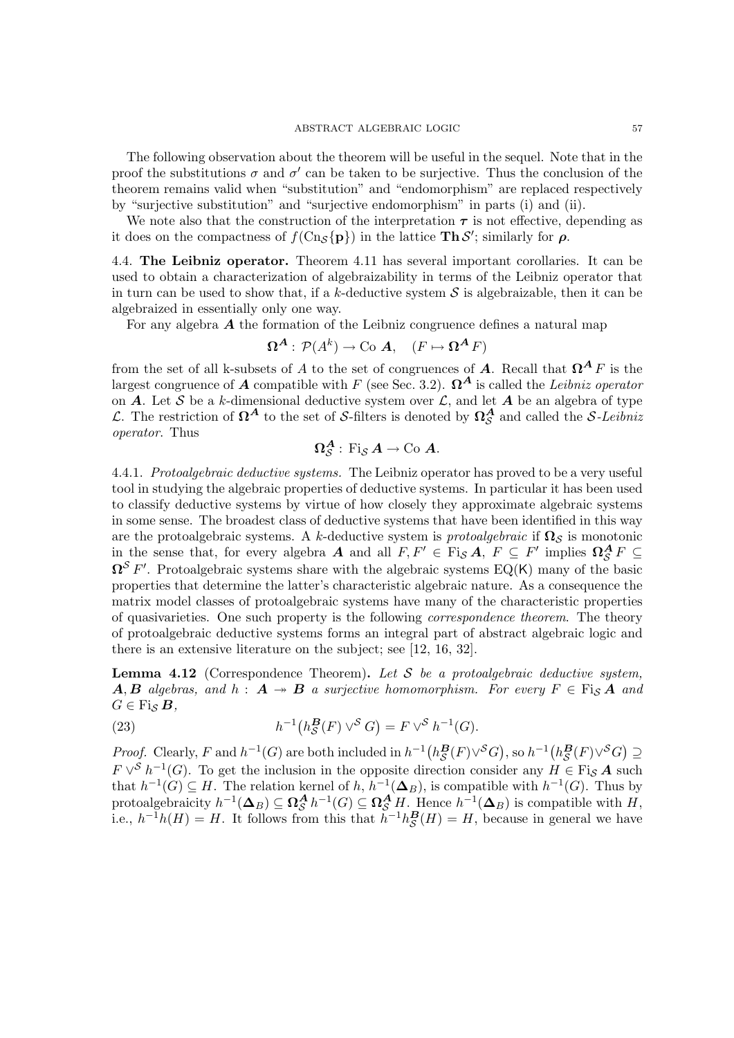The following observation about the theorem will be useful in the sequel. Note that in the proof the substitutions $\sigma$ and $\sigma'$ can be taken to be surjective. Thus the conclusion of the theorem remains valid when "substitution" and "endomorphism" are replaced respectively by "surjective substitution" and "surjective endomorphism" in parts (i) and (ii).

We note also that the construction of the interpretation $\boldsymbol{\tau}$ is not effective, depending as it does on the compactness of $f(\mathrm{Cn}_{\mathcal{S}}\{\mathbf{p}\})$ in the lattice $\mathbf{Th}\,\mathcal{S}'$; similarly for $\boldsymbol{\rho}$.

4.4. **The Leibniz operator.** Theorem 4.11 has several important corollaries. It can be used to obtain a characterization of algebraizability in terms of the Leibniz operator that in turn can be used to show that, if a $k$-deductive system $\mathcal{S}$ is algebraizable, then it can be algebraized in essentially only one way.

For any algebra $\boldsymbol{A}$ the formation of the Leibniz congruence defines a natural map

$$\boldsymbol{\Omega}^{\boldsymbol{A}} : \mathcal{P}(A^k) \to \mathrm{Co}\ \boldsymbol{A}, \quad (F \mapsto \boldsymbol{\Omega}^{\boldsymbol{A}} F)$$

from the set of all k-subsets of $A$ to the set of congruences of $\boldsymbol{A}$. Recall that $\boldsymbol{\Omega}^{\boldsymbol{A}} F$ is the largest congruence of $\boldsymbol{A}$ compatible with $F$ (see Sec. 3.2). $\boldsymbol{\Omega}^{\boldsymbol{A}}$ is called the *Leibniz operator* on $\boldsymbol{A}$. Let $\mathcal{S}$ be a $k$-dimensional deductive system over $\mathcal{L}$, and let $\boldsymbol{A}$ be an algebra of type $\mathcal{L}$. The restriction of $\boldsymbol{\Omega}^{\boldsymbol{A}}$ to the set of $\mathcal{S}$-filters is denoted by $\boldsymbol{\Omega}^{\boldsymbol{A}}_{\mathcal{S}}$ and called the *$\mathcal{S}$-Leibniz operator*. Thus

$$\boldsymbol{\Omega}^{\boldsymbol{A}}_{\mathcal{S}} : \mathrm{Fi}_{\mathcal{S}}\, \boldsymbol{A} \to \mathrm{Co}\ \boldsymbol{A}.$$

4.4.1. *Protoalgebraic deductive systems.* The Leibniz operator has proved to be a very useful tool in studying the algebraic properties of deductive systems. In particular it has been used to classify deductive systems by virtue of how closely they approximate algebraic systems in some sense. The broadest class of deductive systems that have been identified in this way are the protoalgebraic systems. A $k$-deductive system is *protoalgebraic* if $\boldsymbol{\Omega}_{\mathcal{S}}$ is monotonic in the sense that, for every algebra $\boldsymbol{A}$ and all $F, F' \in \mathrm{Fi}_{\mathcal{S}}\, \boldsymbol{A}$, $F \subseteq F'$ implies $\boldsymbol{\Omega}^{\boldsymbol{A}}_{\mathcal{S}} F \subseteq \boldsymbol{\Omega}^{\mathcal{S}} F'$. Protoalgebraic systems share with the algebraic systems $\mathrm{EQ}(\mathsf{K})$ many of the basic properties that determine the latter's characteristic algebraic nature. As a consequence the matrix model classes of protoalgebraic systems have many of the characteristic properties of quasivarieties. One such property is the following *correspondence theorem*. The theory of protoalgebraic deductive systems forms an integral part of abstract algebraic logic and there is an extensive literature on the subject; see [12, 16, 32].

**Lemma 4.12** (Correspondence Theorem)**.** *Let $\mathcal{S}$ be a protoalgebraic deductive system, $\boldsymbol{A}, \boldsymbol{B}$ algebras, and $h : \boldsymbol{A} \twoheadrightarrow \boldsymbol{B}$ a surjective homomorphism. For every $F \in \mathrm{Fi}_{\mathcal{S}}\, \boldsymbol{A}$ and $G \in \mathrm{Fi}_{\mathcal{S}}\, \boldsymbol{B}$,*

$$h^{-1}\big(h^{\boldsymbol{B}}_{\mathcal{S}}(F) \vee^{\mathcal{S}} G\big) = F \vee^{\mathcal{S}} h^{-1}(G). \tag{23}$$

*Proof.* Clearly, $F$ and $h^{-1}(G)$ are both included in $h^{-1}\big(h^{\boldsymbol{B}}_{\mathcal{S}}(F) \vee^{\mathcal{S}} G\big)$, so $h^{-1}\big(h^{\boldsymbol{B}}_{\mathcal{S}}(F) \vee^{\mathcal{S}} G\big) \supseteq F \vee^{\mathcal{S}} h^{-1}(G)$. To get the inclusion in the opposite direction consider any $H \in \mathrm{Fi}_{\mathcal{S}}\, \boldsymbol{A}$ such that $h^{-1}(G) \subseteq H$. The relation kernel of $h$, $h^{-1}(\boldsymbol{\Delta}_B)$, is compatible with $h^{-1}(G)$. Thus by protoalgebraicity $h^{-1}(\boldsymbol{\Delta}_B) \subseteq \boldsymbol{\Omega}^{\boldsymbol{A}}_{\mathcal{S}}\, h^{-1}(G) \subseteq \boldsymbol{\Omega}^{\boldsymbol{A}}_{\mathcal{S}}\, H$. Hence $h^{-1}(\boldsymbol{\Delta}_B)$ is compatible with $H$, i.e., $h^{-1}h(H) = H$. It follows from this that $h^{-1}h^{\boldsymbol{B}}_{\mathcal{S}}(H) = H$, because in general we have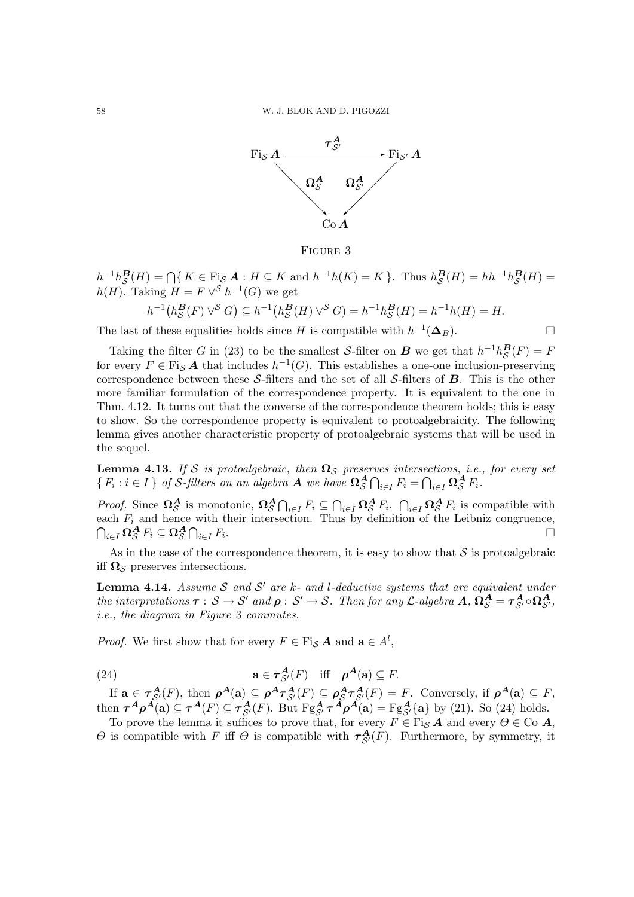$$
\begin{array}{ccc}
\mathrm{Fi}_{\mathcal{S}}\,\boldsymbol{A} & \xrightarrow{\ \boldsymbol{\tau}^{\boldsymbol{A}}_{\mathcal{S}'}\ } & \mathrm{Fi}_{\mathcal{S}'}\,\boldsymbol{A} \\
& \searrow^{\boldsymbol{\Omega}^{\boldsymbol{A}}_{\mathcal{S}}} \quad {}^{\boldsymbol{\Omega}^{\boldsymbol{A}}_{\mathcal{S}'}}\swarrow & \\
& \mathrm{Co}\,\boldsymbol{A} &
\end{array}
$$

Figure 3

$h^{-1}h^{\boldsymbol{B}}_{\mathcal{S}}(H) = \bigcap\{\, K \in \mathrm{Fi}_{\mathcal{S}}\, \boldsymbol{A} : H \subseteq K \text{ and } h^{-1}h(K) = K \,\}$. Thus $h^{\boldsymbol{B}}_{\mathcal{S}}(H) = hh^{-1}h^{\boldsymbol{B}}_{\mathcal{S}}(H) = h(H)$. Taking $H = F \vee^{\mathcal{S}} h^{-1}(G)$ we get

$$
h^{-1}\big(h^{\boldsymbol{B}}_{\mathcal{S}}(F) \vee^{\mathcal{S}} G\big) \subseteq h^{-1}\big(h^{\boldsymbol{B}}_{\mathcal{S}}(H) \vee^{\mathcal{S}} G\big) = h^{-1}h^{\boldsymbol{B}}_{\mathcal{S}}(H) = h^{-1}h(H) = H.
$$

The last of these equalities holds since $H$ is compatible with $h^{-1}(\boldsymbol{\Delta}_B)$. $\square$

Taking the filter $G$ in (23) to be the smallest $\mathcal{S}$-filter on $\boldsymbol{B}$ we get that $h^{-1}h^{\boldsymbol{B}}_{\mathcal{S}}(F) = F$ for every $F \in \mathrm{Fi}_{\mathcal{S}}\, \boldsymbol{A}$ that includes $h^{-1}(G)$. This establishes a one-one inclusion-preserving correspondence between these $\mathcal{S}$-filters and the set of all $\mathcal{S}$-filters of $\boldsymbol{B}$. This is the other more familiar formulation of the correspondence property. It is equivalent to the one in Thm. 4.12. It turns out that the converse of the correspondence theorem holds; this is easy to show. So the correspondence property is equivalent to protoalgebraicity. The following lemma gives another characteristic property of protoalgebraic systems that will be used in the sequel.

**Lemma 4.13.** *If $\mathcal{S}$ is protoalgebraic, then $\boldsymbol{\Omega}_{\mathcal{S}}$ preserves intersections, i.e., for every set $\{\, F_i : i \in I \,\}$ of $\mathcal{S}$-filters on an algebra $\boldsymbol{A}$ we have $\boldsymbol{\Omega}^{\boldsymbol{A}}_{\mathcal{S}} \bigcap_{i\in I} F_i = \bigcap_{i\in I} \boldsymbol{\Omega}^{\boldsymbol{A}}_{\mathcal{S}} F_i$.*

*Proof.* Since $\boldsymbol{\Omega}^{\boldsymbol{A}}_{\mathcal{S}}$ is monotonic, $\boldsymbol{\Omega}^{\boldsymbol{A}}_{\mathcal{S}} \bigcap_{i\in I} F_i \subseteq \bigcap_{i\in I} \boldsymbol{\Omega}^{\boldsymbol{A}}_{\mathcal{S}} F_i$. $\bigcap_{i\in I} \boldsymbol{\Omega}^{\boldsymbol{A}}_{\mathcal{S}} F_i$ is compatible with each $F_i$ and hence with their intersection. Thus by definition of the Leibniz congruence, $\bigcap_{i\in I} \boldsymbol{\Omega}^{\boldsymbol{A}}_{\mathcal{S}} F_i \subseteq \boldsymbol{\Omega}^{\boldsymbol{A}}_{\mathcal{S}} \bigcap_{i\in I} F_i$. $\square$

As in the case of the correspondence theorem, it is easy to show that $\mathcal{S}$ is protoalgebraic iff $\boldsymbol{\Omega}_{\mathcal{S}}$ preserves intersections.

**Lemma 4.14.** *Assume $\mathcal{S}$ and $\mathcal{S}'$ are $k$- and $l$-deductive systems that are equivalent under the interpretations $\boldsymbol{\tau} : \mathcal{S} \to \mathcal{S}'$ and $\boldsymbol{\rho} : \mathcal{S}' \to \mathcal{S}$. Then for any $\mathcal{L}$-algebra $\boldsymbol{A}$, $\boldsymbol{\Omega}^{\boldsymbol{A}}_{\mathcal{S}} = \boldsymbol{\tau}^{\boldsymbol{A}}_{\mathcal{S}'} \circ \boldsymbol{\Omega}^{\boldsymbol{A}}_{\mathcal{S}'}$, i.e., the diagram in Figure 3 commutes.*

*Proof.* We first show that for every $F \in \mathrm{Fi}_{\mathcal{S}}\, \boldsymbol{A}$ and $\mathbf{a} \in A^l$,

$$
\mathbf{a} \in \boldsymbol{\tau}^{\boldsymbol{A}}_{\mathcal{S}'}(F) \quad \text{iff} \quad \boldsymbol{\rho}^{\boldsymbol{A}}(\mathbf{a}) \subseteq F. \tag{24}
$$

If $\mathbf{a} \in \boldsymbol{\tau}^{\boldsymbol{A}}_{\mathcal{S}'}(F)$, then $\boldsymbol{\rho}^{\boldsymbol{A}}(\mathbf{a}) \subseteq \boldsymbol{\rho}^{\boldsymbol{A}}\boldsymbol{\tau}^{\boldsymbol{A}}_{\mathcal{S}'}(F) \subseteq \boldsymbol{\rho}^{\boldsymbol{A}}_{\mathcal{S}}\boldsymbol{\tau}^{\boldsymbol{A}}_{\mathcal{S}'}(F) = F$. Conversely, if $\boldsymbol{\rho}^{\boldsymbol{A}}(\mathbf{a}) \subseteq F$, then $\boldsymbol{\tau}^{\boldsymbol{A}}\boldsymbol{\rho}^{\boldsymbol{A}}(\mathbf{a}) \subseteq \boldsymbol{\tau}^{\boldsymbol{A}}(F) \subseteq \boldsymbol{\tau}^{\boldsymbol{A}}_{\mathcal{S}'}(F)$. But $\mathrm{Fg}^{\boldsymbol{A}}_{\mathcal{S}'}\, \boldsymbol{\tau}^{\boldsymbol{A}}\boldsymbol{\rho}^{\boldsymbol{A}}(\mathbf{a}) = \mathrm{Fg}^{\boldsymbol{A}}_{\mathcal{S}'}\{\mathbf{a}\}$ by (21). So (24) holds.

To prove the lemma it suffices to prove that, for every $F \in \mathrm{Fi}_{\mathcal{S}}\, \boldsymbol{A}$ and every $\Theta \in \mathrm{Co}\, \boldsymbol{A}$, $\Theta$ is compatible with $F$ iff $\Theta$ is compatible with $\boldsymbol{\tau}^{\boldsymbol{A}}_{\mathcal{S}'}(F)$. Furthermore, by symmetry, it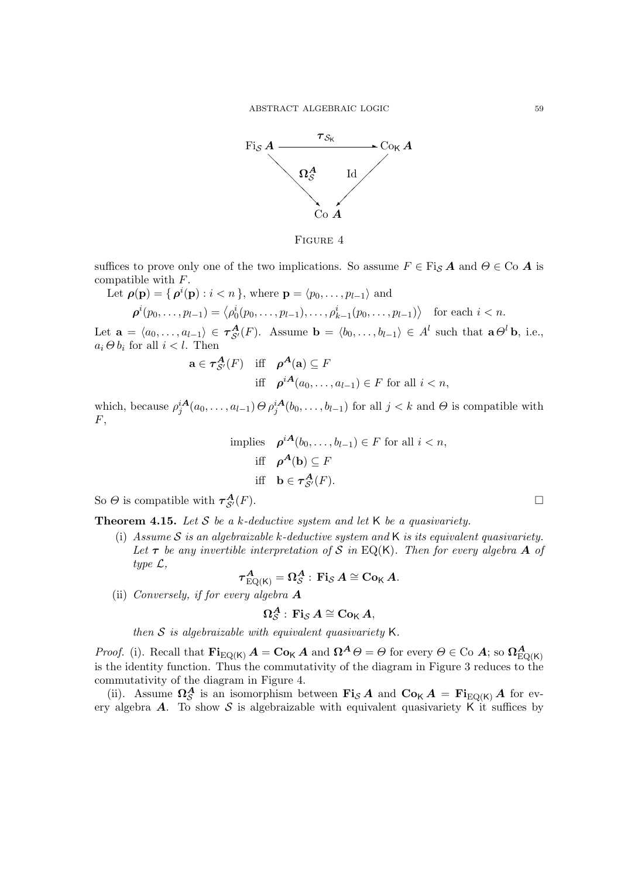$$
\begin{array}{ccc}
\mathrm{Fi}_{\mathcal{S}}\,\boldsymbol{A} & \xrightarrow{\ \boldsymbol{\tau}_{\mathcal{S}_{\mathsf{K}}}\ } & \mathrm{Co}_{\mathsf{K}}\,\boldsymbol{A} \\
& {\scriptstyle \boldsymbol{\Omega}^{\boldsymbol{A}}_{\mathcal{S}}} \searrow \quad \swarrow {\scriptstyle \mathrm{Id}} & \\
& \mathrm{Co}\,\boldsymbol{A} &
\end{array}
$$

Figure 4

suffices to prove only one of the two implications. So assume $F \in \mathrm{Fi}_{\mathcal{S}}\,\boldsymbol{A}$ and $\Theta \in \mathrm{Co}\,\boldsymbol{A}$ is compatible with $F$.

Let $\boldsymbol{\rho}(\mathbf{p}) = \{\, \boldsymbol{\rho}^i(\mathbf{p}) : i < n \,\}$, where $\mathbf{p} = \langle p_0, \dots, p_{l-1}\rangle$ and

$$\boldsymbol{\rho}^i(p_0, \dots, p_{l-1}) = \left\langle \rho^i_0(p_0, \dots, p_{l-1}), \dots, \rho^i_{k-1}(p_0, \dots, p_{l-1}) \right\rangle \quad \text{for each } i < n.$$

Let $\mathbf{a} = \langle a_0, \dots, a_{l-1}\rangle \in \boldsymbol{\tau}^{\boldsymbol{A}}_{\mathcal{S}'}(F)$. Assume $\mathbf{b} = \langle b_0, \dots, b_{l-1}\rangle \in A^l$ such that $\mathbf{a}\,\Theta^l\,\mathbf{b}$, i.e., $a_i\,\Theta\,b_i$ for all $i < l$. Then

$$
\begin{aligned}
\mathbf{a} \in \boldsymbol{\tau}^{\boldsymbol{A}}_{\mathcal{S}'}(F) \quad &\text{iff} \quad \boldsymbol{\rho}^{\boldsymbol{A}}(\mathbf{a}) \subseteq F \\
&\text{iff} \quad \boldsymbol{\rho}^{i\boldsymbol{A}}(a_0, \dots, a_{l-1}) \in F \text{ for all } i < n,
\end{aligned}
$$

which, because $\rho^{i\boldsymbol{A}}_j(a_0, \dots, a_{l-1})\,\Theta\,\rho^{i\boldsymbol{A}}_j(b_0, \dots, b_{l-1})$ for all $j < k$ and $\Theta$ is compatible with $F$,

$$
\begin{aligned}
&\text{implies} \quad \boldsymbol{\rho}^{i\boldsymbol{A}}(b_0, \dots, b_{l-1}) \in F \text{ for all } i < n, \\
&\text{iff} \quad \boldsymbol{\rho}^{\boldsymbol{A}}(\mathbf{b}) \subseteq F \\
&\text{iff} \quad \mathbf{b} \in \boldsymbol{\tau}^{\boldsymbol{A}}_{\mathcal{S}'}(F).
\end{aligned}
$$

So $\Theta$ is compatible with $\boldsymbol{\tau}^{\boldsymbol{A}}_{\mathcal{S}'}(F)$. □

**Theorem 4.15.** *Let $\mathcal{S}$ be a $k$-deductive system and let $\mathsf{K}$ be a quasivariety.*

(i) *Assume $\mathcal{S}$ is an algebraizable $k$-deductive system and $\mathsf{K}$ is its equivalent quasivariety. Let $\boldsymbol{\tau}$ be any invertible interpretation of $\mathcal{S}$ in $\mathrm{EQ}(\mathsf{K})$. Then for every algebra $\boldsymbol{A}$ of type $\mathcal{L}$,*

$$\boldsymbol{\tau}^{\boldsymbol{A}}_{\mathrm{EQ}(\mathsf{K})} = \boldsymbol{\Omega}^{\boldsymbol{A}}_{\mathcal{S}} : \mathbf{Fi}_{\mathcal{S}}\,\boldsymbol{A} \cong \mathbf{Co}_{\mathsf{K}}\,\boldsymbol{A}.$$

(ii) *Conversely, if for every algebra $\boldsymbol{A}$*

$$\boldsymbol{\Omega}^{\boldsymbol{A}}_{\mathcal{S}} : \mathbf{Fi}_{\mathcal{S}}\,\boldsymbol{A} \cong \mathbf{Co}_{\mathsf{K}}\,\boldsymbol{A},$$

*then $\mathcal{S}$ is algebraizable with equivalent quasivariety $\mathsf{K}$.*

*Proof.* (i). Recall that $\mathbf{Fi}_{\mathrm{EQ}(\mathsf{K})}\,\boldsymbol{A} = \mathbf{Co}_{\mathsf{K}}\,\boldsymbol{A}$ and $\boldsymbol{\Omega}^{\boldsymbol{A}}\,\Theta = \Theta$ for every $\Theta \in \mathrm{Co}\,\boldsymbol{A}$; so $\boldsymbol{\Omega}^{\boldsymbol{A}}_{\mathrm{EQ}(\mathsf{K})}$ is the identity function. Thus the commutativity of the diagram in Figure 3 reduces to the commutativity of the diagram in Figure 4.

(ii). Assume $\boldsymbol{\Omega}^{\boldsymbol{A}}_{\mathcal{S}}$ is an isomorphism between $\mathbf{Fi}_{\mathcal{S}}\,\boldsymbol{A}$ and $\mathbf{Co}_{\mathsf{K}}\,\boldsymbol{A} = \mathbf{Fi}_{\mathrm{EQ}(\mathsf{K})}\,\boldsymbol{A}$ for every algebra $\boldsymbol{A}$. To show $\mathcal{S}$ is algebraizable with equivalent quasivariety $\mathsf{K}$ it suffices by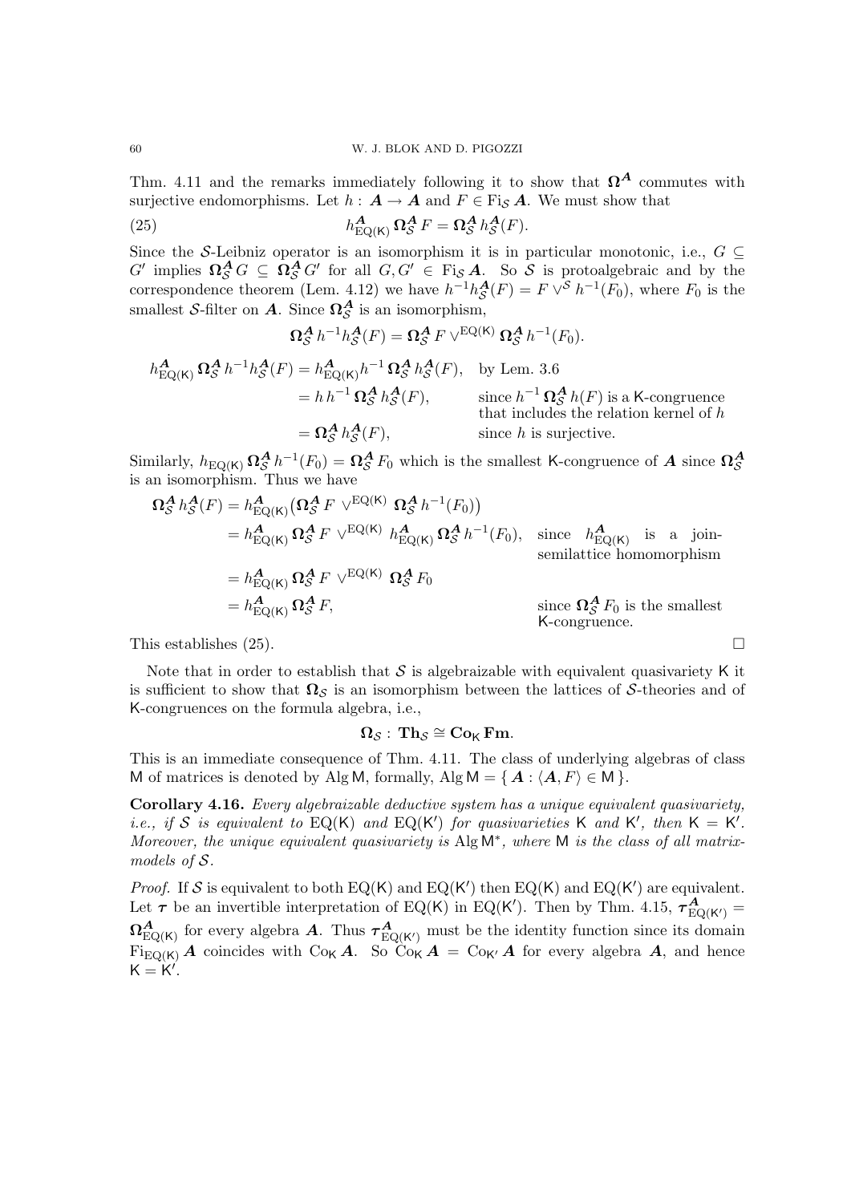Thm. 4.11 and the remarks immediately following it to show that $\boldsymbol{\Omega}^{\boldsymbol{A}}$ commutes with surjective endomorphisms. Let $h : \boldsymbol{A} \to \boldsymbol{A}$ and $F \in \mathrm{Fi}_{\mathcal{S}}\, \boldsymbol{A}$. We must show that

$$h^{\boldsymbol{A}}_{\mathrm{EQ}(\mathsf{K})}\, \boldsymbol{\Omega}^{\boldsymbol{A}}_{\mathcal{S}}\, F = \boldsymbol{\Omega}^{\boldsymbol{A}}_{\mathcal{S}}\, h^{\boldsymbol{A}}_{\mathcal{S}}(F). \tag{25}$$

Since the $\mathcal{S}$-Leibniz operator is an isomorphism it is in particular monotonic, i.e., $G \subseteq G'$ implies $\boldsymbol{\Omega}^{\boldsymbol{A}}_{\mathcal{S}}\, G \subseteq \boldsymbol{\Omega}^{\boldsymbol{A}}_{\mathcal{S}}\, G'$ for all $G, G' \in \mathrm{Fi}_{\mathcal{S}}\, \boldsymbol{A}$. So $\mathcal{S}$ is protoalgebraic and by the correspondence theorem (Lem. 4.12) we have $h^{-1} h^{\boldsymbol{A}}_{\mathcal{S}}(F) = F \vee^{\mathcal{S}} h^{-1}(F_0)$, where $F_0$ is the smallest $\mathcal{S}$-filter on $\boldsymbol{A}$. Since $\boldsymbol{\Omega}^{\boldsymbol{A}}_{\mathcal{S}}$ is an isomorphism,

$$\boldsymbol{\Omega}^{\boldsymbol{A}}_{\mathcal{S}}\, h^{-1} h^{\boldsymbol{A}}_{\mathcal{S}}(F) = \boldsymbol{\Omega}^{\boldsymbol{A}}_{\mathcal{S}}\, F \vee^{\mathrm{EQ}(\mathsf{K})} \boldsymbol{\Omega}^{\boldsymbol{A}}_{\mathcal{S}}\, h^{-1}(F_0).$$

$$\begin{aligned}
h^{\boldsymbol{A}}_{\mathrm{EQ}(\mathsf{K})}\, \boldsymbol{\Omega}^{\boldsymbol{A}}_{\mathcal{S}}\, h^{-1} h^{\boldsymbol{A}}_{\mathcal{S}}(F) &= h^{\boldsymbol{A}}_{\mathrm{EQ}(\mathsf{K})} h^{-1}\, \boldsymbol{\Omega}^{\boldsymbol{A}}_{\mathcal{S}}\, h^{\boldsymbol{A}}_{\mathcal{S}}(F), && \text{by Lem. 3.6} \\
&= h\, h^{-1}\, \boldsymbol{\Omega}^{\boldsymbol{A}}_{\mathcal{S}}\, h^{\boldsymbol{A}}_{\mathcal{S}}(F), && \text{since } h^{-1}\, \boldsymbol{\Omega}^{\boldsymbol{A}}_{\mathcal{S}}\, h(F) \text{ is a } \mathsf{K}\text{-congruence that includes the relation kernel of } h \\
&= \boldsymbol{\Omega}^{\boldsymbol{A}}_{\mathcal{S}}\, h^{\boldsymbol{A}}_{\mathcal{S}}(F), && \text{since } h \text{ is surjective.}
\end{aligned}$$

Similarly, $h_{\mathrm{EQ}(\mathsf{K})}\, \boldsymbol{\Omega}^{\boldsymbol{A}}_{\mathcal{S}}\, h^{-1}(F_0) = \boldsymbol{\Omega}^{\boldsymbol{A}}_{\mathcal{S}}\, F_0$ which is the smallest $\mathsf{K}$-congruence of $\boldsymbol{A}$ since $\boldsymbol{\Omega}^{\boldsymbol{A}}_{\mathcal{S}}$ is an isomorphism. Thus we have

$$\begin{aligned}
\boldsymbol{\Omega}^{\boldsymbol{A}}_{\mathcal{S}}\, h^{\boldsymbol{A}}_{\mathcal{S}}(F) &= h^{\boldsymbol{A}}_{\mathrm{EQ}(\mathsf{K})}\big(\boldsymbol{\Omega}^{\boldsymbol{A}}_{\mathcal{S}}\, F \vee^{\mathrm{EQ}(\mathsf{K})} \boldsymbol{\Omega}^{\boldsymbol{A}}_{\mathcal{S}}\, h^{-1}(F_0)\big) \\
&= h^{\boldsymbol{A}}_{\mathrm{EQ}(\mathsf{K})}\, \boldsymbol{\Omega}^{\boldsymbol{A}}_{\mathcal{S}}\, F \vee^{\mathrm{EQ}(\mathsf{K})} h^{\boldsymbol{A}}_{\mathrm{EQ}(\mathsf{K})}\, \boldsymbol{\Omega}^{\boldsymbol{A}}_{\mathcal{S}}\, h^{-1}(F_0), && \text{since } h^{\boldsymbol{A}}_{\mathrm{EQ}(\mathsf{K})} \text{ is a join-semilattice homomorphism} \\
&= h^{\boldsymbol{A}}_{\mathrm{EQ}(\mathsf{K})}\, \boldsymbol{\Omega}^{\boldsymbol{A}}_{\mathcal{S}}\, F \vee^{\mathrm{EQ}(\mathsf{K})} \boldsymbol{\Omega}^{\boldsymbol{A}}_{\mathcal{S}}\, F_0 \\
&= h^{\boldsymbol{A}}_{\mathrm{EQ}(\mathsf{K})}\, \boldsymbol{\Omega}^{\boldsymbol{A}}_{\mathcal{S}}\, F, && \text{since } \boldsymbol{\Omega}^{\boldsymbol{A}}_{\mathcal{S}}\, F_0 \text{ is the smallest } \mathsf{K}\text{-congruence.}
\end{aligned}$$

This establishes (25). □

Note that in order to establish that $\mathcal{S}$ is algebraizable with equivalent quasivariety $\mathsf{K}$ it is sufficient to show that $\boldsymbol{\Omega}_{\mathcal{S}}$ is an isomorphism between the lattices of $\mathcal{S}$-theories and of $\mathsf{K}$-congruences on the formula algebra, i.e.,

$$\boldsymbol{\Omega}_{\mathcal{S}} :\ \mathbf{Th}_{\mathcal{S}} \cong \mathbf{Co}_{\mathsf{K}}\, \mathbf{Fm}.$$

This is an immediate consequence of Thm. 4.11. The class of underlying algebras of class $\mathsf{M}$ of matrices is denoted by $\mathrm{Alg}\, \mathsf{M}$, formally, $\mathrm{Alg}\, \mathsf{M} = \{\, \boldsymbol{A} : \langle \boldsymbol{A}, F\rangle \in \mathsf{M} \,\}$.

**Corollary 4.16.** *Every algebraizable deductive system has a unique equivalent quasivariety, i.e., if $\mathcal{S}$ is equivalent to $\mathrm{EQ}(\mathsf{K})$ and $\mathrm{EQ}(\mathsf{K}')$ for quasivarieties $\mathsf{K}$ and $\mathsf{K}'$, then $\mathsf{K} = \mathsf{K}'$. Moreover, the unique equivalent quasivariety is $\mathrm{Alg}\, \mathsf{M}^*$, where $\mathsf{M}$ is the class of all matrix-models of $\mathcal{S}$.*

*Proof.* If $\mathcal{S}$ is equivalent to both $\mathrm{EQ}(\mathsf{K})$ and $\mathrm{EQ}(\mathsf{K}')$ then $\mathrm{EQ}(\mathsf{K})$ and $\mathrm{EQ}(\mathsf{K}')$ are equivalent. Let $\boldsymbol{\tau}$ be an invertible interpretation of $\mathrm{EQ}(\mathsf{K})$ in $\mathrm{EQ}(\mathsf{K}')$. Then by Thm. 4.15, $\boldsymbol{\tau}^{\boldsymbol{A}}_{\mathrm{EQ}(\mathsf{K}')} = \boldsymbol{\Omega}^{\boldsymbol{A}}_{\mathrm{EQ}(\mathsf{K})}$ for every algebra $\boldsymbol{A}$. Thus $\boldsymbol{\tau}^{\boldsymbol{A}}_{\mathrm{EQ}(\mathsf{K}')}$ must be the identity function since its domain $\mathrm{Fi}_{\mathrm{EQ}(\mathsf{K})}\, \boldsymbol{A}$ coincides with $\mathrm{Co}_{\mathsf{K}}\, \boldsymbol{A}$. So $\mathrm{Co}_{\mathsf{K}}\, \boldsymbol{A} = \mathrm{Co}_{\mathsf{K}'}\, \boldsymbol{A}$ for every algebra $\boldsymbol{A}$, and hence $\mathsf{K} = \mathsf{K}'$.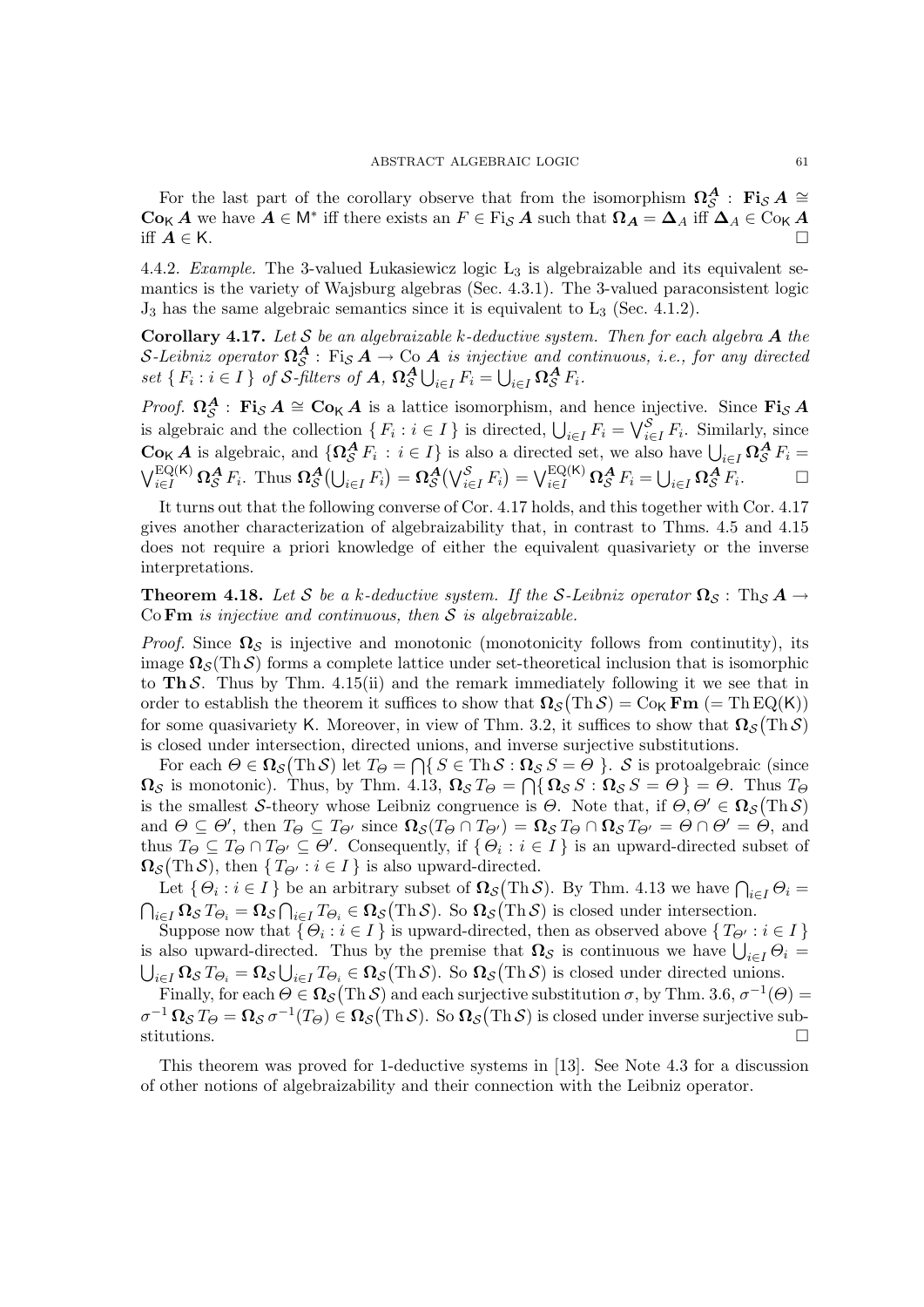For the last part of the corollary observe that from the isomorphism $\mathbf{\Omega}^{\boldsymbol{A}}_{\mathcal{S}} : \mathbf{Fi}_{\mathcal{S}}\,\boldsymbol{A} \cong \mathbf{Co}_{\mathsf{K}}\,\boldsymbol{A}$ we have $\boldsymbol{A} \in \mathsf{M}^*$ iff there exists an $F \in \mathrm{Fi}_{\mathcal{S}}\,\boldsymbol{A}$ such that $\mathbf{\Omega}_{\boldsymbol{A}} = \mathbf{\Delta}_A$ iff $\mathbf{\Delta}_A \in \mathrm{Co}_{\mathsf{K}}\,\boldsymbol{A}$ iff $\boldsymbol{A} \in \mathsf{K}$. □

4.4.2. *Example.* The 3-valued Łukasiewicz logic $\mathrm{L}_3$ is algebraizable and its equivalent semantics is the variety of Wajsburg algebras (Sec. 4.3.1). The 3-valued paraconsistent logic $\mathrm{J}_3$ has the same algebraic semantics since it is equivalent to $\mathrm{L}_3$ (Sec. 4.1.2).

**Corollary 4.17.** *Let $\mathcal{S}$ be an algebraizable $k$-deductive system. Then for each algebra $\boldsymbol{A}$ the $\mathcal{S}$-Leibniz operator $\mathbf{\Omega}^{\boldsymbol{A}}_{\mathcal{S}} : \mathrm{Fi}_{\mathcal{S}}\,\boldsymbol{A} \to \mathrm{Co}\,\boldsymbol{A}$ is injective and continuous, i.e., for any directed set $\{\, F_i : i \in I \,\}$ of $\mathcal{S}$-filters of $\boldsymbol{A}$, $\mathbf{\Omega}^{\boldsymbol{A}}_{\mathcal{S}} \bigcup_{i\in I} F_i = \bigcup_{i\in I} \mathbf{\Omega}^{\boldsymbol{A}}_{\mathcal{S}}\, F_i$.*

*Proof.* $\mathbf{\Omega}^{\boldsymbol{A}}_{\mathcal{S}} : \mathbf{Fi}_{\mathcal{S}}\,\boldsymbol{A} \cong \mathbf{Co}_{\mathsf{K}}\,\boldsymbol{A}$ is a lattice isomorphism, and hence injective. Since $\mathbf{Fi}_{\mathcal{S}}\,\boldsymbol{A}$ is algebraic and the collection $\{\, F_i : i \in I \,\}$ is directed, $\bigcup_{i\in I} F_i = \bigvee^{\mathcal{S}}_{i\in I} F_i$. Similarly, since $\mathbf{Co}_{\mathsf{K}}\,\boldsymbol{A}$ is algebraic, and $\{\mathbf{\Omega}^{\boldsymbol{A}}_{\mathcal{S}}\, F_i : i \in I\}$ is also a directed set, we also have $\bigcup_{i\in I} \mathbf{\Omega}^{\boldsymbol{A}}_{\mathcal{S}}\, F_i = \bigvee^{\mathrm{EQ}(\mathsf{K})}_{i\in I} \mathbf{\Omega}^{\boldsymbol{A}}_{\mathcal{S}}\, F_i$. Thus $\mathbf{\Omega}^{\boldsymbol{A}}_{\mathcal{S}}\big(\bigcup_{i\in I} F_i\big) = \mathbf{\Omega}^{\boldsymbol{A}}_{\mathcal{S}}\big(\bigvee^{\mathcal{S}}_{i\in I} F_i\big) = \bigvee^{\mathrm{EQ}(\mathsf{K})}_{i\in I} \mathbf{\Omega}^{\boldsymbol{A}}_{\mathcal{S}}\, F_i = \bigcup_{i\in I} \mathbf{\Omega}^{\boldsymbol{A}}_{\mathcal{S}}\, F_i$. □

It turns out that the following converse of Cor. 4.17 holds, and this together with Cor. 4.17 gives another characterization of algebraizability that, in contrast to Thms. 4.5 and 4.15 does not require a priori knowledge of either the equivalent quasivariety or the inverse interpretations.

**Theorem 4.18.** *Let $\mathcal{S}$ be a $k$-deductive system. If the $\mathcal{S}$-Leibniz operator $\mathbf{\Omega}_{\mathcal{S}} : \mathrm{Th}_{\mathcal{S}}\,\boldsymbol{A} \to \mathrm{Co}\,\mathbf{Fm}$ is injective and continuous, then $\mathcal{S}$ is algebraizable.*

*Proof.* Since $\mathbf{\Omega}_{\mathcal{S}}$ is injective and monotonic (monotonicity follows from continutity), its image $\mathbf{\Omega}_{\mathcal{S}}(\mathrm{Th}\,\mathcal{S})$ forms a complete lattice under set-theoretical inclusion that is isomorphic to $\mathbf{Th}\,\mathcal{S}$. Thus by Thm. 4.15(ii) and the remark immediately following it we see that in order to establish the theorem it suffices to show that $\mathbf{\Omega}_{\mathcal{S}}\big(\mathrm{Th}\,\mathcal{S}\big) = \mathrm{Co}_{\mathsf{K}}\,\mathbf{Fm}$ $(= \mathrm{Th}\,\mathrm{EQ}(\mathsf{K}))$ for some quasivariety $\mathsf{K}$. Moreover, in view of Thm. 3.2, it suffices to show that $\mathbf{\Omega}_{\mathcal{S}}\big(\mathrm{Th}\,\mathcal{S}\big)$ is closed under intersection, directed unions, and inverse surjective substitutions.

For each $\Theta \in \mathbf{\Omega}_{\mathcal{S}}\big(\mathrm{Th}\,\mathcal{S}\big)$ let $T_\Theta = \bigcap\{\, S \in \mathrm{Th}\,\mathcal{S} : \mathbf{\Omega}_{\mathcal{S}}\, S = \Theta \,\}$. $\mathcal{S}$ is protoalgebraic (since $\mathbf{\Omega}_{\mathcal{S}}$ is monotonic). Thus, by Thm. 4.13, $\mathbf{\Omega}_{\mathcal{S}}\, T_\Theta = \bigcap\{\, \mathbf{\Omega}_{\mathcal{S}}\, S : \mathbf{\Omega}_{\mathcal{S}}\, S = \Theta \,\} = \Theta$. Thus $T_\Theta$ is the smallest $\mathcal{S}$-theory whose Leibniz congruence is $\Theta$. Note that, if $\Theta, \Theta' \in \mathbf{\Omega}_{\mathcal{S}}\big(\mathrm{Th}\,\mathcal{S}\big)$ and $\Theta \subseteq \Theta'$, then $T_\Theta \subseteq T_{\Theta'}$ since $\mathbf{\Omega}_{\mathcal{S}}(T_\Theta \cap T_{\Theta'}) = \mathbf{\Omega}_{\mathcal{S}}\, T_\Theta \cap \mathbf{\Omega}_{\mathcal{S}}\, T_{\Theta'} = \Theta \cap \Theta' = \Theta$, and thus $T_\Theta \subseteq T_\Theta \cap T_{\Theta'} \subseteq \Theta'$. Consequently, if $\{\, \Theta_i : i \in I \,\}$ is an upward-directed subset of $\mathbf{\Omega}_{\mathcal{S}}(\mathrm{Th}\,\mathcal{S})$, then $\{\, T_{\Theta'} : i \in I \,\}$ is also upward-directed.

Let $\{\, \Theta_i : i \in I \,\}$ be an arbitrary subset of $\mathbf{\Omega}_{\mathcal{S}}\big(\mathrm{Th}\,\mathcal{S}\big)$. By Thm. 4.13 we have $\bigcap_{i\in I} \Theta_i = \bigcap_{i\in I} \mathbf{\Omega}_{\mathcal{S}}\, T_{\Theta_i} = \mathbf{\Omega}_{\mathcal{S}} \bigcap_{i\in I} T_{\Theta_i} \in \mathbf{\Omega}_{\mathcal{S}}\big(\mathrm{Th}\,\mathcal{S}\big)$. So $\mathbf{\Omega}_{\mathcal{S}}\big(\mathrm{Th}\,\mathcal{S}\big)$ is closed under intersection.

Suppose now that $\{\, \Theta_i : i \in I \,\}$ is upward-directed, then as observed above $\{\, T_{\Theta'} : i \in I \,\}$ is also upward-directed. Thus by the premise that $\mathbf{\Omega}_{\mathcal{S}}$ is continuous we have $\bigcup_{i\in I} \Theta_i = \bigcup_{i\in I} \mathbf{\Omega}_{\mathcal{S}}\, T_{\Theta_i} = \mathbf{\Omega}_{\mathcal{S}} \bigcup_{i\in I} T_{\Theta_i} \in \mathbf{\Omega}_{\mathcal{S}}\big(\mathrm{Th}\,\mathcal{S}\big)$. So $\mathbf{\Omega}_{\mathcal{S}}\big(\mathrm{Th}\,\mathcal{S}\big)$ is closed under directed unions.

Finally, for each $\Theta \in \mathbf{\Omega}_{\mathcal{S}}\big(\mathrm{Th}\,\mathcal{S}\big)$ and each surjective substitution $\sigma$, by Thm. 3.6, $\sigma^{-1}(\Theta) = \sigma^{-1}\, \mathbf{\Omega}_{\mathcal{S}}\, T_\Theta = \mathbf{\Omega}_{\mathcal{S}}\, \sigma^{-1}(T_\Theta) \in \mathbf{\Omega}_{\mathcal{S}}\big(\mathrm{Th}\,\mathcal{S}\big)$. So $\mathbf{\Omega}_{\mathcal{S}}\big(\mathrm{Th}\,\mathcal{S}\big)$ is closed under inverse surjective substitutions. □

This theorem was proved for 1-deductive systems in [13]. See Note 4.3 for a discussion of other notions of algebraizability and their connection with the Leibniz operator.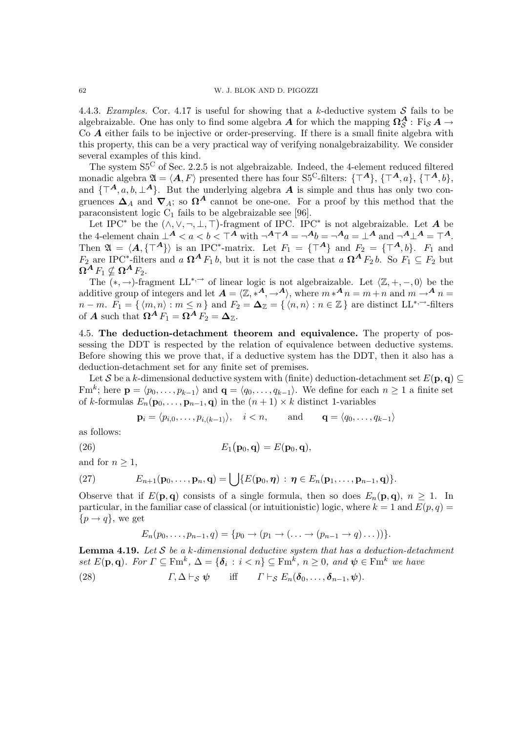4.4.3. *Examples.* Cor. 4.17 is useful for showing that a $k$-deductive system $\mathcal{S}$ fails to be algebraizable. One has only to find some algebra $\boldsymbol{A}$ for which the mapping $\boldsymbol{\Omega}^{\boldsymbol{A}}_{\mathcal{S}} : \mathrm{Fi}_{\mathcal{S}}\,\boldsymbol{A} \to \mathrm{Co}\,\boldsymbol{A}$ either fails to be injective or order-preserving. If there is a small finite algebra with this property, this can be a very practical way of verifying nonalgebraizability. We consider several examples of this kind.

The system $\mathrm{S5^C}$ of Sec. 2.2.5 is not algebraizable. Indeed, the 4-element reduced filtered monadic algebra $\mathfrak{A} = \langle \boldsymbol{A}, F\rangle$ presented there has four $\mathrm{S5^C}$-filters: $\{\top^{\boldsymbol{A}}\}$, $\{\top^{\boldsymbol{A}}, a\}$, $\{\top^{\boldsymbol{A}}, b\}$, and $\{\top^{\boldsymbol{A}}, a, b, \bot^{\boldsymbol{A}}\}$. But the underlying algebra $\boldsymbol{A}$ is simple and thus has only two congruences $\boldsymbol{\Delta}_A$ and $\boldsymbol{\nabla}_A$; so $\boldsymbol{\Omega}^{\boldsymbol{A}}$ cannot be one-one. For a proof by this method that the paraconsistent logic $\mathrm{C}_1$ fails to be algebraizable see [96].

Let $\mathrm{IPC}^*$ be the $(\wedge, \vee, \neg, \bot, \top)$-fragment of IPC. $\mathrm{IPC}^*$ is not algebraizable. Let $\boldsymbol{A}$ be the 4-element chain $\bot^{\boldsymbol{A}} < a < b < \top^{\boldsymbol{A}}$ with $\neg^{\boldsymbol{A}}\top^{\boldsymbol{A}} = \neg^{\boldsymbol{A}} b = \neg^{\boldsymbol{A}} a = \bot^{\boldsymbol{A}}$ and $\neg^{\boldsymbol{A}}\bot^{\boldsymbol{A}} = \top^{\boldsymbol{A}}$. Then $\mathfrak{A} = \langle \boldsymbol{A}, \{\top^{\boldsymbol{A}}\}\rangle$ is an $\mathrm{IPC}^*$-matrix. Let $F_1 = \{\top^{\boldsymbol{A}}\}$ and $F_2 = \{\top^{\boldsymbol{A}}, b\}$. $F_1$ and $F_2$ are $\mathrm{IPC}^*$-filters and $a\ \boldsymbol{\Omega}^{\boldsymbol{A}} F_1\, b$, but it is not the case that $a\ \boldsymbol{\Omega}^{\boldsymbol{A}} F_2\, b$. So $F_1 \subseteq F_2$ but $\boldsymbol{\Omega}^{\boldsymbol{A}} F_1 \nsubseteq \boldsymbol{\Omega}^{\boldsymbol{A}} F_2$.

The $(*, \to)$-fragment $\mathrm{LL}^{*,\to}$ of linear logic is not algebraizable. Let $\langle \mathbb{Z}, +, -, 0\rangle$ be the additive group of integers and let $\boldsymbol{A} = \langle \mathbb{Z}, *^{\boldsymbol{A}}, \to^{\boldsymbol{A}}\rangle$, where $m *^{\boldsymbol{A}} n = m + n$ and $m \to^{\boldsymbol{A}} n = n - m$. $F_1 = \{\, \langle m, n\rangle : m \le n \,\}$ and $F_2 = \boldsymbol{\Delta}_{\mathbb{Z}} = \{\, \langle n, n\rangle : n \in \mathbb{Z} \,\}$ are distinct $\mathrm{LL}^{*,\to}$-filters of $\boldsymbol{A}$ such that $\boldsymbol{\Omega}^{\boldsymbol{A}} F_1 = \boldsymbol{\Omega}^{\boldsymbol{A}} F_2 = \boldsymbol{\Delta}_{\mathbb{Z}}$.

4.5. **The deduction-detachment theorem and equivalence.** The property of possessing the DDT is respected by the relation of equivalence between deductive systems. Before showing this we prove that, if a deductive system has the DDT, then it also has a deduction-detachment set for any finite set of premises.

Let $\mathcal{S}$ be a $k$-dimensional deductive system with (finite) deduction-detachment set $E(\mathbf{p}, \mathbf{q}) \subseteq \mathrm{Fm}^k$; here $\mathbf{p} = \langle p_0, \dots, p_{k-1}\rangle$ and $\mathbf{q} = \langle q_0, \dots, q_{k-1}\rangle$. We define for each $n \ge 1$ a finite set of $k$-formulas $E_n(\mathbf{p}_0, \dots, \mathbf{p}_{n-1}, \mathbf{q})$ in the $(n+1) \times k$ distinct 1-variables

$$\mathbf{p}_i = \langle p_{i,0}, \dots, p_{i,(k-1)}\rangle, \quad i < n, \qquad \text{and} \qquad \mathbf{q} = \langle q_0, \dots, q_{k-1}\rangle$$

as follows:

$$E_1(\mathbf{p}_0, \mathbf{q}) = E(\mathbf{p}_0, \mathbf{q}), \tag{26}$$

and for $n \ge 1$,

$$E_{n+1}(\mathbf{p}_0, \dots, \mathbf{p}_n, \mathbf{q}) = \bigcup \{ E(\mathbf{p}_0, \boldsymbol{\eta}) \,:\, \boldsymbol{\eta} \in E_n(\mathbf{p}_1, \dots, \mathbf{p}_{n-1}, \mathbf{q})\}. \tag{27}$$

Observe that if $E(\mathbf{p}, \mathbf{q})$ consists of a single formula, then so does $E_n(\mathbf{p}, \mathbf{q})$, $n \ge 1$. In particular, in the familiar case of classical (or intuitionistic) logic, where $k = 1$ and $E(p, q) = \{p \to q\}$, we get

$$E_n(p_0, \dots, p_{n-1}, q) = \{p_0 \to (p_1 \to (\dots \to (p_{n-1} \to q)\dots))\}.$$

**Lemma 4.19.** *Let $\mathcal{S}$ be a $k$-dimensional deductive system that has a deduction-detachment set $E(\mathbf{p}, \mathbf{q})$. For $\Gamma \subseteq \mathrm{Fm}^k$, $\Delta = \{\boldsymbol{\delta}_i \,:\, i < n\} \subseteq \mathrm{Fm}^k$, $n \ge 0$, and $\boldsymbol{\psi} \in \mathrm{Fm}^k$ we have*

$$\Gamma, \Delta \vdash_{\mathcal{S}} \boldsymbol{\psi} \qquad \text{iff} \qquad \Gamma \vdash_{\mathcal{S}} E_n(\boldsymbol{\delta}_0, \dots, \boldsymbol{\delta}_{n-1}, \boldsymbol{\psi}). \tag{28}$$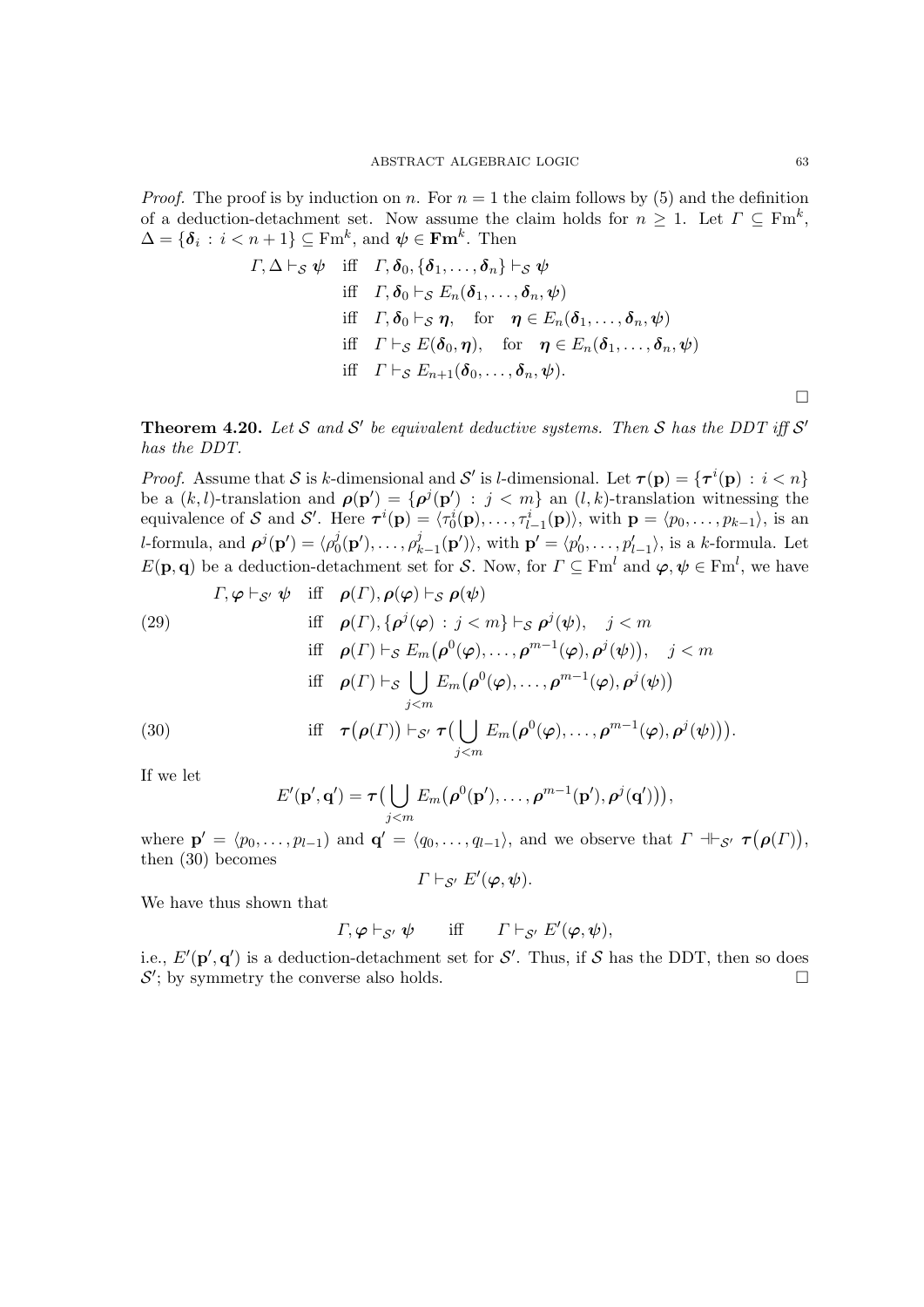*Proof.* The proof is by induction on $n$. For $n = 1$ the claim follows by (5) and the definition of a deduction-detachment set. Now assume the claim holds for $n \geq 1$. Let $\Gamma \subseteq \mathrm{Fm}^k$, $\Delta = \{\boldsymbol{\delta}_i : i < n+1\} \subseteq \mathrm{Fm}^k$, and $\boldsymbol{\psi} \in \mathbf{Fm}^k$. Then

$$
\begin{aligned}
\Gamma, \Delta \vdash_{\mathcal{S}} \boldsymbol{\psi} \quad & \text{iff} \quad \Gamma, \boldsymbol{\delta}_0, \{\boldsymbol{\delta}_1, \dots, \boldsymbol{\delta}_n\} \vdash_{\mathcal{S}} \boldsymbol{\psi} \\
& \text{iff} \quad \Gamma, \boldsymbol{\delta}_0 \vdash_{\mathcal{S}} E_n(\boldsymbol{\delta}_1, \dots, \boldsymbol{\delta}_n, \boldsymbol{\psi}) \\
& \text{iff} \quad \Gamma, \boldsymbol{\delta}_0 \vdash_{\mathcal{S}} \boldsymbol{\eta}, \quad \text{for} \quad \boldsymbol{\eta} \in E_n(\boldsymbol{\delta}_1, \dots, \boldsymbol{\delta}_n, \boldsymbol{\psi}) \\
& \text{iff} \quad \Gamma \vdash_{\mathcal{S}} E(\boldsymbol{\delta}_0, \boldsymbol{\eta}), \quad \text{for} \quad \boldsymbol{\eta} \in E_n(\boldsymbol{\delta}_1, \dots, \boldsymbol{\delta}_n, \boldsymbol{\psi}) \\
& \text{iff} \quad \Gamma \vdash_{\mathcal{S}} E_{n+1}(\boldsymbol{\delta}_0, \dots, \boldsymbol{\delta}_n, \boldsymbol{\psi}).
\end{aligned}
$$

$\square$

**Theorem 4.20.** *Let $\mathcal{S}$ and $\mathcal{S}'$ be equivalent deductive systems. Then $\mathcal{S}$ has the DDT iff $\mathcal{S}'$ has the DDT.*

*Proof.* Assume that $\mathcal{S}$ is $k$-dimensional and $\mathcal{S}'$ is $l$-dimensional. Let $\boldsymbol{\tau}(\mathbf{p}) = \{\boldsymbol{\tau}^i(\mathbf{p}) : i < n\}$ be a $(k,l)$-translation and $\boldsymbol{\rho}(\mathbf{p}') = \{\boldsymbol{\rho}^j(\mathbf{p}') : j < m\}$ an $(l,k)$-translation witnessing the equivalence of $\mathcal{S}$ and $\mathcal{S}'$. Here $\boldsymbol{\tau}^i(\mathbf{p}) = \langle \tau_0^i(\mathbf{p}), \dots, \tau_{l-1}^i(\mathbf{p})\rangle$, with $\mathbf{p} = \langle p_0, \dots, p_{k-1}\rangle$, is an $l$-formula, and $\boldsymbol{\rho}^j(\mathbf{p}') = \langle \rho_0^j(\mathbf{p}'), \dots, \rho_{k-1}^j(\mathbf{p}')\rangle$, with $\mathbf{p}' = \langle p'_0, \dots, p'_{l-1}\rangle$, is a $k$-formula. Let $E(\mathbf{p}, \mathbf{q})$ be a deduction-detachment set for $\mathcal{S}$. Now, for $\Gamma \subseteq \mathrm{Fm}^l$ and $\boldsymbol{\varphi}, \boldsymbol{\psi} \in \mathrm{Fm}^l$, we have

$$
\begin{aligned}
\Gamma, \boldsymbol{\varphi} \vdash_{\mathcal{S}'} \boldsymbol{\psi} \quad & \text{iff} \quad \boldsymbol{\rho}(\Gamma), \boldsymbol{\rho}(\boldsymbol{\varphi}) \vdash_{\mathcal{S}} \boldsymbol{\rho}(\boldsymbol{\psi}) \\
& \text{iff} \quad \boldsymbol{\rho}(\Gamma), \{\boldsymbol{\rho}^j(\boldsymbol{\varphi}) : j < m\} \vdash_{\mathcal{S}} \boldsymbol{\rho}^j(\boldsymbol{\psi}), \quad j < m \qquad (29) \\
& \text{iff} \quad \boldsymbol{\rho}(\Gamma) \vdash_{\mathcal{S}} E_m\big(\boldsymbol{\rho}^0(\boldsymbol{\varphi}), \dots, \boldsymbol{\rho}^{m-1}(\boldsymbol{\varphi}), \boldsymbol{\rho}^j(\boldsymbol{\psi})\big), \quad j < m \\
& \text{iff} \quad \boldsymbol{\rho}(\Gamma) \vdash_{\mathcal{S}} \bigcup_{j<m} E_m\big(\boldsymbol{\rho}^0(\boldsymbol{\varphi}), \dots, \boldsymbol{\rho}^{m-1}(\boldsymbol{\varphi}), \boldsymbol{\rho}^j(\boldsymbol{\psi})\big) \\
& \text{iff} \quad \boldsymbol{\tau}\big(\boldsymbol{\rho}(\Gamma)\big) \vdash_{\mathcal{S}'} \boldsymbol{\tau}\Big(\bigcup_{j<m} E_m\big(\boldsymbol{\rho}^0(\boldsymbol{\varphi}), \dots, \boldsymbol{\rho}^{m-1}(\boldsymbol{\varphi}), \boldsymbol{\rho}^j(\boldsymbol{\psi})\big)\Big). \qquad (30)
\end{aligned}
$$

If we let

$$
E'(\mathbf{p}', \mathbf{q}') = \boldsymbol{\tau}\Big(\bigcup_{j<m} E_m\big(\boldsymbol{\rho}^0(\mathbf{p}'), \dots, \boldsymbol{\rho}^{m-1}(\mathbf{p}'), \boldsymbol{\rho}^j(\mathbf{q}')\big)\Big),
$$

where $\mathbf{p}' = \langle p_0, \dots, p_{l-1}\rangle$ and $\mathbf{q}' = \langle q_0, \dots, q_{l-1}\rangle$, and we observe that $\Gamma \dashv\vdash_{\mathcal{S}'} \boldsymbol{\tau}\big(\boldsymbol{\rho}(\Gamma)\big)$, then (30) becomes

$$
\Gamma \vdash_{\mathcal{S}'} E'(\boldsymbol{\varphi}, \boldsymbol{\psi}).
$$

We have thus shown that

$$
\Gamma, \boldsymbol{\varphi} \vdash_{\mathcal{S}'} \boldsymbol{\psi} \qquad \text{iff} \qquad \Gamma \vdash_{\mathcal{S}'} E'(\boldsymbol{\varphi}, \boldsymbol{\psi}),
$$

i.e., $E'(\mathbf{p}', \mathbf{q}')$ is a deduction-detachment set for $\mathcal{S}'$. Thus, if $\mathcal{S}$ has the DDT, then so does $\mathcal{S}'$; by symmetry the converse also holds. $\square$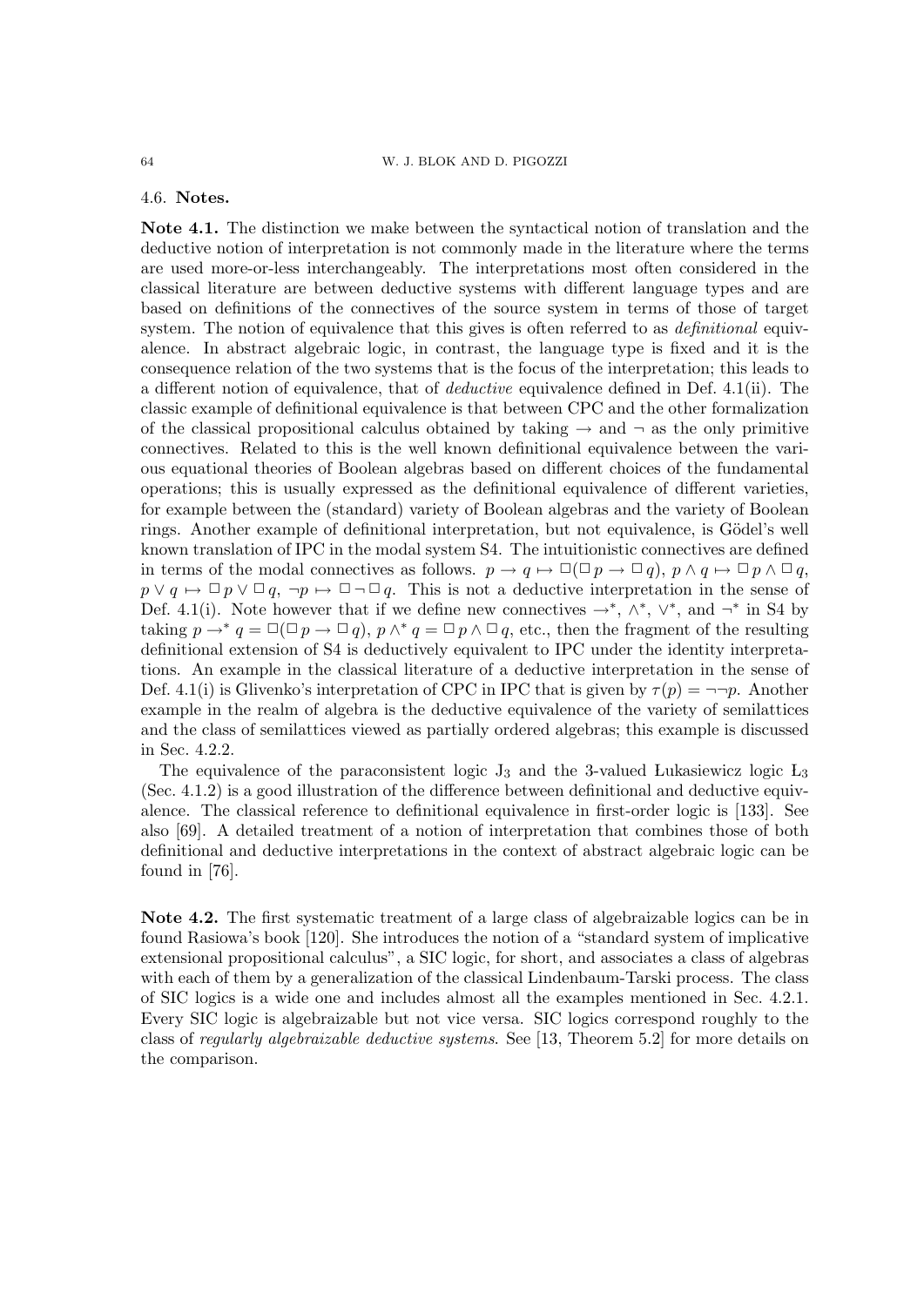### 4.6. Notes.

**Note 4.1.** The distinction we make between the syntactical notion of translation and the deductive notion of interpretation is not commonly made in the literature where the terms are used more-or-less interchangeably. The interpretations most often considered in the classical literature are between deductive systems with different language types and are based on definitions of the connectives of the source system in terms of those of target system. The notion of equivalence that this gives is often referred to as *definitional* equivalence. In abstract algebraic logic, in contrast, the language type is fixed and it is the consequence relation of the two systems that is the focus of the interpretation; this leads to a different notion of equivalence, that of *deductive* equivalence defined in Def. 4.1(ii). The classic example of definitional equivalence is that between CPC and the other formalization of the classical propositional calculus obtained by taking $\rightarrow$ and $\neg$ as the only primitive connectives. Related to this is the well known definitional equivalence between the various equational theories of Boolean algebras based on different choices of the fundamental operations; this is usually expressed as the definitional equivalence of different varieties, for example between the (standard) variety of Boolean algebras and the variety of Boolean rings. Another example of definitional interpretation, but not equivalence, is Gödel's well known translation of IPC in the modal system S4. The intuitionistic connectives are defined in terms of the modal connectives as follows. $p \rightarrow q \mapsto \Box(\Box p \rightarrow \Box q)$, $p \wedge q \mapsto \Box p \wedge \Box q$, $p \vee q \mapsto \Box p \vee \Box q$, $\neg p \mapsto \Box \neg \Box q$. This is not a deductive interpretation in the sense of Def. 4.1(i). Note however that if we define new connectives $\rightarrow^*$, $\wedge^*$, $\vee^*$, and $\neg^*$ in S4 by taking $p \rightarrow^* q = \Box(\Box p \rightarrow \Box q)$, $p \wedge^* q = \Box p \wedge \Box q$, etc., then the fragment of the resulting definitional extension of S4 is deductively equivalent to IPC under the identity interpretations. An example in the classical literature of a deductive interpretation in the sense of Def. 4.1(i) is Glivenko's interpretation of CPC in IPC that is given by $\tau(p) = \neg\neg p$. Another example in the realm of algebra is the deductive equivalence of the variety of semilattices and the class of semilattices viewed as partially ordered algebras; this example is discussed in Sec. 4.2.2.

The equivalence of the paraconsistent logic $J_3$ and the 3-valued Łukasiewicz logic $Ł_3$ (Sec. 4.1.2) is a good illustration of the difference between definitional and deductive equivalence. The classical reference to definitional equivalence in first-order logic is [133]. See also [69]. A detailed treatment of a notion of interpretation that combines those of both definitional and deductive interpretations in the context of abstract algebraic logic can be found in [76].

**Note 4.2.** The first systematic treatment of a large class of algebraizable logics can be in found Rasiowa's book [120]. She introduces the notion of a "standard system of implicative extensional propositional calculus", a SIC logic, for short, and associates a class of algebras with each of them by a generalization of the classical Lindenbaum-Tarski process. The class of SIC logics is a wide one and includes almost all the examples mentioned in Sec. 4.2.1. Every SIC logic is algebraizable but not vice versa. SIC logics correspond roughly to the class of *regularly algebraizable deductive systems*. See [13, Theorem 5.2] for more details on the comparison.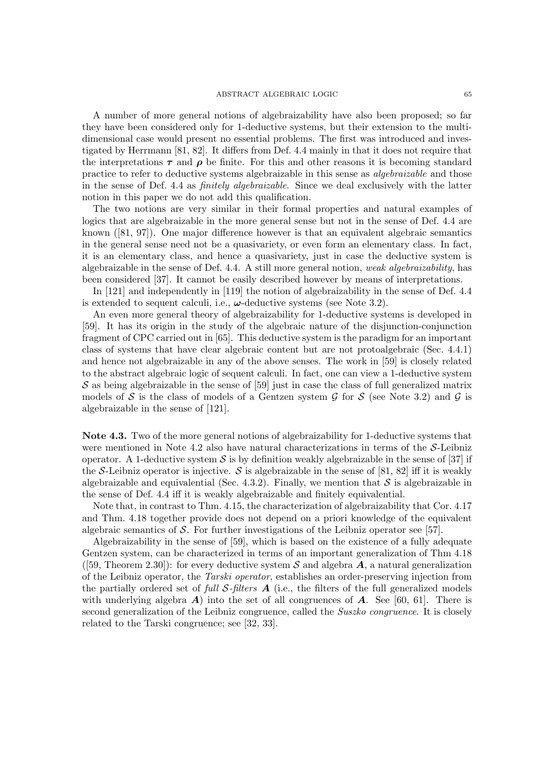A number of more general notions of algebraizability have also been proposed; so far they have been considered only for 1-deductive systems, but their extension to the multi-dimensional case would present no essential problems. The first was introduced and investigated by Herrmann [81, 82]. It differs from Def. 4.4 mainly in that it does not require that the interpretations $\boldsymbol{\tau}$ and $\boldsymbol{\rho}$ be finite. For this and other reasons it is becoming standard practice to refer to deductive systems algebraizable in this sense as *algebraizable* and those in the sense of Def. 4.4 as *finitely algebraizable*. Since we deal exclusively with the latter notion in this paper we do not add this qualification.

The two notions are very similar in their formal properties and natural examples of logics that are algebraizable in the more general sense but not in the sense of Def. 4.4 are known ([81, 97]). One major difference however is that an equivalent algebraic semantics in the general sense need not be a quasivariety, or even form an elementary class. In fact, it is an elementary class, and hence a quasivariety, just in case the deductive system is algebraizable in the sense of Def. 4.4. A still more general notion, *weak algebraizability*, has been considered [37]. It cannot be easily described however by means of interpretations.

In [121] and independently in [119] the notion of algebraizability in the sense of Def. 4.4 is extended to sequent calculi, i.e., $\boldsymbol{\omega}$-deductive systems (see Note 3.2).

An even more general theory of algebraizability for 1-deductive systems is developed in [59]. It has its origin in the study of the algebraic nature of the disjunction-conjunction fragment of CPC carried out in [65]. This deductive system is the paradigm for an important class of systems that have clear algebraic content but are not protoalgebraic (Sec. 4.4.1) and hence not algebraizable in any of the above senses. The work in [59] is closely related to the abstract algebraic logic of sequent calculi. In fact, one can view a 1-deductive system $\mathcal{S}$ as being algebraizable in the sense of [59] just in case the class of full generalized matrix models of $\mathcal{S}$ is the class of models of a Gentzen system $\mathcal{G}$ for $\mathcal{S}$ (see Note 3.2) and $\mathcal{G}$ is algebraizable in the sense of [121].

**Note 4.3.** Two of the more general notions of algebraizability for 1-deductive systems that were mentioned in Note 4.2 also have natural characterizations in terms of the $\mathcal{S}$-Leibniz operator. A 1-deductive system $\mathcal{S}$ is by definition weakly algebraizable in the sense of [37] if the $\mathcal{S}$-Leibniz operator is injective. $\mathcal{S}$ is algebraizable in the sense of [81, 82] iff it is weakly algebraizable and equivalential (Sec. 4.3.2). Finally, we mention that $\mathcal{S}$ is algebraizable in the sense of Def. 4.4 iff it is weakly algebraizable and finitely equivalential.

Note that, in contrast to Thm. 4.15, the characterization of algebraizability that Cor. 4.17 and Thm. 4.18 together provide does not depend on a priori knowledge of the equivalent algebraic semantics of $\mathcal{S}$. For further investigations of the Leibniz operator see [57].

Algebraizability in the sense of [59], which is based on the existence of a fully adequate Gentzen system, can be characterized in terms of an important generalization of Thm 4.18 ([59, Theorem 2.30]): for every deductive system $\mathcal{S}$ and algebra $\boldsymbol{A}$, a natural generalization of the Leibniz operator, the *Tarski operator*, establishes an order-preserving injection from the partially ordered set of *full $\mathcal{S}$-filters $\boldsymbol{A}$* (i.e., the filters of the full generalized models with underlying algebra $\boldsymbol{A}$) into the set of all congruences of $\boldsymbol{A}$. See [60, 61]. There is second generalization of the Leibniz congruence, called the *Suszko congruence*. It is closely related to the Tarski congruence; see [32, 33].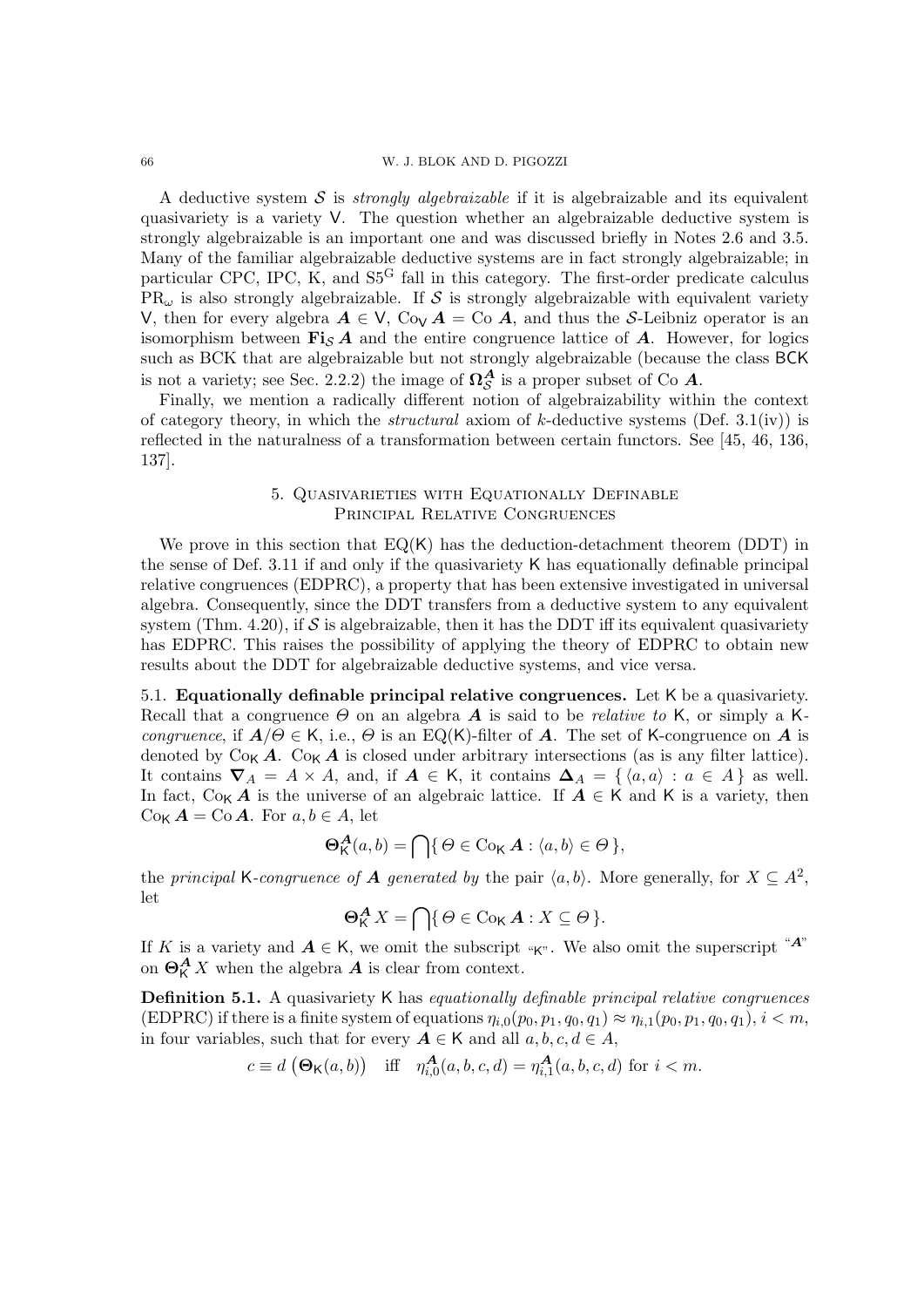A deductive system $\mathcal{S}$ is *strongly algebraizable* if it is algebraizable and its equivalent quasivariety is a variety $\mathsf{V}$. The question whether an algebraizable deductive system is strongly algebraizable is an important one and was discussed briefly in Notes 2.6 and 3.5. Many of the familiar algebraizable deductive systems are in fact strongly algebraizable; in particular CPC, IPC, K, and $\mathrm{S5}^{\mathrm{G}}$ fall in this category. The first-order predicate calculus $\mathrm{PR}_\omega$ is also strongly algebraizable. If $\mathcal{S}$ is strongly algebraizable with equivalent variety $\mathsf{V}$, then for every algebra $\boldsymbol{A} \in \mathsf{V}$, $\mathrm{Co}_{\mathsf{V}}\, \boldsymbol{A} = \mathrm{Co}\, \boldsymbol{A}$, and thus the $\mathcal{S}$-Leibniz operator is an isomorphism between $\mathbf{Fi}_{\mathcal{S}}\, \boldsymbol{A}$ and the entire congruence lattice of $\boldsymbol{A}$. However, for logics such as BCK that are algebraizable but not strongly algebraizable (because the class $\mathsf{BCK}$ is not a variety; see Sec. 2.2.2) the image of $\boldsymbol{\Omega}^{\boldsymbol{A}}_{\mathcal{S}}$ is a proper subset of $\mathrm{Co}\, \boldsymbol{A}$.

Finally, we mention a radically different notion of algebraizability within the context of category theory, in which the *structural* axiom of $k$-deductive systems (Def. 3.1(iv)) is reflected in the naturalness of a transformation between certain functors. See [45, 46, 136, 137].

## 5. Quasivarieties with Equationally Definable Principal Relative Congruences

We prove in this section that $\mathrm{EQ}(\mathsf{K})$ has the deduction-detachment theorem (DDT) in the sense of Def. 3.11 if and only if the quasivariety $\mathsf{K}$ has equationally definable principal relative congruences (EDPRC), a property that has been extensive investigated in universal algebra. Consequently, since the DDT transfers from a deductive system to any equivalent system (Thm. 4.20), if $\mathcal{S}$ is algebraizable, then it has the DDT iff its equivalent quasivariety has EDPRC. This raises the possibility of applying the theory of EDPRC to obtain new results about the DDT for algebraizable deductive systems, and vice versa.

**5.1. Equationally definable principal relative congruences.** Let $\mathsf{K}$ be a quasivariety. Recall that a congruence $\Theta$ on an algebra $\boldsymbol{A}$ is said to be *relative to* $\mathsf{K}$, or simply a $\mathsf{K}$-*congruence*, if $\boldsymbol{A}/\Theta \in \mathsf{K}$, i.e., $\Theta$ is an $\mathrm{EQ}(\mathsf{K})$-filter of $\boldsymbol{A}$. The set of $\mathsf{K}$-congruence on $\boldsymbol{A}$ is denoted by $\mathrm{Co}_{\mathsf{K}}\, \boldsymbol{A}$. $\mathrm{Co}_{\mathsf{K}}\, \boldsymbol{A}$ is closed under arbitrary intersections (as is any filter lattice). It contains $\boldsymbol{\nabla}_A = A \times A$, and, if $\boldsymbol{A} \in \mathsf{K}$, it contains $\boldsymbol{\Delta}_A = \{\, \langle a, a \rangle : a \in A \,\}$ as well. In fact, $\mathrm{Co}_{\mathsf{K}}\, \boldsymbol{A}$ is the universe of an algebraic lattice. If $\boldsymbol{A} \in \mathsf{K}$ and $\mathsf{K}$ is a variety, then $\mathrm{Co}_{\mathsf{K}}\, \boldsymbol{A} = \mathrm{Co}\, \boldsymbol{A}$. For $a, b \in A$, let

$$\boldsymbol{\Theta}^{\boldsymbol{A}}_{\mathsf{K}}(a, b) = \bigcap \{\, \Theta \in \mathrm{Co}_{\mathsf{K}}\, \boldsymbol{A} : \langle a, b \rangle \in \Theta \,\},$$

the *principal* $\mathsf{K}$-*congruence of* $\boldsymbol{A}$ *generated by* the pair $\langle a, b \rangle$. More generally, for $X \subseteq A^2$, let

$$\boldsymbol{\Theta}^{\boldsymbol{A}}_{\mathsf{K}}\, X = \bigcap \{\, \Theta \in \mathrm{Co}_{\mathsf{K}}\, \boldsymbol{A} : X \subseteq \Theta \,\}.$$

If $K$ is a variety and $\boldsymbol{A} \in \mathsf{K}$, we omit the subscript "$\mathsf{K}$". We also omit the superscript "$\boldsymbol{A}$" on $\boldsymbol{\Theta}^{\boldsymbol{A}}_{\mathsf{K}}\, X$ when the algebra $\boldsymbol{A}$ is clear from context.

**Definition 5.1.** A quasivariety $\mathsf{K}$ has *equationally definable principal relative congruences* (EDPRC) if there is a finite system of equations $\eta_{i,0}(p_0, p_1, q_0, q_1) \approx \eta_{i,1}(p_0, p_1, q_0, q_1)$, $i < m$, in four variables, such that for every $\boldsymbol{A} \in \mathsf{K}$ and all $a, b, c, d \in A$,

$$c \equiv d \; \big(\boldsymbol{\Theta}_{\mathsf{K}}(a, b)\big) \quad \text{iff} \quad \eta^{\boldsymbol{A}}_{i,0}(a, b, c, d) = \eta^{\boldsymbol{A}}_{i,1}(a, b, c, d) \text{ for } i < m.$$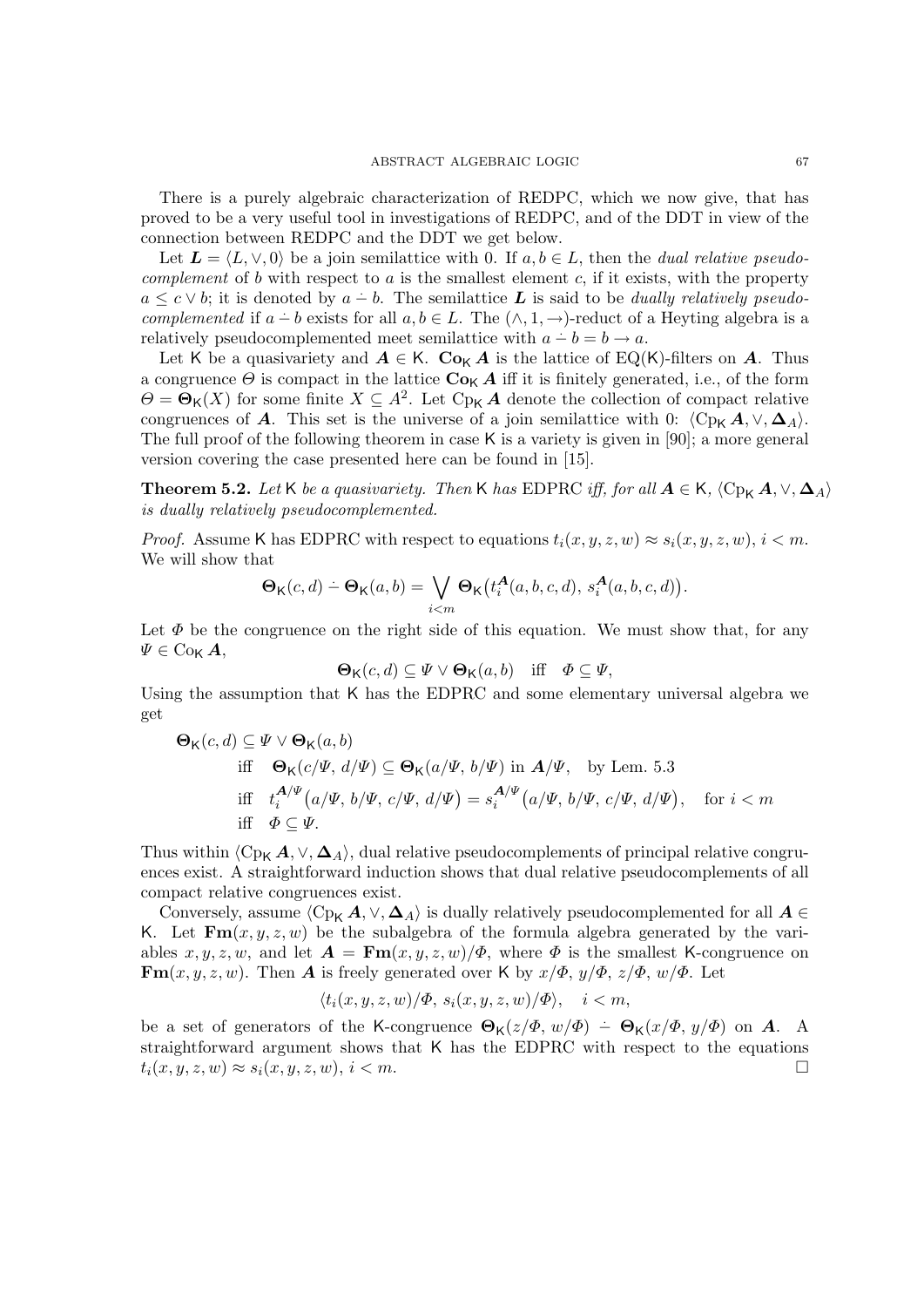There is a purely algebraic characterization of REDPC, which we now give, that has proved to be a very useful tool in investigations of REDPC, and of the DDT in view of the connection between REDPC and the DDT we get below.

Let $\boldsymbol{L} = \langle L, \vee, 0\rangle$ be a join semilattice with 0. If $a, b \in L$, then the *dual relative pseudo-complement* of $b$ with respect to $a$ is the smallest element $c$, if it exists, with the property $a \le c \vee b$; it is denoted by $a \dot{-} b$. The semilattice $\boldsymbol{L}$ is said to be *dually relatively pseudo-complemented* if $a \dot{-} b$ exists for all $a, b \in L$. The $(\wedge, 1, \to)$-reduct of a Heyting algebra is a relatively pseudocomplemented meet semilattice with $a \dot{-} b = b \to a$.

Let $\mathsf{K}$ be a quasivariety and $\boldsymbol{A} \in \mathsf{K}$. $\mathbf{Co}_{\mathsf{K}}\,\boldsymbol{A}$ is the lattice of EQ($\mathsf{K}$)-filters on $\boldsymbol{A}$. Thus a congruence $\Theta$ is compact in the lattice $\mathbf{Co}_{\mathsf{K}}\,\boldsymbol{A}$ iff it is finitely generated, i.e., of the form $\Theta = \boldsymbol{\Theta}_{\mathsf{K}}(X)$ for some finite $X \subseteq A^2$. Let $\mathrm{Cp}_{\mathsf{K}}\,\boldsymbol{A}$ denote the collection of compact relative congruences of $\boldsymbol{A}$. This set is the universe of a join semilattice with 0: $\langle \mathrm{Cp}_{\mathsf{K}}\,\boldsymbol{A}, \vee, \boldsymbol{\Delta}_A\rangle$. The full proof of the following theorem in case $\mathsf{K}$ is a variety is given in [90]; a more general version covering the case presented here can be found in [15].

**Theorem 5.2.** *Let* $\mathsf{K}$ *be a quasivariety. Then* $\mathsf{K}$ *has* EDPRC *iff, for all* $\boldsymbol{A} \in \mathsf{K}$, $\langle \mathrm{Cp}_{\mathsf{K}}\,\boldsymbol{A}, \vee, \boldsymbol{\Delta}_A\rangle$ *is dually relatively pseudocomplemented.*

*Proof.* Assume $\mathsf{K}$ has EDPRC with respect to equations $t_i(x, y, z, w) \approx s_i(x, y, z, w)$, $i < m$. We will show that

$$\boldsymbol{\Theta}_{\mathsf{K}}(c, d) \dot{-} \boldsymbol{\Theta}_{\mathsf{K}}(a, b) = \bigvee_{i<m} \boldsymbol{\Theta}_{\mathsf{K}}\big(t_i^{\boldsymbol{A}}(a, b, c, d),\ s_i^{\boldsymbol{A}}(a, b, c, d)\big).$$

Let $\Phi$ be the congruence on the right side of this equation. We must show that, for any $\Psi \in \mathrm{Co}_{\mathsf{K}}\,\boldsymbol{A}$,

$$\boldsymbol{\Theta}_{\mathsf{K}}(c, d) \subseteq \Psi \vee \boldsymbol{\Theta}_{\mathsf{K}}(a, b) \quad \text{iff} \quad \Phi \subseteq \Psi,$$

Using the assumption that $\mathsf{K}$ has the EDPRC and some elementary universal algebra we get

$$\begin{aligned}
&\boldsymbol{\Theta}_{\mathsf{K}}(c, d) \subseteq \Psi \vee \boldsymbol{\Theta}_{\mathsf{K}}(a, b) \\
&\qquad \text{iff} \quad \boldsymbol{\Theta}_{\mathsf{K}}(c/\Psi,\ d/\Psi) \subseteq \boldsymbol{\Theta}_{\mathsf{K}}(a/\Psi,\ b/\Psi) \text{ in } \boldsymbol{A}/\Psi, \quad \text{by Lem. 5.3} \\
&\qquad \text{iff} \quad t_i^{\boldsymbol{A}/\Psi}\big(a/\Psi,\ b/\Psi,\ c/\Psi,\ d/\Psi\big) = s_i^{\boldsymbol{A}/\Psi}\big(a/\Psi,\ b/\Psi,\ c/\Psi,\ d/\Psi\big), \quad \text{for } i < m \\
&\qquad \text{iff} \quad \Phi \subseteq \Psi.
\end{aligned}$$

Thus within $\langle \mathrm{Cp}_{\mathsf{K}}\,\boldsymbol{A}, \vee, \boldsymbol{\Delta}_A\rangle$, dual relative pseudocomplements of principal relative congruences exist. A straightforward induction shows that dual relative pseudocomplements of all compact relative congruences exist.

Conversely, assume $\langle \mathrm{Cp}_{\mathsf{K}}\,\boldsymbol{A}, \vee, \boldsymbol{\Delta}_A\rangle$ is dually relatively pseudocomplemented for all $\boldsymbol{A} \in \mathsf{K}$. Let $\mathbf{Fm}(x, y, z, w)$ be the subalgebra of the formula algebra generated by the variables $x, y, z, w$, and let $\boldsymbol{A} = \mathbf{Fm}(x, y, z, w)/\Phi$, where $\Phi$ is the smallest $\mathsf{K}$-congruence on $\mathbf{Fm}(x, y, z, w)$. Then $\boldsymbol{A}$ is freely generated over $\mathsf{K}$ by $x/\Phi$, $y/\Phi$, $z/\Phi$, $w/\Phi$. Let

$$\langle t_i(x, y, z, w)/\Phi,\ s_i(x, y, z, w)/\Phi\rangle, \quad i < m,$$

be a set of generators of the $\mathsf{K}$-congruence $\boldsymbol{\Theta}_{\mathsf{K}}(z/\Phi,\ w/\Phi) \dot{-} \boldsymbol{\Theta}_{\mathsf{K}}(x/\Phi,\ y/\Phi)$ on $\boldsymbol{A}$. A straightforward argument shows that $\mathsf{K}$ has the EDPRC with respect to the equations $t_i(x, y, z, w) \approx s_i(x, y, z, w)$, $i < m$. $\square$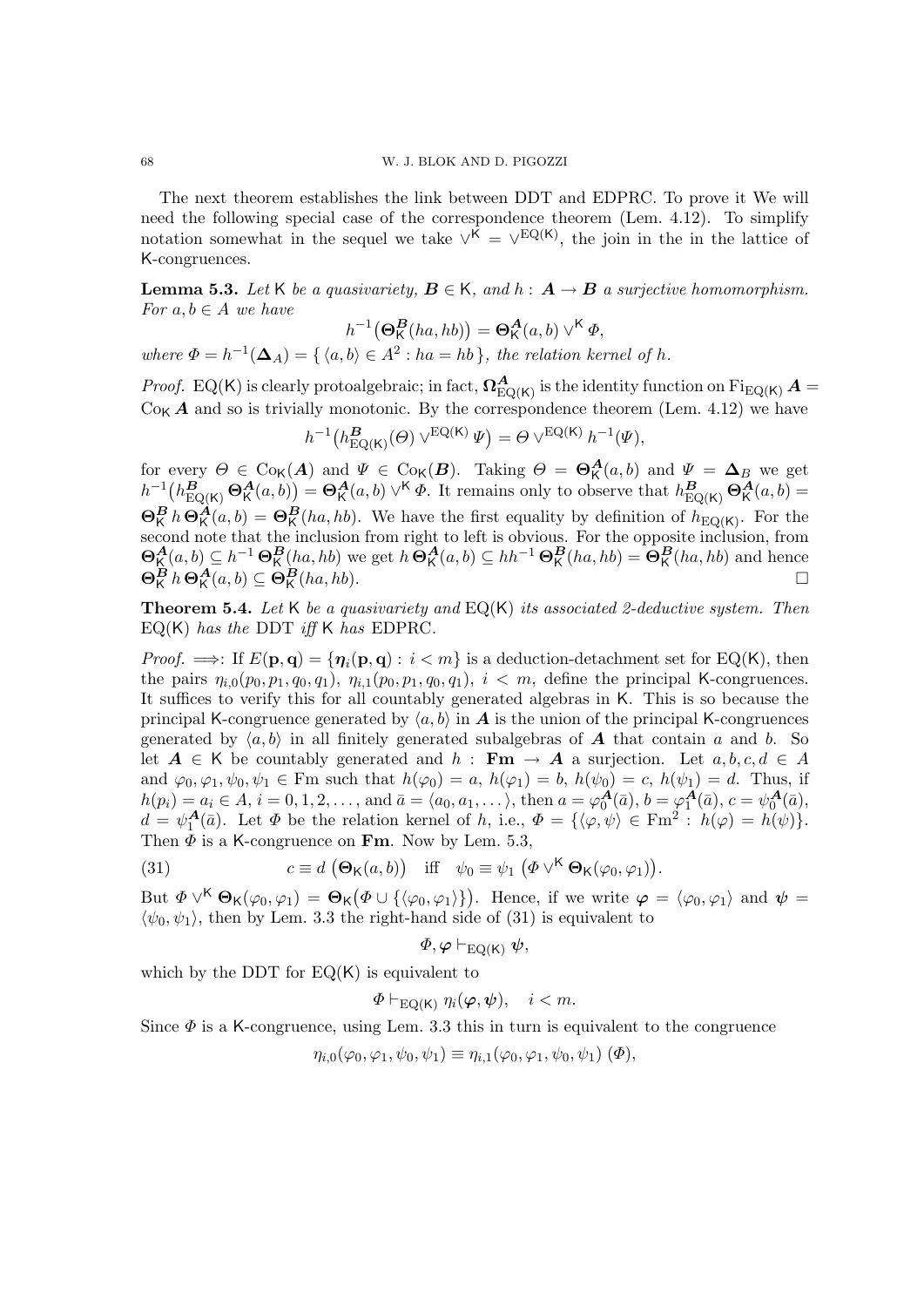The next theorem establishes the link between DDT and EDPRC. To prove it We will need the following special case of the correspondence theorem (Lem. 4.12). To simplify notation somewhat in the sequel we take $\vee^{\mathsf{K}} = \vee^{\mathrm{EQ}(\mathsf{K})}$, the join in the in the lattice of $\mathsf{K}$-congruences.

**Lemma 5.3.** *Let* $\mathsf{K}$ *be a quasivariety,* $\boldsymbol{B} \in \mathsf{K}$*, and* $h : \boldsymbol{A} \to \boldsymbol{B}$ *a surjective homomorphism. For* $a, b \in A$ *we have*

$$h^{-1}\big(\boldsymbol{\Theta}^{\boldsymbol{B}}_{\mathsf{K}}(ha, hb)\big) = \boldsymbol{\Theta}^{\boldsymbol{A}}_{\mathsf{K}}(a, b) \vee^{\mathsf{K}} \varPhi,$$

*where* $\varPhi = h^{-1}(\boldsymbol{\Delta}_A) = \{\, \langle a, b\rangle \in A^2 : ha = hb \,\}$*, the relation kernel of* $h$*.*

*Proof.* $\mathrm{EQ}(\mathsf{K})$ is clearly protoalgebraic; in fact, $\boldsymbol{\Omega}^{\boldsymbol{A}}_{\mathrm{EQ}(\mathsf{K})}$ is the identity function on $\mathrm{Fi}_{\mathrm{EQ}(\mathsf{K})}\, \boldsymbol{A} = \mathrm{Co}_{\mathsf{K}}\, \boldsymbol{A}$ and so is trivially monotonic. By the correspondence theorem (Lem. 4.12) we have

$$h^{-1}\big(h^{\boldsymbol{B}}_{\mathrm{EQ}(\mathsf{K})}(\varTheta) \vee^{\mathrm{EQ}(\mathsf{K})} \varPsi\big) = \varTheta \vee^{\mathrm{EQ}(\mathsf{K})} h^{-1}(\varPsi),$$

for every $\varTheta \in \mathrm{Co}_{\mathsf{K}}(\boldsymbol{A})$ and $\varPsi \in \mathrm{Co}_{\mathsf{K}}(\boldsymbol{B})$. Taking $\varTheta = \boldsymbol{\Theta}^{\boldsymbol{A}}_{\mathsf{K}}(a, b)$ and $\varPsi = \boldsymbol{\Delta}_B$ we get $h^{-1}\big(h^{\boldsymbol{B}}_{\mathrm{EQ}(\mathsf{K})}\, \boldsymbol{\Theta}^{\boldsymbol{A}}_{\mathsf{K}}(a, b)\big) = \boldsymbol{\Theta}^{\boldsymbol{A}}_{\mathsf{K}}(a, b) \vee^{\mathsf{K}} \varPhi$. It remains only to observe that $h^{\boldsymbol{B}}_{\mathrm{EQ}(\mathsf{K})}\, \boldsymbol{\Theta}^{\boldsymbol{A}}_{\mathsf{K}}(a, b) = \boldsymbol{\Theta}^{\boldsymbol{B}}_{\mathsf{K}}\, h\, \boldsymbol{\Theta}^{\boldsymbol{A}}_{\mathsf{K}}(a, b) = \boldsymbol{\Theta}^{\boldsymbol{B}}_{\mathsf{K}}(ha, hb)$. We have the first equality by definition of $h_{\mathrm{EQ}(\mathsf{K})}$. For the second note that the inclusion from right to left is obvious. For the opposite inclusion, from $\boldsymbol{\Theta}^{\boldsymbol{A}}_{\mathsf{K}}(a, b) \subseteq h^{-1}\, \boldsymbol{\Theta}^{\boldsymbol{B}}_{\mathsf{K}}(ha, hb)$ we get $h\, \boldsymbol{\Theta}^{\boldsymbol{A}}_{\mathsf{K}}(a, b) \subseteq hh^{-1}\, \boldsymbol{\Theta}^{\boldsymbol{B}}_{\mathsf{K}}(ha, hb) = \boldsymbol{\Theta}^{\boldsymbol{B}}_{\mathsf{K}}(ha, hb)$ and hence $\boldsymbol{\Theta}^{\boldsymbol{B}}_{\mathsf{K}}\, h\, \boldsymbol{\Theta}^{\boldsymbol{A}}_{\mathsf{K}}(a, b) \subseteq \boldsymbol{\Theta}^{\boldsymbol{B}}_{\mathsf{K}}(ha, hb)$. □

**Theorem 5.4.** *Let* $\mathsf{K}$ *be a quasivariety and* $\mathrm{EQ}(\mathsf{K})$ *its associated 2-deductive system. Then* $\mathrm{EQ}(\mathsf{K})$ *has the* DDT *iff* $\mathsf{K}$ *has* EDPRC.

*Proof.* $\Longrightarrow$: If $E(\mathbf{p}, \mathbf{q}) = \{\boldsymbol{\eta}_i(\mathbf{p}, \mathbf{q}) : i < m\}$ is a deduction-detachment set for $\mathrm{EQ}(\mathsf{K})$, then the pairs $\eta_{i,0}(p_0, p_1, q_0, q_1)$, $\eta_{i,1}(p_0, p_1, q_0, q_1)$, $i < m$, define the principal $\mathsf{K}$-congruences. It suffices to verify this for all countably generated algebras in $\mathsf{K}$. This is so because the principal $\mathsf{K}$-congruence generated by $\langle a, b\rangle$ in $\boldsymbol{A}$ is the union of the principal $\mathsf{K}$-congruences generated by $\langle a, b\rangle$ in all finitely generated subalgebras of $\boldsymbol{A}$ that contain $a$ and $b$. So let $\boldsymbol{A} \in \mathsf{K}$ be countably generated and $h : \mathbf{Fm} \to \boldsymbol{A}$ a surjection. Let $a, b, c, d \in A$ and $\varphi_0, \varphi_1, \psi_0, \psi_1 \in \mathrm{Fm}$ such that $h(\varphi_0) = a$, $h(\varphi_1) = b$, $h(\psi_0) = c$, $h(\psi_1) = d$. Thus, if $h(p_i) = a_i \in A$, $i = 0, 1, 2, \dots$, and $\bar{a} = \langle a_0, a_1, \dots\rangle$, then $a = \varphi^{\boldsymbol{A}}_0(\bar{a})$, $b = \varphi^{\boldsymbol{A}}_1(\bar{a})$, $c = \psi^{\boldsymbol{A}}_0(\bar{a})$, $d = \psi^{\boldsymbol{A}}_1(\bar{a})$. Let $\varPhi$ be the relation kernel of $h$, i.e., $\varPhi = \{\langle \varphi, \psi\rangle \in \mathrm{Fm}^2 : h(\varphi) = h(\psi)\}$. Then $\varPhi$ is a $\mathsf{K}$-congruence on $\mathbf{Fm}$. Now by Lem. 5.3,

$$c \equiv d \ \big(\boldsymbol{\Theta}_{\mathsf{K}}(a, b)\big) \quad \text{iff} \quad \psi_0 \equiv \psi_1 \ \big(\varPhi \vee^{\mathsf{K}} \boldsymbol{\Theta}_{\mathsf{K}}(\varphi_0, \varphi_1)\big). \tag{31}$$

But $\varPhi \vee^{\mathsf{K}} \boldsymbol{\Theta}_{\mathsf{K}}(\varphi_0, \varphi_1) = \boldsymbol{\Theta}_{\mathsf{K}}\big(\varPhi \cup \{\langle \varphi_0, \varphi_1\rangle\}\big)$. Hence, if we write $\boldsymbol{\varphi} = \langle \varphi_0, \varphi_1\rangle$ and $\boldsymbol{\psi} = \langle \psi_0, \psi_1\rangle$, then by Lem. 3.3 the right-hand side of (31) is equivalent to

$$\varPhi, \boldsymbol{\varphi} \vdash_{\mathrm{EQ}(\mathsf{K})} \boldsymbol{\psi},$$

which by the DDT for $\mathrm{EQ}(\mathsf{K})$ is equivalent to

$$\varPhi \vdash_{\mathrm{EQ}(\mathsf{K})} \eta_i(\boldsymbol{\varphi}, \boldsymbol{\psi}), \quad i < m.$$

Since $\varPhi$ is a $\mathsf{K}$-congruence, using Lem. 3.3 this in turn is equivalent to the congruence

$$\eta_{i,0}(\varphi_0, \varphi_1, \psi_0, \psi_1) \equiv \eta_{i,1}(\varphi_0, \varphi_1, \psi_0, \psi_1) \ (\varPhi),$$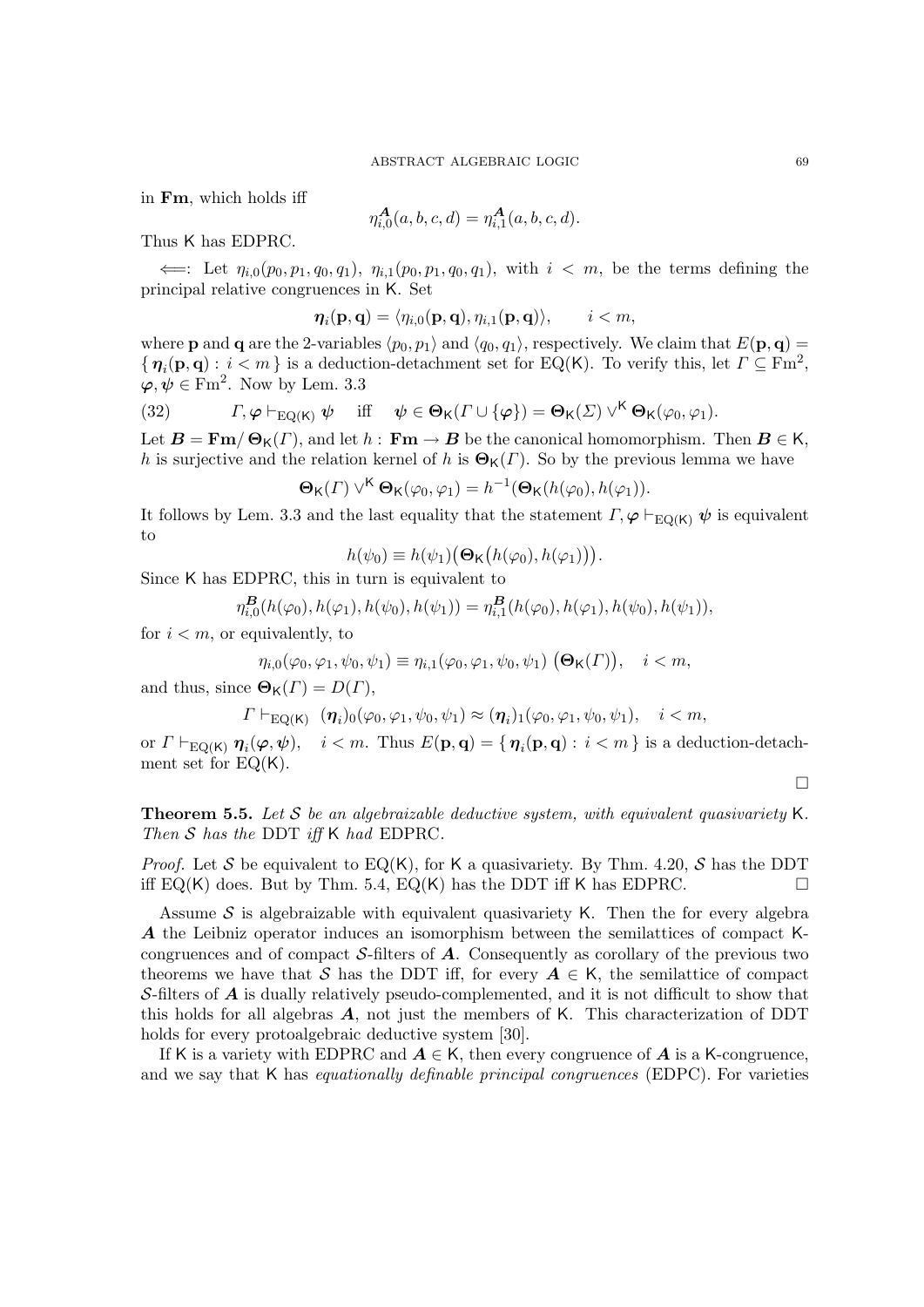in $\mathbf{Fm}$, which holds iff

$$\eta_{i,0}^{\boldsymbol{A}}(a, b, c, d) = \eta_{i,1}^{\boldsymbol{A}}(a, b, c, d).$$

Thus $\mathsf{K}$ has EDPRC.

$\Longleftarrow$: Let $\eta_{i,0}(p_0, p_1, q_0, q_1)$, $\eta_{i,1}(p_0, p_1, q_0, q_1)$, with $i < m$, be the terms defining the principal relative congruences in $\mathsf{K}$. Set

$$\boldsymbol{\eta}_i(\mathbf{p}, \mathbf{q}) = \langle \eta_{i,0}(\mathbf{p}, \mathbf{q}), \eta_{i,1}(\mathbf{p}, \mathbf{q}) \rangle, \qquad i < m,$$

where $\mathbf{p}$ and $\mathbf{q}$ are the 2-variables $\langle p_0, p_1 \rangle$ and $\langle q_0, q_1 \rangle$, respectively. We claim that $E(\mathbf{p}, \mathbf{q}) = \{\, \boldsymbol{\eta}_i(\mathbf{p}, \mathbf{q}) : i < m \,\}$ is a deduction-detachment set for $\mathrm{EQ}(\mathsf{K})$. To verify this, let $\varGamma \subseteq \mathrm{Fm}^2$, $\boldsymbol{\varphi}, \boldsymbol{\psi} \in \mathrm{Fm}^2$. Now by Lem. 3.3

$$\varGamma, \boldsymbol{\varphi} \vdash_{\mathrm{EQ}(\mathsf{K})} \boldsymbol{\psi} \quad \text{ iff } \quad \boldsymbol{\psi} \in \boldsymbol{\Theta}_{\mathsf{K}}(\varGamma \cup \{\boldsymbol{\varphi}\}) = \boldsymbol{\Theta}_{\mathsf{K}}(\varSigma) \vee^{\mathsf{K}} \boldsymbol{\Theta}_{\mathsf{K}}(\varphi_0, \varphi_1). \tag{32}$$

Let $\boldsymbol{B} = \mathbf{Fm}/\boldsymbol{\Theta}_{\mathsf{K}}(\varGamma)$, and let $h : \mathbf{Fm} \to \boldsymbol{B}$ be the canonical homomorphism. Then $\boldsymbol{B} \in \mathsf{K}$, $h$ is surjective and the relation kernel of $h$ is $\boldsymbol{\Theta}_{\mathsf{K}}(\varGamma)$. So by the previous lemma we have

$$\boldsymbol{\Theta}_{\mathsf{K}}(\varGamma) \vee^{\mathsf{K}} \boldsymbol{\Theta}_{\mathsf{K}}(\varphi_0, \varphi_1) = h^{-1}(\boldsymbol{\Theta}_{\mathsf{K}}(h(\varphi_0), h(\varphi_1)).$$

It follows by Lem. 3.3 and the last equality that the statement $\varGamma, \boldsymbol{\varphi} \vdash_{\mathrm{EQ}(\mathsf{K})} \boldsymbol{\psi}$ is equivalent to

$$h(\psi_0) \equiv h(\psi_1)\big(\boldsymbol{\Theta}_{\mathsf{K}}\big(h(\varphi_0), h(\varphi_1)\big)\big).$$

Since $\mathsf{K}$ has EDPRC, this in turn is equivalent to

$$\eta_{i,0}^{\boldsymbol{B}}(h(\varphi_0), h(\varphi_1), h(\psi_0), h(\psi_1)) = \eta_{i,1}^{\boldsymbol{B}}(h(\varphi_0), h(\varphi_1), h(\psi_0), h(\psi_1)),$$

for $i < m$, or equivalently, to

$$\eta_{i,0}(\varphi_0, \varphi_1, \psi_0, \psi_1) \equiv \eta_{i,1}(\varphi_0, \varphi_1, \psi_0, \psi_1)\ \big(\boldsymbol{\Theta}_{\mathsf{K}}(\varGamma)\big), \quad i < m,$$

and thus, since $\boldsymbol{\Theta}_{\mathsf{K}}(\varGamma) = D(\varGamma)$,

$$\varGamma \vdash_{\mathrm{EQ}(\mathsf{K})} \ (\boldsymbol{\eta}_i)_0(\varphi_0, \varphi_1, \psi_0, \psi_1) \approx (\boldsymbol{\eta}_i)_1(\varphi_0, \varphi_1, \psi_0, \psi_1), \quad i < m,$$

or $\varGamma \vdash_{\mathrm{EQ}(\mathsf{K})} \boldsymbol{\eta}_i(\boldsymbol{\varphi}, \boldsymbol{\psi})$, $\quad i < m$. Thus $E(\mathbf{p}, \mathbf{q}) = \{\, \boldsymbol{\eta}_i(\mathbf{p}, \mathbf{q}) : i < m \,\}$ is a deduction-detachment set for $\mathrm{EQ}(\mathsf{K})$. □

**Theorem 5.5.** *Let $\mathcal{S}$ be an algebraizable deductive system, with equivalent quasivariety $\mathsf{K}$. Then $\mathcal{S}$ has the* DDT *iff* $\mathsf{K}$ *had* EDPRC.

*Proof.* Let $\mathcal{S}$ be equivalent to $\mathrm{EQ}(\mathsf{K})$, for $\mathsf{K}$ a quasivariety. By Thm. 4.20, $\mathcal{S}$ has the DDT iff $\mathrm{EQ}(\mathsf{K})$ does. But by Thm. 5.4, $\mathrm{EQ}(\mathsf{K})$ has the DDT iff $\mathsf{K}$ has EDPRC. □

Assume $\mathcal{S}$ is algebraizable with equivalent quasivariety $\mathsf{K}$. Then the for every algebra $\boldsymbol{A}$ the Leibniz operator induces an isomorphism between the semilattices of compact $\mathsf{K}$-congruences and of compact $\mathcal{S}$-filters of $\boldsymbol{A}$. Consequently as corollary of the previous two theorems we have that $\mathcal{S}$ has the DDT iff, for every $\boldsymbol{A} \in \mathsf{K}$, the semilattice of compact $\mathcal{S}$-filters of $\boldsymbol{A}$ is dually relatively pseudo-complemented, and it is not difficult to show that this holds for all algebras $\boldsymbol{A}$, not just the members of $\mathsf{K}$. This characterization of DDT holds for every protoalgebraic deductive system [30].

If $\mathsf{K}$ is a variety with EDPRC and $\boldsymbol{A} \in \mathsf{K}$, then every congruence of $\boldsymbol{A}$ is a $\mathsf{K}$-congruence, and we say that $\mathsf{K}$ has *equationally definable principal congruences* (EDPC). For varieties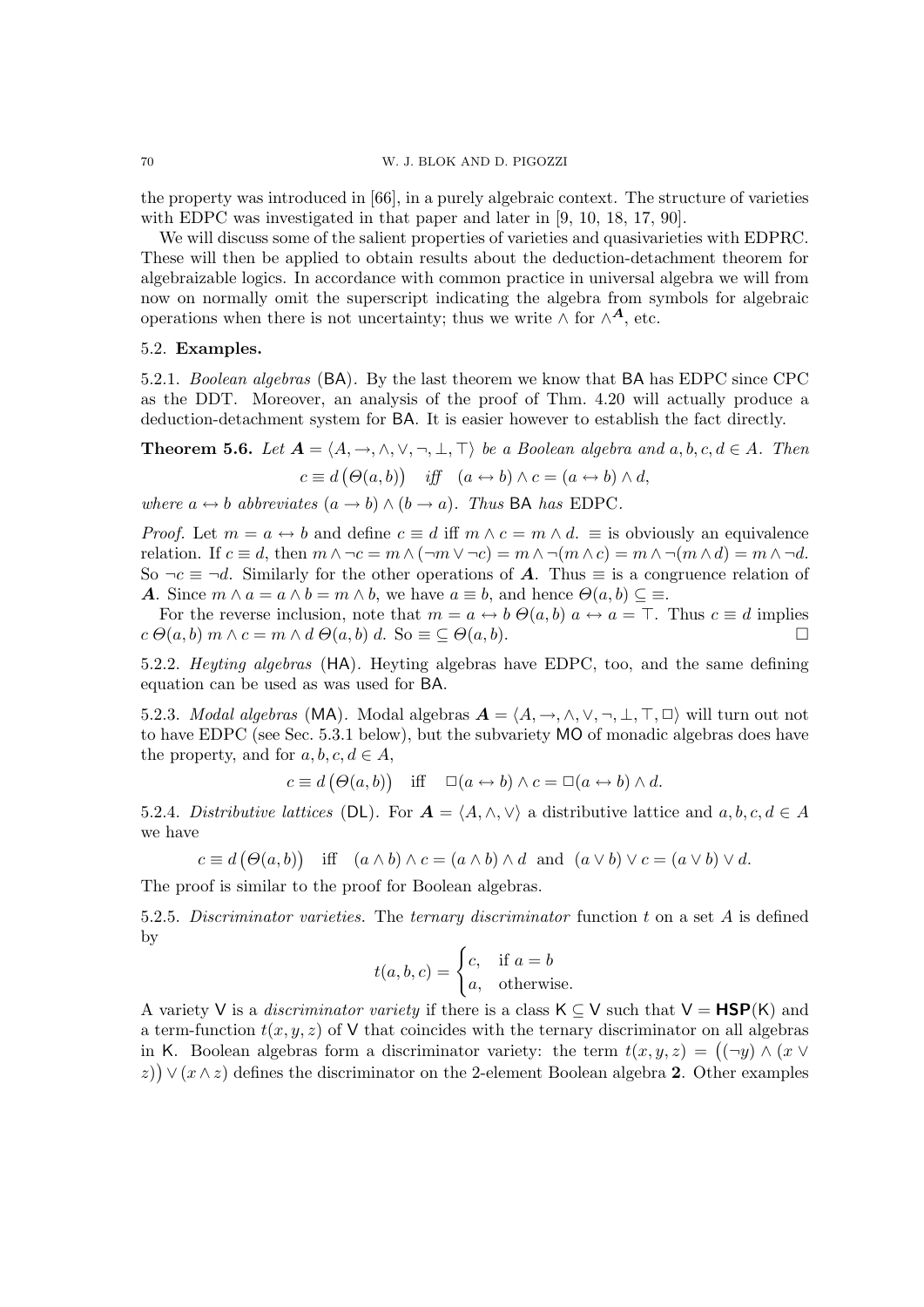the property was introduced in [66], in a purely algebraic context. The structure of varieties with EDPC was investigated in that paper and later in [9, 10, 18, 17, 90].

We will discuss some of the salient properties of varieties and quasivarieties with EDPRC. These will then be applied to obtain results about the deduction-detachment theorem for algebraizable logics. In accordance with common practice in universal algebra we will from now on normally omit the superscript indicating the algebra from symbols for algebraic operations when there is not uncertainty; thus we write $\wedge$ for $\wedge^{\boldsymbol{A}}$, etc.

### 5.2. Examples.

5.2.1. *Boolean algebras* (BA). By the last theorem we know that BA has EDPC since CPC as the DDT. Moreover, an analysis of the proof of Thm. 4.20 will actually produce a deduction-detachment system for BA. It is easier however to establish the fact directly.

**Theorem 5.6.** *Let $\boldsymbol{A} = \langle A, \to, \wedge, \vee, \neg, \bot, \top \rangle$ be a Boolean algebra and $a, b, c, d \in A$. Then*

$$c \equiv d\,\big(\Theta(a, b)\big) \quad \textit{iff} \quad (a \leftrightarrow b) \wedge c = (a \leftrightarrow b) \wedge d,$$

*where $a \leftrightarrow b$ abbreviates $(a \to b) \wedge (b \to a)$. Thus* BA *has* EDPC.

*Proof.* Let $m = a \leftrightarrow b$ and define $c \equiv d$ iff $m \wedge c = m \wedge d$. $\equiv$ is obviously an equivalence relation. If $c \equiv d$, then $m \wedge \neg c = m \wedge (\neg m \vee \neg c) = m \wedge \neg(m \wedge c) = m \wedge \neg(m \wedge d) = m \wedge \neg d$. So $\neg c \equiv \neg d$. Similarly for the other operations of $\boldsymbol{A}$. Thus $\equiv$ is a congruence relation of $\boldsymbol{A}$. Since $m \wedge a = a \wedge b = m \wedge b$, we have $a \equiv b$, and hence $\Theta(a, b) \subseteq \equiv$.

For the reverse inclusion, note that $m = a \leftrightarrow b\ \Theta(a, b)\ a \leftrightarrow a = \top$. Thus $c \equiv d$ implies $c\ \Theta(a, b)\ m \wedge c = m \wedge d\ \Theta(a, b)\ d$. So $\equiv\ \subseteq \Theta(a, b)$. □

5.2.2. *Heyting algebras* (HA). Heyting algebras have EDPC, too, and the same defining equation can be used as was used for BA.

5.2.3. *Modal algebras* (MA). Modal algebras $\boldsymbol{A} = \langle A, \to, \wedge, \vee, \neg, \bot, \top, \Box \rangle$ will turn out not to have EDPC (see Sec. 5.3.1 below), but the subvariety MO of monadic algebras does have the property, and for $a, b, c, d \in A$,

$$c \equiv d\,\big(\Theta(a, b)\big) \quad \text{iff} \quad \Box(a \leftrightarrow b) \wedge c = \Box(a \leftrightarrow b) \wedge d.$$

5.2.4. *Distributive lattices* (DL). For $\boldsymbol{A} = \langle A, \wedge, \vee \rangle$ a distributive lattice and $a, b, c, d \in A$ we have

$$c \equiv d\,\big(\Theta(a, b)\big) \quad \text{iff} \quad (a \wedge b) \wedge c = (a \wedge b) \wedge d \ \text{ and } \ (a \vee b) \vee c = (a \vee b) \vee d.$$

The proof is similar to the proof for Boolean algebras.

5.2.5. *Discriminator varieties.* The *ternary discriminator* function $t$ on a set $A$ is defined by

$$t(a, b, c) = \begin{cases} c, & \text{if } a = b \\ a, & \text{otherwise.} \end{cases}$$

A variety V is a *discriminator variety* if there is a class $\mathsf{K} \subseteq \mathsf{V}$ such that $\mathsf{V} = \mathbf{HSP}(\mathsf{K})$ and a term-function $t(x, y, z)$ of V that coincides with the ternary discriminator on all algebras in K. Boolean algebras form a discriminator variety: the term $t(x, y, z) = \big((\neg y) \wedge (x \vee z)\big) \vee (x \wedge z)$ defines the discriminator on the 2-element Boolean algebra $\mathbf{2}$. Other examples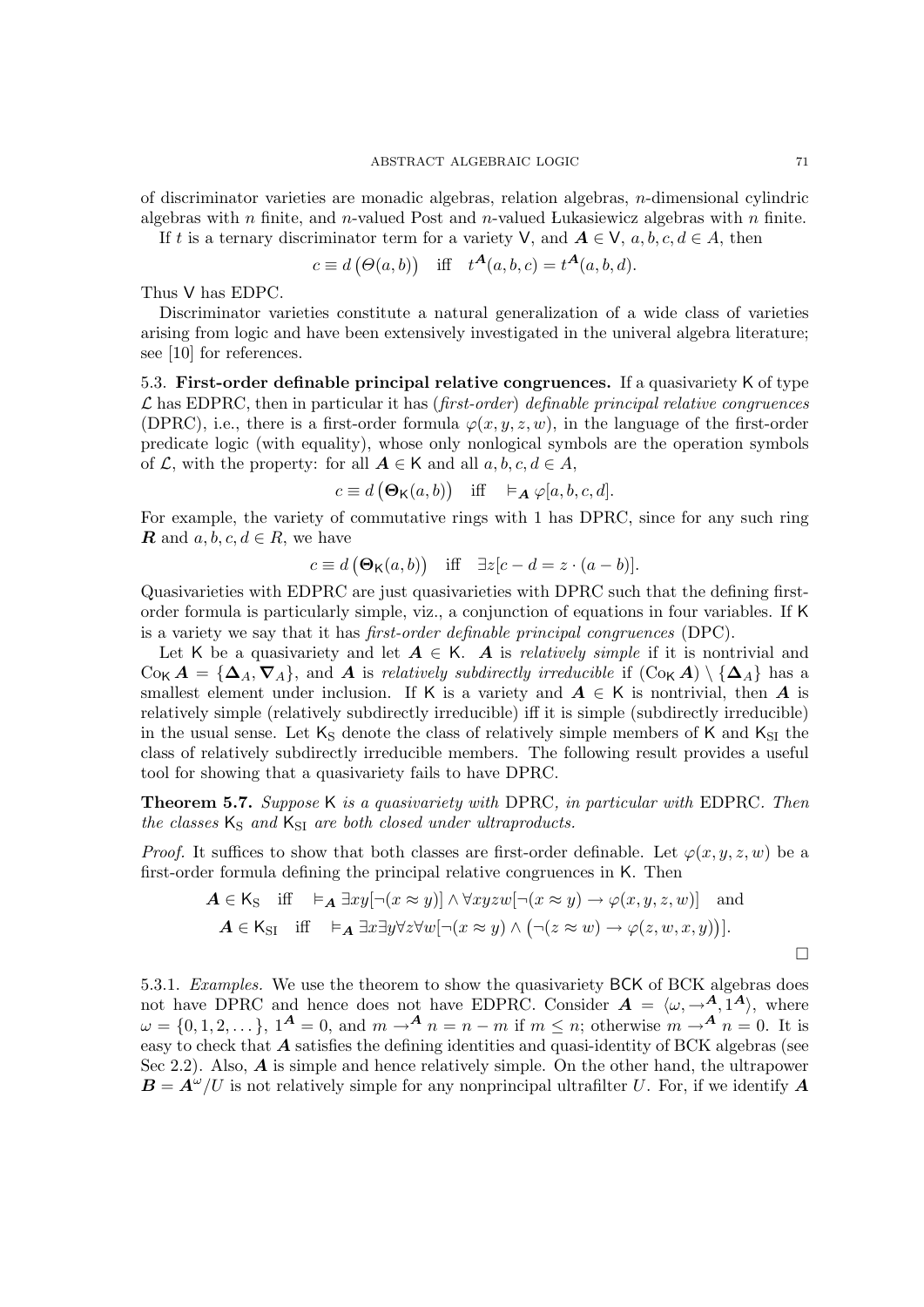of discriminator varieties are monadic algebras, relation algebras, $n$-dimensional cylindric algebras with $n$ finite, and $n$-valued Post and $n$-valued Łukasiewicz algebras with $n$ finite.

If $t$ is a ternary discriminator term for a variety $\mathsf{V}$, and $\boldsymbol{A} \in \mathsf{V}$, $a, b, c, d \in A$, then

$$c \equiv d\,\big(\Theta(a,b)\big) \quad \text{iff} \quad t^{\boldsymbol{A}}(a,b,c) = t^{\boldsymbol{A}}(a,b,d).$$

Thus $\mathsf{V}$ has EDPC.

Discriminator varieties constitute a natural generalization of a wide class of varieties arising from logic and have been extensively investigated in the univeral algebra literature; see [10] for references.

5.3. **First-order definable principal relative congruences.** If a quasivariety $\mathsf{K}$ of type $\mathcal{L}$ has EDPRC, then in particular it has (*first-order*) *definable principal relative congruences* (DPRC), i.e., there is a first-order formula $\varphi(x,y,z,w)$, in the language of the first-order predicate logic (with equality), whose only nonlogical symbols are the operation symbols of $\mathcal{L}$, with the property: for all $\boldsymbol{A} \in \mathsf{K}$ and all $a,b,c,d \in A$,

$$c \equiv d\,\big(\boldsymbol{\Theta}_{\mathsf{K}}(a,b)\big) \quad \text{iff} \quad \vDash_{\boldsymbol{A}} \varphi[a,b,c,d].$$

For example, the variety of commutative rings with 1 has DPRC, since for any such ring $\boldsymbol{R}$ and $a,b,c,d \in R$, we have

$$c \equiv d\,\big(\boldsymbol{\Theta}_{\mathsf{K}}(a,b)\big) \quad \text{iff} \quad \exists z[c - d = z \cdot (a - b)].$$

Quasivarieties with EDPRC are just quasivarieties with DPRC such that the defining first-order formula is particularly simple, viz., a conjunction of equations in four variables. If $\mathsf{K}$ is a variety we say that it has *first-order definable principal congruences* (DPC).

Let $\mathsf{K}$ be a quasivariety and let $\boldsymbol{A} \in \mathsf{K}$. $\boldsymbol{A}$ is *relatively simple* if it is nontrivial and $\mathrm{Co}_{\mathsf{K}}\,\boldsymbol{A} = \{\boldsymbol{\Delta}_A, \boldsymbol{\nabla}_A\}$, and $\boldsymbol{A}$ is *relatively subdirectly irreducible* if $(\mathrm{Co}_{\mathsf{K}}\,\boldsymbol{A}) \setminus \{\boldsymbol{\Delta}_A\}$ has a smallest element under inclusion. If $\mathsf{K}$ is a variety and $\boldsymbol{A} \in \mathsf{K}$ is nontrivial, then $\boldsymbol{A}$ is relatively simple (relatively subdirectly irreducible) iff it is simple (subdirectly irreducible) in the usual sense. Let $\mathsf{K}_{\mathrm{S}}$ denote the class of relatively simple members of $\mathsf{K}$ and $\mathsf{K}_{\mathrm{SI}}$ the class of relatively subdirectly irreducible members. The following result provides a useful tool for showing that a quasivariety fails to have DPRC.

**Theorem 5.7.** *Suppose* $\mathsf{K}$ *is a quasivariety with* DPRC*, in particular with* EDPRC. *Then the classes* $\mathsf{K}_{\mathrm{S}}$ *and* $\mathsf{K}_{\mathrm{SI}}$ *are both closed under ultraproducts.*

*Proof.* It suffices to show that both classes are first-order definable. Let $\varphi(x,y,z,w)$ be a first-order formula defining the principal relative congruences in $\mathsf{K}$. Then

$$\boldsymbol{A} \in \mathsf{K}_{\mathrm{S}} \quad \text{iff} \quad \vDash_{\boldsymbol{A}} \exists xy[\neg(x \approx y)] \wedge \forall xyzw[\neg(x \approx y) \to \varphi(x,y,z,w)] \quad \text{and}$$

$$\boldsymbol{A} \in \mathsf{K}_{\mathrm{SI}} \quad \text{iff} \quad \vDash_{\boldsymbol{A}} \exists x \exists y \forall z \forall w[\neg(x \approx y) \wedge \big(\neg(z \approx w) \to \varphi(z,w,x,y)\big)].$$

□

5.3.1. *Examples.* We use the theorem to show the quasivariety $\mathsf{BCK}$ of BCK algebras does not have DPRC and hence does not have EDPRC. Consider $\boldsymbol{A} = \langle \omega, \to^{\boldsymbol{A}}, 1^{\boldsymbol{A}} \rangle$, where $\omega = \{0,1,2,\dots\}$, $1^{\boldsymbol{A}} = 0$, and $m \to^{\boldsymbol{A}} n = n - m$ if $m \leq n$; otherwise $m \to^{\boldsymbol{A}} n = 0$. It is easy to check that $\boldsymbol{A}$ satisfies the defining identities and quasi-identity of BCK algebras (see Sec 2.2). Also, $\boldsymbol{A}$ is simple and hence relatively simple. On the other hand, the ultrapower $\boldsymbol{B} = \boldsymbol{A}^{\omega}/U$ is not relatively simple for any nonprincipal ultrafilter $U$. For, if we identify $\boldsymbol{A}$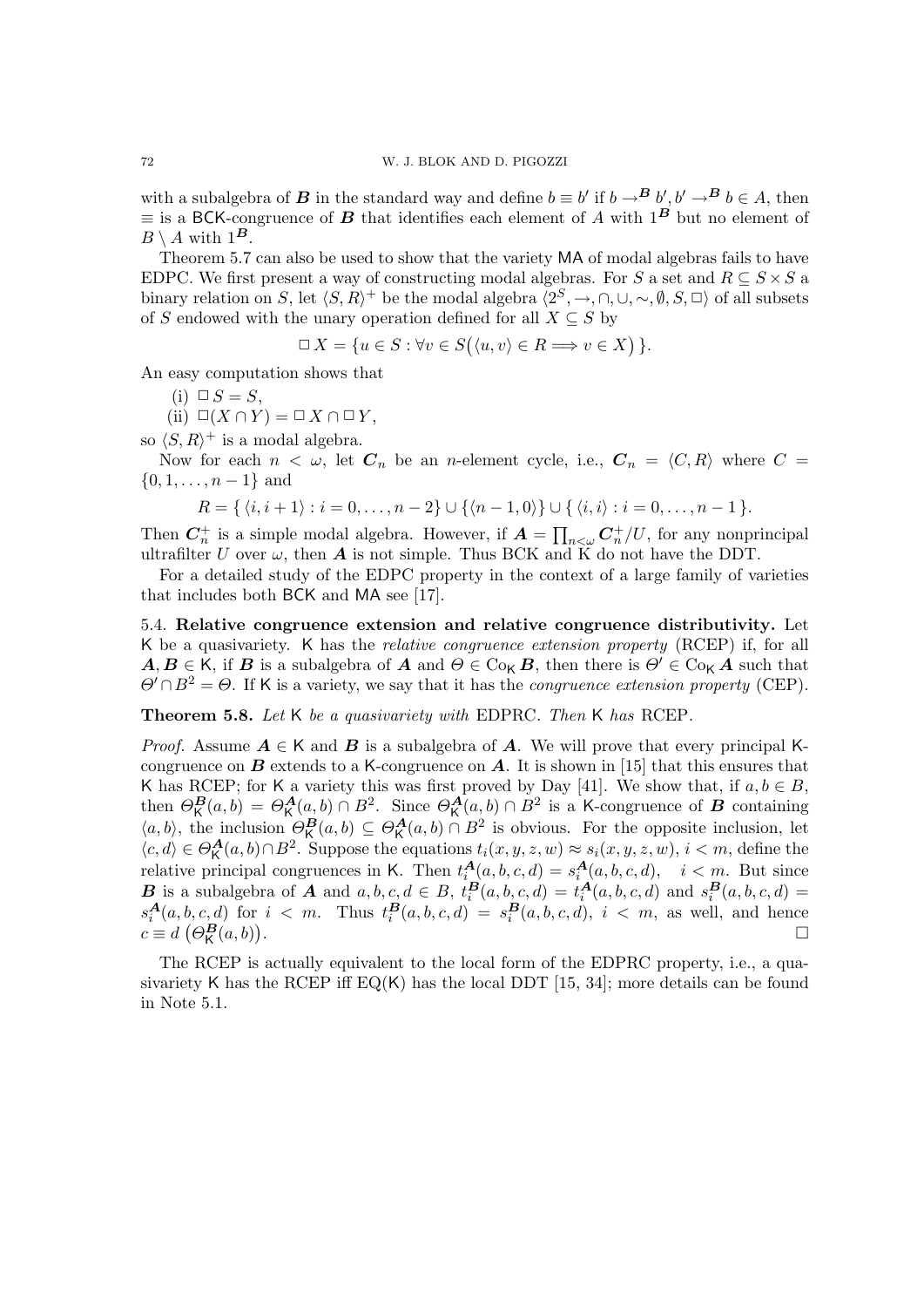with a subalgebra of $\boldsymbol{B}$ in the standard way and define $b \equiv b'$ if $b \to^{\boldsymbol{B}} b', b' \to^{\boldsymbol{B}} b \in A$, then $\equiv$ is a $\mathsf{BCK}$-congruence of $\boldsymbol{B}$ that identifies each element of $A$ with $1^{\boldsymbol{B}}$ but no element of $B \setminus A$ with $1^{\boldsymbol{B}}$.

Theorem 5.7 can also be used to show that the variety $\mathsf{MA}$ of modal algebras fails to have EDPC. We first present a way of constructing modal algebras. For $S$ a set and $R \subseteq S \times S$ a binary relation on $S$, let $\langle S, R \rangle^+$ be the modal algebra $\langle 2^S, \to, \cap, \cup, \sim, \emptyset, S, \Box \rangle$ of all subsets of $S$ endowed with the unary operation defined for all $X \subseteq S$ by

$$\Box X = \{ u \in S : \forall v \in S \big( \langle u, v \rangle \in R \Longrightarrow v \in X \big) \}.$$

An easy computation shows that

(i) $\Box S = S$,
(ii) $\Box (X \cap Y) = \Box X \cap \Box Y$,

so $\langle S, R \rangle^+$ is a modal algebra.

Now for each $n < \omega$, let $\boldsymbol{C}_n$ be an $n$-element cycle, i.e., $\boldsymbol{C}_n = \langle C, R \rangle$ where $C = \{0, 1, \dots, n-1\}$ and

$$R = \{ \langle i, i+1 \rangle : i = 0, \dots, n-2 \} \cup \{ \langle n-1, 0 \rangle \} \cup \{ \langle i, i \rangle : i = 0, \dots, n-1 \}.$$

Then $\boldsymbol{C}_n^+$ is a simple modal algebra. However, if $\boldsymbol{A} = \prod_{n<\omega} \boldsymbol{C}_n^+ / U$, for any nonprincipal ultrafilter $U$ over $\omega$, then $\boldsymbol{A}$ is not simple. Thus BCK and K do not have the DDT.

For a detailed study of the EDPC property in the context of a large family of varieties that includes both $\mathsf{BCK}$ and $\mathsf{MA}$ see [17].

5.4. **Relative congruence extension and relative congruence distributivity.** Let $\mathsf{K}$ be a quasivariety. $\mathsf{K}$ has the *relative congruence extension property* (RCEP) if, for all $\boldsymbol{A}, \boldsymbol{B} \in \mathsf{K}$, if $\boldsymbol{B}$ is a subalgebra of $\boldsymbol{A}$ and $\Theta \in \mathrm{Co}_{\mathsf{K}} \boldsymbol{B}$, then there is $\Theta' \in \mathrm{Co}_{\mathsf{K}} \boldsymbol{A}$ such that $\Theta' \cap B^2 = \Theta$. If $\mathsf{K}$ is a variety, we say that it has the *congruence extension property* (CEP).

**Theorem 5.8.** *Let* $\mathsf{K}$ *be a quasivariety with* EDPRC. *Then* $\mathsf{K}$ *has* RCEP.

*Proof.* Assume $\boldsymbol{A} \in \mathsf{K}$ and $\boldsymbol{B}$ is a subalgebra of $\boldsymbol{A}$. We will prove that every principal $\mathsf{K}$-congruence on $\boldsymbol{B}$ extends to a $\mathsf{K}$-congruence on $\boldsymbol{A}$. It is shown in [15] that this ensures that $\mathsf{K}$ has RCEP; for $\mathsf{K}$ a variety this was first proved by Day [41]. We show that, if $a, b \in B$, then $\Theta^{\boldsymbol{B}}_{\mathsf{K}}(a,b) = \Theta^{\boldsymbol{A}}_{\mathsf{K}}(a,b) \cap B^2$. Since $\Theta^{\boldsymbol{A}}_{\mathsf{K}}(a,b) \cap B^2$ is a $\mathsf{K}$-congruence of $\boldsymbol{B}$ containing $\langle a, b \rangle$, the inclusion $\Theta^{\boldsymbol{B}}_{\mathsf{K}}(a,b) \subseteq \Theta^{\boldsymbol{A}}_{\mathsf{K}}(a,b) \cap B^2$ is obvious. For the opposite inclusion, let $\langle c, d \rangle \in \Theta^{\boldsymbol{A}}_{\mathsf{K}}(a,b) \cap B^2$. Suppose the equations $t_i(x,y,z,w) \approx s_i(x,y,z,w)$, $i < m$, define the relative principal congruences in $\mathsf{K}$. Then $t^{\boldsymbol{A}}_i(a,b,c,d) = s^{\boldsymbol{A}}_i(a,b,c,d)$, $\quad i < m$. But since $\boldsymbol{B}$ is a subalgebra of $\boldsymbol{A}$ and $a,b,c,d \in B$, $t^{\boldsymbol{B}}_i(a,b,c,d) = t^{\boldsymbol{A}}_i(a,b,c,d)$ and $s^{\boldsymbol{B}}_i(a,b,c,d) = s^{\boldsymbol{A}}_i(a,b,c,d)$ for $i < m$. Thus $t^{\boldsymbol{B}}_i(a,b,c,d) = s^{\boldsymbol{B}}_i(a,b,c,d)$, $i < m$, as well, and hence $c \equiv d \ \big(\Theta^{\boldsymbol{B}}_{\mathsf{K}}(a,b)\big)$. $\square$

The RCEP is actually equivalent to the local form of the EDPRC property, i.e., a quasivariety $\mathsf{K}$ has the RCEP iff $\mathrm{EQ}(\mathsf{K})$ has the local DDT [15, 34]; more details can be found in Note 5.1.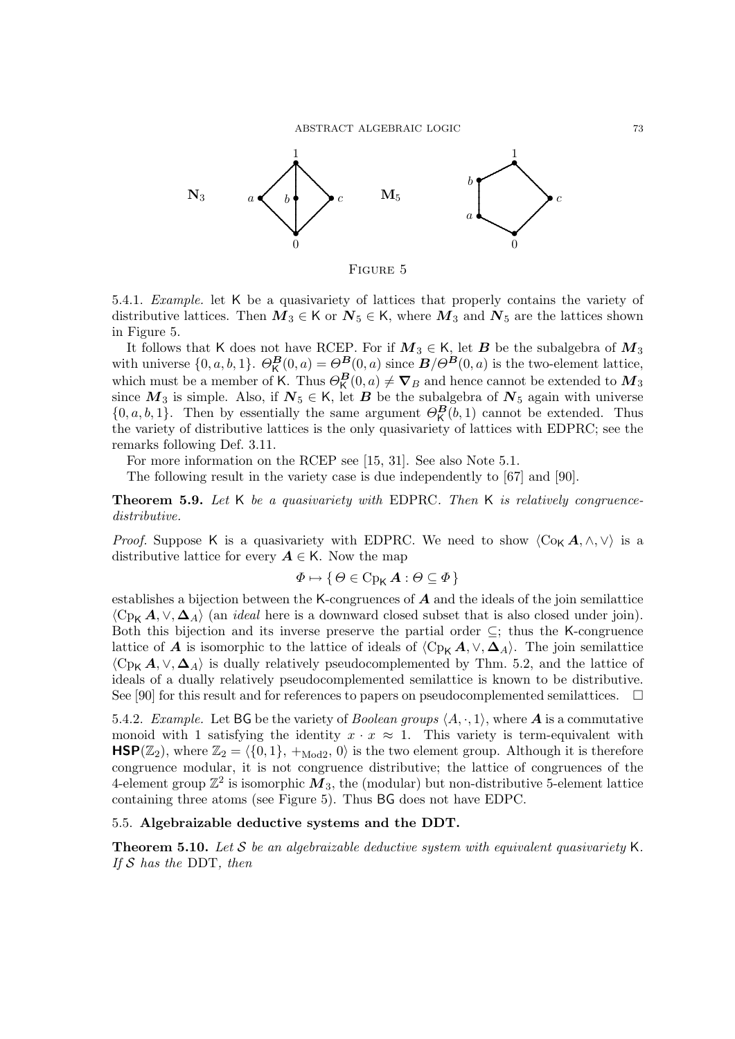FIGURE 5

5.4.1. *Example.* let K be a quasivariety of lattices that properly contains the variety of distributive lattices. Then $\boldsymbol{M}_3 \in \mathsf{K}$ or $\boldsymbol{N}_5 \in \mathsf{K}$, where $\boldsymbol{M}_3$ and $\boldsymbol{N}_5$ are the lattices shown in Figure 5.

It follows that K does not have RCEP. For if $\boldsymbol{M}_3 \in \mathsf{K}$, let $\boldsymbol{B}$ be the subalgebra of $\boldsymbol{M}_3$ with universe $\{0, a, b, 1\}$. $\Theta^{\boldsymbol{B}}_{\mathsf{K}}(0, a) = \Theta^{\boldsymbol{B}}(0, a)$ since $\boldsymbol{B}/\Theta^{\boldsymbol{B}}(0, a)$ is the two-element lattice, which must be a member of K. Thus $\Theta^{\boldsymbol{B}}_{\mathsf{K}}(0, a) \neq \boldsymbol{\nabla}_B$ and hence cannot be extended to $\boldsymbol{M}_3$ since $\boldsymbol{M}_3$ is simple. Also, if $\boldsymbol{N}_5 \in \mathsf{K}$, let $\boldsymbol{B}$ be the subalgebra of $\boldsymbol{N}_5$ again with universe $\{0, a, b, 1\}$. Then by essentially the same argument $\Theta^{\boldsymbol{B}}_{\mathsf{K}}(b, 1)$ cannot be extended. Thus the variety of distributive lattices is the only quasivariety of lattices with EDPRC; see the remarks following Def. 3.11.

For more information on the RCEP see [15, 31]. See also Note 5.1.

The following result in the variety case is due independently to [67] and [90].

**Theorem 5.9.** *Let* K *be a quasivariety with* EDPRC. *Then* K *is relatively congruence-distributive.*

*Proof.* Suppose K is a quasivariety with EDPRC. We need to show $\langle \mathrm{Co}_{\mathsf{K}}\, \boldsymbol{A}, \wedge, \vee \rangle$ is a distributive lattice for every $\boldsymbol{A} \in \mathsf{K}$. Now the map

$$\Phi \mapsto \{\, \Theta \in \mathrm{Cp}_{\mathsf{K}}\, \boldsymbol{A} : \Theta \subseteq \Phi \,\}$$

establishes a bijection between the K-congruences of $\boldsymbol{A}$ and the ideals of the join semilattice $\langle \mathrm{Cp}_{\mathsf{K}}\, \boldsymbol{A}, \vee, \boldsymbol{\Delta}_A \rangle$ (an *ideal* here is a downward closed subset that is also closed under join). Both this bijection and its inverse preserve the partial order $\subseteq$; thus the K-congruence lattice of $\boldsymbol{A}$ is isomorphic to the lattice of ideals of $\langle \mathrm{Cp}_{\mathsf{K}}\, \boldsymbol{A}, \vee, \boldsymbol{\Delta}_A \rangle$. The join semilattice $\langle \mathrm{Cp}_{\mathsf{K}}\, \boldsymbol{A}, \vee, \boldsymbol{\Delta}_A \rangle$ is dually relatively pseudocomplemented by Thm. 5.2, and the lattice of ideals of a dually relatively pseudocomplemented semilattice is known to be distributive. See [90] for this result and for references to papers on pseudocomplemented semilattices. $\square$

5.4.2. *Example.* Let BG be the variety of *Boolean groups* $\langle A, \cdot, 1 \rangle$, where $\boldsymbol{A}$ is a commutative monoid with 1 satisfying the identity $x \cdot x \approx 1$. This variety is term-equivalent with $\mathbf{HSP}(\mathbb{Z}_2)$, where $\mathbb{Z}_2 = \langle \{0, 1\}, +_{\mathrm{Mod}2}, 0 \rangle$ is the two element group. Although it is therefore congruence modular, it is not congruence distributive; the lattice of congruences of the 4-element group $\mathbb{Z}^2$ is isomorphic $\boldsymbol{M}_3$, the (modular) but non-distributive 5-element lattice containing three atoms (see Figure 5). Thus BG does not have EDPC.

### 5.5. Algebraizable deductive systems and the DDT.

**Theorem 5.10.** *Let $\mathcal{S}$ be an algebraizable deductive system with equivalent quasivariety* K. *If $\mathcal{S}$ has the* DDT, *then*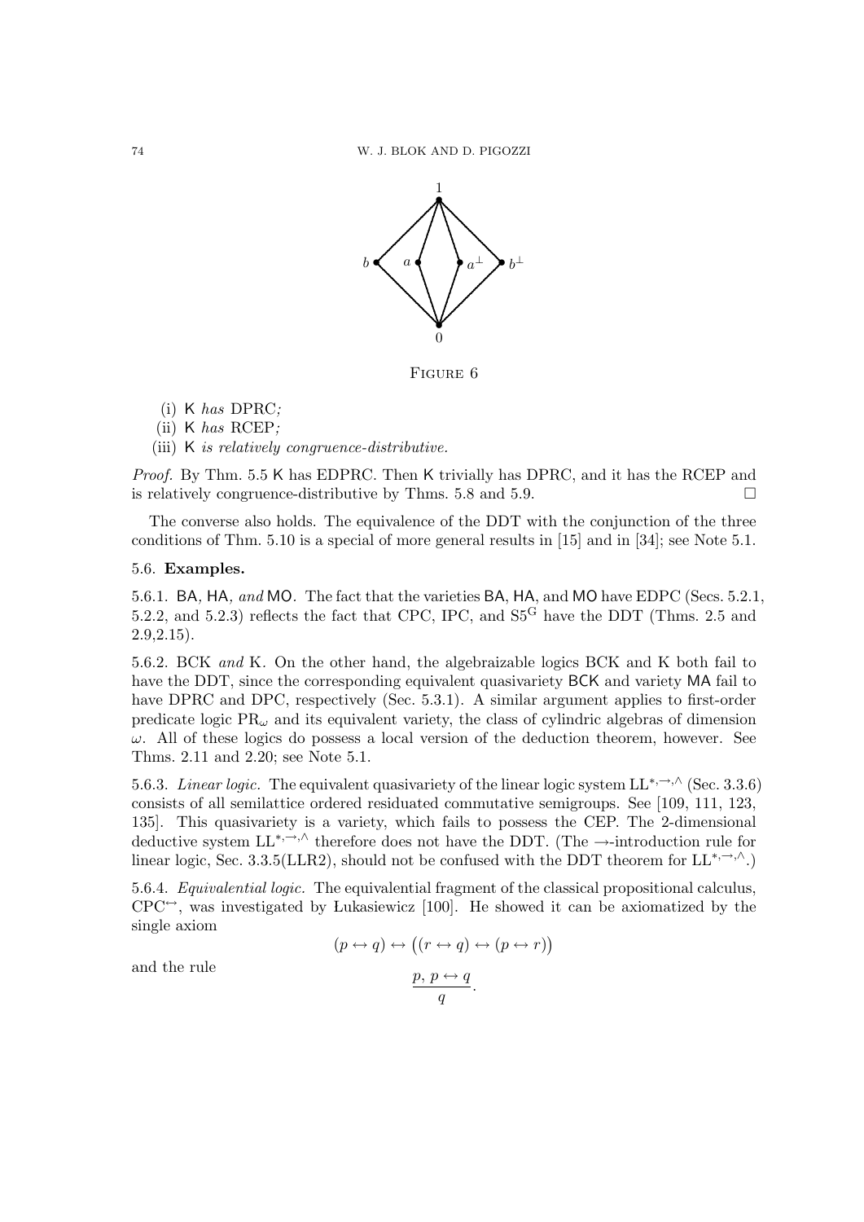Figure 6

(i) K *has* DPRC*;*

(ii) K *has* RCEP*;*

(iii) K *is relatively congruence-distributive.*

*Proof.* By Thm. 5.5 K has EDPRC. Then K trivially has DPRC, and it has the RCEP and is relatively congruence-distributive by Thms. 5.8 and 5.9. □

The converse also holds. The equivalence of the DDT with the conjunction of the three conditions of Thm. 5.10 is a special of more general results in [15] and in [34]; see Note 5.1.

### 5.6. Examples.

5.6.1. BA*,* HA*, and* MO. The fact that the varieties BA, HA, and MO have EDPC (Secs. 5.2.1, 5.2.2, and 5.2.3) reflects the fact that CPC, IPC, and $S5^G$ have the DDT (Thms. 2.5 and 2.9,2.15).

5.6.2. BCK *and* K. On the other hand, the algebraizable logics BCK and K both fail to have the DDT, since the corresponding equivalent quasivariety BCK and variety MA fail to have DPRC and DPC, respectively (Sec. 5.3.1). A similar argument applies to first-order predicate logic $PR_\omega$ and its equivalent variety, the class of cylindric algebras of dimension $\omega$. All of these logics do possess a local version of the deduction theorem, however. See Thms. 2.11 and 2.20; see Note 5.1.

5.6.3. *Linear logic.* The equivalent quasivariety of the linear logic system $LL^{*,\to,\wedge}$ (Sec. 3.3.6) consists of all semilattice ordered residuated commutative semigroups. See [109, 111, 123, 135]. This quasivariety is a variety, which fails to possess the CEP. The 2-dimensional deductive system $LL^{*,\to,\wedge}$ therefore does not have the DDT. (The $\to$-introduction rule for linear logic, Sec. 3.3.5(LLR2), should not be confused with the DDT theorem for $LL^{*,\to,\wedge}$.)

5.6.4. *Equivalential logic.* The equivalential fragment of the classical propositional calculus, $CPC^{\leftrightarrow}$, was investigated by Łukasiewicz [100]. He showed it can be axiomatized by the single axiom

$$(p \leftrightarrow q) \leftrightarrow \big((r \leftrightarrow q) \leftrightarrow (p \leftrightarrow r)\big)$$

and the rule

$$\frac{p,\, p \leftrightarrow q}{q}.$$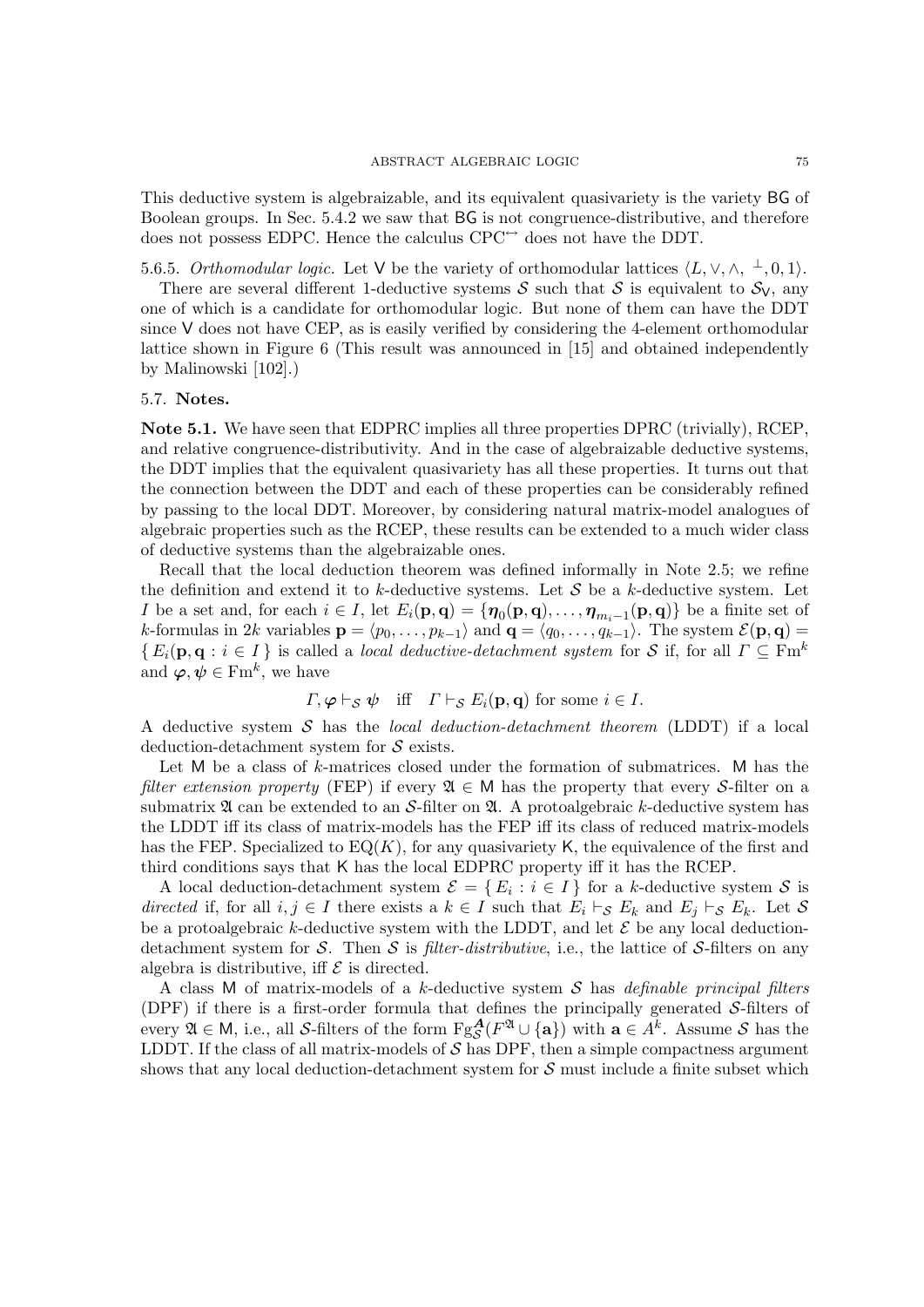This deductive system is algebraizable, and its equivalent quasivariety is the variety BG of Boolean groups. In Sec. 5.4.2 we saw that BG is not congruence-distributive, and therefore does not possess EDPC. Hence the calculus $\mathrm{CPC}^{\leftrightarrow}$ does not have the DDT.

5.6.5. *Orthomodular logic.* Let V be the variety of orthomodular lattices $\langle L, \vee, \wedge, {}^{\perp}, 0, 1\rangle$.

There are several different 1-deductive systems $\mathcal{S}$ such that $\mathcal{S}$ is equivalent to $\mathcal{S}_{\mathsf{V}}$, any one of which is a candidate for orthomodular logic. But none of them can have the DDT since V does not have CEP, as is easily verified by considering the 4-element orthomodular lattice shown in Figure 6 (This result was announced in [15] and obtained independently by Malinowski [102].)

### 5.7. Notes.

**Note 5.1.** We have seen that EDPRC implies all three properties DPRC (trivially), RCEP, and relative congruence-distributivity. And in the case of algebraizable deductive systems, the DDT implies that the equivalent quasivariety has all these properties. It turns out that the connection between the DDT and each of these properties can be considerably refined by passing to the local DDT. Moreover, by considering natural matrix-model analogues of algebraic properties such as the RCEP, these results can be extended to a much wider class of deductive systems than the algebraizable ones.

Recall that the local deduction theorem was defined informally in Note 2.5; we refine the definition and extend it to $k$-deductive systems. Let $\mathcal{S}$ be a $k$-deductive system. Let $I$ be a set and, for each $i \in I$, let $E_i(\mathbf{p}, \mathbf{q}) = \{\boldsymbol{\eta}_0(\mathbf{p}, \mathbf{q}), \dots, \boldsymbol{\eta}_{m_i-1}(\mathbf{p}, \mathbf{q})\}$ be a finite set of $k$-formulas in $2k$ variables $\mathbf{p} = \langle p_0, \dots, p_{k-1}\rangle$ and $\mathbf{q} = \langle q_0, \dots, q_{k-1}\rangle$. The system $\mathcal{E}(\mathbf{p}, \mathbf{q}) = \{ E_i(\mathbf{p}, \mathbf{q} : i \in I \}$ is called a *local deductive-detachment system* for $\mathcal{S}$ if, for all $\Gamma \subseteq \mathrm{Fm}^k$ and $\boldsymbol{\varphi}, \boldsymbol{\psi} \in \mathrm{Fm}^k$, we have

$$\Gamma, \boldsymbol{\varphi} \vdash_{\mathcal{S}} \boldsymbol{\psi} \quad \text{iff} \quad \Gamma \vdash_{\mathcal{S}} E_i(\mathbf{p}, \mathbf{q}) \text{ for some } i \in I.$$

A deductive system $\mathcal{S}$ has the *local deduction-detachment theorem* (LDDT) if a local deduction-detachment system for $\mathcal{S}$ exists.

Let M be a class of $k$-matrices closed under the formation of submatrices. M has the *filter extension property* (FEP) if every $\mathfrak{A} \in \mathsf{M}$ has the property that every $\mathcal{S}$-filter on a submatrix $\mathfrak{A}$ can be extended to an $\mathcal{S}$-filter on $\mathfrak{A}$. A protoalgebraic $k$-deductive system has the LDDT iff its class of matrix-models has the FEP iff its class of reduced matrix-models has the FEP. Specialized to $\mathrm{EQ}(K)$, for any quasivariety K, the equivalence of the first and third conditions says that K has the local EDPRC property iff it has the RCEP.

A local deduction-detachment system $\mathcal{E} = \{ E_i : i \in I \}$ for a $k$-deductive system $\mathcal{S}$ is *directed* if, for all $i, j \in I$ there exists a $k \in I$ such that $E_i \vdash_{\mathcal{S}} E_k$ and $E_j \vdash_{\mathcal{S}} E_k$. Let $\mathcal{S}$ be a protoalgebraic $k$-deductive system with the LDDT, and let $\mathcal{E}$ be any local deduction-detachment system for $\mathcal{S}$. Then $\mathcal{S}$ is *filter-distributive*, i.e., the lattice of $\mathcal{S}$-filters on any algebra is distributive, iff $\mathcal{E}$ is directed.

A class M of matrix-models of a $k$-deductive system $\mathcal{S}$ has *definable principal filters* (DPF) if there is a first-order formula that defines the principally generated $\mathcal{S}$-filters of every $\mathfrak{A} \in \mathsf{M}$, i.e., all $\mathcal{S}$-filters of the form $\mathrm{Fg}^{\boldsymbol{A}}_{\mathcal{S}}(F^{\mathfrak{A}} \cup \{\mathbf{a}\})$ with $\mathbf{a} \in A^k$. Assume $\mathcal{S}$ has the LDDT. If the class of all matrix-models of $\mathcal{S}$ has DPF, then a simple compactness argument shows that any local deduction-detachment system for $\mathcal{S}$ must include a finite subset which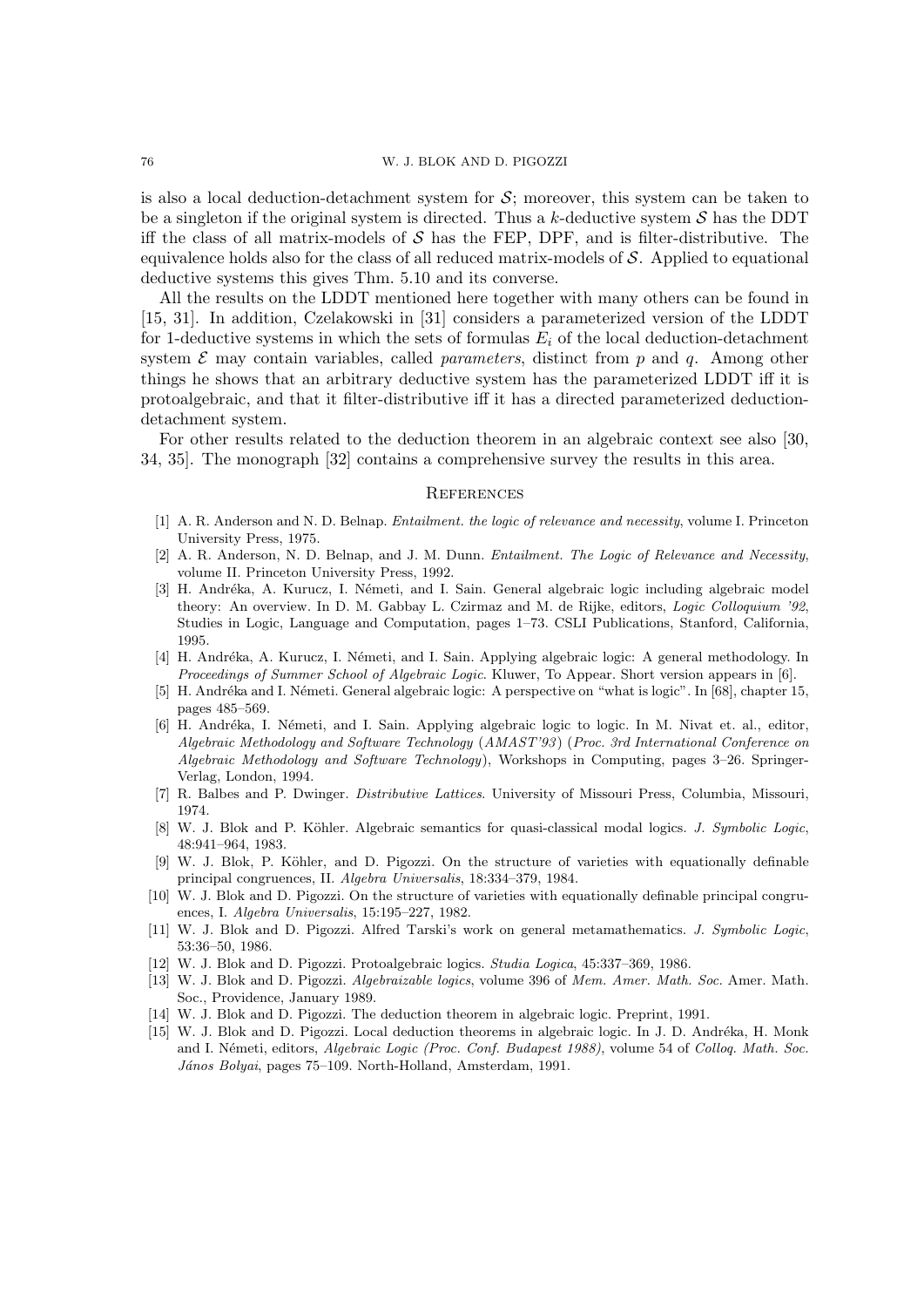is also a local deduction-detachment system for $\mathcal{S}$; moreover, this system can be taken to be a singleton if the original system is directed. Thus a $k$-deductive system $\mathcal{S}$ has the DDT iff the class of all matrix-models of $\mathcal{S}$ has the FEP, DPF, and is filter-distributive. The equivalence holds also for the class of all reduced matrix-models of $\mathcal{S}$. Applied to equational deductive systems this gives Thm. 5.10 and its converse.

All the results on the LDDT mentioned here together with many others can be found in [15, 31]. In addition, Czelakowski in [31] considers a parameterized version of the LDDT for 1-deductive systems in which the sets of formulas $E_i$ of the local deduction-detachment system $\mathcal{E}$ may contain variables, called *parameters*, distinct from $p$ and $q$. Among other things he shows that an arbitrary deductive system has the parameterized LDDT iff it is protoalgebraic, and that it filter-distributive iff it has a directed parameterized deduction-detachment system.

For other results related to the deduction theorem in an algebraic context see also [30, 34, 35]. The monograph [32] contains a comprehensive survey the results in this area.

## References

[1] A. R. Anderson and N. D. Belnap. *Entailment. the logic of relevance and necessity*, volume I. Princeton University Press, 1975.

[2] A. R. Anderson, N. D. Belnap, and J. M. Dunn. *Entailment. The Logic of Relevance and Necessity*, volume II. Princeton University Press, 1992.

[3] H. Andréka, A. Kurucz, I. Németi, and I. Sain. General algebraic logic including algebraic model theory: An overview. In D. M. Gabbay L. Czirmaz and M. de Rijke, editors, *Logic Colloquium '92*, Studies in Logic, Language and Computation, pages 1–73. CSLI Publications, Stanford, California, 1995.

[4] H. Andréka, A. Kurucz, I. Németi, and I. Sain. Applying algebraic logic: A general methodology. In *Proceedings of Summer School of Algebraic Logic*. Kluwer, To Appear. Short version appears in [6].

[5] H. Andréka and I. Németi. General algebraic logic: A perspective on "what is logic". In [68], chapter 15, pages 485–569.

[6] H. Andréka, I. Németi, and I. Sain. Applying algebraic logic to logic. In M. Nivat et. al., editor, *Algebraic Methodology and Software Technology* (*AMAST'93*) (*Proc. 3rd International Conference on Algebraic Methodology and Software Technology*), Workshops in Computing, pages 3–26. Springer-Verlag, London, 1994.

[7] R. Balbes and P. Dwinger. *Distributive Lattices*. University of Missouri Press, Columbia, Missouri, 1974.

[8] W. J. Blok and P. Köhler. Algebraic semantics for quasi-classical modal logics. *J. Symbolic Logic*, 48:941–964, 1983.

[9] W. J. Blok, P. Köhler, and D. Pigozzi. On the structure of varieties with equationally definable principal congruences, II. *Algebra Universalis*, 18:334–379, 1984.

[10] W. J. Blok and D. Pigozzi. On the structure of varieties with equationally definable principal congruences, I. *Algebra Universalis*, 15:195–227, 1982.

[11] W. J. Blok and D. Pigozzi. Alfred Tarski's work on general metamathematics. *J. Symbolic Logic*, 53:36–50, 1986.

[12] W. J. Blok and D. Pigozzi. Protoalgebraic logics. *Studia Logica*, 45:337–369, 1986.

[13] W. J. Blok and D. Pigozzi. *Algebraizable logics*, volume 396 of *Mem. Amer. Math. Soc.* Amer. Math. Soc., Providence, January 1989.

[14] W. J. Blok and D. Pigozzi. The deduction theorem in algebraic logic. Preprint, 1991.

[15] W. J. Blok and D. Pigozzi. Local deduction theorems in algebraic logic. In J. D. Andréka, H. Monk and I. Németi, editors, *Algebraic Logic (Proc. Conf. Budapest 1988)*, volume 54 of *Colloq. Math. Soc. János Bolyai*, pages 75–109. North-Holland, Amsterdam, 1991.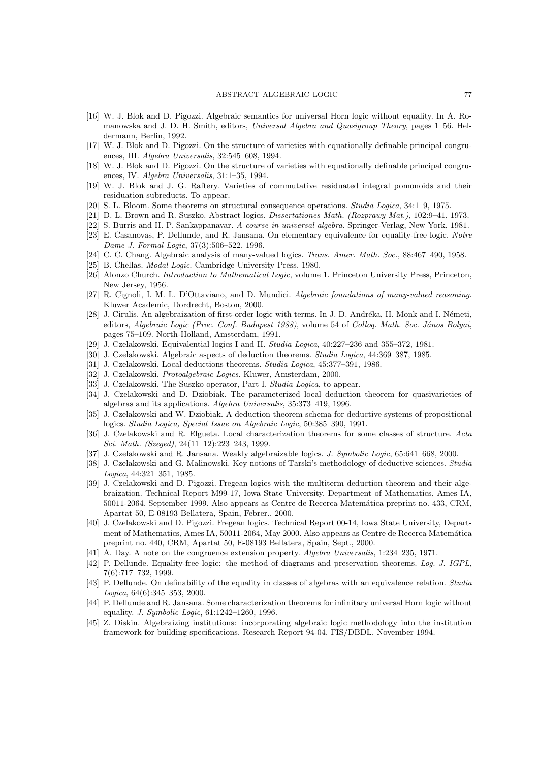- [16] W. J. Blok and D. Pigozzi. Algebraic semantics for universal Horn logic without equality. In A. Romanowska and J. D. H. Smith, editors, *Universal Algebra and Quasigroup Theory*, pages 1–56. Heldermann, Berlin, 1992.
- [17] W. J. Blok and D. Pigozzi. On the structure of varieties with equationally definable principal congruences, III. *Algebra Universalis*, 32:545–608, 1994.
- [18] W. J. Blok and D. Pigozzi. On the structure of varieties with equationally definable principal congruences, IV. *Algebra Universalis*, 31:1–35, 1994.
- [19] W. J. Blok and J. G. Raftery. Varieties of commutative residuated integral pomonoids and their residuation subreducts. To appear.
- [20] S. L. Bloom. Some theorems on structural consequence operations. *Studia Logica*, 34:1–9, 1975.
- [21] D. L. Brown and R. Suszko. Abstract logics. *Dissertationes Math. (Rozprawy Mat.)*, 102:9–41, 1973.
- [22] S. Burris and H. P. Sankappanavar. *A course in universal algebra*. Springer-Verlag, New York, 1981.
- [23] E. Casanovas, P. Dellunde, and R. Jansana. On elementary equivalence for equality-free logic. *Notre Dame J. Formal Logic*, 37(3):506–522, 1996.
- [24] C. C. Chang. Algebraic analysis of many-valued logics. *Trans. Amer. Math. Soc.*, 88:467–490, 1958.
- [25] B. Chellas. *Modal Logic*. Cambridge University Press, 1980.
- [26] Alonzo Church. *Introduction to Mathematical Logic*, volume 1. Princeton University Press, Princeton, New Jersey, 1956.
- [27] R. Cignoli, I. M. L. D'Ottaviano, and D. Mundici. *Algebraic foundations of many-valued reasoning*. Kluwer Academic, Dordrecht, Boston, 2000.
- [28] J. Cirulis. An algebraization of first-order logic with terms. In J. D. Andréka, H. Monk and I. Németi, editors, *Algebraic Logic (Proc. Conf. Budapest 1988)*, volume 54 of *Colloq. Math. Soc. János Bolyai*, pages 75–109. North-Holland, Amsterdam, 1991.
- [29] J. Czelakowski. Equivalential logics I and II. *Studia Logica*, 40:227–236 and 355–372, 1981.
- [30] J. Czelakowski. Algebraic aspects of deduction theorems. *Studia Logica*, 44:369–387, 1985.
- [31] J. Czelakowski. Local deductions theorems. *Studia Logica*, 45:377–391, 1986.
- [32] J. Czelakowski. *Protoalgebraic Logics*. Kluwer, Amsterdam, 2000.
- [33] J. Czelakowski. The Suszko operator, Part I. *Studia Logica*, to appear.
- [34] J. Czelakowski and D. Dziobiak. The parameterized local deduction theorem for quasivarieties of algebras and its applications. *Algebra Universalis*, 35:373–419, 1996.
- [35] J. Czelakowski and W. Dziobiak. A deduction theorem schema for deductive systems of propositional logics. *Studia Logica, Special Issue on Algebraic Logic*, 50:385–390, 1991.
- [36] J. Czelakowski and R. Elgueta. Local characterization theorems for some classes of structure. *Acta Sci. Math. (Szeged)*, 24(11–12):223–243, 1999.
- [37] J. Czelakowski and R. Jansana. Weakly algebraizable logics. *J. Symbolic Logic*, 65:641–668, 2000.
- [38] J. Czelakowski and G. Malinowski. Key notions of Tarski's methodology of deductive sciences. *Studia Logica*, 44:321–351, 1985.
- [39] J. Czelakowski and D. Pigozzi. Fregean logics with the multiterm deduction theorem and their algebraization. Technical Report M99-17, Iowa State University, Department of Mathematics, Ames IA, 50011-2064, September 1999. Also appears as Centre de Recerca Matemática preprint no. 433, CRM, Apartat 50, E-08193 Bellatera, Spain, Febrer., 2000.
- [40] J. Czelakowski and D. Pigozzi. Fregean logics. Technical Report 00-14, Iowa State University, Department of Mathematics, Ames IA, 50011-2064, May 2000. Also appears as Centre de Recerca Matemática preprint no. 440, CRM, Apartat 50, E-08193 Bellatera, Spain, Sept., 2000.
- [41] A. Day. A note on the congruence extension property. *Algebra Universalis*, 1:234–235, 1971.
- [42] P. Dellunde. Equality-free logic: the method of diagrams and preservation theorems. *Log. J. IGPL*, 7(6):717–732, 1999.
- [43] P. Dellunde. On definability of the equality in classes of algebras with an equivalence relation. *Studia Logica*, 64(6):345–353, 2000.
- [44] P. Dellunde and R. Jansana. Some characterization theorems for infinitary universal Horn logic without equality. *J. Symbolic Logic*, 61:1242–1260, 1996.
- [45] Z. Diskin. Algebraizing institutions: incorporating algebraic logic methodology into the institution framework for building specifications. Research Report 94-04, FIS/DBDL, November 1994.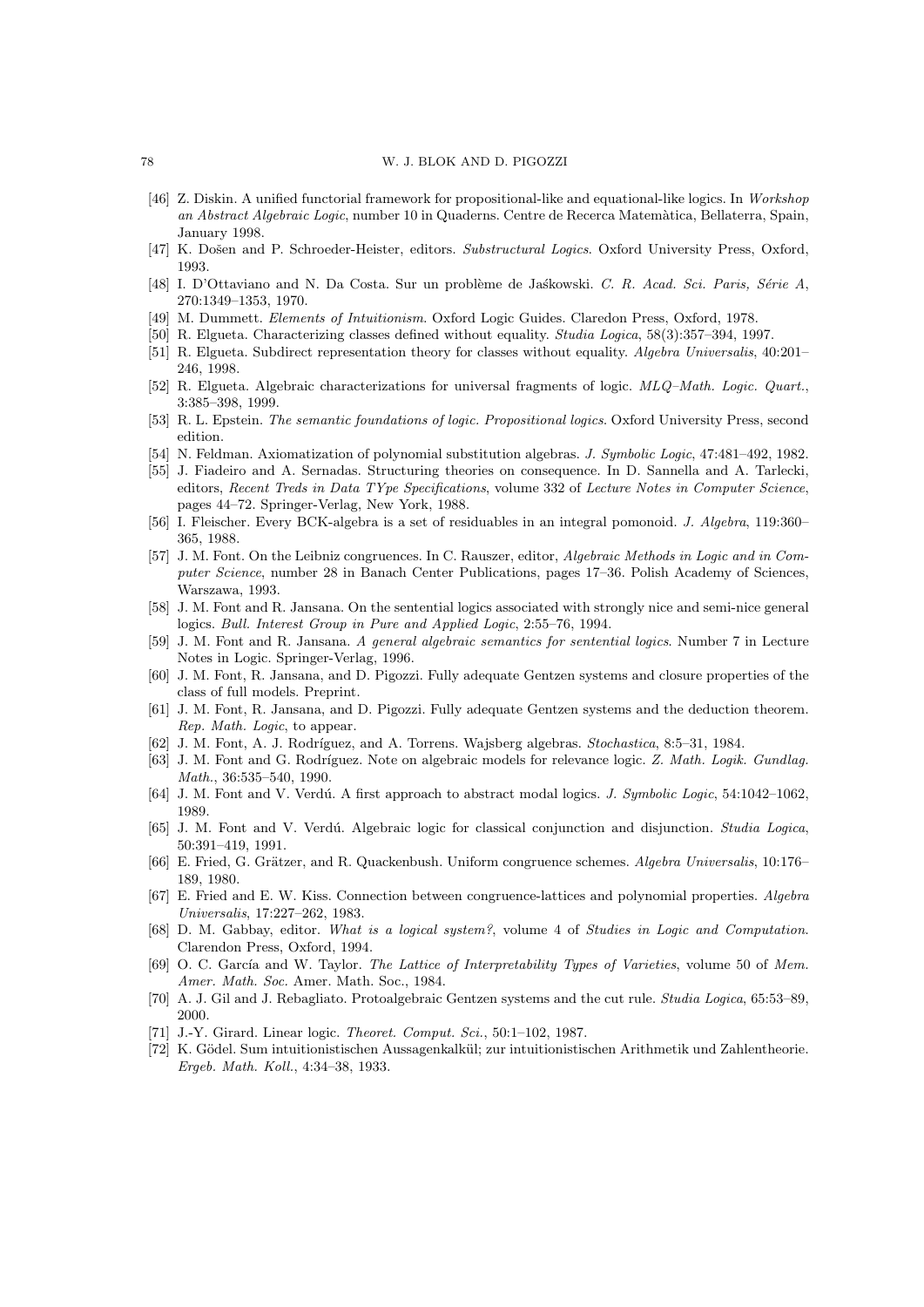[46] Z. Diskin. A unified functorial framework for propositional-like and equational-like logics. In *Workshop an Abstract Algebraic Logic*, number 10 in Quaderns. Centre de Recerca Matemàtica, Bellaterra, Spain, January 1998.

[47] K. Došen and P. Schroeder-Heister, editors. *Substructural Logics*. Oxford University Press, Oxford, 1993.

[48] I. D'Ottaviano and N. Da Costa. Sur un problème de Jaśkowski. *C. R. Acad. Sci. Paris, Série A*, 270:1349–1353, 1970.

[49] M. Dummett. *Elements of Intuitionism*. Oxford Logic Guides. Claredon Press, Oxford, 1978.

[50] R. Elgueta. Characterizing classes defined without equality. *Studia Logica*, 58(3):357–394, 1997.

[51] R. Elgueta. Subdirect representation theory for classes without equality. *Algebra Universalis*, 40:201–246, 1998.

[52] R. Elgueta. Algebraic characterizations for universal fragments of logic. *MLQ–Math. Logic. Quart.*, 3:385–398, 1999.

[53] R. L. Epstein. *The semantic foundations of logic. Propositional logics*. Oxford University Press, second edition.

[54] N. Feldman. Axiomatization of polynomial substitution algebras. *J. Symbolic Logic*, 47:481–492, 1982.

[55] J. Fiadeiro and A. Sernadas. Structuring theories on consequence. In D. Sannella and A. Tarlecki, editors, *Recent Treds in Data TYpe Specifications*, volume 332 of *Lecture Notes in Computer Science*, pages 44–72. Springer-Verlag, New York, 1988.

[56] I. Fleischer. Every BCK-algebra is a set of residuables in an integral pomonoid. *J. Algebra*, 119:360–365, 1988.

[57] J. M. Font. On the Leibniz congruences. In C. Rauszer, editor, *Algebraic Methods in Logic and in Computer Science*, number 28 in Banach Center Publications, pages 17–36. Polish Academy of Sciences, Warszawa, 1993.

[58] J. M. Font and R. Jansana. On the sentential logics associated with strongly nice and semi-nice general logics. *Bull. Interest Group in Pure and Applied Logic*, 2:55–76, 1994.

[59] J. M. Font and R. Jansana. *A general algebraic semantics for sentential logics*. Number 7 in Lecture Notes in Logic. Springer-Verlag, 1996.

[60] J. M. Font, R. Jansana, and D. Pigozzi. Fully adequate Gentzen systems and closure properties of the class of full models. Preprint.

[61] J. M. Font, R. Jansana, and D. Pigozzi. Fully adequate Gentzen systems and the deduction theorem. *Rep. Math. Logic*, to appear.

[62] J. M. Font, A. J. Rodríguez, and A. Torrens. Wajsberg algebras. *Stochastica*, 8:5–31, 1984.

[63] J. M. Font and G. Rodríguez. Note on algebraic models for relevance logic. *Z. Math. Logik. Gundlag. Math.*, 36:535–540, 1990.

[64] J. M. Font and V. Verdú. A first approach to abstract modal logics. *J. Symbolic Logic*, 54:1042–1062, 1989.

[65] J. M. Font and V. Verdú. Algebraic logic for classical conjunction and disjunction. *Studia Logica*, 50:391–419, 1991.

[66] E. Fried, G. Grätzer, and R. Quackenbush. Uniform congruence schemes. *Algebra Universalis*, 10:176–189, 1980.

[67] E. Fried and E. W. Kiss. Connection between congruence-lattices and polynomial properties. *Algebra Universalis*, 17:227–262, 1983.

[68] D. M. Gabbay, editor. *What is a logical system?*, volume 4 of *Studies in Logic and Computation*. Clarendon Press, Oxford, 1994.

[69] O. C. García and W. Taylor. *The Lattice of Interpretability Types of Varieties*, volume 50 of *Mem. Amer. Math. Soc.* Amer. Math. Soc., 1984.

[70] A. J. Gil and J. Rebagliato. Protoalgebraic Gentzen systems and the cut rule. *Studia Logica*, 65:53–89, 2000.

[71] J.-Y. Girard. Linear logic. *Theoret. Comput. Sci.*, 50:1–102, 1987.

[72] K. Gödel. Sum intuitionistischen Aussagenkalkül; zur intuitionistischen Arithmetik und Zahlentheorie. *Ergeb. Math. Koll.*, 4:34–38, 1933.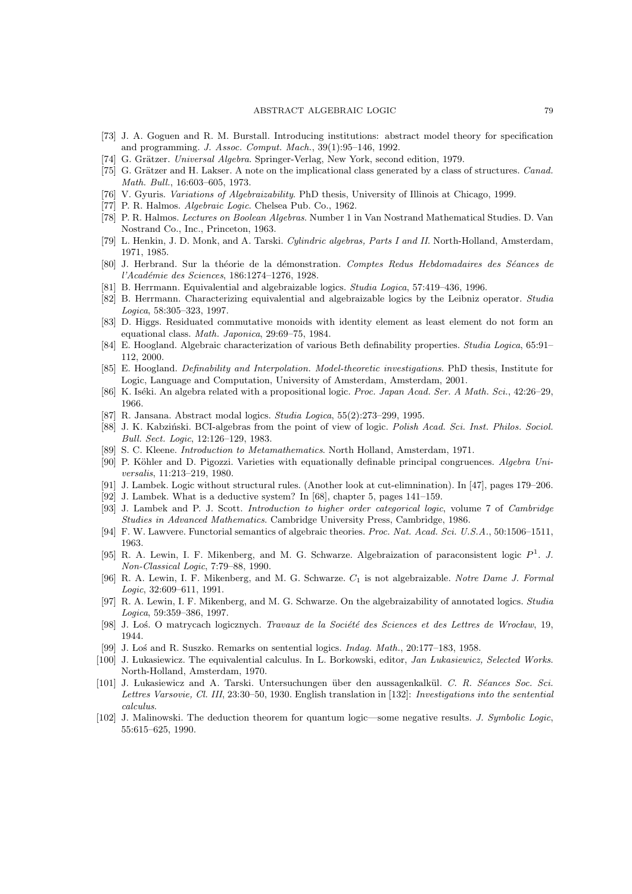[73] J. A. Goguen and R. M. Burstall. Introducing institutions: abstract model theory for specification and programming. *J. Assoc. Comput. Mach.*, 39(1):95–146, 1992.

[74] G. Grätzer. *Universal Algebra*. Springer-Verlag, New York, second edition, 1979.

[75] G. Grätzer and H. Lakser. A note on the implicational class generated by a class of structures. *Canad. Math. Bull.*, 16:603–605, 1973.

[76] V. Gyuris. *Variations of Algebraizability*. PhD thesis, University of Illinois at Chicago, 1999.

[77] P. R. Halmos. *Algebraic Logic*. Chelsea Pub. Co., 1962.

[78] P. R. Halmos. *Lectures on Boolean Algebras*. Number 1 in Van Nostrand Mathematical Studies. D. Van Nostrand Co., Inc., Princeton, 1963.

[79] L. Henkin, J. D. Monk, and A. Tarski. *Cylindric algebras, Parts I and II*. North-Holland, Amsterdam, 1971, 1985.

[80] J. Herbrand. Sur la théorie de la démonstration. *Comptes Redus Hebdomadaires des Séances de l'Académie des Sciences*, 186:1274–1276, 1928.

[81] B. Herrmann. Equivalential and algebraizable logics. *Studia Logica*, 57:419–436, 1996.

[82] B. Herrmann. Characterizing equivalential and algebraizable logics by the Leibniz operator. *Studia Logica*, 58:305–323, 1997.

[83] D. Higgs. Residuated commutative monoids with identity element as least element do not form an equational class. *Math. Japonica*, 29:69–75, 1984.

[84] E. Hoogland. Algebraic characterization of various Beth definability properties. *Studia Logica*, 65:91–112, 2000.

[85] E. Hoogland. *Definability and Interpolation. Model-theoretic investigations*. PhD thesis, Institute for Logic, Language and Computation, University of Amsterdam, Amsterdam, 2001.

[86] K. Iséki. An algebra related with a propositional logic. *Proc. Japan Acad. Ser. A Math. Sci.*, 42:26–29, 1966.

[87] R. Jansana. Abstract modal logics. *Studia Logica*, 55(2):273–299, 1995.

[88] J. K. Kabziński. BCI-algebras from the point of view of logic. *Polish Acad. Sci. Inst. Philos. Sociol. Bull. Sect. Logic*, 12:126–129, 1983.

[89] S. C. Kleene. *Introduction to Metamathematics*. North Holland, Amsterdam, 1971.

[90] P. Köhler and D. Pigozzi. Varieties with equationally definable principal congruences. *Algebra Universalis*, 11:213–219, 1980.

[91] J. Lambek. Logic without structural rules. (Another look at cut-elimnination). In [47], pages 179–206.

[92] J. Lambek. What is a deductive system? In [68], chapter 5, pages 141–159.

[93] J. Lambek and P. J. Scott. *Introduction to higher order categorical logic*, volume 7 of *Cambridge Studies in Advanced Mathematics*. Cambridge University Press, Cambridge, 1986.

[94] F. W. Lawvere. Functorial semantics of algebraic theories. *Proc. Nat. Acad. Sci. U.S.A.*, 50:1506–1511, 1963.

[95] R. A. Lewin, I. F. Mikenberg, and M. G. Schwarze. Algebraization of paraconsistent logic $P^1$. *J. Non-Classical Logic*, 7:79–88, 1990.

[96] R. A. Lewin, I. F. Mikenberg, and M. G. Schwarze. $C_1$ is not algebraizable. *Notre Dame J. Formal Logic*, 32:609–611, 1991.

[97] R. A. Lewin, I. F. Mikenberg, and M. G. Schwarze. On the algebraizability of annotated logics. *Studia Logica*, 59:359–386, 1997.

[98] J. Łoś. O matrycach logicznych. *Travaux de la Société des Sciences et des Lettres de Wrocław*, 19, 1944.

[99] J. Łoś and R. Suszko. Remarks on sentential logics. *Indag. Math.*, 20:177–183, 1958.

[100] J. Łukasiewicz. The equivalential calculus. In L. Borkowski, editor, *Jan Lukasiewicz, Selected Works*. North-Holland, Amsterdam, 1970.

[101] J. Łukasiewicz and A. Tarski. Untersuchungen über den aussagenkalkül. *C. R. Séances Soc. Sci. Lettres Varsovie, Cl. III*, 23:30–50, 1930. English translation in [132]: *Investigations into the sentential calculus*.

[102] J. Malinowski. The deduction theorem for quantum logic—some negative results. *J. Symbolic Logic*, 55:615–625, 1990.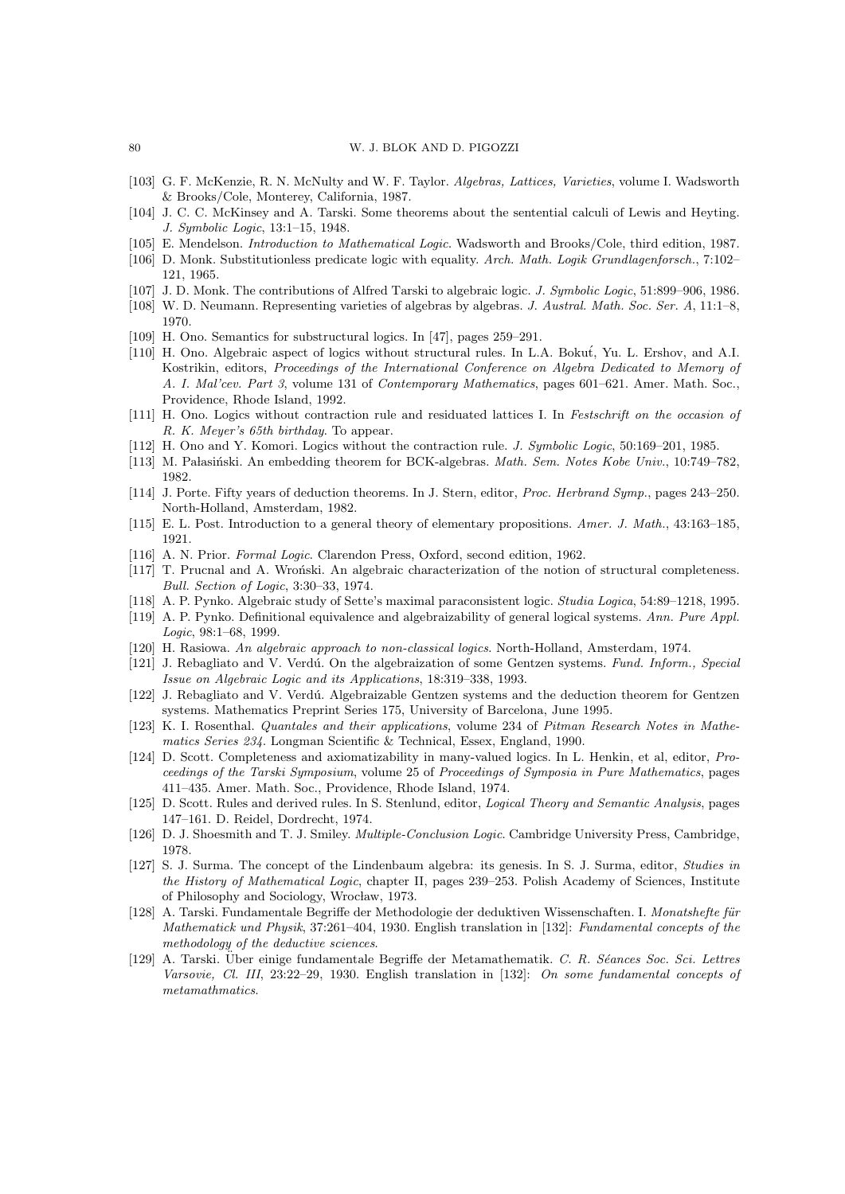- [103] G. F. McKenzie, R. N. McNulty and W. F. Taylor. *Algebras, Lattices, Varieties*, volume I. Wadsworth & Brooks/Cole, Monterey, California, 1987.
- [104] J. C. C. McKinsey and A. Tarski. Some theorems about the sentential calculi of Lewis and Heyting. *J. Symbolic Logic*, 13:1–15, 1948.
- [105] E. Mendelson. *Introduction to Mathematical Logic*. Wadsworth and Brooks/Cole, third edition, 1987.
- [106] D. Monk. Substitutionless predicate logic with equality. *Arch. Math. Logik Grundlagenforsch.*, 7:102–121, 1965.
- [107] J. D. Monk. The contributions of Alfred Tarski to algebraic logic. *J. Symbolic Logic*, 51:899–906, 1986.
- [108] W. D. Neumann. Representing varieties of algebras by algebras. *J. Austral. Math. Soc. Ser. A*, 11:1–8, 1970.
- [109] H. Ono. Semantics for substructural logics. In [47], pages 259–291.
- [110] H. Ono. Algebraic aspect of logics without structural rules. In L.A. Bokut́, Yu. L. Ershov, and A.I. Kostrikin, editors, *Proceedings of the International Conference on Algebra Dedicated to Memory of A. I. Mal'cev. Part 3*, volume 131 of *Contemporary Mathematics*, pages 601–621. Amer. Math. Soc., Providence, Rhode Island, 1992.
- [111] H. Ono. Logics without contraction rule and residuated lattices I. In *Festschrift on the occasion of R. K. Meyer's 65th birthday*. To appear.
- [112] H. Ono and Y. Komori. Logics without the contraction rule. *J. Symbolic Logic*, 50:169–201, 1985.
- [113] M. Pałasiński. An embedding theorem for BCK-algebras. *Math. Sem. Notes Kobe Univ.*, 10:749–782, 1982.
- [114] J. Porte. Fifty years of deduction theorems. In J. Stern, editor, *Proc. Herbrand Symp.*, pages 243–250. North-Holland, Amsterdam, 1982.
- [115] E. L. Post. Introduction to a general theory of elementary propositions. *Amer. J. Math.*, 43:163–185, 1921.
- [116] A. N. Prior. *Formal Logic*. Clarendon Press, Oxford, second edition, 1962.
- [117] T. Prucnal and A. Wroński. An algebraic characterization of the notion of structural completeness. *Bull. Section of Logic*, 3:30–33, 1974.
- [118] A. P. Pynko. Algebraic study of Sette's maximal paraconsistent logic. *Studia Logica*, 54:89–1218, 1995.
- [119] A. P. Pynko. Definitional equivalence and algebraizability of general logical systems. *Ann. Pure Appl. Logic*, 98:1–68, 1999.
- [120] H. Rasiowa. *An algebraic approach to non-classical logics*. North-Holland, Amsterdam, 1974.
- [121] J. Rebagliato and V. Verdú. On the algebraization of some Gentzen systems. *Fund. Inform., Special Issue on Algebraic Logic and its Applications*, 18:319–338, 1993.
- [122] J. Rebagliato and V. Verdú. Algebraizable Gentzen systems and the deduction theorem for Gentzen systems. Mathematics Preprint Series 175, University of Barcelona, June 1995.
- [123] K. I. Rosenthal. *Quantales and their applications*, volume 234 of *Pitman Research Notes in Mathematics Series 234*. Longman Scientific & Technical, Essex, England, 1990.
- [124] D. Scott. Completeness and axiomatizability in many-valued logics. In L. Henkin, et al, editor, *Proceedings of the Tarski Symposium*, volume 25 of *Proceedings of Symposia in Pure Mathematics*, pages 411–435. Amer. Math. Soc., Providence, Rhode Island, 1974.
- [125] D. Scott. Rules and derived rules. In S. Stenlund, editor, *Logical Theory and Semantic Analysis*, pages 147–161. D. Reidel, Dordrecht, 1974.
- [126] D. J. Shoesmith and T. J. Smiley. *Multiple-Conclusion Logic*. Cambridge University Press, Cambridge, 1978.
- [127] S. J. Surma. The concept of the Lindenbaum algebra: its genesis. In S. J. Surma, editor, *Studies in the History of Mathematical Logic*, chapter II, pages 239–253. Polish Academy of Sciences, Institute of Philosophy and Sociology, Wrocław, 1973.
- [128] A. Tarski. Fundamentale Begriffe der Methodologie der deduktiven Wissenschaften. I. *Monatshefte für Mathematick und Physik*, 37:261–404, 1930. English translation in [132]: *Fundamental concepts of the methodology of the deductive sciences*.
- [129] A. Tarski. Über einige fundamentale Begriffe der Metamathematik. *C. R. Séances Soc. Sci. Lettres Varsovie, Cl. III*, 23:22–29, 1930. English translation in [132]: *On some fundamental concepts of metamathmatics*.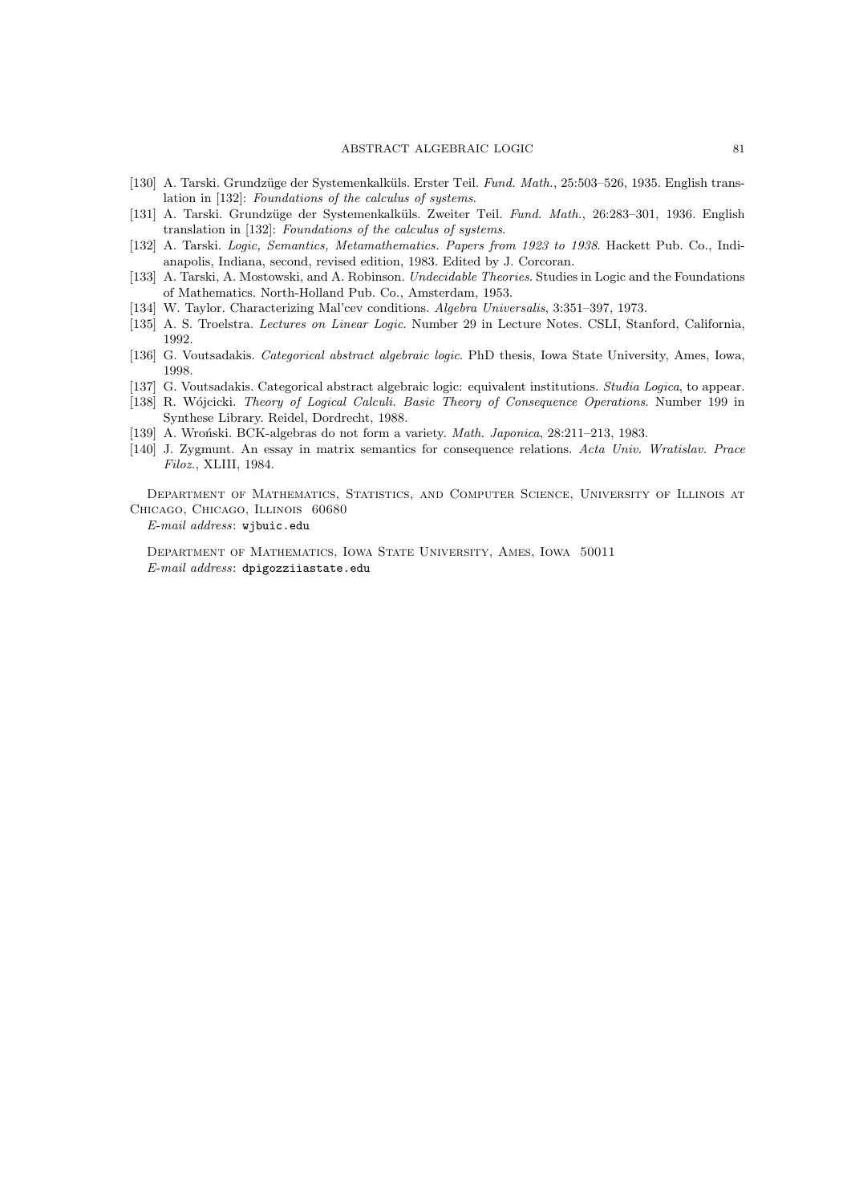[130] A. Tarski. Grundzüge der Systemenkalküls. Erster Teil. *Fund. Math.*, 25:503–526, 1935. English translation in [132]: *Foundations of the calculus of systems*.

[131] A. Tarski. Grundzüge der Systemenkalküls. Zweiter Teil. *Fund. Math.*, 26:283–301, 1936. English translation in [132]: *Foundations of the calculus of systems*.

[132] A. Tarski. *Logic, Semantics, Metamathematics. Papers from 1923 to 1938*. Hackett Pub. Co., Indianapolis, Indiana, second, revised edition, 1983. Edited by J. Corcoran.

[133] A. Tarski, A. Mostowski, and A. Robinson. *Undecidable Theories*. Studies in Logic and the Foundations of Mathematics. North-Holland Pub. Co., Amsterdam, 1953.

[134] W. Taylor. Characterizing Mal'cev conditions. *Algebra Universalis*, 3:351–397, 1973.

[135] A. S. Troelstra. *Lectures on Linear Logic*. Number 29 in Lecture Notes. CSLI, Stanford, California, 1992.

[136] G. Voutsadakis. *Categorical abstract algebraic logic*. PhD thesis, Iowa State University, Ames, Iowa, 1998.

[137] G. Voutsadakis. Categorical abstract algebraic logic: equivalent institutions. *Studia Logica*, to appear.

[138] R. Wójcicki. *Theory of Logical Calculi. Basic Theory of Consequence Operations*. Number 199 in Synthese Library. Reidel, Dordrecht, 1988.

[139] A. Wroński. BCK-algebras do not form a variety. *Math. Japonica*, 28:211–213, 1983.

[140] J. Zygmunt. An essay in matrix semantics for consequence relations. *Acta Univ. Wratislav. Prace Filoz.*, XLIII, 1984.

Department of Mathematics, Statistics, and Computer Science, University of Illinois at Chicago, Chicago, Illinois 60680

*E-mail address*: `wjbuic.edu`

Department of Mathematics, Iowa State University, Ames, Iowa 50011

*E-mail address*: `dpigozziiastate.edu`